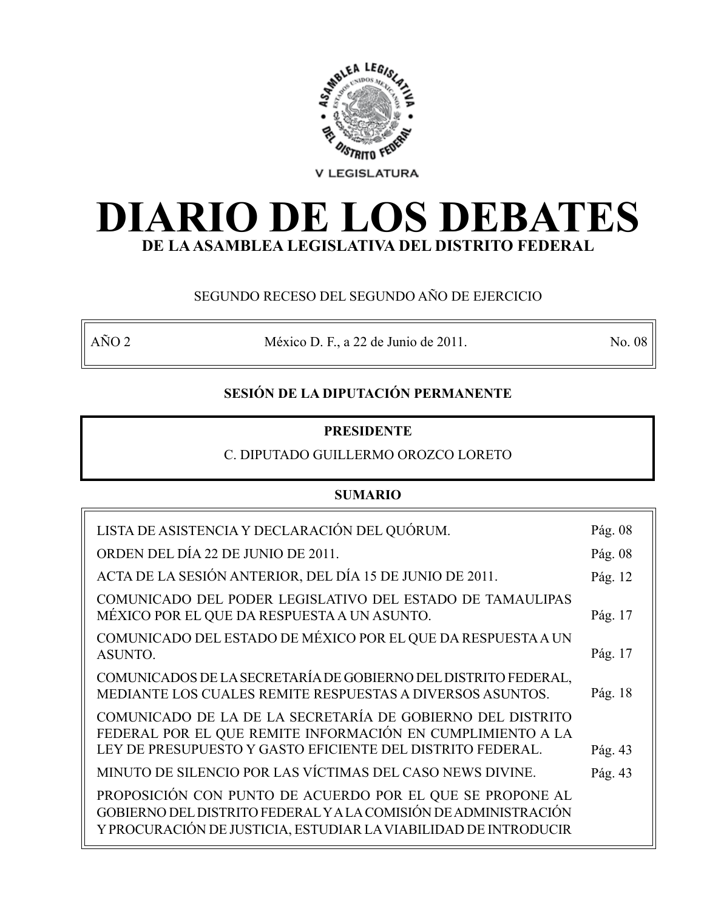V LEGISLATURA

# DIARIO DE LOS DEBATES

## DE LA ASAMBLEA LEGISLATIVA DEL DISTRITO FEDERAL

SEGUNDO RECESO DEL SEGUNDO AÑO DE EJERCICIO

| AÑO 2 | México D. F., a 22 de Junio de 2011. | No. 08 |
|---|---|---|

**SESIÓN DE LA DIPUTACIÓN PERMANENTE**

**PRESIDENTE**

C. DIPUTADO GUILLERMO OROZCO LORETO

**SUMARIO**

| | |
|---|---|
| LISTA DE ASISTENCIA Y DECLARACIÓN DEL QUÓRUM. | Pág. 08 |
| ORDEN DEL DÍA 22 DE JUNIO DE 2011. | Pág. 08 |
| ACTA DE LA SESIÓN ANTERIOR, DEL DÍA 15 DE JUNIO DE 2011. | Pág. 12 |
| COMUNICADO DEL PODER LEGISLATIVO DEL ESTADO DE TAMAULIPAS MÉXICO POR EL QUE DA RESPUESTA A UN ASUNTO. | Pág. 17 |
| COMUNICADO DEL ESTADO DE MÉXICO POR EL QUE DA RESPUESTA A UN ASUNTO. | Pág. 17 |
| COMUNICADOS DE LA SECRETARÍA DE GOBIERNO DEL DISTRITO FEDERAL, MEDIANTE LOS CUALES REMITE RESPUESTAS A DIVERSOS ASUNTOS. | Pág. 18 |
| COMUNICADO DE LA DE LA SECRETARÍA DE GOBIERNO DEL DISTRITO FEDERAL POR EL QUE REMITE INFORMACIÓN EN CUMPLIMIENTO A LA LEY DE PRESUPUESTO Y GASTO EFICIENTE DEL DISTRITO FEDERAL. | Pág. 43 |
| MINUTO DE SILENCIO POR LAS VÍCTIMAS DEL CASO NEWS DIVINE. | Pág. 43 |
| PROPOSICIÓN CON PUNTO DE ACUERDO POR EL QUE SE PROPONE AL GOBIERNO DEL DISTRITO FEDERAL Y A LA COMISIÓN DE ADMINISTRACIÓN Y PROCURACIÓN DE JUSTICIA, ESTUDIAR LA VIABILIDAD DE INTRODUCIR | |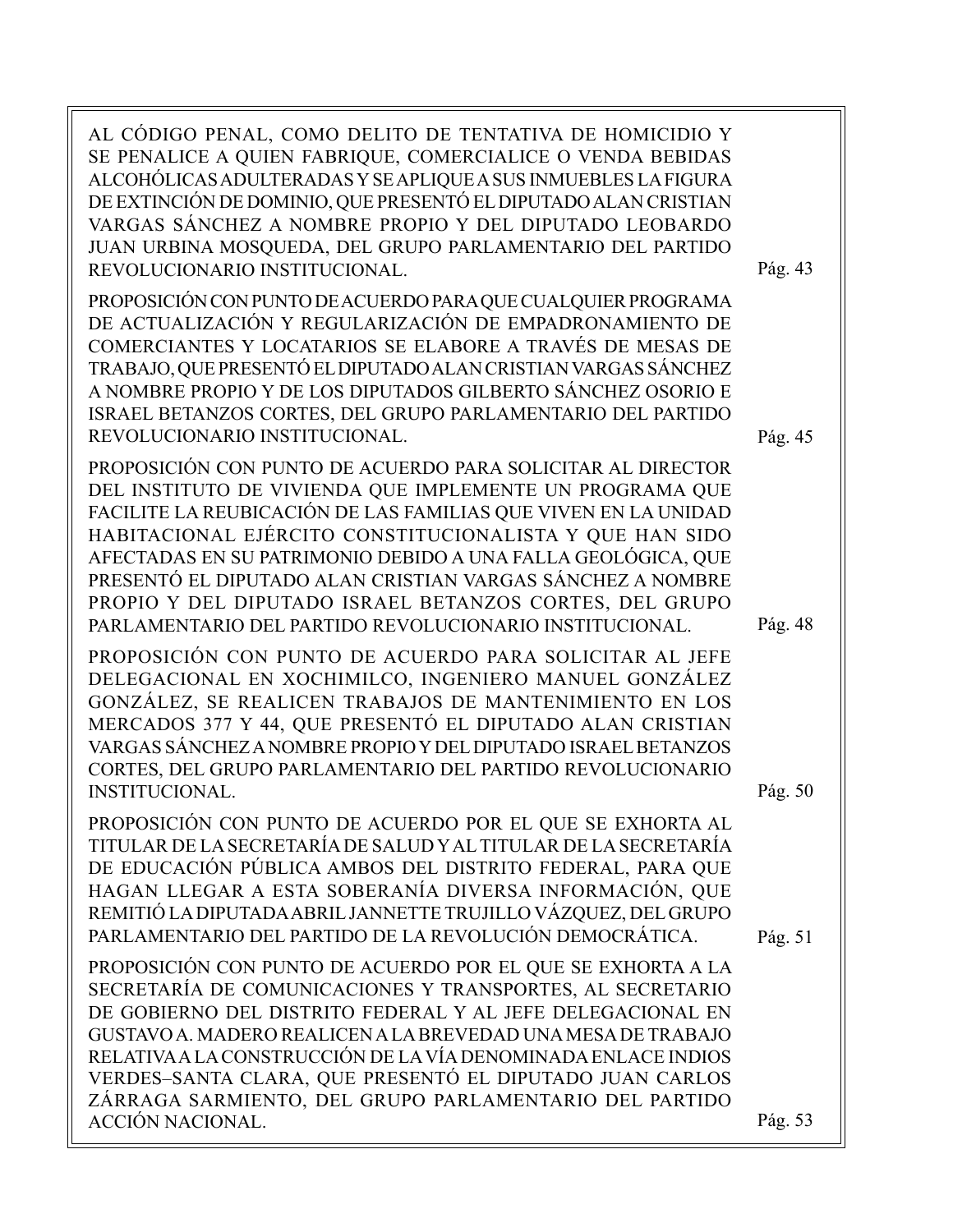AL CÓDIGO PENAL, COMO DELITO DE TENTATIVA DE HOMICIDIO Y SE PENALICE A QUIEN FABRIQUE, COMERCIALICE O VENDA BEBIDAS ALCOHÓLICAS ADULTERADAS Y SE APLIQUE A SUS INMUEBLES LA FIGURA DE EXTINCIÓN DE DOMINIO, QUE PRESENTÓ EL DIPUTADO ALAN CRISTIAN VARGAS SÁNCHEZ A NOMBRE PROPIO Y DEL DIPUTADO LEOBARDO JUAN URBINA MOSQUEDA, DEL GRUPO PARLAMENTARIO DEL PARTIDO REVOLUCIONARIO INSTITUCIONAL. Pág. 43

PROPOSICIÓN CON PUNTO DE ACUERDO PARA QUE CUALQUIER PROGRAMA DE ACTUALIZACIÓN Y REGULARIZACIÓN DE EMPADRONAMIENTO DE COMERCIANTES Y LOCATARIOS SE ELABORE A TRAVÉS DE MESAS DE TRABAJO, QUE PRESENTÓ EL DIPUTADO ALAN CRISTIAN VARGAS SÁNCHEZ A NOMBRE PROPIO Y DE LOS DIPUTADOS GILBERTO SÁNCHEZ OSORIO E ISRAEL BETANZOS CORTES, DEL GRUPO PARLAMENTARIO DEL PARTIDO REVOLUCIONARIO INSTITUCIONAL. Pág. 45

PROPOSICIÓN CON PUNTO DE ACUERDO PARA SOLICITAR AL DIRECTOR DEL INSTITUTO DE VIVIENDA QUE IMPLEMENTE UN PROGRAMA QUE FACILITE LA REUBICACIÓN DE LAS FAMILIAS QUE VIVEN EN LA UNIDAD HABITACIONAL EJÉRCITO CONSTITUCIONALISTA Y QUE HAN SIDO AFECTADAS EN SU PATRIMONIO DEBIDO A UNA FALLA GEOLÓGICA, QUE PRESENTÓ EL DIPUTADO ALAN CRISTIAN VARGAS SÁNCHEZ A NOMBRE PROPIO Y DEL DIPUTADO ISRAEL BETANZOS CORTES, DEL GRUPO PARLAMENTARIO DEL PARTIDO REVOLUCIONARIO INSTITUCIONAL. Pág. 48

PROPOSICIÓN CON PUNTO DE ACUERDO PARA SOLICITAR AL JEFE DELEGACIONAL EN XOCHIMILCO, INGENIERO MANUEL GONZÁLEZ GONZÁLEZ, SE REALICEN TRABAJOS DE MANTENIMIENTO EN LOS MERCADOS 377 Y 44, QUE PRESENTÓ EL DIPUTADO ALAN CRISTIAN VARGAS SÁNCHEZ A NOMBRE PROPIO Y DEL DIPUTADO ISRAEL BETANZOS CORTES, DEL GRUPO PARLAMENTARIO DEL PARTIDO REVOLUCIONARIO INSTITUCIONAL. Pág. 50

PROPOSICIÓN CON PUNTO DE ACUERDO POR EL QUE SE EXHORTA AL TITULAR DE LA SECRETARÍA DE SALUD Y AL TITULAR DE LA SECRETARÍA DE EDUCACIÓN PÚBLICA AMBOS DEL DISTRITO FEDERAL, PARA QUE HAGAN LLEGAR A ESTA SOBERANÍA DIVERSA INFORMACIÓN, QUE REMITIÓ LA DIPUTADA ABRIL JANNETTE TRUJILLO VÁZQUEZ, DEL GRUPO PARLAMENTARIO DEL PARTIDO DE LA REVOLUCIÓN DEMOCRÁTICA. Pág. 51

PROPOSICIÓN CON PUNTO DE ACUERDO POR EL QUE SE EXHORTA A LA SECRETARÍA DE COMUNICACIONES Y TRANSPORTES, AL SECRETARIO DE GOBIERNO DEL DISTRITO FEDERAL Y AL JEFE DELEGACIONAL EN GUSTAVO A. MADERO REALICEN A LA BREVEDAD UNA MESA DE TRABAJO RELATIVA A LA CONSTRUCCIÓN DE LA VÍA DENOMINADA ENLACE INDIOS VERDES–SANTA CLARA, QUE PRESENTÓ EL DIPUTADO JUAN CARLOS ZÁRRAGA SARMIENTO, DEL GRUPO PARLAMENTARIO DEL PARTIDO ACCIÓN NACIONAL. Pág. 53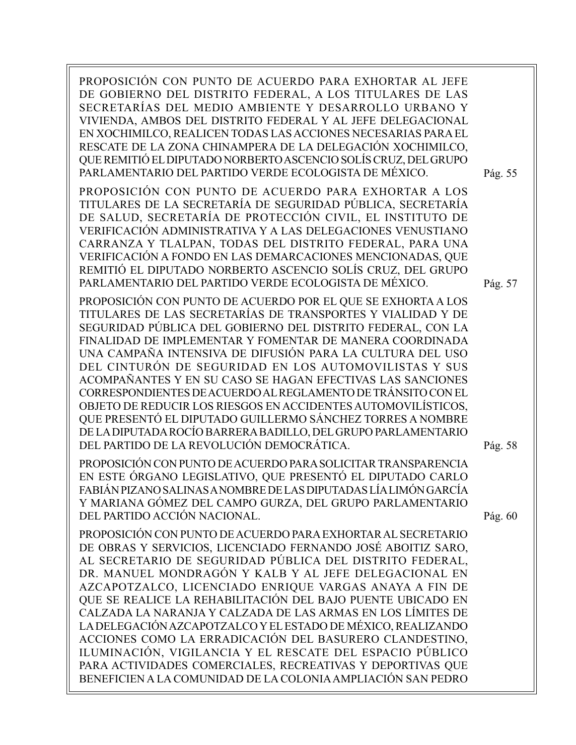PROPOSICIÓN CON PUNTO DE ACUERDO PARA EXHORTAR AL JEFE DE GOBIERNO DEL DISTRITO FEDERAL, A LOS TITULARES DE LAS SECRETARÍAS DEL MEDIO AMBIENTE Y DESARROLLO URBANO Y VIVIENDA, AMBOS DEL DISTRITO FEDERAL Y AL JEFE DELEGACIONAL EN XOCHIMILCO, REALICEN TODAS LAS ACCIONES NECESARIAS PARA EL RESCATE DE LA ZONA CHINAMPERA DE LA DELEGACIÓN XOCHIMILCO, QUE REMITIÓ EL DIPUTADO NORBERTO ASCENCIO SOLÍS CRUZ, DEL GRUPO PARLAMENTARIO DEL PARTIDO VERDE ECOLOGISTA DE MÉXICO. Pág. 55

PROPOSICIÓN CON PUNTO DE ACUERDO PARA EXHORTAR A LOS TITULARES DE LA SECRETARÍA DE SEGURIDAD PÚBLICA, SECRETARÍA DE SALUD, SECRETARÍA DE PROTECCIÓN CIVIL, EL INSTITUTO DE VERIFICACIÓN ADMINISTRATIVA Y A LAS DELEGACIONES VENUSTIANO CARRANZA Y TLALPAN, TODAS DEL DISTRITO FEDERAL, PARA UNA VERIFICACIÓN A FONDO EN LAS DEMARCACIONES MENCIONADAS, QUE REMITIÓ EL DIPUTADO NORBERTO ASCENCIO SOLÍS CRUZ, DEL GRUPO PARLAMENTARIO DEL PARTIDO VERDE ECOLOGISTA DE MÉXICO. Pág. 57

PROPOSICIÓN CON PUNTO DE ACUERDO POR EL QUE SE EXHORTA A LOS TITULARES DE LAS SECRETARÍAS DE TRANSPORTES Y VIALIDAD Y DE SEGURIDAD PÚBLICA DEL GOBIERNO DEL DISTRITO FEDERAL, CON LA FINALIDAD DE IMPLEMENTAR Y FOMENTAR DE MANERA COORDINADA UNA CAMPAÑA INTENSIVA DE DIFUSIÓN PARA LA CULTURA DEL USO DEL CINTURÓN DE SEGURIDAD EN LOS AUTOMOVILISTAS Y SUS ACOMPAÑANTES Y EN SU CASO SE HAGAN EFECTIVAS LAS SANCIONES CORRESPONDIENTES DE ACUERDO AL REGLAMENTO DE TRÁNSITO CON EL OBJETO DE REDUCIR LOS RIESGOS EN ACCIDENTES AUTOMOVILÍSTICOS, QUE PRESENTÓ EL DIPUTADO GUILLERMO SÁNCHEZ TORRES A NOMBRE DE LA DIPUTADA ROCÍO BARRERA BADILLO, DEL GRUPO PARLAMENTARIO DEL PARTIDO DE LA REVOLUCIÓN DEMOCRÁTICA. Pág. 58

PROPOSICIÓN CON PUNTO DE ACUERDO PARA SOLICITAR TRANSPARENCIA EN ESTE ÓRGANO LEGISLATIVO, QUE PRESENTÓ EL DIPUTADO CARLO FABIÁN PIZANO SALINAS A NOMBRE DE LAS DIPUTADAS LÍA LIMÓN GARCÍA Y MARIANA GÓMEZ DEL CAMPO GURZA, DEL GRUPO PARLAMENTARIO DEL PARTIDO ACCIÓN NACIONAL. Pág. 60

PROPOSICIÓN CON PUNTO DE ACUERDO PARA EXHORTAR AL SECRETARIO DE OBRAS Y SERVICIOS, LICENCIADO FERNANDO JOSÉ ABOITIZ SARO, AL SECRETARIO DE SEGURIDAD PÚBLICA DEL DISTRITO FEDERAL, DR. MANUEL MONDRAGÓN Y KALB Y AL JEFE DELEGACIONAL EN AZCAPOTZALCO, LICENCIADO ENRIQUE VARGAS ANAYA A FIN DE QUE SE REALICE LA REHABILITACIÓN DEL BAJO PUENTE UBICADO EN CALZADA LA NARANJA Y CALZADA DE LAS ARMAS EN LOS LÍMITES DE LA DELEGACIÓN AZCAPOTZALCO Y EL ESTADO DE MÉXICO, REALIZANDO ACCIONES COMO LA ERRADICACIÓN DEL BASURERO CLANDESTINO, ILUMINACIÓN, VIGILANCIA Y EL RESCATE DEL ESPACIO PÚBLICO PARA ACTIVIDADES COMERCIALES, RECREATIVAS Y DEPORTIVAS QUE BENEFICIEN A LA COMUNIDAD DE LA COLONIA AMPLIACIÓN SAN PEDRO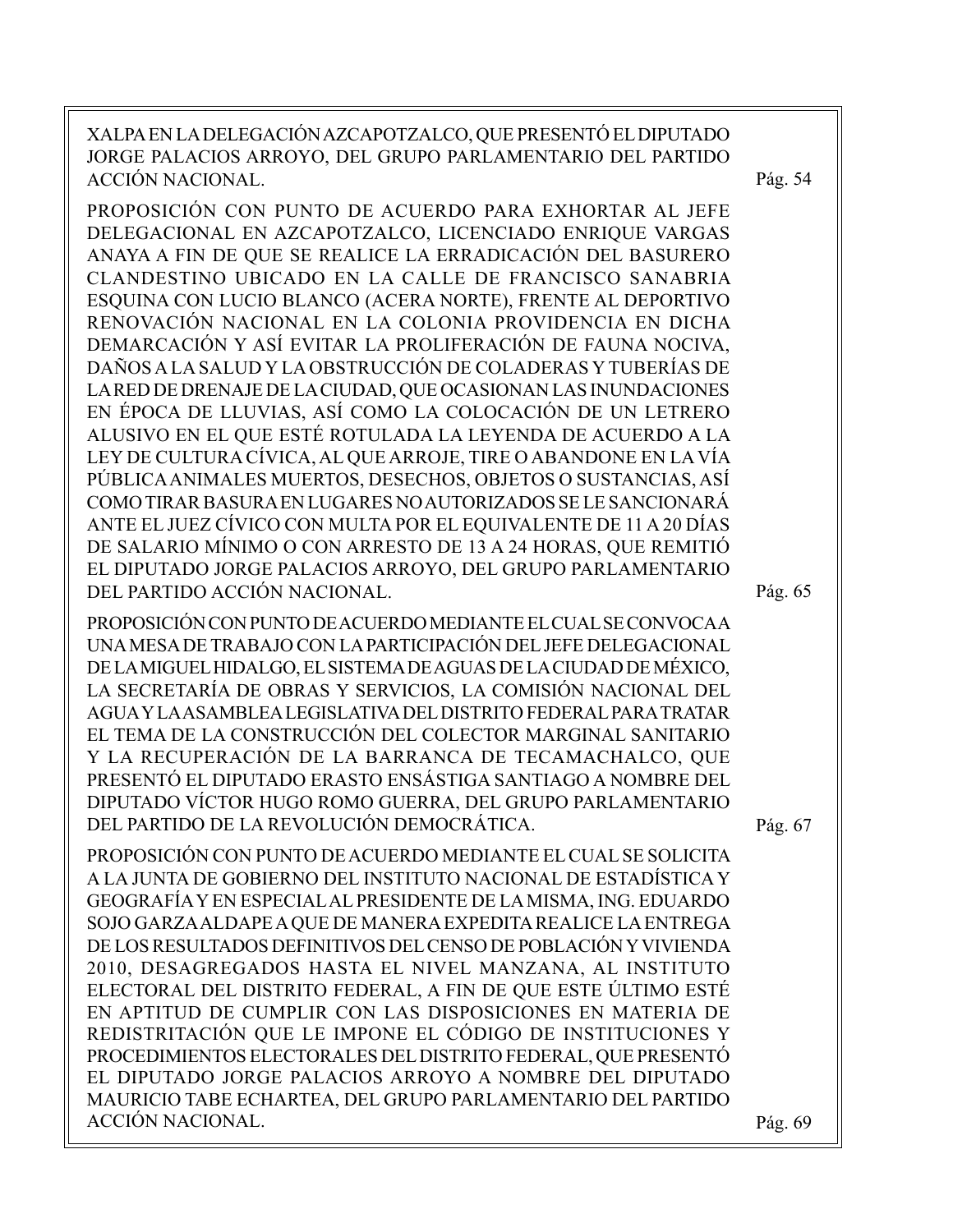XALPA EN LA DELEGACIÓN AZCAPOTZALCO, QUE PRESENTÓ EL DIPUTADO JORGE PALACIOS ARROYO, DEL GRUPO PARLAMENTARIO DEL PARTIDO ACCIÓN NACIONAL. Pág. 54

PROPOSICIÓN CON PUNTO DE ACUERDO PARA EXHORTAR AL JEFE DELEGACIONAL EN AZCAPOTZALCO, LICENCIADO ENRIQUE VARGAS ANAYA A FIN DE QUE SE REALICE LA ERRADICACIÓN DEL BASURERO CLANDESTINO UBICADO EN LA CALLE DE FRANCISCO SANABRIA ESQUINA CON LUCIO BLANCO (ACERA NORTE), FRENTE AL DEPORTIVO RENOVACIÓN NACIONAL EN LA COLONIA PROVIDENCIA EN DICHA DEMARCACIÓN Y ASÍ EVITAR LA PROLIFERACIÓN DE FAUNA NOCIVA, DAÑOS A LA SALUD Y LA OBSTRUCCIÓN DE COLADERAS Y TUBERÍAS DE LA RED DE DRENAJE DE LA CIUDAD, QUE OCASIONAN LAS INUNDACIONES EN ÉPOCA DE LLUVIAS, ASÍ COMO LA COLOCACIÓN DE UN LETRERO ALUSIVO EN EL QUE ESTÉ ROTULADA LA LEYENDA DE ACUERDO A LA LEY DE CULTURA CÍVICA, AL QUE ARROJE, TIRE O ABANDONE EN LA VÍA PÚBLICA ANIMALES MUERTOS, DESECHOS, OBJETOS O SUSTANCIAS, ASÍ COMO TIRAR BASURA EN LUGARES NO AUTORIZADOS SE LE SANCIONARÁ ANTE EL JUEZ CÍVICO CON MULTA POR EL EQUIVALENTE DE 11 A 20 DÍAS DE SALARIO MÍNIMO O CON ARRESTO DE 13 A 24 HORAS, QUE REMITIÓ EL DIPUTADO JORGE PALACIOS ARROYO, DEL GRUPO PARLAMENTARIO DEL PARTIDO ACCIÓN NACIONAL. Pág. 65

PROPOSICIÓN CON PUNTO DE ACUERDO MEDIANTE EL CUAL SE CONVOCA A UNA MESA DE TRABAJO CON LA PARTICIPACIÓN DEL JEFE DELEGACIONAL DE LA MIGUEL HIDALGO, EL SISTEMA DE AGUAS DE LA CIUDAD DE MÉXICO, LA SECRETARÍA DE OBRAS Y SERVICIOS, LA COMISIÓN NACIONAL DEL AGUA Y LA ASAMBLEA LEGISLATIVA DEL DISTRITO FEDERAL PARA TRATAR EL TEMA DE LA CONSTRUCCIÓN DEL COLECTOR MARGINAL SANITARIO Y LA RECUPERACIÓN DE LA BARRANCA DE TECAMACHALCO, QUE PRESENTÓ EL DIPUTADO ERASTO ENSÁSTIGA SANTIAGO A NOMBRE DEL DIPUTADO VÍCTOR HUGO ROMO GUERRA, DEL GRUPO PARLAMENTARIO DEL PARTIDO DE LA REVOLUCIÓN DEMOCRÁTICA. Pág. 67

PROPOSICIÓN CON PUNTO DE ACUERDO MEDIANTE EL CUAL SE SOLICITA A LA JUNTA DE GOBIERNO DEL INSTITUTO NACIONAL DE ESTADÍSTICA Y GEOGRAFÍA Y EN ESPECIAL AL PRESIDENTE DE LA MISMA, ING. EDUARDO SOJO GARZA ALDAPE A QUE DE MANERA EXPEDITA REALICE LA ENTREGA DE LOS RESULTADOS DEFINITIVOS DEL CENSO DE POBLACIÓN Y VIVIENDA 2010, DESAGREGADOS HASTA EL NIVEL MANZANA, AL INSTITUTO ELECTORAL DEL DISTRITO FEDERAL, A FIN DE QUE ESTE ÚLTIMO ESTÉ EN APTITUD DE CUMPLIR CON LAS DISPOSICIONES EN MATERIA DE REDISTRITACIÓN QUE LE IMPONE EL CÓDIGO DE INSTITUCIONES Y PROCEDIMIENTOS ELECTORALES DEL DISTRITO FEDERAL, QUE PRESENTÓ EL DIPUTADO JORGE PALACIOS ARROYO A NOMBRE DEL DIPUTADO MAURICIO TABE ECHARTEA, DEL GRUPO PARLAMENTARIO DEL PARTIDO ACCIÓN NACIONAL. Pág. 69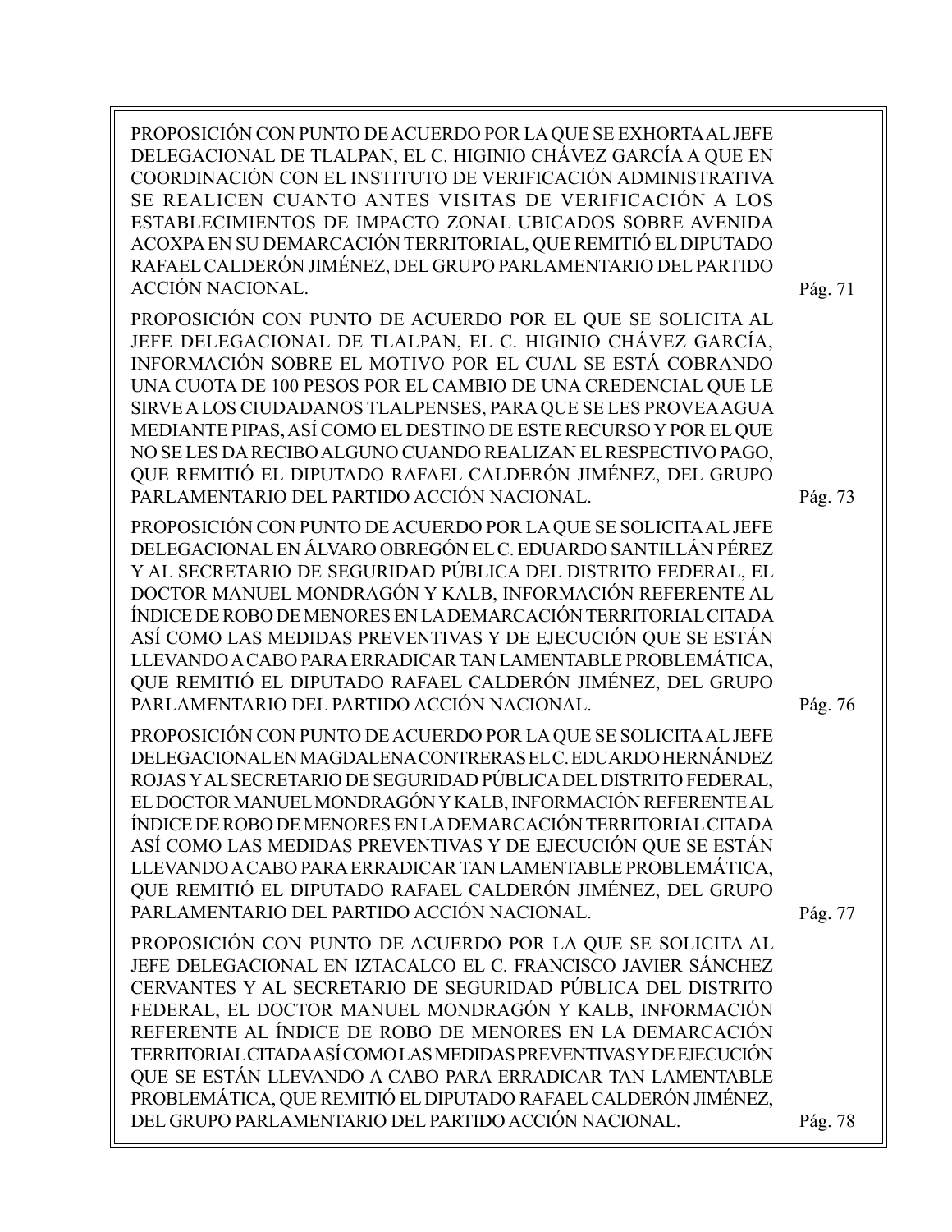PROPOSICIÓN CON PUNTO DE ACUERDO POR LA QUE SE EXHORTA AL JEFE DELEGACIONAL DE TLALPAN, EL C. HIGINIO CHÁVEZ GARCÍA A QUE EN COORDINACIÓN CON EL INSTITUTO DE VERIFICACIÓN ADMINISTRATIVA SE REALICEN CUANTO ANTES VISITAS DE VERIFICACIÓN A LOS ESTABLECIMIENTOS DE IMPACTO ZONAL UBICADOS SOBRE AVENIDA ACOXPA EN SU DEMARCACIÓN TERRITORIAL, QUE REMITIÓ EL DIPUTADO RAFAEL CALDERÓN JIMÉNEZ, DEL GRUPO PARLAMENTARIO DEL PARTIDO ACCIÓN NACIONAL. Pág. 71

PROPOSICIÓN CON PUNTO DE ACUERDO POR EL QUE SE SOLICITA AL JEFE DELEGACIONAL DE TLALPAN, EL C. HIGINIO CHÁVEZ GARCÍA, INFORMACIÓN SOBRE EL MOTIVO POR EL CUAL SE ESTÁ COBRANDO UNA CUOTA DE 100 PESOS POR EL CAMBIO DE UNA CREDENCIAL QUE LE SIRVE A LOS CIUDADANOS TLALPENSES, PARA QUE SE LES PROVEA AGUA MEDIANTE PIPAS, ASÍ COMO EL DESTINO DE ESTE RECURSO Y POR EL QUE NO SE LES DA RECIBO ALGUNO CUANDO REALIZAN EL RESPECTIVO PAGO, QUE REMITIÓ EL DIPUTADO RAFAEL CALDERÓN JIMÉNEZ, DEL GRUPO PARLAMENTARIO DEL PARTIDO ACCIÓN NACIONAL. Pág. 73

PROPOSICIÓN CON PUNTO DE ACUERDO POR LA QUE SE SOLICITA AL JEFE DELEGACIONAL EN ÁLVARO OBREGÓN EL C. EDUARDO SANTILLÁN PÉREZ Y AL SECRETARIO DE SEGURIDAD PÚBLICA DEL DISTRITO FEDERAL, EL DOCTOR MANUEL MONDRAGÓN Y KALB, INFORMACIÓN REFERENTE AL ÍNDICE DE ROBO DE MENORES EN LA DEMARCACIÓN TERRITORIAL CITADA ASÍ COMO LAS MEDIDAS PREVENTIVAS Y DE EJECUCIÓN QUE SE ESTÁN LLEVANDO A CABO PARA ERRADICAR TAN LAMENTABLE PROBLEMÁTICA, QUE REMITIÓ EL DIPUTADO RAFAEL CALDERÓN JIMÉNEZ, DEL GRUPO PARLAMENTARIO DEL PARTIDO ACCIÓN NACIONAL. Pág. 76

PROPOSICIÓN CON PUNTO DE ACUERDO POR LA QUE SE SOLICITA AL JEFE DELEGACIONAL EN MAGDALENA CONTRERAS EL C. EDUARDO HERNÁNDEZ ROJAS Y AL SECRETARIO DE SEGURIDAD PÚBLICA DEL DISTRITO FEDERAL, EL DOCTOR MANUEL MONDRAGÓN Y KALB, INFORMACIÓN REFERENTE AL ÍNDICE DE ROBO DE MENORES EN LA DEMARCACIÓN TERRITORIAL CITADA ASÍ COMO LAS MEDIDAS PREVENTIVAS Y DE EJECUCIÓN QUE SE ESTÁN LLEVANDO A CABO PARA ERRADICAR TAN LAMENTABLE PROBLEMÁTICA, QUE REMITIÓ EL DIPUTADO RAFAEL CALDERÓN JIMÉNEZ, DEL GRUPO PARLAMENTARIO DEL PARTIDO ACCIÓN NACIONAL. Pág. 77

PROPOSICIÓN CON PUNTO DE ACUERDO POR LA QUE SE SOLICITA AL JEFE DELEGACIONAL EN IZTACALCO EL C. FRANCISCO JAVIER SÁNCHEZ CERVANTES Y AL SECRETARIO DE SEGURIDAD PÚBLICA DEL DISTRITO FEDERAL, EL DOCTOR MANUEL MONDRAGÓN Y KALB, INFORMACIÓN REFERENTE AL ÍNDICE DE ROBO DE MENORES EN LA DEMARCACIÓN TERRITORIAL CITADA ASÍ COMO LAS MEDIDAS PREVENTIVAS Y DE EJECUCIÓN QUE SE ESTÁN LLEVANDO A CABO PARA ERRADICAR TAN LAMENTABLE PROBLEMÁTICA, QUE REMITIÓ EL DIPUTADO RAFAEL CALDERÓN JIMÉNEZ, DEL GRUPO PARLAMENTARIO DEL PARTIDO ACCIÓN NACIONAL. Pág. 78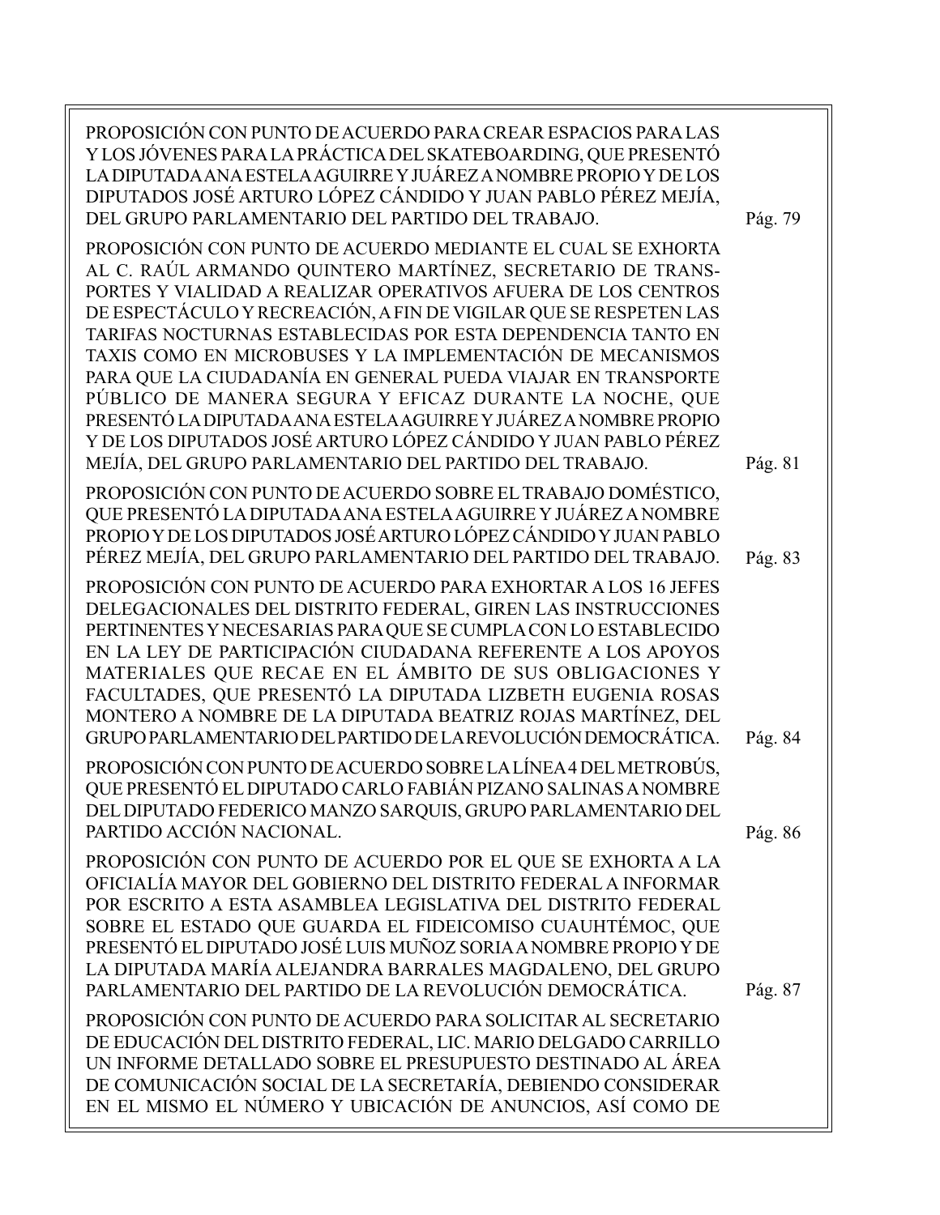PROPOSICIÓN CON PUNTO DE ACUERDO PARA CREAR ESPACIOS PARA LAS Y LOS JÓVENES PARA LA PRÁCTICA DEL SKATEBOARDING, QUE PRESENTÓ LA DIPUTADA ANA ESTELA AGUIRRE Y JUÁREZ A NOMBRE PROPIO Y DE LOS DIPUTADOS JOSÉ ARTURO LÓPEZ CÁNDIDO Y JUAN PABLO PÉREZ MEJÍA, DEL GRUPO PARLAMENTARIO DEL PARTIDO DEL TRABAJO. Pág. 79

PROPOSICIÓN CON PUNTO DE ACUERDO MEDIANTE EL CUAL SE EXHORTA AL C. RAÚL ARMANDO QUINTERO MARTÍNEZ, SECRETARIO DE TRANSPORTES Y VIALIDAD A REALIZAR OPERATIVOS AFUERA DE LOS CENTROS DE ESPECTÁCULO Y RECREACIÓN, A FIN DE VIGILAR QUE SE RESPETEN LAS TARIFAS NOCTURNAS ESTABLECIDAS POR ESTA DEPENDENCIA TANTO EN TAXIS COMO EN MICROBUSES Y LA IMPLEMENTACIÓN DE MECANISMOS PARA QUE LA CIUDADANÍA EN GENERAL PUEDA VIAJAR EN TRANSPORTE PÚBLICO DE MANERA SEGURA Y EFICAZ DURANTE LA NOCHE, QUE PRESENTÓ LA DIPUTADA ANA ESTELA AGUIRRE Y JUÁREZ A NOMBRE PROPIO Y DE LOS DIPUTADOS JOSÉ ARTURO LÓPEZ CÁNDIDO Y JUAN PABLO PÉREZ MEJÍA, DEL GRUPO PARLAMENTARIO DEL PARTIDO DEL TRABAJO. Pág. 81

PROPOSICIÓN CON PUNTO DE ACUERDO SOBRE EL TRABAJO DOMÉSTICO, QUE PRESENTÓ LA DIPUTADA ANA ESTELA AGUIRRE Y JUÁREZ A NOMBRE PROPIO Y DE LOS DIPUTADOS JOSÉ ARTURO LÓPEZ CÁNDIDO Y JUAN PABLO PÉREZ MEJÍA, DEL GRUPO PARLAMENTARIO DEL PARTIDO DEL TRABAJO. Pág. 83

PROPOSICIÓN CON PUNTO DE ACUERDO PARA EXHORTAR A LOS 16 JEFES DELEGACIONALES DEL DISTRITO FEDERAL, GIREN LAS INSTRUCCIONES PERTINENTES Y NECESARIAS PARA QUE SE CUMPLA CON LO ESTABLECIDO EN LA LEY DE PARTICIPACIÓN CIUDADANA REFERENTE A LOS APOYOS MATERIALES QUE RECAE EN EL ÁMBITO DE SUS OBLIGACIONES Y FACULTADES, QUE PRESENTÓ LA DIPUTADA LIZBETH EUGENIA ROSAS MONTERO A NOMBRE DE LA DIPUTADA BEATRIZ ROJAS MARTÍNEZ, DEL GRUPO PARLAMENTARIO DEL PARTIDO DE LA REVOLUCIÓN DEMOCRÁTICA. Pág. 84

PROPOSICIÓN CON PUNTO DE ACUERDO SOBRE LA LÍNEA 4 DEL METROBÚS, QUE PRESENTÓ EL DIPUTADO CARLO FABIÁN PIZANO SALINAS A NOMBRE DEL DIPUTADO FEDERICO MANZO SARQUIS, GRUPO PARLAMENTARIO DEL PARTIDO ACCIÓN NACIONAL. Pág. 86

PROPOSICIÓN CON PUNTO DE ACUERDO POR EL QUE SE EXHORTA A LA OFICIALÍA MAYOR DEL GOBIERNO DEL DISTRITO FEDERAL A INFORMAR POR ESCRITO A ESTA ASAMBLEA LEGISLATIVA DEL DISTRITO FEDERAL SOBRE EL ESTADO QUE GUARDA EL FIDEICOMISO CUAUHTÉMOC, QUE PRESENTÓ EL DIPUTADO JOSÉ LUIS MUÑOZ SORIA A NOMBRE PROPIO Y DE LA DIPUTADA MARÍA ALEJANDRA BARRALES MAGDALENO, DEL GRUPO PARLAMENTARIO DEL PARTIDO DE LA REVOLUCIÓN DEMOCRÁTICA. Pág. 87

PROPOSICIÓN CON PUNTO DE ACUERDO PARA SOLICITAR AL SECRETARIO DE EDUCACIÓN DEL DISTRITO FEDERAL, LIC. MARIO DELGADO CARRILLO UN INFORME DETALLADO SOBRE EL PRESUPUESTO DESTINADO AL ÁREA DE COMUNICACIÓN SOCIAL DE LA SECRETARÍA, DEBIENDO CONSIDERAR EN EL MISMO EL NÚMERO Y UBICACIÓN DE ANUNCIOS, ASÍ COMO DE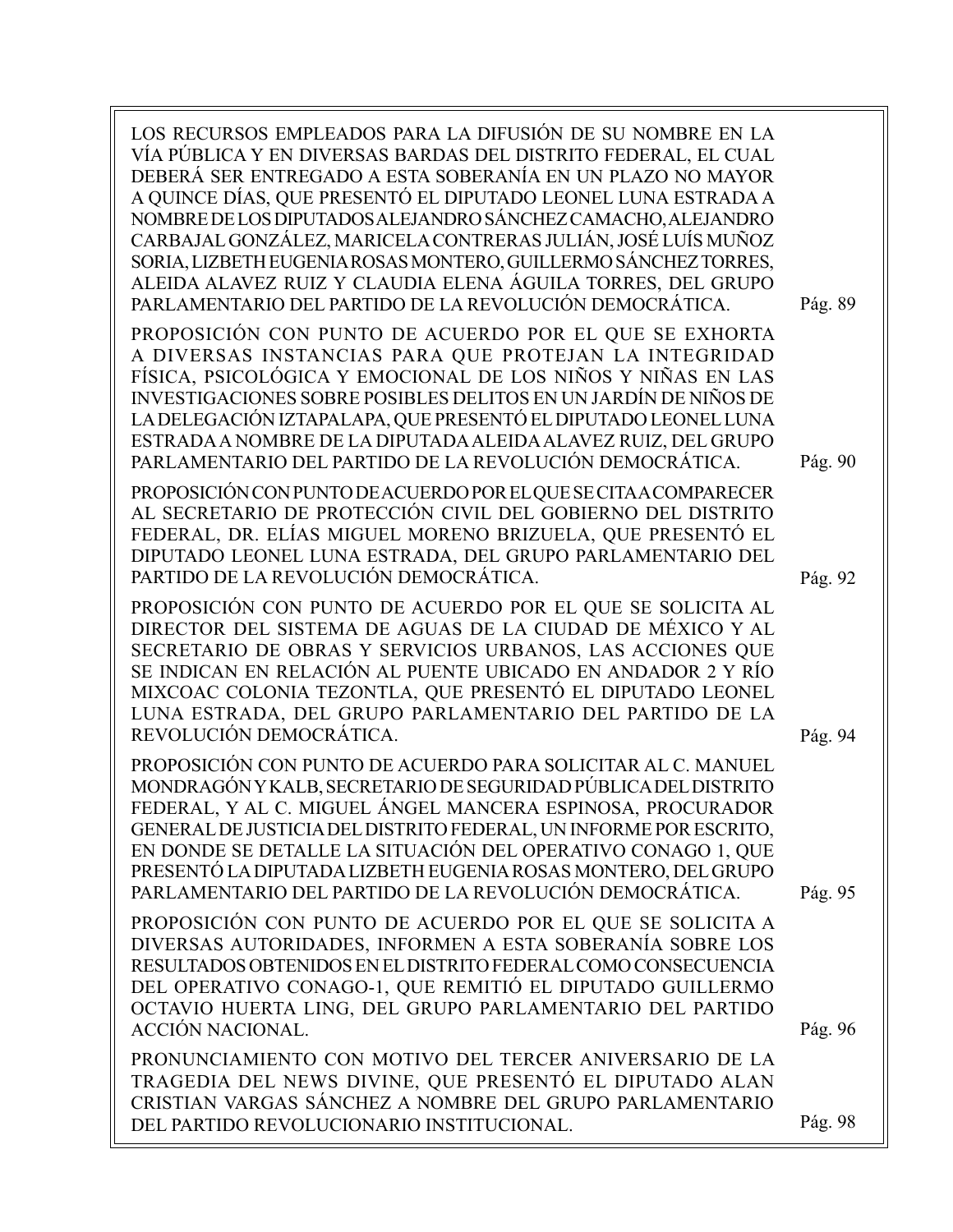LOS RECURSOS EMPLEADOS PARA LA DIFUSIÓN DE SU NOMBRE EN LA VÍA PÚBLICA Y EN DIVERSAS BARDAS DEL DISTRITO FEDERAL, EL CUAL DEBERÁ SER ENTREGADO A ESTA SOBERANÍA EN UN PLAZO NO MAYOR A QUINCE DÍAS, QUE PRESENTÓ EL DIPUTADO LEONEL LUNA ESTRADA A NOMBRE DE LOS DIPUTADOS ALEJANDRO SÁNCHEZ CAMACHO, ALEJANDRO CARBAJAL GONZÁLEZ, MARICELA CONTRERAS JULIÁN, JOSÉ LUÍS MUÑOZ SORIA, LIZBETH EUGENIA ROSAS MONTERO, GUILLERMO SÁNCHEZ TORRES, ALEIDA ALAVEZ RUIZ Y CLAUDIA ELENA ÁGUILA TORRES, DEL GRUPO PARLAMENTARIO DEL PARTIDO DE LA REVOLUCIÓN DEMOCRÁTICA. Pág. 89

PROPOSICIÓN CON PUNTO DE ACUERDO POR EL QUE SE EXHORTA A DIVERSAS INSTANCIAS PARA QUE PROTEJAN LA INTEGRIDAD FÍSICA, PSICOLÓGICA Y EMOCIONAL DE LOS NIÑOS Y NIÑAS EN LAS INVESTIGACIONES SOBRE POSIBLES DELITOS EN UN JARDÍN DE NIÑOS DE LA DELEGACIÓN IZTAPALAPA, QUE PRESENTÓ EL DIPUTADO LEONEL LUNA ESTRADA A NOMBRE DE LA DIPUTADA ALEIDA ALAVEZ RUIZ, DEL GRUPO PARLAMENTARIO DEL PARTIDO DE LA REVOLUCIÓN DEMOCRÁTICA. Pág. 90

PROPOSICIÓN CON PUNTO DE ACUERDO POR EL QUE SE CITA A COMPARECER AL SECRETARIO DE PROTECCIÓN CIVIL DEL GOBIERNO DEL DISTRITO FEDERAL, DR. ELÍAS MIGUEL MORENO BRIZUELA, QUE PRESENTÓ EL DIPUTADO LEONEL LUNA ESTRADA, DEL GRUPO PARLAMENTARIO DEL PARTIDO DE LA REVOLUCIÓN DEMOCRÁTICA. Pág. 92

PROPOSICIÓN CON PUNTO DE ACUERDO POR EL QUE SE SOLICITA AL DIRECTOR DEL SISTEMA DE AGUAS DE LA CIUDAD DE MÉXICO Y AL SECRETARIO DE OBRAS Y SERVICIOS URBANOS, LAS ACCIONES QUE SE INDICAN EN RELACIÓN AL PUENTE UBICADO EN ANDADOR 2 Y RÍO MIXCOAC COLONIA TEZONTLA, QUE PRESENTÓ EL DIPUTADO LEONEL LUNA ESTRADA, DEL GRUPO PARLAMENTARIO DEL PARTIDO DE LA REVOLUCIÓN DEMOCRÁTICA. Pág. 94

PROPOSICIÓN CON PUNTO DE ACUERDO PARA SOLICITAR AL C. MANUEL MONDRAGÓN Y KALB, SECRETARIO DE SEGURIDAD PÚBLICA DEL DISTRITO FEDERAL, Y AL C. MIGUEL ÁNGEL MANCERA ESPINOSA, PROCURADOR GENERAL DE JUSTICIA DEL DISTRITO FEDERAL, UN INFORME POR ESCRITO, EN DONDE SE DETALLE LA SITUACIÓN DEL OPERATIVO CONAGO 1, QUE PRESENTÓ LA DIPUTADA LIZBETH EUGENIA ROSAS MONTERO, DEL GRUPO PARLAMENTARIO DEL PARTIDO DE LA REVOLUCIÓN DEMOCRÁTICA. Pág. 95

PROPOSICIÓN CON PUNTO DE ACUERDO POR EL QUE SE SOLICITA A DIVERSAS AUTORIDADES, INFORMEN A ESTA SOBERANÍA SOBRE LOS RESULTADOS OBTENIDOS EN EL DISTRITO FEDERAL COMO CONSECUENCIA DEL OPERATIVO CONAGO-1, QUE REMITIÓ EL DIPUTADO GUILLERMO OCTAVIO HUERTA LING, DEL GRUPO PARLAMENTARIO DEL PARTIDO ACCIÓN NACIONAL. Pág. 96

PRONUNCIAMIENTO CON MOTIVO DEL TERCER ANIVERSARIO DE LA TRAGEDIA DEL NEWS DIVINE, QUE PRESENTÓ EL DIPUTADO ALAN CRISTIAN VARGAS SÁNCHEZ A NOMBRE DEL GRUPO PARLAMENTARIO DEL PARTIDO REVOLUCIONARIO INSTITUCIONAL. Pág. 98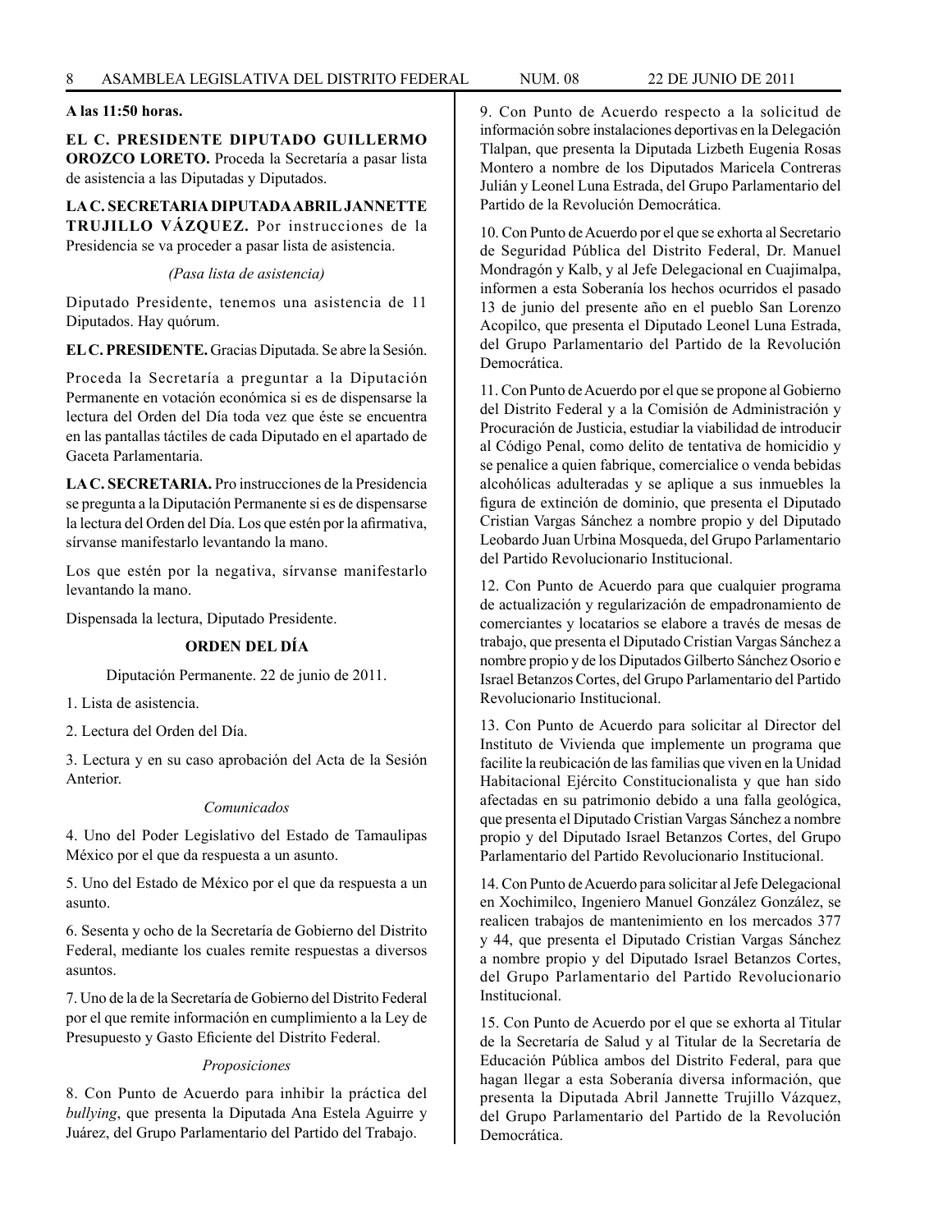**A las 11:50 horas.**

**EL C. PRESIDENTE DIPUTADO GUILLERMO OROZCO LORETO.** Proceda la Secretaría a pasar lista de asistencia a las Diputadas y Diputados.

**LA C. SECRETARIA DIPUTADA ABRIL JANNETTE TRUJILLO VÁZQUEZ.** Por instrucciones de la Presidencia se va proceder a pasar lista de asistencia.

*(Pasa lista de asistencia)*

Diputado Presidente, tenemos una asistencia de 11 Diputados. Hay quórum.

**EL C. PRESIDENTE.** Gracias Diputada. Se abre la Sesión.

Proceda la Secretaría a preguntar a la Diputación Permanente en votación económica si es de dispensarse la lectura del Orden del Día toda vez que éste se encuentra en las pantallas táctiles de cada Diputado en el apartado de Gaceta Parlamentaria.

**LA C. SECRETARIA.** Pro instrucciones de la Presidencia se pregunta a la Diputación Permanente si es de dispensarse la lectura del Orden del Día. Los que estén por la afirmativa, sírvanse manifestarlo levantando la mano.

Los que estén por la negativa, sírvanse manifestarlo levantando la mano.

Dispensada la lectura, Diputado Presidente.

**ORDEN DEL DÍA**

Diputación Permanente. 22 de junio de 2011.

1. Lista de asistencia.

2. Lectura del Orden del Día.

3. Lectura y en su caso aprobación del Acta de la Sesión Anterior.

*Comunicados*

4. Uno del Poder Legislativo del Estado de Tamaulipas México por el que da respuesta a un asunto.

5. Uno del Estado de México por el que da respuesta a un asunto.

6. Sesenta y ocho de la Secretaría de Gobierno del Distrito Federal, mediante los cuales remite respuestas a diversos asuntos.

7. Uno de la de la Secretaría de Gobierno del Distrito Federal por el que remite información en cumplimiento a la Ley de Presupuesto y Gasto Eficiente del Distrito Federal.

*Proposiciones*

8. Con Punto de Acuerdo para inhibir la práctica del *bullying*, que presenta la Diputada Ana Estela Aguirre y Juárez, del Grupo Parlamentario del Partido del Trabajo.

9. Con Punto de Acuerdo respecto a la solicitud de información sobre instalaciones deportivas en la Delegación Tlalpan, que presenta la Diputada Lizbeth Eugenia Rosas Montero a nombre de los Diputados Maricela Contreras Julián y Leonel Luna Estrada, del Grupo Parlamentario del Partido de la Revolución Democrática.

10. Con Punto de Acuerdo por el que se exhorta al Secretario de Seguridad Pública del Distrito Federal, Dr. Manuel Mondragón y Kalb, y al Jefe Delegacional en Cuajimalpa, informen a esta Soberanía los hechos ocurridos el pasado 13 de junio del presente año en el pueblo San Lorenzo Acopilco, que presenta el Diputado Leonel Luna Estrada, del Grupo Parlamentario del Partido de la Revolución Democrática.

11. Con Punto de Acuerdo por el que se propone al Gobierno del Distrito Federal y a la Comisión de Administración y Procuración de Justicia, estudiar la viabilidad de introducir al Código Penal, como delito de tentativa de homicidio y se penalice a quien fabrique, comercialice o venda bebidas alcohólicas adulteradas y se aplique a sus inmuebles la figura de extinción de dominio, que presenta el Diputado Cristian Vargas Sánchez a nombre propio y del Diputado Leobardo Juan Urbina Mosqueda, del Grupo Parlamentario del Partido Revolucionario Institucional.

12. Con Punto de Acuerdo para que cualquier programa de actualización y regularización de empadronamiento de comerciantes y locatarios se elabore a través de mesas de trabajo, que presenta el Diputado Cristian Vargas Sánchez a nombre propio y de los Diputados Gilberto Sánchez Osorio e Israel Betanzos Cortes, del Grupo Parlamentario del Partido Revolucionario Institucional.

13. Con Punto de Acuerdo para solicitar al Director del Instituto de Vivienda que implemente un programa que facilite la reubicación de las familias que viven en la Unidad Habitacional Ejército Constitucionalista y que han sido afectadas en su patrimonio debido a una falla geológica, que presenta el Diputado Cristian Vargas Sánchez a nombre propio y del Diputado Israel Betanzos Cortes, del Grupo Parlamentario del Partido Revolucionario Institucional.

14. Con Punto de Acuerdo para solicitar al Jefe Delegacional en Xochimilco, Ingeniero Manuel González González, se realicen trabajos de mantenimiento en los mercados 377 y 44, que presenta el Diputado Cristian Vargas Sánchez a nombre propio y del Diputado Israel Betanzos Cortes, del Grupo Parlamentario del Partido Revolucionario Institucional.

15. Con Punto de Acuerdo por el que se exhorta al Titular de la Secretaría de Salud y al Titular de la Secretaría de Educación Pública ambos del Distrito Federal, para que hagan llegar a esta Soberanía diversa información, que presenta la Diputada Abril Jannette Trujillo Vázquez, del Grupo Parlamentario del Partido de la Revolución Democrática.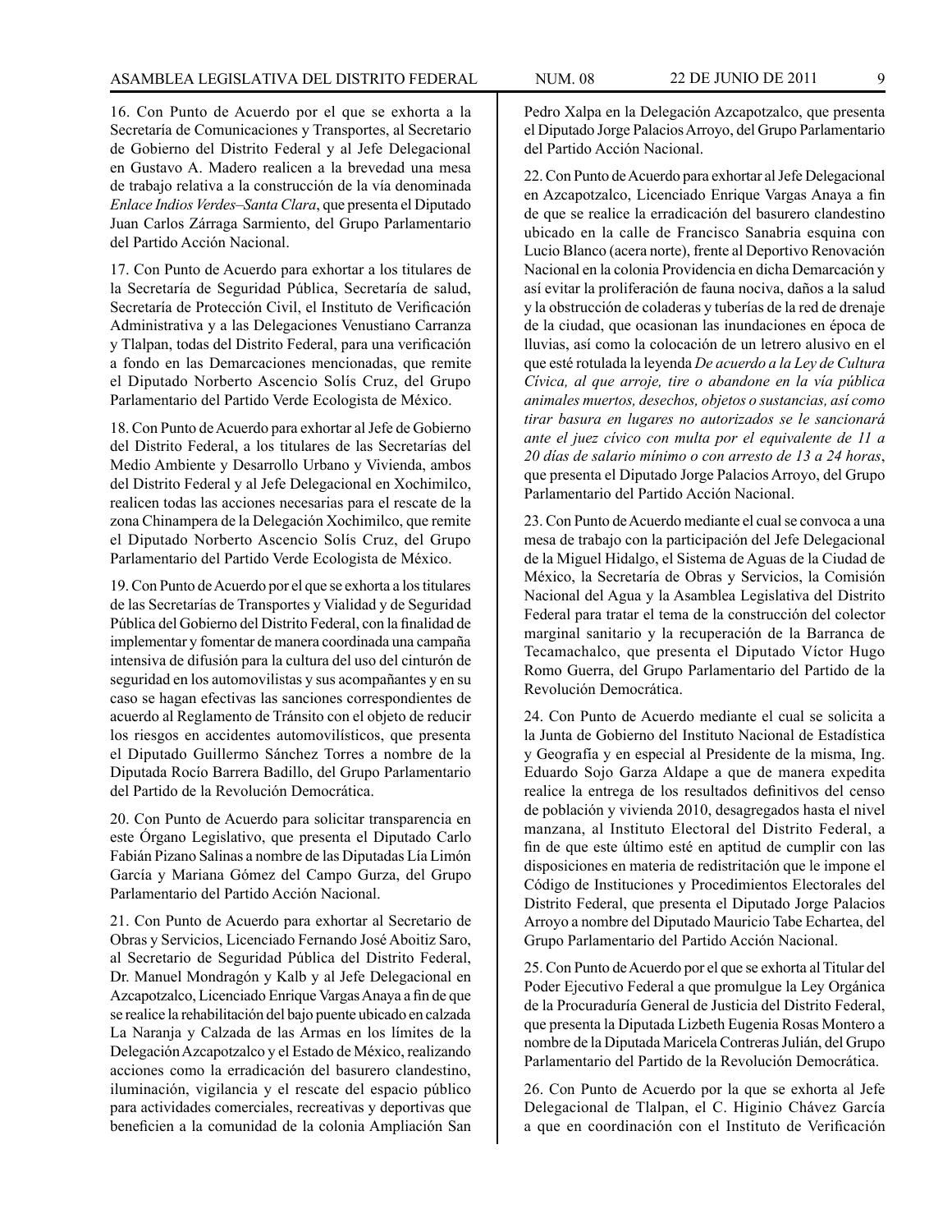16. Con Punto de Acuerdo por el que se exhorta a la Secretaría de Comunicaciones y Transportes, al Secretario de Gobierno del Distrito Federal y al Jefe Delegacional en Gustavo A. Madero realicen a la brevedad una mesa de trabajo relativa a la construcción de la vía denominada *Enlace Indios Verdes–Santa Clara*, que presenta el Diputado Juan Carlos Zárraga Sarmiento, del Grupo Parlamentario del Partido Acción Nacional.

17. Con Punto de Acuerdo para exhortar a los titulares de la Secretaría de Seguridad Pública, Secretaría de salud, Secretaría de Protección Civil, el Instituto de Verificación Administrativa y a las Delegaciones Venustiano Carranza y Tlalpan, todas del Distrito Federal, para una verificación a fondo en las Demarcaciones mencionadas, que remite el Diputado Norberto Ascencio Solís Cruz, del Grupo Parlamentario del Partido Verde Ecologista de México.

18. Con Punto de Acuerdo para exhortar al Jefe de Gobierno del Distrito Federal, a los titulares de las Secretarías del Medio Ambiente y Desarrollo Urbano y Vivienda, ambos del Distrito Federal y al Jefe Delegacional en Xochimilco, realicen todas las acciones necesarias para el rescate de la zona Chinampera de la Delegación Xochimilco, que remite el Diputado Norberto Ascencio Solís Cruz, del Grupo Parlamentario del Partido Verde Ecologista de México.

19. Con Punto de Acuerdo por el que se exhorta a los titulares de las Secretarías de Transportes y Vialidad y de Seguridad Pública del Gobierno del Distrito Federal, con la finalidad de implementar y fomentar de manera coordinada una campaña intensiva de difusión para la cultura del uso del cinturón de seguridad en los automovilistas y sus acompañantes y en su caso se hagan efectivas las sanciones correspondientes de acuerdo al Reglamento de Tránsito con el objeto de reducir los riesgos en accidentes automovilísticos, que presenta el Diputado Guillermo Sánchez Torres a nombre de la Diputada Rocío Barrera Badillo, del Grupo Parlamentario del Partido de la Revolución Democrática.

20. Con Punto de Acuerdo para solicitar transparencia en este Órgano Legislativo, que presenta el Diputado Carlo Fabián Pizano Salinas a nombre de las Diputadas Lía Limón García y Mariana Gómez del Campo Gurza, del Grupo Parlamentario del Partido Acción Nacional.

21. Con Punto de Acuerdo para exhortar al Secretario de Obras y Servicios, Licenciado Fernando José Aboitiz Saro, al Secretario de Seguridad Pública del Distrito Federal, Dr. Manuel Mondragón y Kalb y al Jefe Delegacional en Azcapotzalco, Licenciado Enrique Vargas Anaya a fin de que se realice la rehabilitación del bajo puente ubicado en calzada La Naranja y Calzada de las Armas en los límites de la Delegación Azcapotzalco y el Estado de México, realizando acciones como la erradicación del basurero clandestino, iluminación, vigilancia y el rescate del espacio público para actividades comerciales, recreativas y deportivas que beneficien a la comunidad de la colonia Ampliación San Pedro Xalpa en la Delegación Azcapotzalco, que presenta el Diputado Jorge Palacios Arroyo, del Grupo Parlamentario del Partido Acción Nacional.

22. Con Punto de Acuerdo para exhortar al Jefe Delegacional en Azcapotzalco, Licenciado Enrique Vargas Anaya a fin de que se realice la erradicación del basurero clandestino ubicado en la calle de Francisco Sanabria esquina con Lucio Blanco (acera norte), frente al Deportivo Renovación Nacional en la colonia Providencia en dicha Demarcación y así evitar la proliferación de fauna nociva, daños a la salud y la obstrucción de coladeras y tuberías de la red de drenaje de la ciudad, que ocasionan las inundaciones en época de lluvias, así como la colocación de un letrero alusivo en el que esté rotulada la leyenda *De acuerdo a la Ley de Cultura Cívica, al que arroje, tire o abandone en la vía pública animales muertos, desechos, objetos o sustancias, así como tirar basura en lugares no autorizados se le sancionará ante el juez cívico con multa por el equivalente de 11 a 20 días de salario mínimo o con arresto de 13 a 24 horas*, que presenta el Diputado Jorge Palacios Arroyo, del Grupo Parlamentario del Partido Acción Nacional.

23. Con Punto de Acuerdo mediante el cual se convoca a una mesa de trabajo con la participación del Jefe Delegacional de la Miguel Hidalgo, el Sistema de Aguas de la Ciudad de México, la Secretaría de Obras y Servicios, la Comisión Nacional del Agua y la Asamblea Legislativa del Distrito Federal para tratar el tema de la construcción del colector marginal sanitario y la recuperación de la Barranca de Tecamachalco, que presenta el Diputado Víctor Hugo Romo Guerra, del Grupo Parlamentario del Partido de la Revolución Democrática.

24. Con Punto de Acuerdo mediante el cual se solicita a la Junta de Gobierno del Instituto Nacional de Estadística y Geografía y en especial al Presidente de la misma, Ing. Eduardo Sojo Garza Aldape a que de manera expedita realice la entrega de los resultados definitivos del censo de población y vivienda 2010, desagregados hasta el nivel manzana, al Instituto Electoral del Distrito Federal, a fin de que este último esté en aptitud de cumplir con las disposiciones en materia de redistritación que le impone el Código de Instituciones y Procedimientos Electorales del Distrito Federal, que presenta el Diputado Jorge Palacios Arroyo a nombre del Diputado Mauricio Tabe Echartea, del Grupo Parlamentario del Partido Acción Nacional.

25. Con Punto de Acuerdo por el que se exhorta al Titular del Poder Ejecutivo Federal a que promulgue la Ley Orgánica de la Procuraduría General de Justicia del Distrito Federal, que presenta la Diputada Lizbeth Eugenia Rosas Montero a nombre de la Diputada Maricela Contreras Julián, del Grupo Parlamentario del Partido de la Revolución Democrática.

26. Con Punto de Acuerdo por la que se exhorta al Jefe Delegacional de Tlalpan, el C. Higinio Chávez García a que en coordinación con el Instituto de Verificación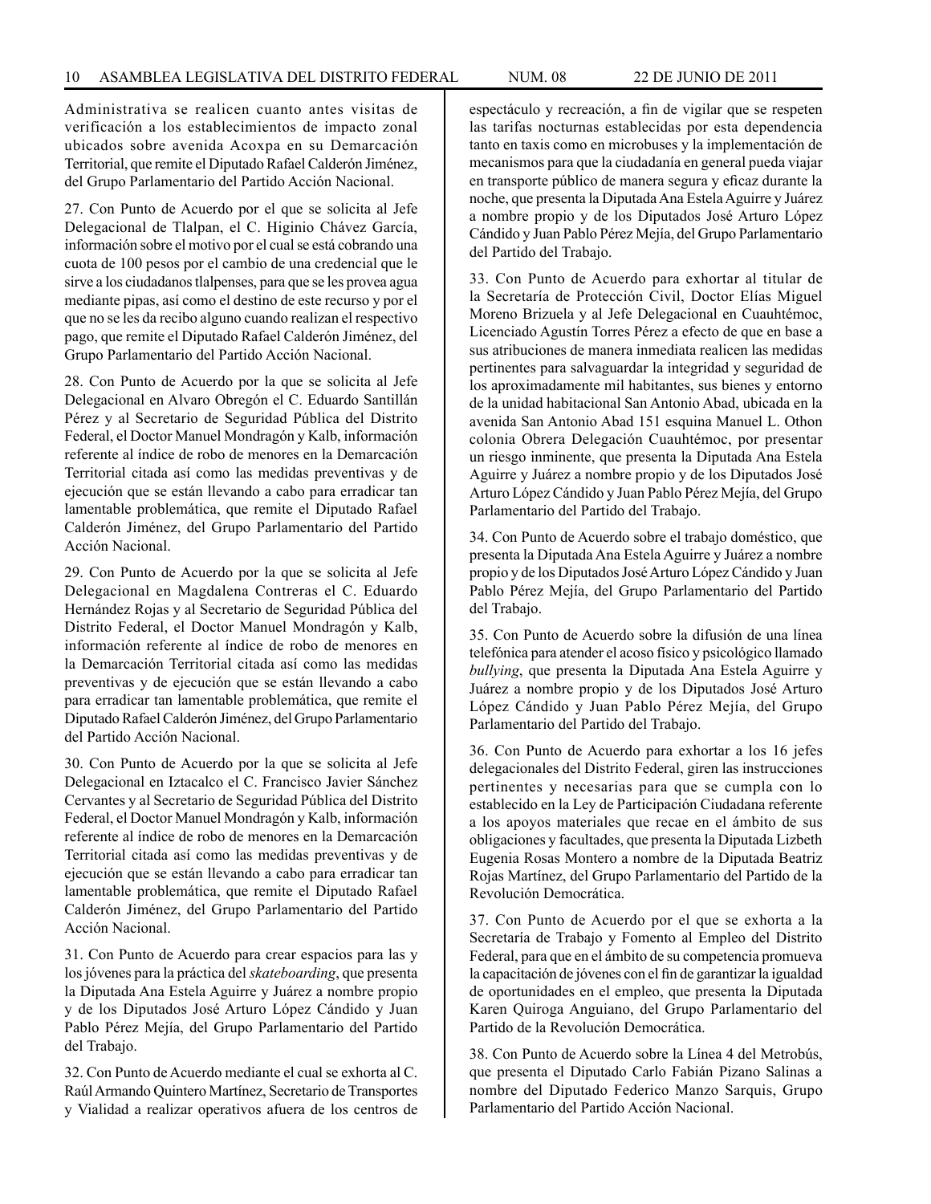Administrativa se realicen cuanto antes visitas de verificación a los establecimientos de impacto zonal ubicados sobre avenida Acoxpa en su Demarcación Territorial, que remite el Diputado Rafael Calderón Jiménez, del Grupo Parlamentario del Partido Acción Nacional.

27. Con Punto de Acuerdo por el que se solicita al Jefe Delegacional de Tlalpan, el C. Higinio Chávez García, información sobre el motivo por el cual se está cobrando una cuota de 100 pesos por el cambio de una credencial que le sirve a los ciudadanos tlalpenses, para que se les provea agua mediante pipas, así como el destino de este recurso y por el que no se les da recibo alguno cuando realizan el respectivo pago, que remite el Diputado Rafael Calderón Jiménez, del Grupo Parlamentario del Partido Acción Nacional.

28. Con Punto de Acuerdo por la que se solicita al Jefe Delegacional en Alvaro Obregón el C. Eduardo Santillán Pérez y al Secretario de Seguridad Pública del Distrito Federal, el Doctor Manuel Mondragón y Kalb, información referente al índice de robo de menores en la Demarcación Territorial citada así como las medidas preventivas y de ejecución que se están llevando a cabo para erradicar tan lamentable problemática, que remite el Diputado Rafael Calderón Jiménez, del Grupo Parlamentario del Partido Acción Nacional.

29. Con Punto de Acuerdo por la que se solicita al Jefe Delegacional en Magdalena Contreras el C. Eduardo Hernández Rojas y al Secretario de Seguridad Pública del Distrito Federal, el Doctor Manuel Mondragón y Kalb, información referente al índice de robo de menores en la Demarcación Territorial citada así como las medidas preventivas y de ejecución que se están llevando a cabo para erradicar tan lamentable problemática, que remite el Diputado Rafael Calderón Jiménez, del Grupo Parlamentario del Partido Acción Nacional.

30. Con Punto de Acuerdo por la que se solicita al Jefe Delegacional en Iztacalco el C. Francisco Javier Sánchez Cervantes y al Secretario de Seguridad Pública del Distrito Federal, el Doctor Manuel Mondragón y Kalb, información referente al índice de robo de menores en la Demarcación Territorial citada así como las medidas preventivas y de ejecución que se están llevando a cabo para erradicar tan lamentable problemática, que remite el Diputado Rafael Calderón Jiménez, del Grupo Parlamentario del Partido Acción Nacional.

31. Con Punto de Acuerdo para crear espacios para las y los jóvenes para la práctica del *skateboarding*, que presenta la Diputada Ana Estela Aguirre y Juárez a nombre propio y de los Diputados José Arturo López Cándido y Juan Pablo Pérez Mejía, del Grupo Parlamentario del Partido del Trabajo.

32. Con Punto de Acuerdo mediante el cual se exhorta al C. Raúl Armando Quintero Martínez, Secretario de Transportes y Vialidad a realizar operativos afuera de los centros de espectáculo y recreación, a fin de vigilar que se respeten las tarifas nocturnas establecidas por esta dependencia tanto en taxis como en microbuses y la implementación de mecanismos para que la ciudadanía en general pueda viajar en transporte público de manera segura y eficaz durante la noche, que presenta la Diputada Ana Estela Aguirre y Juárez a nombre propio y de los Diputados José Arturo López Cándido y Juan Pablo Pérez Mejía, del Grupo Parlamentario del Partido del Trabajo.

33. Con Punto de Acuerdo para exhortar al titular de la Secretaría de Protección Civil, Doctor Elías Miguel Moreno Brizuela y al Jefe Delegacional en Cuauhtémoc, Licenciado Agustín Torres Pérez a efecto de que en base a sus atribuciones de manera inmediata realicen las medidas pertinentes para salvaguardar la integridad y seguridad de los aproximadamente mil habitantes, sus bienes y entorno de la unidad habitacional San Antonio Abad, ubicada en la avenida San Antonio Abad 151 esquina Manuel L. Othon colonia Obrera Delegación Cuauhtémoc, por presentar un riesgo inminente, que presenta la Diputada Ana Estela Aguirre y Juárez a nombre propio y de los Diputados José Arturo López Cándido y Juan Pablo Pérez Mejía, del Grupo Parlamentario del Partido del Trabajo.

34. Con Punto de Acuerdo sobre el trabajo doméstico, que presenta la Diputada Ana Estela Aguirre y Juárez a nombre propio y de los Diputados José Arturo López Cándido y Juan Pablo Pérez Mejía, del Grupo Parlamentario del Partido del Trabajo.

35. Con Punto de Acuerdo sobre la difusión de una línea telefónica para atender el acoso físico y psicológico llamado *bullying*, que presenta la Diputada Ana Estela Aguirre y Juárez a nombre propio y de los Diputados José Arturo López Cándido y Juan Pablo Pérez Mejía, del Grupo Parlamentario del Partido del Trabajo.

36. Con Punto de Acuerdo para exhortar a los 16 jefes delegacionales del Distrito Federal, giren las instrucciones pertinentes y necesarias para que se cumpla con lo establecido en la Ley de Participación Ciudadana referente a los apoyos materiales que recae en el ámbito de sus obligaciones y facultades, que presenta la Diputada Lizbeth Eugenia Rosas Montero a nombre de la Diputada Beatriz Rojas Martínez, del Grupo Parlamentario del Partido de la Revolución Democrática.

37. Con Punto de Acuerdo por el que se exhorta a la Secretaría de Trabajo y Fomento al Empleo del Distrito Federal, para que en el ámbito de su competencia promueva la capacitación de jóvenes con el fin de garantizar la igualdad de oportunidades en el empleo, que presenta la Diputada Karen Quiroga Anguiano, del Grupo Parlamentario del Partido de la Revolución Democrática.

38. Con Punto de Acuerdo sobre la Línea 4 del Metrobús, que presenta el Diputado Carlo Fabián Pizano Salinas a nombre del Diputado Federico Manzo Sarquis, Grupo Parlamentario del Partido Acción Nacional.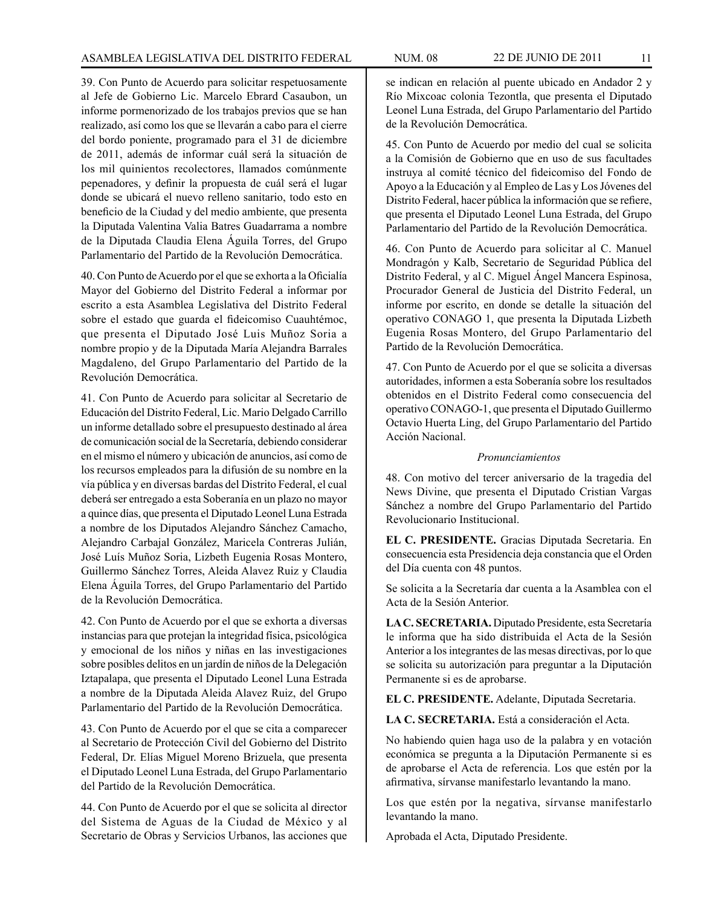39. Con Punto de Acuerdo para solicitar respetuosamente al Jefe de Gobierno Lic. Marcelo Ebrard Casaubon, un informe pormenorizado de los trabajos previos que se han realizado, así como los que se llevarán a cabo para el cierre del bordo poniente, programado para el 31 de diciembre de 2011, además de informar cuál será la situación de los mil quinientos recolectores, llamados comúnmente pepenadores, y definir la propuesta de cuál será el lugar donde se ubicará el nuevo relleno sanitario, todo esto en beneficio de la Ciudad y del medio ambiente, que presenta la Diputada Valentina Valia Batres Guadarrama a nombre de la Diputada Claudia Elena Águila Torres, del Grupo Parlamentario del Partido de la Revolución Democrática.

40. Con Punto de Acuerdo por el que se exhorta a la Oficialía Mayor del Gobierno del Distrito Federal a informar por escrito a esta Asamblea Legislativa del Distrito Federal sobre el estado que guarda el fideicomiso Cuauhtémoc, que presenta el Diputado José Luis Muñoz Soria a nombre propio y de la Diputada María Alejandra Barrales Magdaleno, del Grupo Parlamentario del Partido de la Revolución Democrática.

41. Con Punto de Acuerdo para solicitar al Secretario de Educación del Distrito Federal, Lic. Mario Delgado Carrillo un informe detallado sobre el presupuesto destinado al área de comunicación social de la Secretaría, debiendo considerar en el mismo el número y ubicación de anuncios, así como de los recursos empleados para la difusión de su nombre en la vía pública y en diversas bardas del Distrito Federal, el cual deberá ser entregado a esta Soberanía en un plazo no mayor a quince días, que presenta el Diputado Leonel Luna Estrada a nombre de los Diputados Alejandro Sánchez Camacho, Alejandro Carbajal González, Maricela Contreras Julián, José Luís Muñoz Soria, Lizbeth Eugenia Rosas Montero, Guillermo Sánchez Torres, Aleida Alavez Ruiz y Claudia Elena Águila Torres, del Grupo Parlamentario del Partido de la Revolución Democrática.

42. Con Punto de Acuerdo por el que se exhorta a diversas instancias para que protejan la integridad física, psicológica y emocional de los niños y niñas en las investigaciones sobre posibles delitos en un jardín de niños de la Delegación Iztapalapa, que presenta el Diputado Leonel Luna Estrada a nombre de la Diputada Aleida Alavez Ruiz, del Grupo Parlamentario del Partido de la Revolución Democrática.

43. Con Punto de Acuerdo por el que se cita a comparecer al Secretario de Protección Civil del Gobierno del Distrito Federal, Dr. Elías Miguel Moreno Brizuela, que presenta el Diputado Leonel Luna Estrada, del Grupo Parlamentario del Partido de la Revolución Democrática.

44. Con Punto de Acuerdo por el que se solicita al director del Sistema de Aguas de la Ciudad de México y al Secretario de Obras y Servicios Urbanos, las acciones que se indican en relación al puente ubicado en Andador 2 y Río Mixcoac colonia Tezontla, que presenta el Diputado Leonel Luna Estrada, del Grupo Parlamentario del Partido de la Revolución Democrática.

45. Con Punto de Acuerdo por medio del cual se solicita a la Comisión de Gobierno que en uso de sus facultades instruya al comité técnico del fideicomiso del Fondo de Apoyo a la Educación y al Empleo de Las y Los Jóvenes del Distrito Federal, hacer pública la información que se refiere, que presenta el Diputado Leonel Luna Estrada, del Grupo Parlamentario del Partido de la Revolución Democrática.

46. Con Punto de Acuerdo para solicitar al C. Manuel Mondragón y Kalb, Secretario de Seguridad Pública del Distrito Federal, y al C. Miguel Ángel Mancera Espinosa, Procurador General de Justicia del Distrito Federal, un informe por escrito, en donde se detalle la situación del operativo CONAGO 1, que presenta la Diputada Lizbeth Eugenia Rosas Montero, del Grupo Parlamentario del Partido de la Revolución Democrática.

47. Con Punto de Acuerdo por el que se solicita a diversas autoridades, informen a esta Soberanía sobre los resultados obtenidos en el Distrito Federal como consecuencia del operativo CONAGO-1, que presenta el Diputado Guillermo Octavio Huerta Ling, del Grupo Parlamentario del Partido Acción Nacional.

*Pronunciamientos*

48. Con motivo del tercer aniversario de la tragedia del News Divine, que presenta el Diputado Cristian Vargas Sánchez a nombre del Grupo Parlamentario del Partido Revolucionario Institucional.

**EL C. PRESIDENTE.** Gracias Diputada Secretaria. En consecuencia esta Presidencia deja constancia que el Orden del Día cuenta con 48 puntos.

Se solicita a la Secretaría dar cuenta a la Asamblea con el Acta de la Sesión Anterior.

**LA C. SECRETARIA.** Diputado Presidente, esta Secretaría le informa que ha sido distribuida el Acta de la Sesión Anterior a los integrantes de las mesas directivas, por lo que se solicita su autorización para preguntar a la Diputación Permanente si es de aprobarse.

**EL C. PRESIDENTE.** Adelante, Diputada Secretaria.

**LA C. SECRETARIA.** Está a consideración el Acta.

No habiendo quien haga uso de la palabra y en votación económica se pregunta a la Diputación Permanente si es de aprobarse el Acta de referencia. Los que estén por la afirmativa, sírvanse manifestarlo levantando la mano.

Los que estén por la negativa, sírvanse manifestarlo levantando la mano.

Aprobada el Acta, Diputado Presidente.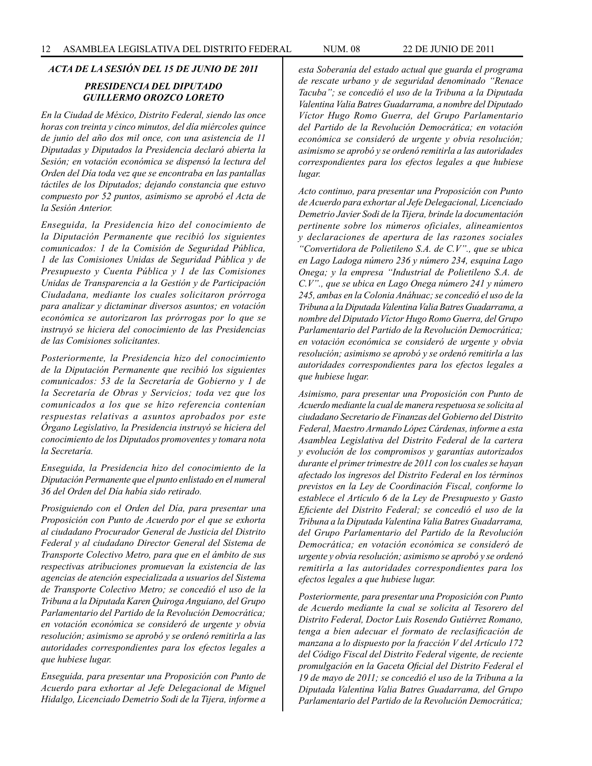### *ACTA DE LA SESIÓN DEL 15 DE JUNIO DE 2011*

### *PRESIDENCIA DEL DIPUTADO GUILLERMO OROZCO LORETO*

*En la Ciudad de México, Distrito Federal, siendo las once horas con treinta y cinco minutos, del día miércoles quince de junio del año dos mil once, con una asistencia de 11 Diputadas y Diputados la Presidencia declaró abierta la Sesión; en votación económica se dispensó la lectura del Orden del Día toda vez que se encontraba en las pantallas táctiles de los Diputados; dejando constancia que estuvo compuesto por 52 puntos, asimismo se aprobó el Acta de la Sesión Anterior.*

*Enseguida, la Presidencia hizo del conocimiento de la Diputación Permanente que recibió los siguientes comunicados: 1 de la Comisión de Seguridad Pública, 1 de las Comisiones Unidas de Seguridad Pública y de Presupuesto y Cuenta Pública y 1 de las Comisiones Unidas de Transparencia a la Gestión y de Participación Ciudadana, mediante los cuales solicitaron prórroga para analizar y dictaminar diversos asuntos; en votación económica se autorizaron las prórrogas por lo que se instruyó se hiciera del conocimiento de las Presidencias de las Comisiones solicitantes.*

*Posteriormente, la Presidencia hizo del conocimiento de la Diputación Permanente que recibió los siguientes comunicados: 53 de la Secretaría de Gobierno y 1 de la Secretaría de Obras y Servicios; toda vez que los comunicados a los que se hizo referencia contenían respuestas relativas a asuntos aprobados por este Órgano Legislativo, la Presidencia instruyó se hiciera del conocimiento de los Diputados promoventes y tomara nota la Secretaría.*

*Enseguida, la Presidencia hizo del conocimiento de la Diputación Permanente que el punto enlistado en el numeral 36 del Orden del Día había sido retirado.*

*Prosiguiendo con el Orden del Día, para presentar una Proposición con Punto de Acuerdo por el que se exhorta al ciudadano Procurador General de Justicia del Distrito Federal y al ciudadano Director General del Sistema de Transporte Colectivo Metro, para que en el ámbito de sus respectivas atribuciones promuevan la existencia de las agencias de atención especializada a usuarios del Sistema de Transporte Colectivo Metro; se concedió el uso de la Tribuna a la Diputada Karen Quiroga Anguiano, del Grupo Parlamentario del Partido de la Revolución Democrática; en votación económica se consideró de urgente y obvia resolución; asimismo se aprobó y se ordenó remitirla a las autoridades correspondientes para los efectos legales a que hubiese lugar.*

*Enseguida, para presentar una Proposición con Punto de Acuerdo para exhortar al Jefe Delegacional de Miguel Hidalgo, Licenciado Demetrio Sodi de la Tijera, informe a esta Soberanía del estado actual que guarda el programa de rescate urbano y de seguridad denominado "Renace Tacuba"; se concedió el uso de la Tribuna a la Diputada Valentina Valia Batres Guadarrama, a nombre del Diputado Víctor Hugo Romo Guerra, del Grupo Parlamentario del Partido de la Revolución Democrática; en votación económica se consideró de urgente y obvia resolución; asimismo se aprobó y se ordenó remitirla a las autoridades correspondientes para los efectos legales a que hubiese lugar.*

*Acto continuo, para presentar una Proposición con Punto de Acuerdo para exhortar al Jefe Delegacional, Licenciado Demetrio Javier Sodi de la Tijera, brinde la documentación pertinente sobre los números oficiales, alineamientos y declaraciones de apertura de las razones sociales "Convertidora de Polietileno S.A. de C.V"., que se ubica en Lago Ladoga número 236 y número 234, esquina Lago Onega; y la empresa "Industrial de Polietileno S.A. de C.V"., que se ubica en Lago Onega número 241 y número 245, ambas en la Colonia Anáhuac; se concedió el uso de la Tribuna a la Diputada Valentina Valia Batres Guadarrama, a nombre del Diputado Víctor Hugo Romo Guerra, del Grupo Parlamentario del Partido de la Revolución Democrática; en votación económica se consideró de urgente y obvia resolución; asimismo se aprobó y se ordenó remitirla a las autoridades correspondientes para los efectos legales a que hubiese lugar.*

*Asimismo, para presentar una Proposición con Punto de Acuerdo mediante la cual de manera respetuosa se solicita al ciudadano Secretario de Finanzas del Gobierno del Distrito Federal, Maestro Armando López Cárdenas, informe a esta Asamblea Legislativa del Distrito Federal de la cartera y evolución de los compromisos y garantías autorizados durante el primer trimestre de 2011 con los cuales se hayan afectado los ingresos del Distrito Federal en los términos previstos en la Ley de Coordinación Fiscal, conforme lo establece el Artículo 6 de la Ley de Presupuesto y Gasto Eficiente del Distrito Federal; se concedió el uso de la Tribuna a la Diputada Valentina Valia Batres Guadarrama, del Grupo Parlamentario del Partido de la Revolución Democrática; en votación económica se consideró de urgente y obvia resolución; asimismo se aprobó y se ordenó remitirla a las autoridades correspondientes para los efectos legales a que hubiese lugar.*

*Posteriormente, para presentar una Proposición con Punto de Acuerdo mediante la cual se solicita al Tesorero del Distrito Federal, Doctor Luis Rosendo Gutiérrez Romano, tenga a bien adecuar el formato de reclasificación de manzana a lo dispuesto por la fracción V del Artículo 172 del Código Fiscal del Distrito Federal vigente, de reciente promulgación en la Gaceta Oficial del Distrito Federal el 19 de mayo de 2011; se concedió el uso de la Tribuna a la Diputada Valentina Valia Batres Guadarrama, del Grupo Parlamentario del Partido de la Revolución Democrática;*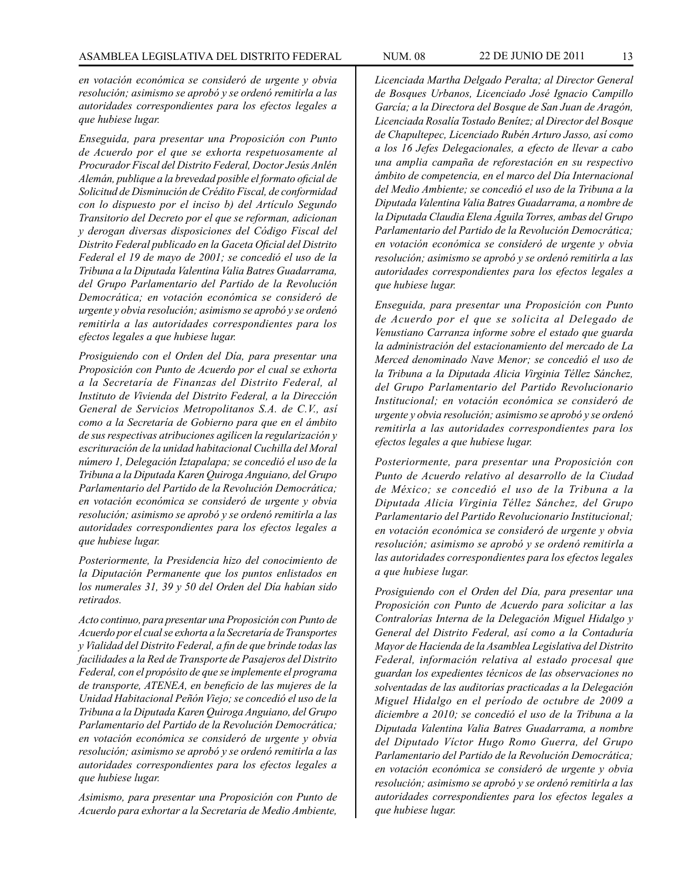*en votación económica se consideró de urgente y obvia resolución; asimismo se aprobó y se ordenó remitirla a las autoridades correspondientes para los efectos legales a que hubiese lugar.*

*Enseguida, para presentar una Proposición con Punto de Acuerdo por el que se exhorta respetuosamente al Procurador Fiscal del Distrito Federal, Doctor Jesús Anlén Alemán, publique a la brevedad posible el formato oficial de Solicitud de Disminución de Crédito Fiscal, de conformidad con lo dispuesto por el inciso b) del Artículo Segundo Transitorio del Decreto por el que se reforman, adicionan y derogan diversas disposiciones del Código Fiscal del Distrito Federal publicado en la Gaceta Oficial del Distrito Federal el 19 de mayo de 2001; se concedió el uso de la Tribuna a la Diputada Valentina Valia Batres Guadarrama, del Grupo Parlamentario del Partido de la Revolución Democrática; en votación económica se consideró de urgente y obvia resolución; asimismo se aprobó y se ordenó remitirla a las autoridades correspondientes para los efectos legales a que hubiese lugar.*

*Prosiguiendo con el Orden del Día, para presentar una Proposición con Punto de Acuerdo por el cual se exhorta a la Secretaría de Finanzas del Distrito Federal, al Instituto de Vivienda del Distrito Federal, a la Dirección General de Servicios Metropolitanos S.A. de C.V., así como a la Secretaría de Gobierno para que en el ámbito de sus respectivas atribuciones agilicen la regularización y escrituración de la unidad habitacional Cuchilla del Moral número 1, Delegación Iztapalapa; se concedió el uso de la Tribuna a la Diputada Karen Quiroga Anguiano, del Grupo Parlamentario del Partido de la Revolución Democrática; en votación económica se consideró de urgente y obvia resolución; asimismo se aprobó y se ordenó remitirla a las autoridades correspondientes para los efectos legales a que hubiese lugar.*

*Posteriormente, la Presidencia hizo del conocimiento de la Diputación Permanente que los puntos enlistados en los numerales 31, 39 y 50 del Orden del Día habían sido retirados.*

*Acto continuo, para presentar una Proposición con Punto de Acuerdo por el cual se exhorta a la Secretaría de Transportes y Vialidad del Distrito Federal, a fin de que brinde todas las facilidades a la Red de Transporte de Pasajeros del Distrito Federal, con el propósito de que se implemente el programa de transporte, ATENEA, en beneficio de las mujeres de la Unidad Habitacional Peñón Viejo; se concedió el uso de la Tribuna a la Diputada Karen Quiroga Anguiano, del Grupo Parlamentario del Partido de la Revolución Democrática; en votación económica se consideró de urgente y obvia resolución; asimismo se aprobó y se ordenó remitirla a las autoridades correspondientes para los efectos legales a que hubiese lugar.*

*Asimismo, para presentar una Proposición con Punto de Acuerdo para exhortar a la Secretaria de Medio Ambiente, Licenciada Martha Delgado Peralta; al Director General de Bosques Urbanos, Licenciado José Ignacio Campillo García; a la Directora del Bosque de San Juan de Aragón, Licenciada Rosalía Tostado Benítez; al Director del Bosque de Chapultepec, Licenciado Rubén Arturo Jasso, así como a los 16 Jefes Delegacionales, a efecto de llevar a cabo una amplia campaña de reforestación en su respectivo ámbito de competencia, en el marco del Día Internacional del Medio Ambiente; se concedió el uso de la Tribuna a la Diputada Valentina Valia Batres Guadarrama, a nombre de la Diputada Claudia Elena Águila Torres, ambas del Grupo Parlamentario del Partido de la Revolución Democrática; en votación económica se consideró de urgente y obvia resolución; asimismo se aprobó y se ordenó remitirla a las autoridades correspondientes para los efectos legales a que hubiese lugar.*

*Enseguida, para presentar una Proposición con Punto de Acuerdo por el que se solicita al Delegado de Venustiano Carranza informe sobre el estado que guarda la administración del estacionamiento del mercado de La Merced denominado Nave Menor; se concedió el uso de la Tribuna a la Diputada Alicia Virginia Téllez Sánchez, del Grupo Parlamentario del Partido Revolucionario Institucional; en votación económica se consideró de urgente y obvia resolución; asimismo se aprobó y se ordenó remitirla a las autoridades correspondientes para los efectos legales a que hubiese lugar.*

*Posteriormente, para presentar una Proposición con Punto de Acuerdo relativo al desarrollo de la Ciudad de México; se concedió el uso de la Tribuna a la Diputada Alicia Virginia Téllez Sánchez, del Grupo Parlamentario del Partido Revolucionario Institucional; en votación económica se consideró de urgente y obvia resolución; asimismo se aprobó y se ordenó remitirla a las autoridades correspondientes para los efectos legales a que hubiese lugar.*

*Prosiguiendo con el Orden del Día, para presentar una Proposición con Punto de Acuerdo para solicitar a las Contralorías Interna de la Delegación Miguel Hidalgo y General del Distrito Federal, así como a la Contaduría Mayor de Hacienda de la Asamblea Legislativa del Distrito Federal, información relativa al estado procesal que guardan los expedientes técnicos de las observaciones no solventadas de las auditorías practicadas a la Delegación Miguel Hidalgo en el periodo de octubre de 2009 a diciembre a 2010; se concedió el uso de la Tribuna a la Diputada Valentina Valia Batres Guadarrama, a nombre del Diputado Víctor Hugo Romo Guerra, del Grupo Parlamentario del Partido de la Revolución Democrática; en votación económica se consideró de urgente y obvia resolución; asimismo se aprobó y se ordenó remitirla a las autoridades correspondientes para los efectos legales a que hubiese lugar.*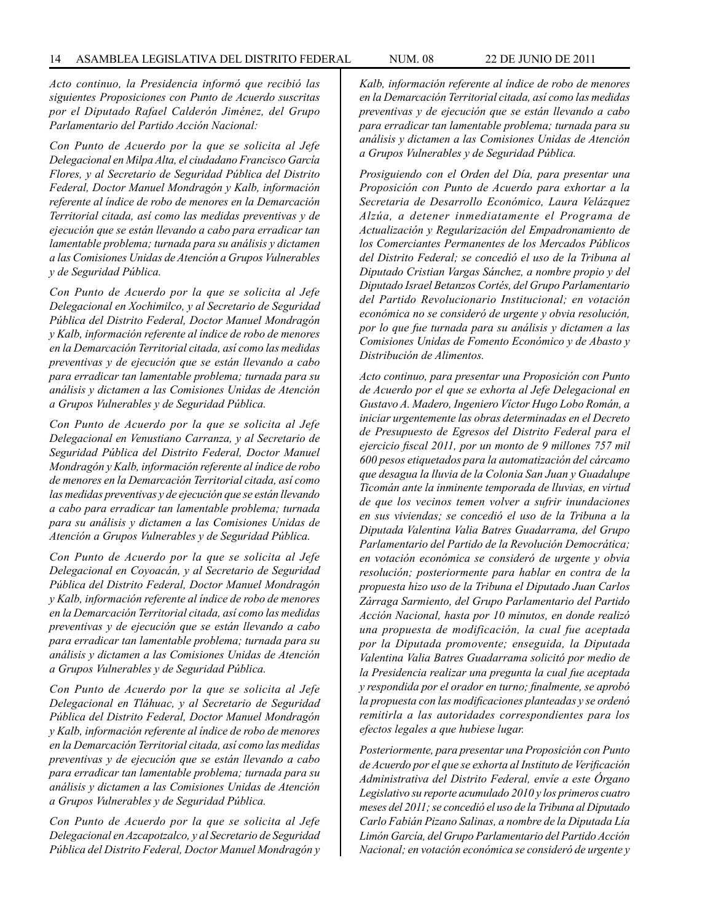*Acto continuo, la Presidencia informó que recibió las siguientes Proposiciones con Punto de Acuerdo suscritas por el Diputado Rafael Calderón Jiménez, del Grupo Parlamentario del Partido Acción Nacional:*

*Con Punto de Acuerdo por la que se solicita al Jefe Delegacional en Milpa Alta, el ciudadano Francisco García Flores, y al Secretario de Seguridad Pública del Distrito Federal, Doctor Manuel Mondragón y Kalb, información referente al índice de robo de menores en la Demarcación Territorial citada, así como las medidas preventivas y de ejecución que se están llevando a cabo para erradicar tan lamentable problema; turnada para su análisis y dictamen a las Comisiones Unidas de Atención a Grupos Vulnerables y de Seguridad Pública.*

*Con Punto de Acuerdo por la que se solicita al Jefe Delegacional en Xochimilco, y al Secretario de Seguridad Pública del Distrito Federal, Doctor Manuel Mondragón y Kalb, información referente al índice de robo de menores en la Demarcación Territorial citada, así como las medidas preventivas y de ejecución que se están llevando a cabo para erradicar tan lamentable problema; turnada para su análisis y dictamen a las Comisiones Unidas de Atención a Grupos Vulnerables y de Seguridad Pública.*

*Con Punto de Acuerdo por la que se solicita al Jefe Delegacional en Venustiano Carranza, y al Secretario de Seguridad Pública del Distrito Federal, Doctor Manuel Mondragón y Kalb, información referente al índice de robo de menores en la Demarcación Territorial citada, así como las medidas preventivas y de ejecución que se están llevando a cabo para erradicar tan lamentable problema; turnada para su análisis y dictamen a las Comisiones Unidas de Atención a Grupos Vulnerables y de Seguridad Pública.*

*Con Punto de Acuerdo por la que se solicita al Jefe Delegacional en Coyoacán, y al Secretario de Seguridad Pública del Distrito Federal, Doctor Manuel Mondragón y Kalb, información referente al índice de robo de menores en la Demarcación Territorial citada, así como las medidas preventivas y de ejecución que se están llevando a cabo para erradicar tan lamentable problema; turnada para su análisis y dictamen a las Comisiones Unidas de Atención a Grupos Vulnerables y de Seguridad Pública.*

*Con Punto de Acuerdo por la que se solicita al Jefe Delegacional en Tláhuac, y al Secretario de Seguridad Pública del Distrito Federal, Doctor Manuel Mondragón y Kalb, información referente al índice de robo de menores en la Demarcación Territorial citada, así como las medidas preventivas y de ejecución que se están llevando a cabo para erradicar tan lamentable problema; turnada para su análisis y dictamen a las Comisiones Unidas de Atención a Grupos Vulnerables y de Seguridad Pública.*

*Con Punto de Acuerdo por la que se solicita al Jefe Delegacional en Azcapotzalco, y al Secretario de Seguridad Pública del Distrito Federal, Doctor Manuel Mondragón y Kalb, información referente al índice de robo de menores en la Demarcación Territorial citada, así como las medidas preventivas y de ejecución que se están llevando a cabo para erradicar tan lamentable problema; turnada para su análisis y dictamen a las Comisiones Unidas de Atención a Grupos Vulnerables y de Seguridad Pública.*

*Prosiguiendo con el Orden del Día, para presentar una Proposición con Punto de Acuerdo para exhortar a la Secretaria de Desarrollo Económico, Laura Velázquez Alzúa, a detener inmediatamente el Programa de Actualización y Regularización del Empadronamiento de los Comerciantes Permanentes de los Mercados Públicos del Distrito Federal; se concedió el uso de la Tribuna al Diputado Cristian Vargas Sánchez, a nombre propio y del Diputado Israel Betanzos Cortés, del Grupo Parlamentario del Partido Revolucionario Institucional; en votación económica no se consideró de urgente y obvia resolución, por lo que fue turnada para su análisis y dictamen a las Comisiones Unidas de Fomento Económico y de Abasto y Distribución de Alimentos.*

*Acto continuo, para presentar una Proposición con Punto de Acuerdo por el que se exhorta al Jefe Delegacional en Gustavo A. Madero, Ingeniero Víctor Hugo Lobo Román, a iniciar urgentemente las obras determinadas en el Decreto de Presupuesto de Egresos del Distrito Federal para el ejercicio fiscal 2011, por un monto de 9 millones 757 mil 600 pesos etiquetados para la automatización del cárcamo que desagua la lluvia de la Colonia San Juan y Guadalupe Ticomán ante la inminente temporada de lluvias, en virtud de que los vecinos temen volver a sufrir inundaciones en sus viviendas; se concedió el uso de la Tribuna a la Diputada Valentina Valia Batres Guadarrama, del Grupo Parlamentario del Partido de la Revolución Democrática; en votación económica se consideró de urgente y obvia resolución; posteriormente para hablar en contra de la propuesta hizo uso de la Tribuna el Diputado Juan Carlos Zárraga Sarmiento, del Grupo Parlamentario del Partido Acción Nacional, hasta por 10 minutos, en donde realizó una propuesta de modificación, la cual fue aceptada por la Diputada promovente; enseguida, la Diputada Valentina Valia Batres Guadarrama solicitó por medio de la Presidencia realizar una pregunta la cual fue aceptada y respondida por el orador en turno; finalmente, se aprobó la propuesta con las modificaciones planteadas y se ordenó remitirla a las autoridades correspondientes para los efectos legales a que hubiese lugar.*

*Posteriormente, para presentar una Proposición con Punto de Acuerdo por el que se exhorta al Instituto de Verificación Administrativa del Distrito Federal, envíe a este Órgano Legislativo su reporte acumulado 2010 y los primeros cuatro meses del 2011; se concedió el uso de la Tribuna al Diputado Carlo Fabián Pizano Salinas, a nombre de la Diputada Lía Limón García, del Grupo Parlamentario del Partido Acción Nacional; en votación económica se consideró de urgente y*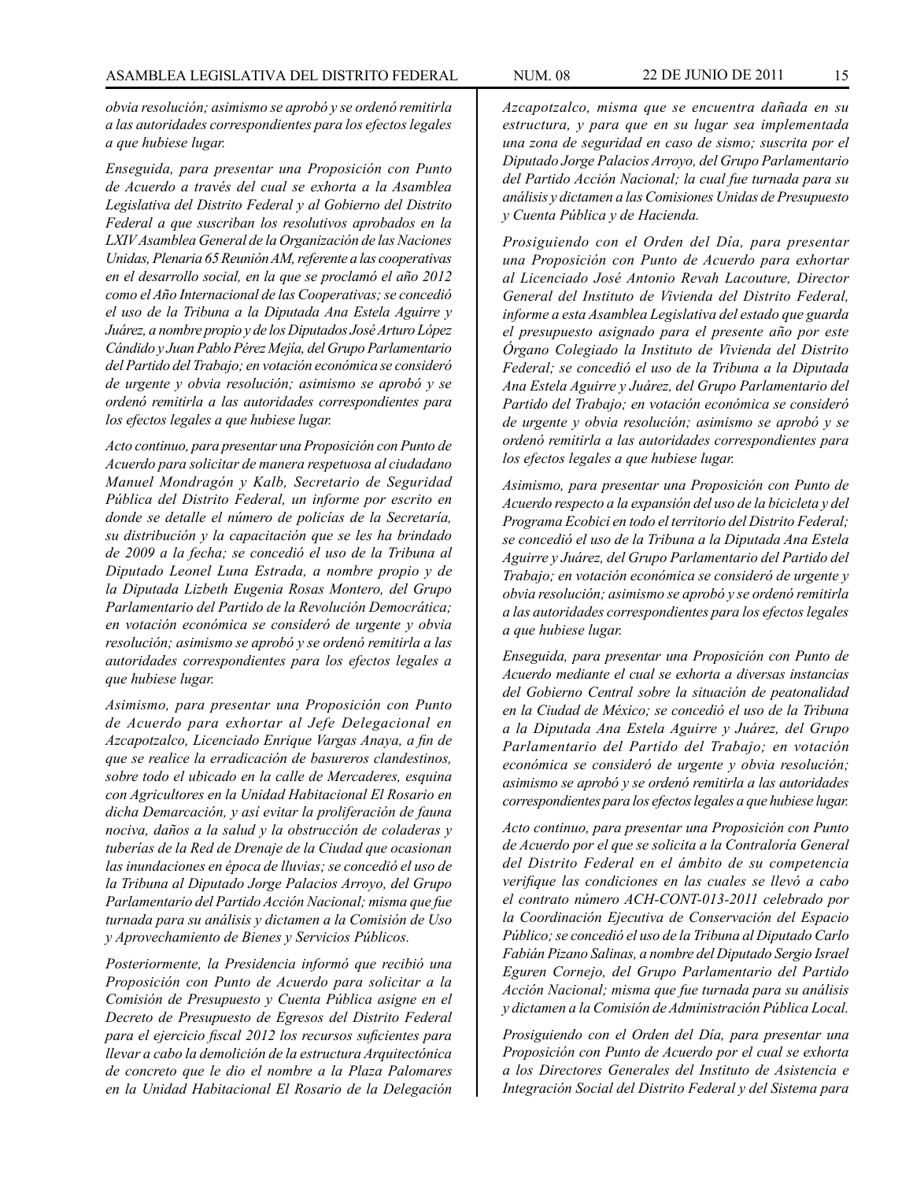*obvia resolución; asimismo se aprobó y se ordenó remitirla a las autoridades correspondientes para los efectos legales a que hubiese lugar.*

*Enseguida, para presentar una Proposición con Punto de Acuerdo a través del cual se exhorta a la Asamblea Legislativa del Distrito Federal y al Gobierno del Distrito Federal a que suscriban los resolutivos aprobados en la LXIV Asamblea General de la Organización de las Naciones Unidas, Plenaria 65 Reunión AM, referente a las cooperativas en el desarrollo social, en la que se proclamó el año 2012 como el Año Internacional de las Cooperativas; se concedió el uso de la Tribuna a la Diputada Ana Estela Aguirre y Juárez, a nombre propio y de los Diputados José Arturo López Cándido y Juan Pablo Pérez Mejía, del Grupo Parlamentario del Partido del Trabajo; en votación económica se consideró de urgente y obvia resolución; asimismo se aprobó y se ordenó remitirla a las autoridades correspondientes para los efectos legales a que hubiese lugar.*

*Acto continuo, para presentar una Proposición con Punto de Acuerdo para solicitar de manera respetuosa al ciudadano Manuel Mondragón y Kalb, Secretario de Seguridad Pública del Distrito Federal, un informe por escrito en donde se detalle el número de policías de la Secretaría, su distribución y la capacitación que se les ha brindado de 2009 a la fecha; se concedió el uso de la Tribuna al Diputado Leonel Luna Estrada, a nombre propio y de la Diputada Lizbeth Eugenia Rosas Montero, del Grupo Parlamentario del Partido de la Revolución Democrática; en votación económica se consideró de urgente y obvia resolución; asimismo se aprobó y se ordenó remitirla a las autoridades correspondientes para los efectos legales a que hubiese lugar.*

*Asimismo, para presentar una Proposición con Punto de Acuerdo para exhortar al Jefe Delegacional en Azcapotzalco, Licenciado Enrique Vargas Anaya, a fin de que se realice la erradicación de basureros clandestinos, sobre todo el ubicado en la calle de Mercaderes, esquina con Agricultores en la Unidad Habitacional El Rosario en dicha Demarcación, y así evitar la proliferación de fauna nociva, daños a la salud y la obstrucción de coladeras y tuberías de la Red de Drenaje de la Ciudad que ocasionan las inundaciones en época de lluvias; se concedió el uso de la Tribuna al Diputado Jorge Palacios Arroyo, del Grupo Parlamentario del Partido Acción Nacional; misma que fue turnada para su análisis y dictamen a la Comisión de Uso y Aprovechamiento de Bienes y Servicios Públicos.*

*Posteriormente, la Presidencia informó que recibió una Proposición con Punto de Acuerdo para solicitar a la Comisión de Presupuesto y Cuenta Pública asigne en el Decreto de Presupuesto de Egresos del Distrito Federal para el ejercicio fiscal 2012 los recursos suficientes para llevar a cabo la demolición de la estructura Arquitectónica de concreto que le dio el nombre a la Plaza Palomares en la Unidad Habitacional El Rosario de la Delegación Azcapotzalco, misma que se encuentra dañada en su estructura, y para que en su lugar sea implementada una zona de seguridad en caso de sismo; suscrita por el Diputado Jorge Palacios Arroyo, del Grupo Parlamentario del Partido Acción Nacional; la cual fue turnada para su análisis y dictamen a las Comisiones Unidas de Presupuesto y Cuenta Pública y de Hacienda.*

*Prosiguiendo con el Orden del Día, para presentar una Proposición con Punto de Acuerdo para exhortar al Licenciado José Antonio Revah Lacouture, Director General del Instituto de Vivienda del Distrito Federal, informe a esta Asamblea Legislativa del estado que guarda el presupuesto asignado para el presente año por este Órgano Colegiado la Instituto de Vivienda del Distrito Federal; se concedió el uso de la Tribuna a la Diputada Ana Estela Aguirre y Juárez, del Grupo Parlamentario del Partido del Trabajo; en votación económica se consideró de urgente y obvia resolución; asimismo se aprobó y se ordenó remitirla a las autoridades correspondientes para los efectos legales a que hubiese lugar.*

*Asimismo, para presentar una Proposición con Punto de Acuerdo respecto a la expansión del uso de la bicicleta y del Programa Ecobici en todo el territorio del Distrito Federal; se concedió el uso de la Tribuna a la Diputada Ana Estela Aguirre y Juárez, del Grupo Parlamentario del Partido del Trabajo; en votación económica se consideró de urgente y obvia resolución; asimismo se aprobó y se ordenó remitirla a las autoridades correspondientes para los efectos legales a que hubiese lugar.*

*Enseguida, para presentar una Proposición con Punto de Acuerdo mediante el cual se exhorta a diversas instancias del Gobierno Central sobre la situación de peatonalidad en la Ciudad de México; se concedió el uso de la Tribuna a la Diputada Ana Estela Aguirre y Juárez, del Grupo Parlamentario del Partido del Trabajo; en votación económica se consideró de urgente y obvia resolución; asimismo se aprobó y se ordenó remitirla a las autoridades correspondientes para los efectos legales a que hubiese lugar.*

*Acto continuo, para presentar una Proposición con Punto de Acuerdo por el que se solicita a la Contraloría General del Distrito Federal en el ámbito de su competencia verifique las condiciones en las cuales se llevó a cabo el contrato número ACH-CONT-013-2011 celebrado por la Coordinación Ejecutiva de Conservación del Espacio Público; se concedió el uso de la Tribuna al Diputado Carlo Fabián Pizano Salinas, a nombre del Diputado Sergio Israel Eguren Cornejo, del Grupo Parlamentario del Partido Acción Nacional; misma que fue turnada para su análisis y dictamen a la Comisión de Administración Pública Local.*

*Prosiguiendo con el Orden del Día, para presentar una Proposición con Punto de Acuerdo por el cual se exhorta a los Directores Generales del Instituto de Asistencia e Integración Social del Distrito Federal y del Sistema para*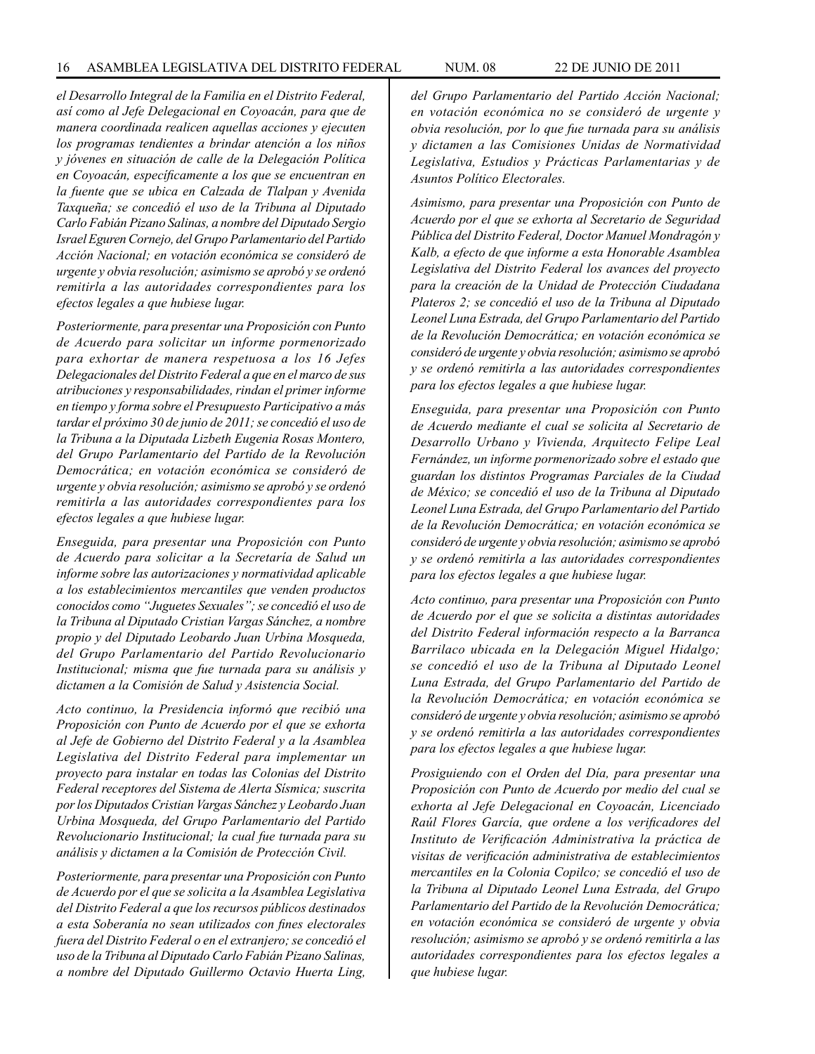*el Desarrollo Integral de la Familia en el Distrito Federal, así como al Jefe Delegacional en Coyoacán, para que de manera coordinada realicen aquellas acciones y ejecuten los programas tendientes a brindar atención a los niños y jóvenes en situación de calle de la Delegación Política en Coyoacán, específicamente a los que se encuentran en la fuente que se ubica en Calzada de Tlalpan y Avenida Taxqueña; se concedió el uso de la Tribuna al Diputado Carlo Fabián Pizano Salinas, a nombre del Diputado Sergio Israel Eguren Cornejo, del Grupo Parlamentario del Partido Acción Nacional; en votación económica se consideró de urgente y obvia resolución; asimismo se aprobó y se ordenó remitirla a las autoridades correspondientes para los efectos legales a que hubiese lugar.*

*Posteriormente, para presentar una Proposición con Punto de Acuerdo para solicitar un informe pormenorizado para exhortar de manera respetuosa a los 16 Jefes Delegacionales del Distrito Federal a que en el marco de sus atribuciones y responsabilidades, rindan el primer informe en tiempo y forma sobre el Presupuesto Participativo a más tardar el próximo 30 de junio de 2011; se concedió el uso de la Tribuna a la Diputada Lizbeth Eugenia Rosas Montero, del Grupo Parlamentario del Partido de la Revolución Democrática; en votación económica se consideró de urgente y obvia resolución; asimismo se aprobó y se ordenó remitirla a las autoridades correspondientes para los efectos legales a que hubiese lugar.*

*Enseguida, para presentar una Proposición con Punto de Acuerdo para solicitar a la Secretaría de Salud un informe sobre las autorizaciones y normatividad aplicable a los establecimientos mercantiles que venden productos conocidos como "Juguetes Sexuales"; se concedió el uso de la Tribuna al Diputado Cristian Vargas Sánchez, a nombre propio y del Diputado Leobardo Juan Urbina Mosqueda, del Grupo Parlamentario del Partido Revolucionario Institucional; misma que fue turnada para su análisis y dictamen a la Comisión de Salud y Asistencia Social.*

*Acto continuo, la Presidencia informó que recibió una Proposición con Punto de Acuerdo por el que se exhorta al Jefe de Gobierno del Distrito Federal y a la Asamblea Legislativa del Distrito Federal para implementar un proyecto para instalar en todas las Colonias del Distrito Federal receptores del Sistema de Alerta Sísmica; suscrita por los Diputados Cristian Vargas Sánchez y Leobardo Juan Urbina Mosqueda, del Grupo Parlamentario del Partido Revolucionario Institucional; la cual fue turnada para su análisis y dictamen a la Comisión de Protección Civil.*

*Posteriormente, para presentar una Proposición con Punto de Acuerdo por el que se solicita a la Asamblea Legislativa del Distrito Federal a que los recursos públicos destinados a esta Soberanía no sean utilizados con fines electorales fuera del Distrito Federal o en el extranjero; se concedió el uso de la Tribuna al Diputado Carlo Fabián Pizano Salinas, a nombre del Diputado Guillermo Octavio Huerta Ling, del Grupo Parlamentario del Partido Acción Nacional; en votación económica no se consideró de urgente y obvia resolución, por lo que fue turnada para su análisis y dictamen a las Comisiones Unidas de Normatividad Legislativa, Estudios y Prácticas Parlamentarias y de Asuntos Político Electorales.*

*Asimismo, para presentar una Proposición con Punto de Acuerdo por el que se exhorta al Secretario de Seguridad Pública del Distrito Federal, Doctor Manuel Mondragón y Kalb, a efecto de que informe a esta Honorable Asamblea Legislativa del Distrito Federal los avances del proyecto para la creación de la Unidad de Protección Ciudadana Plateros 2; se concedió el uso de la Tribuna al Diputado Leonel Luna Estrada, del Grupo Parlamentario del Partido de la Revolución Democrática; en votación económica se consideró de urgente y obvia resolución; asimismo se aprobó y se ordenó remitirla a las autoridades correspondientes para los efectos legales a que hubiese lugar.*

*Enseguida, para presentar una Proposición con Punto de Acuerdo mediante el cual se solicita al Secretario de Desarrollo Urbano y Vivienda, Arquitecto Felipe Leal Fernández, un informe pormenorizado sobre el estado que guardan los distintos Programas Parciales de la Ciudad de México; se concedió el uso de la Tribuna al Diputado Leonel Luna Estrada, del Grupo Parlamentario del Partido de la Revolución Democrática; en votación económica se consideró de urgente y obvia resolución; asimismo se aprobó y se ordenó remitirla a las autoridades correspondientes para los efectos legales a que hubiese lugar.*

*Acto continuo, para presentar una Proposición con Punto de Acuerdo por el que se solicita a distintas autoridades del Distrito Federal información respecto a la Barranca Barrilaco ubicada en la Delegación Miguel Hidalgo; se concedió el uso de la Tribuna al Diputado Leonel Luna Estrada, del Grupo Parlamentario del Partido de la Revolución Democrática; en votación económica se consideró de urgente y obvia resolución; asimismo se aprobó y se ordenó remitirla a las autoridades correspondientes para los efectos legales a que hubiese lugar.*

*Prosiguiendo con el Orden del Día, para presentar una Proposición con Punto de Acuerdo por medio del cual se exhorta al Jefe Delegacional en Coyoacán, Licenciado Raúl Flores García, que ordene a los verificadores del Instituto de Verificación Administrativa la práctica de visitas de verificación administrativa de establecimientos mercantiles en la Colonia Copilco; se concedió el uso de la Tribuna al Diputado Leonel Luna Estrada, del Grupo Parlamentario del Partido de la Revolución Democrática; en votación económica se consideró de urgente y obvia resolución; asimismo se aprobó y se ordenó remitirla a las autoridades correspondientes para los efectos legales a que hubiese lugar.*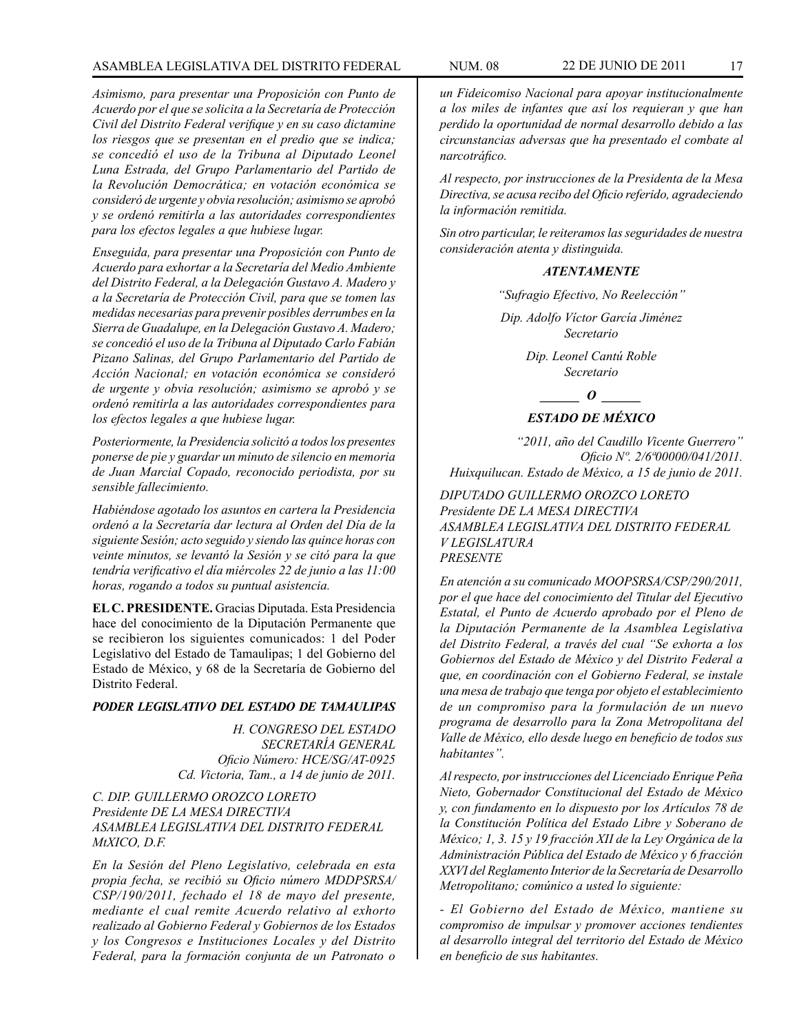*Asimismo, para presentar una Proposición con Punto de Acuerdo por el que se solicita a la Secretaría de Protección Civil del Distrito Federal verifique y en su caso dictamine los riesgos que se presentan en el predio que se indica; se concedió el uso de la Tribuna al Diputado Leonel Luna Estrada, del Grupo Parlamentario del Partido de la Revolución Democrática; en votación económica se consideró de urgente y obvia resolución; asimismo se aprobó y se ordenó remitirla a las autoridades correspondientes para los efectos legales a que hubiese lugar.*

*Enseguida, para presentar una Proposición con Punto de Acuerdo para exhortar a la Secretaría del Medio Ambiente del Distrito Federal, a la Delegación Gustavo A. Madero y a la Secretaría de Protección Civil, para que se tomen las medidas necesarias para prevenir posibles derrumbes en la Sierra de Guadalupe, en la Delegación Gustavo A. Madero; se concedió el uso de la Tribuna al Diputado Carlo Fabián Pizano Salinas, del Grupo Parlamentario del Partido de Acción Nacional; en votación económica se consideró de urgente y obvia resolución; asimismo se aprobó y se ordenó remitirla a las autoridades correspondientes para los efectos legales a que hubiese lugar.*

*Posteriormente, la Presidencia solicitó a todos los presentes ponerse de pie y guardar un minuto de silencio en memoria de Juan Marcial Copado, reconocido periodista, por su sensible fallecimiento.*

*Habiéndose agotado los asuntos en cartera la Presidencia ordenó a la Secretaría dar lectura al Orden del Día de la siguiente Sesión; acto seguido y siendo las quince horas con veinte minutos, se levantó la Sesión y se citó para la que tendría verificativo el día miércoles 22 de junio a las 11:00 horas, rogando a todos su puntual asistencia.*

**EL C. PRESIDENTE.** Gracias Diputada. Esta Presidencia hace del conocimiento de la Diputación Permanente que se recibieron los siguientes comunicados: 1 del Poder Legislativo del Estado de Tamaulipas; 1 del Gobierno del Estado de México, y 68 de la Secretaría de Gobierno del Distrito Federal.

***PODER LEGISLATIVO DEL ESTADO DE TAMAULIPAS***

*H. CONGRESO DEL ESTADO*
*SECRETARÍA GENERAL*
*Oficio Número: HCE/SG/AT-0925*
*Cd. Victoria, Tam., a 14 de junio de 2011.*

*C. DIP. GUILLERMO OROZCO LORETO*
*Presidente DE LA MESA DIRECTIVA*
*ASAMBLEA LEGISLATIVA DEL DISTRITO FEDERAL*
*MtXICO, D.F.*

*En la Sesión del Pleno Legislativo, celebrada en esta propia fecha, se recibió su Oficio número MDDPSRSA/CSP/190/2011, fechado el 18 de mayo del presente, mediante el cual remite Acuerdo relativo al exhorto realizado al Gobierno Federal y Gobiernos de los Estados y los Congresos e Instituciones Locales y del Distrito Federal, para la formación conjunta de un Patronato o un Fideicomiso Nacional para apoyar institucionalmente a los miles de infantes que así los requieran y que han perdido la oportunidad de normal desarrollo debido a las circunstancias adversas que ha presentado el combate al narcotráfico.*

*Al respecto, por instrucciones de la Presidenta de la Mesa Directiva, se acusa recibo del Oficio referido, agradeciendo la información remitida.*

*Sin otro particular, le reiteramos las seguridades de nuestra consideración atenta y distinguida.*

***ATENTAMENTE***

*"Sufragio Efectivo, No Reelección"*

*Dip. Adolfo Víctor García Jiménez*
*Secretario*

*Dip. Leonel Cantú Roble*
*Secretario*

***\_\_\_\_\_\_ O \_\_\_\_\_\_***

***ESTADO DE MÉXICO***

*"2011, año del Caudillo Vicente Guerrero"*
*Oficio Nº. 2/6º00000/041/2011.*
*Huixquilucan. Estado de México, a 15 de junio de 2011.*

*DIPUTADO GUILLERMO OROZCO LORETO*
*Presidente DE LA MESA DIRECTIVA*
*ASAMBLEA LEGISLATIVA DEL DISTRITO FEDERAL*
*V LEGISLATURA*
*PRESENTE*

*En atención a su comunicado MOOPSRSA/CSP/290/2011, por el que hace del conocimiento del Titular del Ejecutivo Estatal, el Punto de Acuerdo aprobado por el Pleno de la Diputación Permanente de la Asamblea Legislativa del Distrito Federal, a través del cual "Se exhorta a los Gobiernos del Estado de México y del Distrito Federal a que, en coordinación con el Gobierno Federal, se instale una mesa de trabajo que tenga por objeto el establecimiento de un compromiso para la formulación de un nuevo programa de desarrollo para la Zona Metropolitana del Valle de México, ello desde luego en beneficio de todos sus habitantes".*

*Al respecto, por instrucciones del Licenciado Enrique Peña Nieto, Gobernador Constitucional del Estado de México y, con fundamento en lo dispuesto por los Artículos 78 de la Constitución Política del Estado Libre y Soberano de México; 1, 3. 15 y 19 fracción XII de la Ley Orgánica de la Administración Pública del Estado de México y 6 fracción XXVI del Reglamento Interior de la Secretaría de Desarrollo Metropolitano; comúnico a usted lo siguiente:*

*- El Gobierno del Estado de México, mantiene su compromiso de impulsar y promover acciones tendientes al desarrollo integral del territorio del Estado de México en beneficio de sus habitantes.*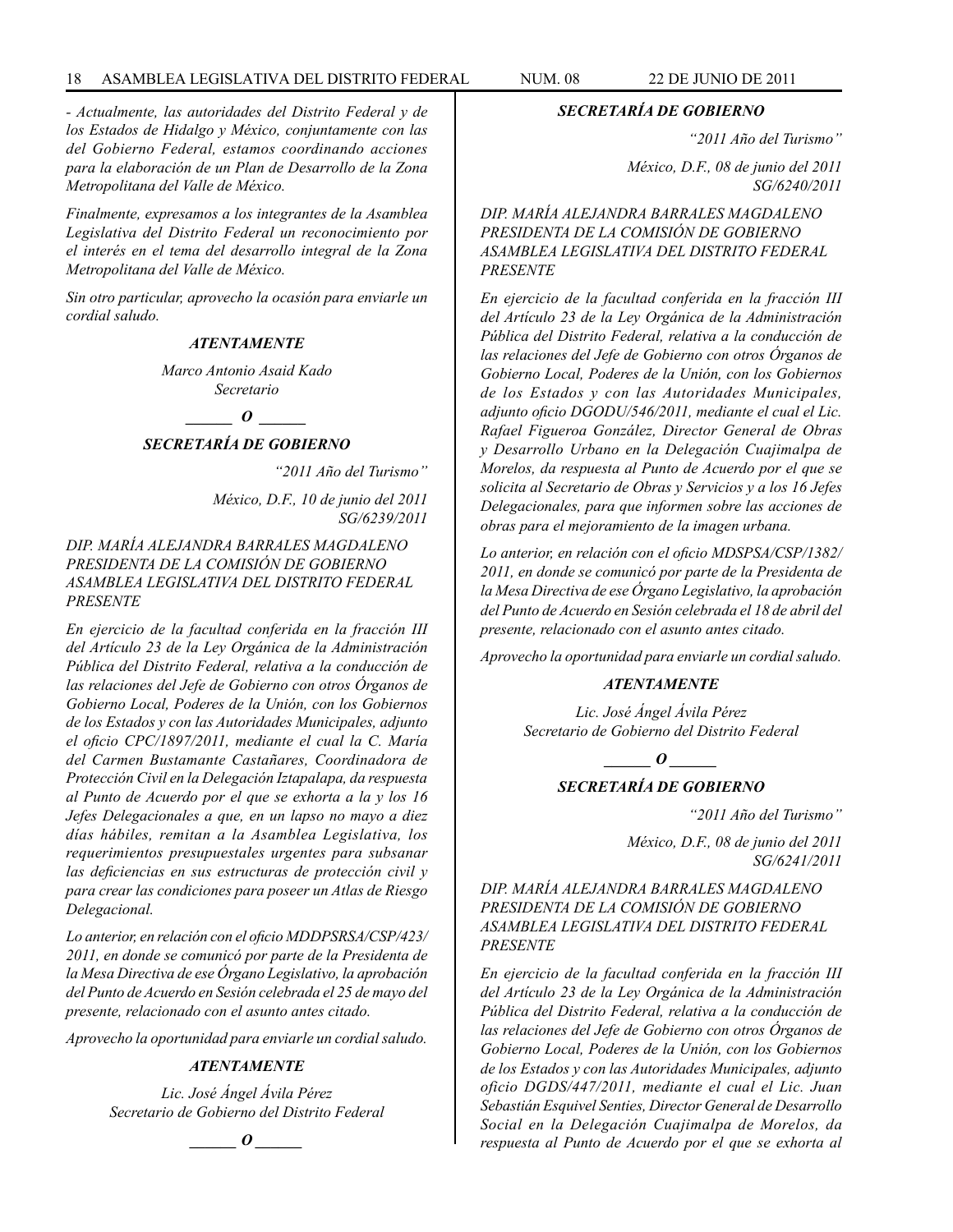*- Actualmente, las autoridades del Distrito Federal y de los Estados de Hidalgo y México, conjuntamente con las del Gobierno Federal, estamos coordinando acciones para la elaboración de un Plan de Desarrollo de la Zona Metropolitana del Valle de México.*

*Finalmente, expresamos a los integrantes de la Asamblea Legislativa del Distrito Federal un reconocimiento por el interés en el tema del desarrollo integral de la Zona Metropolitana del Valle de México.*

*Sin otro particular, aprovecho la ocasión para enviarle un cordial saludo.*

***ATENTAMENTE***

*Marco Antonio Asaid Kado*
*Secretario*

***\_\_\_\_\_\_ O \_\_\_\_\_\_***

***SECRETARÍA DE GOBIERNO***

*"2011 Año del Turismo"*

*México, D.F., 10 de junio del 2011*
*SG/6239/2011*

*DIP. MARÍA ALEJANDRA BARRALES MAGDALENO*
*PRESIDENTA DE LA COMISIÓN DE GOBIERNO*
*ASAMBLEA LEGISLATIVA DEL DISTRITO FEDERAL*
*PRESENTE*

*En ejercicio de la facultad conferida en la fracción III del Artículo 23 de la Ley Orgánica de la Administración Pública del Distrito Federal, relativa a la conducción de las relaciones del Jefe de Gobierno con otros Órganos de Gobierno Local, Poderes de la Unión, con los Gobiernos de los Estados y con las Autoridades Municipales, adjunto el oficio CPC/1897/2011, mediante el cual la C. María del Carmen Bustamante Castañares, Coordinadora de Protección Civil en la Delegación Iztapalapa, da respuesta al Punto de Acuerdo por el que se exhorta a la y los 16 Jefes Delegacionales a que, en un lapso no mayo a diez días hábiles, remitan a la Asamblea Legislativa, los requerimientos presupuestales urgentes para subsanar las deficiencias en sus estructuras de protección civil y para crear las condiciones para poseer un Atlas de Riesgo Delegacional.*

*Lo anterior, en relación con el oficio MDDPSRSA/CSP/423/2011, en donde se comunicó por parte de la Presidenta de la Mesa Directiva de ese Órgano Legislativo, la aprobación del Punto de Acuerdo en Sesión celebrada el 25 de mayo del presente, relacionado con el asunto antes citado.*

*Aprovecho la oportunidad para enviarle un cordial saludo.*

***ATENTAMENTE***

*Lic. José Ángel Ávila Pérez*
*Secretario de Gobierno del Distrito Federal*

***\_\_\_\_\_\_ O \_\_\_\_\_\_***

***SECRETARÍA DE GOBIERNO***

*"2011 Año del Turismo"*

*México, D.F., 08 de junio del 2011*
*SG/6240/2011*

*DIP. MARÍA ALEJANDRA BARRALES MAGDALENO*
*PRESIDENTA DE LA COMISIÓN DE GOBIERNO*
*ASAMBLEA LEGISLATIVA DEL DISTRITO FEDERAL*
*PRESENTE*

*En ejercicio de la facultad conferida en la fracción III del Artículo 23 de la Ley Orgánica de la Administración Pública del Distrito Federal, relativa a la conducción de las relaciones del Jefe de Gobierno con otros Órganos de Gobierno Local, Poderes de la Unión, con los Gobiernos de los Estados y con las Autoridades Municipales, adjunto oficio DGODU/546/2011, mediante el cual el Lic. Rafael Figueroa González, Director General de Obras y Desarrollo Urbano en la Delegación Cuajimalpa de Morelos, da respuesta al Punto de Acuerdo por el que se solicita al Secretario de Obras y Servicios y a los 16 Jefes Delegacionales, para que informen sobre las acciones de obras para el mejoramiento de la imagen urbana.*

*Lo anterior, en relación con el oficio MDSPSA/CSP/1382/2011, en donde se comunicó por parte de la Presidenta de la Mesa Directiva de ese Órgano Legislativo, la aprobación del Punto de Acuerdo en Sesión celebrada el 18 de abril del presente, relacionado con el asunto antes citado.*

*Aprovecho la oportunidad para enviarle un cordial saludo.*

***ATENTAMENTE***

*Lic. José Ángel Ávila Pérez*
*Secretario de Gobierno del Distrito Federal*

***\_\_\_\_\_\_ O \_\_\_\_\_\_***

***SECRETARÍA DE GOBIERNO***

*"2011 Año del Turismo"*

*México, D.F., 08 de junio del 2011*
*SG/6241/2011*

*DIP. MARÍA ALEJANDRA BARRALES MAGDALENO*
*PRESIDENTA DE LA COMISIÓN DE GOBIERNO*
*ASAMBLEA LEGISLATIVA DEL DISTRITO FEDERAL*
*PRESENTE*

*En ejercicio de la facultad conferida en la fracción III del Artículo 23 de la Ley Orgánica de la Administración Pública del Distrito Federal, relativa a la conducción de las relaciones del Jefe de Gobierno con otros Órganos de Gobierno Local, Poderes de la Unión, con los Gobiernos de los Estados y con las Autoridades Municipales, adjunto oficio DGDS/447/2011, mediante el cual el Lic. Juan Sebastián Esquivel Senties, Director General de Desarrollo Social en la Delegación Cuajimalpa de Morelos, da respuesta al Punto de Acuerdo por el que se exhorta al*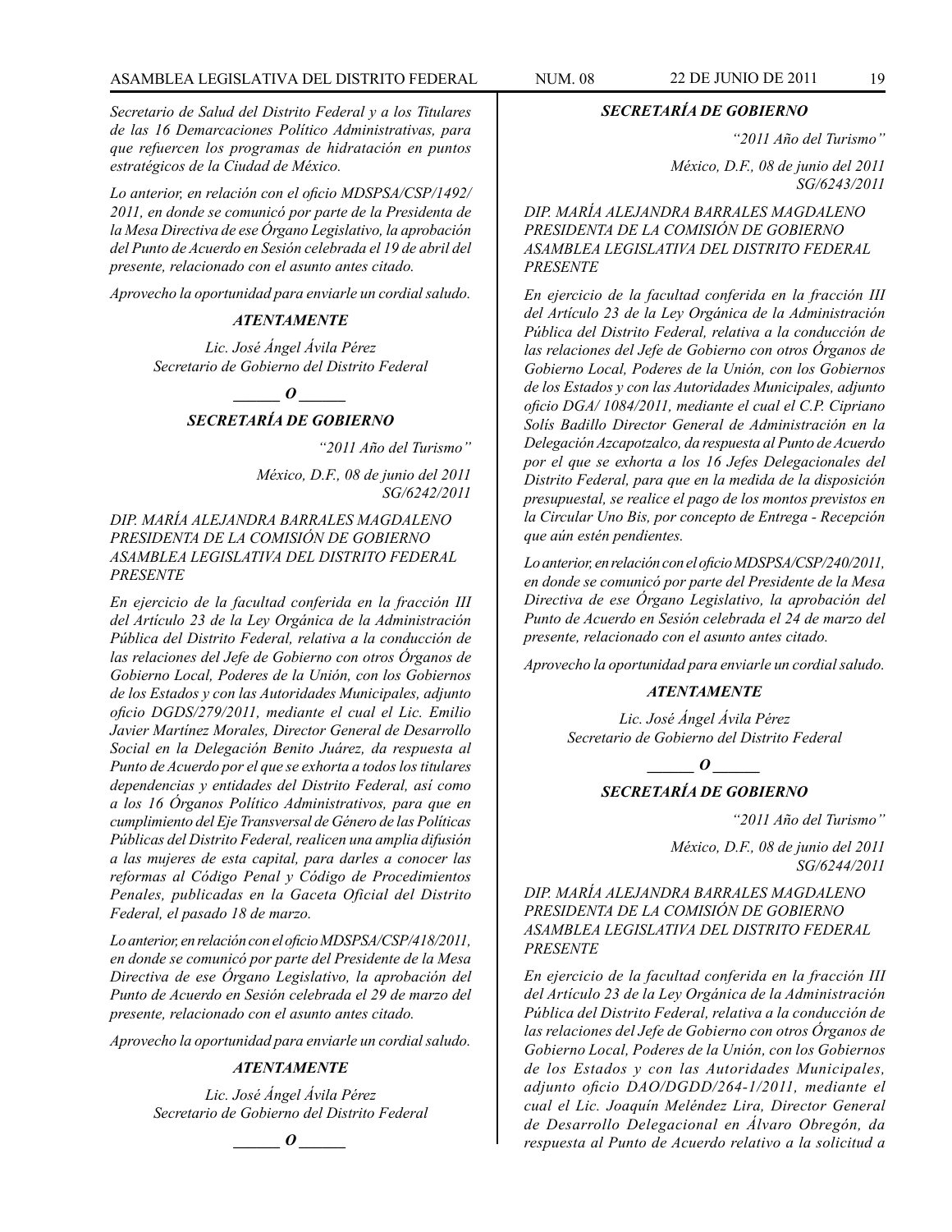*Secretario de Salud del Distrito Federal y a los Titulares de las 16 Demarcaciones Político Administrativas, para que refuercen los programas de hidratación en puntos estratégicos de la Ciudad de México.*

*Lo anterior, en relación con el oficio MDSPSA/CSP/1492/2011, en donde se comunicó por parte de la Presidenta de la Mesa Directiva de ese Órgano Legislativo, la aprobación del Punto de Acuerdo en Sesión celebrada el 19 de abril del presente, relacionado con el asunto antes citado.*

*Aprovecho la oportunidad para enviarle un cordial saludo.*

***ATENTAMENTE***

*Lic. José Ángel Ávila Pérez*
*Secretario de Gobierno del Distrito Federal*

***\_\_\_\_\_\_ O \_\_\_\_\_\_***

***SECRETARÍA DE GOBIERNO***

*"2011 Año del Turismo"*

*México, D.F., 08 de junio del 2011*
*SG/6242/2011*

*DIP. MARÍA ALEJANDRA BARRALES MAGDALENO*
*PRESIDENTA DE LA COMISIÓN DE GOBIERNO*
*ASAMBLEA LEGISLATIVA DEL DISTRITO FEDERAL*
*PRESENTE*

*En ejercicio de la facultad conferida en la fracción III del Artículo 23 de la Ley Orgánica de la Administración Pública del Distrito Federal, relativa a la conducción de las relaciones del Jefe de Gobierno con otros Órganos de Gobierno Local, Poderes de la Unión, con los Gobiernos de los Estados y con las Autoridades Municipales, adjunto oficio DGDS/279/2011, mediante el cual el Lic. Emilio Javier Martínez Morales, Director General de Desarrollo Social en la Delegación Benito Juárez, da respuesta al Punto de Acuerdo por el que se exhorta a todos los titulares dependencias y entidades del Distrito Federal, así como a los 16 Órganos Político Administrativos, para que en cumplimiento del Eje Transversal de Género de las Políticas Públicas del Distrito Federal, realicen una amplia difusión a las mujeres de esta capital, para darles a conocer las reformas al Código Penal y Código de Procedimientos Penales, publicadas en la Gaceta Oficial del Distrito Federal, el pasado 18 de marzo.*

*Lo anterior, en relación con el oficio MDSPSA/CSP/418/2011, en donde se comunicó por parte del Presidente de la Mesa Directiva de ese Órgano Legislativo, la aprobación del Punto de Acuerdo en Sesión celebrada el 29 de marzo del presente, relacionado con el asunto antes citado.*

*Aprovecho la oportunidad para enviarle un cordial saludo.*

***ATENTAMENTE***

*Lic. José Ángel Ávila Pérez*
*Secretario de Gobierno del Distrito Federal*

***\_\_\_\_\_\_ O \_\_\_\_\_\_***

***SECRETARÍA DE GOBIERNO***

*"2011 Año del Turismo"*

*México, D.F., 08 de junio del 2011*
*SG/6243/2011*

*DIP. MARÍA ALEJANDRA BARRALES MAGDALENO*
*PRESIDENTA DE LA COMISIÓN DE GOBIERNO*
*ASAMBLEA LEGISLATIVA DEL DISTRITO FEDERAL*
*PRESENTE*

*En ejercicio de la facultad conferida en la fracción III del Artículo 23 de la Ley Orgánica de la Administración Pública del Distrito Federal, relativa a la conducción de las relaciones del Jefe de Gobierno con otros Órganos de Gobierno Local, Poderes de la Unión, con los Gobiernos de los Estados y con las Autoridades Municipales, adjunto oficio DGA/ 1084/2011, mediante el cual el C.P. Cipriano Solís Badillo Director General de Administración en la Delegación Azcapotzalco, da respuesta al Punto de Acuerdo por el que se exhorta a los 16 Jefes Delegacionales del Distrito Federal, para que en la medida de la disposición presupuestal, se realice el pago de los montos previstos en la Circular Uno Bis, por concepto de Entrega - Recepción que aún estén pendientes.*

*Lo anterior, en relación con el oficio MDSPSA/CSP/240/2011, en donde se comunicó por parte del Presidente de la Mesa Directiva de ese Órgano Legislativo, la aprobación del Punto de Acuerdo en Sesión celebrada el 24 de marzo del presente, relacionado con el asunto antes citado.*

*Aprovecho la oportunidad para enviarle un cordial saludo.*

***ATENTAMENTE***

*Lic. José Ángel Ávila Pérez*
*Secretario de Gobierno del Distrito Federal*

***\_\_\_\_\_\_ O \_\_\_\_\_\_***

***SECRETARÍA DE GOBIERNO***

*"2011 Año del Turismo"*

*México, D.F., 08 de junio del 2011*
*SG/6244/2011*

*DIP. MARÍA ALEJANDRA BARRALES MAGDALENO*
*PRESIDENTA DE LA COMISIÓN DE GOBIERNO*
*ASAMBLEA LEGISLATIVA DEL DISTRITO FEDERAL*
*PRESENTE*

*En ejercicio de la facultad conferida en la fracción III del Artículo 23 de la Ley Orgánica de la Administración Pública del Distrito Federal, relativa a la conducción de las relaciones del Jefe de Gobierno con otros Órganos de Gobierno Local, Poderes de la Unión, con los Gobiernos de los Estados y con las Autoridades Municipales, adjunto oficio DAO/DGDD/264-1/2011, mediante el cual el Lic. Joaquín Meléndez Lira, Director General de Desarrollo Delegacional en Álvaro Obregón, da respuesta al Punto de Acuerdo relativo a la solicitud a*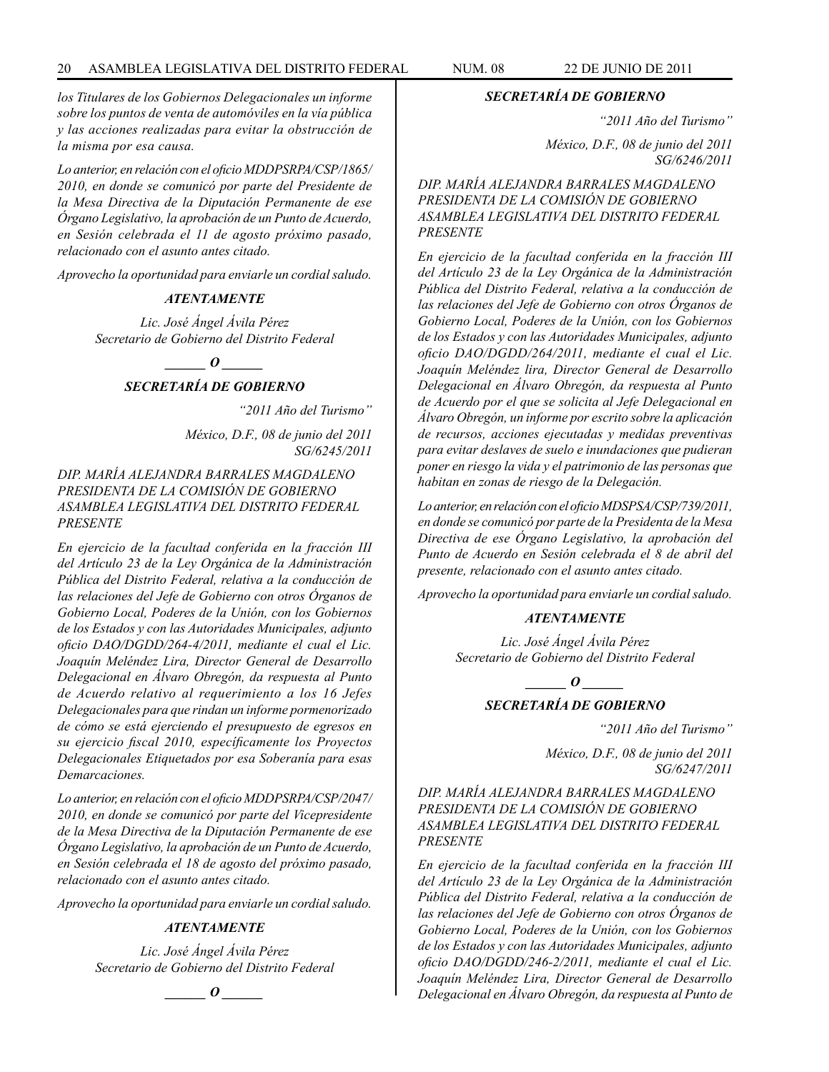*los Titulares de los Gobiernos Delegacionales un informe sobre los puntos de venta de automóviles en la vía pública y las acciones realizadas para evitar la obstrucción de la misma por esa causa.*

*Lo anterior, en relación con el oficio MDDPSRPA/CSP/1865/2010, en donde se comunicó por parte del Presidente de la Mesa Directiva de la Diputación Permanente de ese Órgano Legislativo, la aprobación de un Punto de Acuerdo, en Sesión celebrada el 11 de agosto próximo pasado, relacionado con el asunto antes citado.*

*Aprovecho la oportunidad para enviarle un cordial saludo.*

***ATENTAMENTE***

*Lic. José Ángel Ávila Pérez*
*Secretario de Gobierno del Distrito Federal*

***\_\_\_\_\_\_ O \_\_\_\_\_\_***

***SECRETARÍA DE GOBIERNO***

*"2011 Año del Turismo"*

*México, D.F., 08 de junio del 2011*
*SG/6245/2011*

*DIP. MARÍA ALEJANDRA BARRALES MAGDALENO*
*PRESIDENTA DE LA COMISIÓN DE GOBIERNO*
*ASAMBLEA LEGISLATIVA DEL DISTRITO FEDERAL*
*PRESENTE*

*En ejercicio de la facultad conferida en la fracción III del Artículo 23 de la Ley Orgánica de la Administración Pública del Distrito Federal, relativa a la conducción de las relaciones del Jefe de Gobierno con otros Órganos de Gobierno Local, Poderes de la Unión, con los Gobiernos de los Estados y con las Autoridades Municipales, adjunto oficio DAO/DGDD/264-4/2011, mediante el cual el Lic. Joaquín Meléndez Lira, Director General de Desarrollo Delegacional en Álvaro Obregón, da respuesta al Punto de Acuerdo relativo al requerimiento a los 16 Jefes Delegacionales para que rindan un informe pormenorizado de cómo se está ejerciendo el presupuesto de egresos en su ejercicio fiscal 2010, específicamente los Proyectos Delegacionales Etiquetados por esa Soberanía para esas Demarcaciones.*

*Lo anterior, en relación con el oficio MDDPSRPA/CSP/2047/2010, en donde se comunicó por parte del Vicepresidente de la Mesa Directiva de la Diputación Permanente de ese Órgano Legislativo, la aprobación de un Punto de Acuerdo, en Sesión celebrada el 18 de agosto del próximo pasado, relacionado con el asunto antes citado.*

*Aprovecho la oportunidad para enviarle un cordial saludo.*

***ATENTAMENTE***

*Lic. José Ángel Ávila Pérez*
*Secretario de Gobierno del Distrito Federal*

***\_\_\_\_\_\_ O \_\_\_\_\_\_***

***SECRETARÍA DE GOBIERNO***

*"2011 Año del Turismo"*

*México, D.F., 08 de junio del 2011*
*SG/6246/2011*

*DIP. MARÍA ALEJANDRA BARRALES MAGDALENO*
*PRESIDENTA DE LA COMISIÓN DE GOBIERNO*
*ASAMBLEA LEGISLATIVA DEL DISTRITO FEDERAL*
*PRESENTE*

*En ejercicio de la facultad conferida en la fracción III del Artículo 23 de la Ley Orgánica de la Administración Pública del Distrito Federal, relativa a la conducción de las relaciones del Jefe de Gobierno con otros Órganos de Gobierno Local, Poderes de la Unión, con los Gobiernos de los Estados y con las Autoridades Municipales, adjunto oficio DAO/DGDD/264/2011, mediante el cual el Lic. Joaquín Meléndez lira, Director General de Desarrollo Delegacional en Álvaro Obregón, da respuesta al Punto de Acuerdo por el que se solicita al Jefe Delegacional en Álvaro Obregón, un informe por escrito sobre la aplicación de recursos, acciones ejecutadas y medidas preventivas para evitar deslaves de suelo e inundaciones que pudieran poner en riesgo la vida y el patrimonio de las personas que habitan en zonas de riesgo de la Delegación.*

*Lo anterior, en relación con el oficio MDSPSA/CSP/739/2011, en donde se comunicó por parte de la Presidenta de la Mesa Directiva de ese Órgano Legislativo, la aprobación del Punto de Acuerdo en Sesión celebrada el 8 de abril del presente, relacionado con el asunto antes citado.*

*Aprovecho la oportunidad para enviarle un cordial saludo.*

***ATENTAMENTE***

*Lic. José Ángel Ávila Pérez*
*Secretario de Gobierno del Distrito Federal*

***\_\_\_\_\_\_ O \_\_\_\_\_\_***

***SECRETARÍA DE GOBIERNO***

*"2011 Año del Turismo"*

*México, D.F., 08 de junio del 2011*
*SG/6247/2011*

*DIP. MARÍA ALEJANDRA BARRALES MAGDALENO*
*PRESIDENTA DE LA COMISIÓN DE GOBIERNO*
*ASAMBLEA LEGISLATIVA DEL DISTRITO FEDERAL*
*PRESENTE*

*En ejercicio de la facultad conferida en la fracción III del Artículo 23 de la Ley Orgánica de la Administración Pública del Distrito Federal, relativa a la conducción de las relaciones del Jefe de Gobierno con otros Órganos de Gobierno Local, Poderes de la Unión, con los Gobiernos de los Estados y con las Autoridades Municipales, adjunto oficio DAO/DGDD/246-2/2011, mediante el cual el Lic. Joaquín Meléndez Lira, Director General de Desarrollo Delegacional en Álvaro Obregón, da respuesta al Punto de*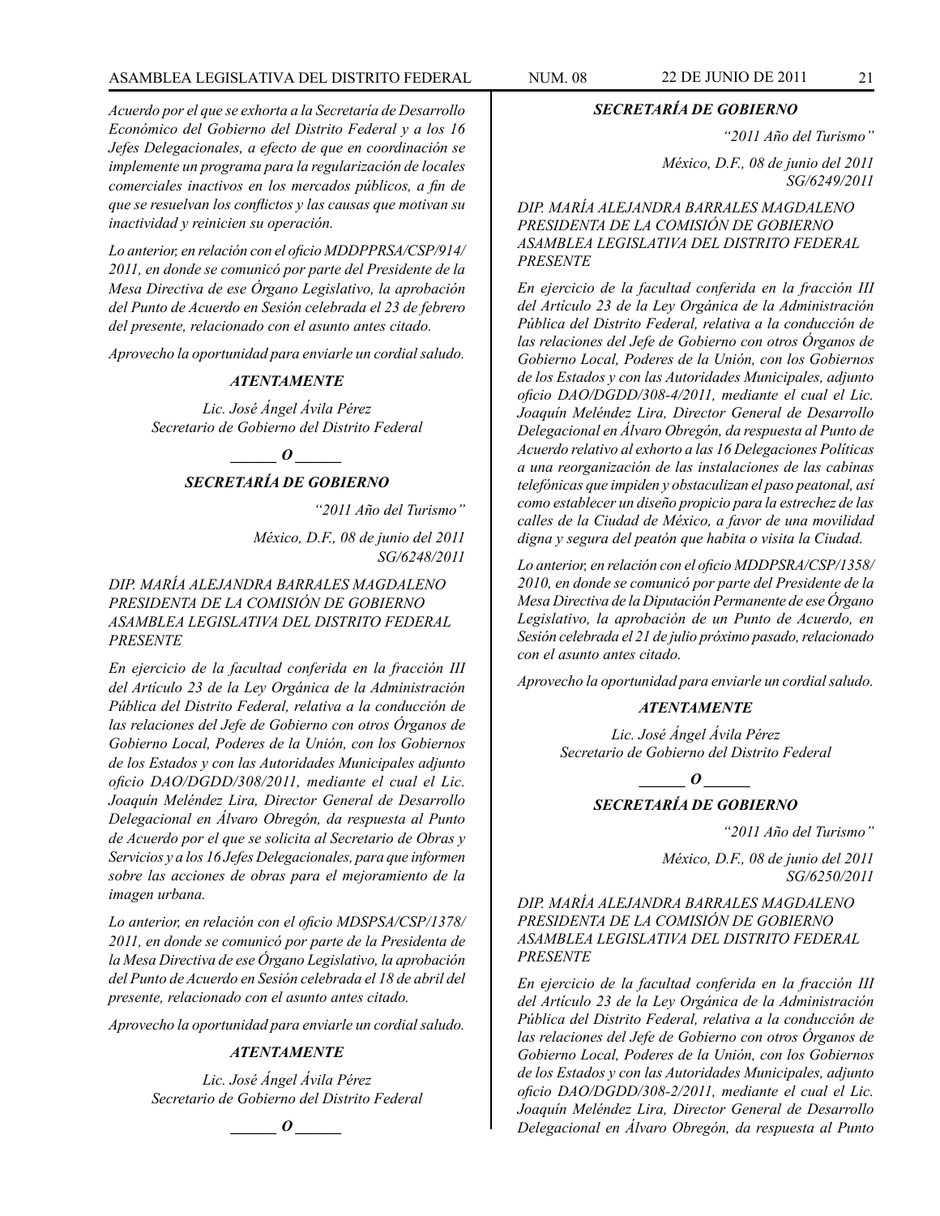*Acuerdo por el que se exhorta a la Secretaría de Desarrollo Económico del Gobierno del Distrito Federal y a los 16 Jefes Delegacionales, a efecto de que en coordinación se implemente un programa para la regularización de locales comerciales inactivos en los mercados públicos, a fin de que se resuelvan los conflictos y las causas que motivan su inactividad y reinicien su operación.*

*Lo anterior, en relación con el oficio MDDPPRSA/CSP/914/ 2011, en donde se comunicó por parte del Presidente de la Mesa Directiva de ese Órgano Legislativo, la aprobación del Punto de Acuerdo en Sesión celebrada el 23 de febrero del presente, relacionado con el asunto antes citado.*

*Aprovecho la oportunidad para enviarle un cordial saludo.*

***ATENTAMENTE***

*Lic. José Ángel Ávila Pérez*
*Secretario de Gobierno del Distrito Federal*

***\_\_\_\_\_\_ O \_\_\_\_\_\_***

***SECRETARÍA DE GOBIERNO***

*"2011 Año del Turismo"*

*México, D.F., 08 de junio del 2011*
*SG/6248/2011*

*DIP. MARÍA ALEJANDRA BARRALES MAGDALENO*
*PRESIDENTA DE LA COMISIÓN DE GOBIERNO*
*ASAMBLEA LEGISLATIVA DEL DISTRITO FEDERAL*
*PRESENTE*

*En ejercicio de la facultad conferida en la fracción III del Artículo 23 de la Ley Orgánica de la Administración Pública del Distrito Federal, relativa a la conducción de las relaciones del Jefe de Gobierno con otros Órganos de Gobierno Local, Poderes de la Unión, con los Gobiernos de los Estados y con las Autoridades Municipales adjunto oficio DAO/DGDD/308/2011, mediante el cual el Lic. Joaquín Meléndez Lira, Director General de Desarrollo Delegacional en Álvaro Obregón, da respuesta al Punto de Acuerdo por el que se solicita al Secretario de Obras y Servicios y a los 16 Jefes Delegacionales, para que informen sobre las acciones de obras para el mejoramiento de la imagen urbana.*

*Lo anterior, en relación con el oficio MDSPSA/CSP/1378/ 2011, en donde se comunicó por parte de la Presidenta de la Mesa Directiva de ese Órgano Legislativo, la aprobación del Punto de Acuerdo en Sesión celebrada el 18 de abril del presente, relacionado con el asunto antes citado.*

*Aprovecho la oportunidad para enviarle un cordial saludo.*

***ATENTAMENTE***

*Lic. José Ángel Ávila Pérez*
*Secretario de Gobierno del Distrito Federal*

***\_\_\_\_\_\_ O \_\_\_\_\_\_***

***SECRETARÍA DE GOBIERNO***

*"2011 Año del Turismo"*

*México, D.F., 08 de junio del 2011*
*SG/6249/2011*

*DIP. MARÍA ALEJANDRA BARRALES MAGDALENO*
*PRESIDENTA DE LA COMISIÓN DE GOBIERNO*
*ASAMBLEA LEGISLATIVA DEL DISTRITO FEDERAL*
*PRESENTE*

*En ejercicio de la facultad conferida en la fracción III del Artículo 23 de la Ley Orgánica de la Administración Pública del Distrito Federal, relativa a la conducción de las relaciones del Jefe de Gobierno con otros Órganos de Gobierno Local, Poderes de la Unión, con los Gobiernos de los Estados y con las Autoridades Municipales, adjunto oficio DAO/DGDD/308-4/2011, mediante el cual el Lic. Joaquín Meléndez Lira, Director General de Desarrollo Delegacional en Álvaro Obregón, da respuesta al Punto de Acuerdo relativo al exhorto a las 16 Delegaciones Políticas a una reorganización de las instalaciones de las cabinas telefónicas que impiden y obstaculizan el paso peatonal, así como establecer un diseño propicio para la estrechez de las calles de la Ciudad de México, a favor de una movilidad digna y segura del peatón que habita o visita la Ciudad.*

*Lo anterior, en relación con el oficio MDDPSRA/CSP/1358/ 2010, en donde se comunicó por parte del Presidente de la Mesa Directiva de la Diputación Permanente de ese Órgano Legislativo, la aprobación de un Punto de Acuerdo, en Sesión celebrada el 21 de julio próximo pasado, relacionado con el asunto antes citado.*

*Aprovecho la oportunidad para enviarle un cordial saludo.*

***ATENTAMENTE***

*Lic. José Ángel Ávila Pérez*
*Secretario de Gobierno del Distrito Federal*

***\_\_\_\_\_\_ O \_\_\_\_\_\_***

***SECRETARÍA DE GOBIERNO***

*"2011 Año del Turismo"*

*México, D.F., 08 de junio del 2011*
*SG/6250/2011*

*DIP. MARÍA ALEJANDRA BARRALES MAGDALENO*
*PRESIDENTA DE LA COMISIÓN DE GOBIERNO*
*ASAMBLEA LEGISLATIVA DEL DISTRITO FEDERAL*
*PRESENTE*

*En ejercicio de la facultad conferida en la fracción III del Artículo 23 de la Ley Orgánica de la Administración Pública del Distrito Federal, relativa a la conducción de las relaciones del Jefe de Gobierno con otros Órganos de Gobierno Local, Poderes de la Unión, con los Gobiernos de los Estados y con las Autoridades Municipales, adjunto oficio DAO/DGDD/308-2/2011, mediante el cual el Lic. Joaquín Meléndez Lira, Director General de Desarrollo Delegacional en Álvaro Obregón, da respuesta al Punto*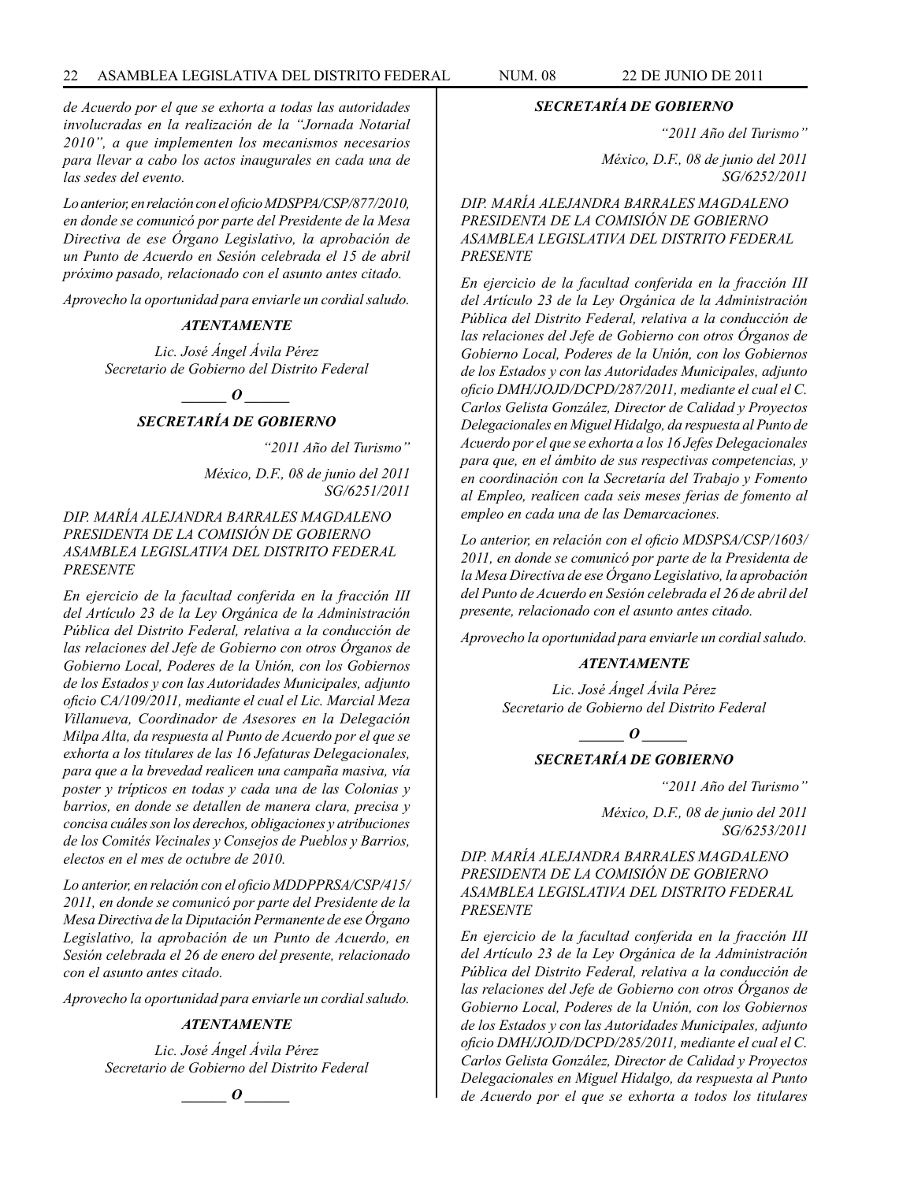*de Acuerdo por el que se exhorta a todas las autoridades involucradas en la realización de la "Jornada Notarial 2010", a que implementen los mecanismos necesarios para llevar a cabo los actos inaugurales en cada una de las sedes del evento.*

*Lo anterior, en relación con el oficio MDSPPA/CSP/877/2010, en donde se comunicó por parte del Presidente de la Mesa Directiva de ese Órgano Legislativo, la aprobación de un Punto de Acuerdo en Sesión celebrada el 15 de abril próximo pasado, relacionado con el asunto antes citado.*

*Aprovecho la oportunidad para enviarle un cordial saludo.*

***ATENTAMENTE***

*Lic. José Ángel Ávila Pérez*
*Secretario de Gobierno del Distrito Federal*

***\_\_\_\_\_\_ O \_\_\_\_\_\_***

## *SECRETARÍA DE GOBIERNO*

*"2011 Año del Turismo"*

*México, D.F., 08 de junio del 2011*
*SG/6251/2011*

*DIP. MARÍA ALEJANDRA BARRALES MAGDALENO*
*PRESIDENTA DE LA COMISIÓN DE GOBIERNO*
*ASAMBLEA LEGISLATIVA DEL DISTRITO FEDERAL*
*PRESENTE*

*En ejercicio de la facultad conferida en la fracción III del Artículo 23 de la Ley Orgánica de la Administración Pública del Distrito Federal, relativa a la conducción de las relaciones del Jefe de Gobierno con otros Órganos de Gobierno Local, Poderes de la Unión, con los Gobiernos de los Estados y con las Autoridades Municipales, adjunto oficio CA/109/2011, mediante el cual el Lic. Marcial Meza Villanueva, Coordinador de Asesores en la Delegación Milpa Alta, da respuesta al Punto de Acuerdo por el que se exhorta a los titulares de las 16 Jefaturas Delegacionales, para que a la brevedad realicen una campaña masiva, vía poster y trípticos en todas y cada una de las Colonias y barrios, en donde se detallen de manera clara, precisa y concisa cuáles son los derechos, obligaciones y atribuciones de los Comités Vecinales y Consejos de Pueblos y Barrios, electos en el mes de octubre de 2010.*

*Lo anterior, en relación con el oficio MDDPPRSA/CSP/415/ 2011, en donde se comunicó por parte del Presidente de la Mesa Directiva de la Diputación Permanente de ese Órgano Legislativo, la aprobación de un Punto de Acuerdo, en Sesión celebrada el 26 de enero del presente, relacionado con el asunto antes citado.*

*Aprovecho la oportunidad para enviarle un cordial saludo.*

***ATENTAMENTE***

*Lic. José Ángel Ávila Pérez*
*Secretario de Gobierno del Distrito Federal*

***\_\_\_\_\_\_ O \_\_\_\_\_\_***

## *SECRETARÍA DE GOBIERNO*

*"2011 Año del Turismo"*

*México, D.F., 08 de junio del 2011*
*SG/6252/2011*

*DIP. MARÍA ALEJANDRA BARRALES MAGDALENO*
*PRESIDENTA DE LA COMISIÓN DE GOBIERNO*
*ASAMBLEA LEGISLATIVA DEL DISTRITO FEDERAL*
*PRESENTE*

*En ejercicio de la facultad conferida en la fracción III del Artículo 23 de la Ley Orgánica de la Administración Pública del Distrito Federal, relativa a la conducción de las relaciones del Jefe de Gobierno con otros Órganos de Gobierno Local, Poderes de la Unión, con los Gobiernos de los Estados y con las Autoridades Municipales, adjunto oficio DMH/JOJD/DCPD/287/2011, mediante el cual el C. Carlos Gelista González, Director de Calidad y Proyectos Delegacionales en Miguel Hidalgo, da respuesta al Punto de Acuerdo por el que se exhorta a los 16 Jefes Delegacionales para que, en el ámbito de sus respectivas competencias, y en coordinación con la Secretaría del Trabajo y Fomento al Empleo, realicen cada seis meses ferias de fomento al empleo en cada una de las Demarcaciones.*

*Lo anterior, en relación con el oficio MDSPSA/CSP/1603/ 2011, en donde se comunicó por parte de la Presidenta de la Mesa Directiva de ese Órgano Legislativo, la aprobación del Punto de Acuerdo en Sesión celebrada el 26 de abril del presente, relacionado con el asunto antes citado.*

*Aprovecho la oportunidad para enviarle un cordial saludo.*

***ATENTAMENTE***

*Lic. José Ángel Ávila Pérez*
*Secretario de Gobierno del Distrito Federal*

***\_\_\_\_\_\_ O \_\_\_\_\_\_***

## *SECRETARÍA DE GOBIERNO*

*"2011 Año del Turismo"*

*México, D.F., 08 de junio del 2011*
*SG/6253/2011*

*DIP. MARÍA ALEJANDRA BARRALES MAGDALENO*
*PRESIDENTA DE LA COMISIÓN DE GOBIERNO*
*ASAMBLEA LEGISLATIVA DEL DISTRITO FEDERAL*
*PRESENTE*

*En ejercicio de la facultad conferida en la fracción III del Artículo 23 de la Ley Orgánica de la Administración Pública del Distrito Federal, relativa a la conducción de las relaciones del Jefe de Gobierno con otros Órganos de Gobierno Local, Poderes de la Unión, con los Gobiernos de los Estados y con las Autoridades Municipales, adjunto oficio DMH/JOJD/DCPD/285/2011, mediante el cual el C. Carlos Gelista González, Director de Calidad y Proyectos Delegacionales en Miguel Hidalgo, da respuesta al Punto de Acuerdo por el que se exhorta a todos los titulares*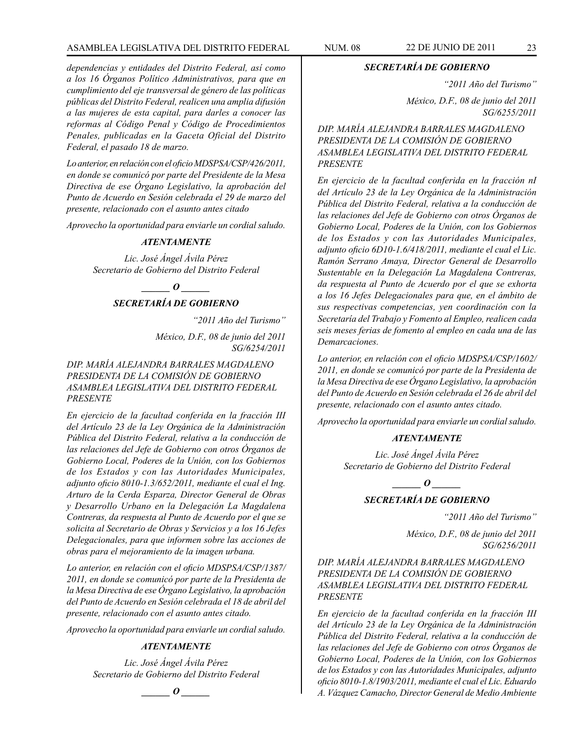*dependencias y entidades del Distrito Federal, así como a los 16 Órganos Político Administrativos, para que en cumplimiento del eje transversal de género de las políticas públicas del Distrito Federal, realicen una amplia difusión a las mujeres de esta capital, para darles a conocer las reformas al Código Penal y Código de Procedimientos Penales, publicadas en la Gaceta Oficial del Distrito Federal, el pasado 18 de marzo.*

*Lo anterior, en relación con el oficio MDSPSA/CSP/426/2011, en donde se comunicó por parte del Presidente de la Mesa Directiva de ese Órgano Legislativo, la aprobación del Punto de Acuerdo en Sesión celebrada el 29 de marzo del presente, relacionado con el asunto antes citado*

*Aprovecho la oportunidad para enviarle un cordial saludo.*

***ATENTAMENTE***

*Lic. José Ángel Ávila Pérez*
*Secretario de Gobierno del Distrito Federal*

**_____ *O* _____**

***SECRETARÍA DE GOBIERNO***

*"2011 Año del Turismo"*

*México, D.F., 08 de junio del 2011*
*SG/6254/2011*

*DIP. MARÍA ALEJANDRA BARRALES MAGDALENO*
*PRESIDENTA DE LA COMISIÓN DE GOBIERNO*
*ASAMBLEA LEGISLATIVA DEL DISTRITO FEDERAL*
*PRESENTE*

*En ejercicio de la facultad conferida en la fracción III del Artículo 23 de la Ley Orgánica de la Administración Pública del Distrito Federal, relativa a la conducción de las relaciones del Jefe de Gobierno con otros Órganos de Gobierno Local, Poderes de la Unión, con los Gobiernos de los Estados y con las Autoridades Municipales, adjunto oficio 8010-1.3/652/2011, mediante el cual el Ing. Arturo de la Cerda Esparza, Director General de Obras y Desarrollo Urbano en la Delegación La Magdalena Contreras, da respuesta al Punto de Acuerdo por el que se solicita al Secretario de Obras y Servicios y a los 16 Jefes Delegacionales, para que informen sobre las acciones de obras para el mejoramiento de la imagen urbana.*

*Lo anterior, en relación con el oficio MDSPSA/CSP/1387/ 2011, en donde se comunicó por parte de la Presidenta de la Mesa Directiva de ese Órgano Legislativo, la aprobación del Punto de Acuerdo en Sesión celebrada el 18 de abril del presente, relacionado con el asunto antes citado.*

*Aprovecho la oportunidad para enviarle un cordial saludo.*

***ATENTAMENTE***

*Lic. José Ángel Ávila Pérez*
*Secretario de Gobierno del Distrito Federal*

**_____ *O* _____**

***SECRETARÍA DE GOBIERNO***

*"2011 Año del Turismo"*

*México, D.F., 08 de junio del 2011*
*SG/6255/2011*

*DIP. MARÍA ALEJANDRA BARRALES MAGDALENO*
*PRESIDENTA DE LA COMISIÓN DE GOBIERNO*
*ASAMBLEA LEGISLATIVA DEL DISTRITO FEDERAL*
*PRESENTE*

*En ejercicio de la facultad conferida en la fracción nI del Artículo 23 de la Ley Orgánica de la Administración Pública del Distrito Federal, relativa a la conducción de las relaciones del Jefe de Gobierno con otros Órganos de Gobierno Local, Poderes de la Unión, con los Gobiernos de los Estados y con las Autoridades Municipales, adjunto oficio 6D10-1.6/418/2011, mediante el cual el Lic. Ramón Serrano Amaya, Director General de Desarrollo Sustentable en la Delegación La Magdalena Contreras, da respuesta al Punto de Acuerdo por el que se exhorta a los 16 Jefes Delegacionales para que, en el ámbito de sus respectivas competencias, yen coordinación con la Secretaría del Trabajo y Fomento al Empleo, realicen cada seis meses ferias de fomento al empleo en cada una de las Demarcaciones.*

*Lo anterior, en relación con el oficio MDSPSA/CSP/1602/ 2011, en donde se comunicó por parte de la Presidenta de la Mesa Directiva de ese Órgano Legislativo, la aprobación del Punto de Acuerdo en Sesión celebrada el 26 de abril del presente, relacionado con el asunto antes citado.*

*Aprovecho la oportunidad para enviarle un cordial saludo.*

***ATENTAMENTE***

*Lic. José Ángel Ávila Pérez*
*Secretario de Gobierno del Distrito Federal*

**_____ *O* _____**

***SECRETARÍA DE GOBIERNO***

*"2011 Año del Turismo"*

*México, D.F., 08 de junio del 2011*
*SG/6256/2011*

*DIP. MARÍA ALEJANDRA BARRALES MAGDALENO*
*PRESIDENTA DE LA COMISIÓN DE GOBIERNO*
*ASAMBLEA LEGISLATIVA DEL DISTRITO FEDERAL*
*PRESENTE*

*En ejercicio de la facultad conferida en la fracción III del Artículo 23 de la Ley Orgánica de la Administración Pública del Distrito Federal, relativa a la conducción de las relaciones del Jefe de Gobierno con otros Órganos de Gobierno Local, Poderes de la Unión, con los Gobiernos de los Estados y con las Autoridades Municipales, adjunto oficio 8010-1.8/1903/2011, mediante el cual el Lic. Eduardo A. Vázquez Camacho, Director General de Medio Ambiente*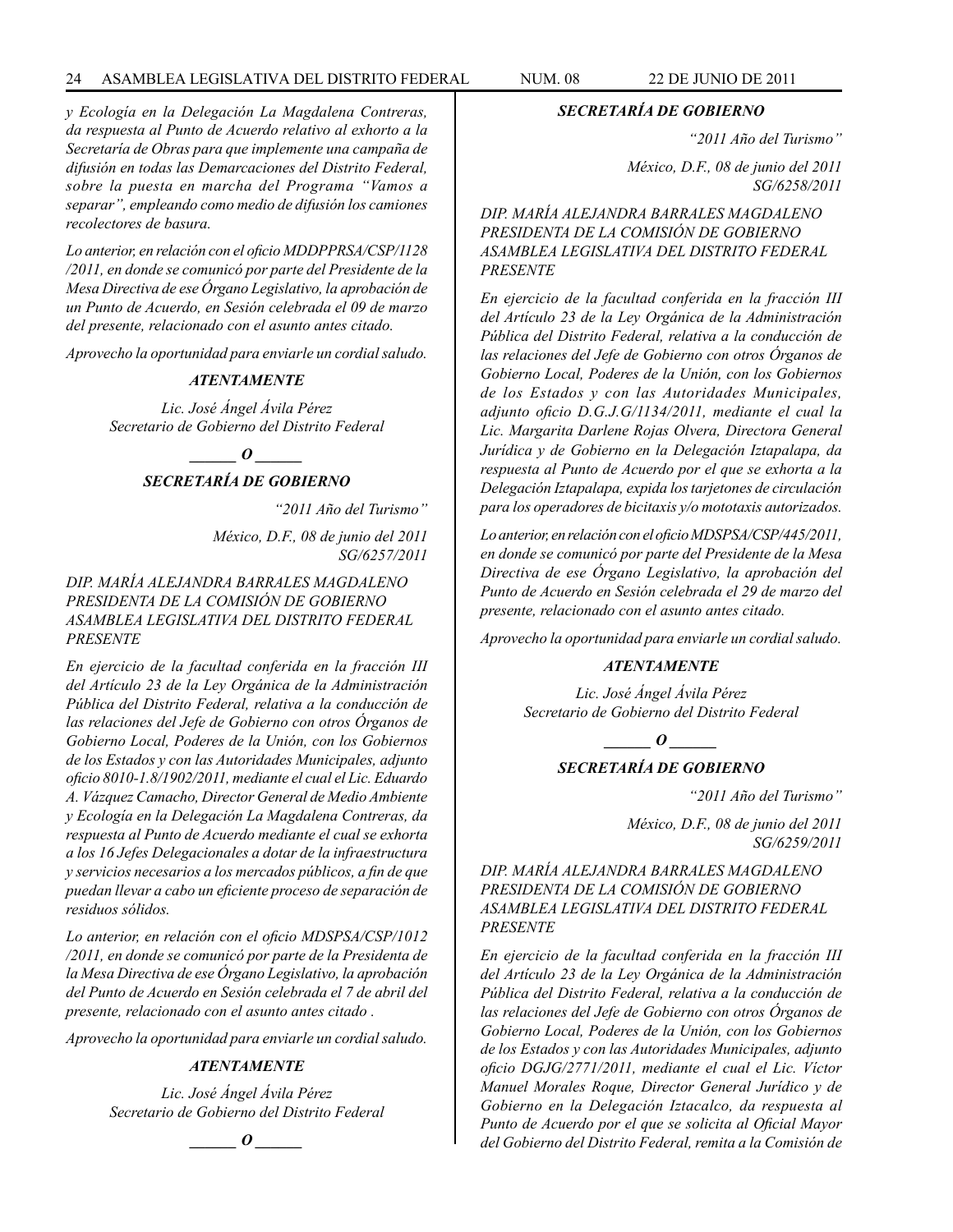*y Ecología en la Delegación La Magdalena Contreras, da respuesta al Punto de Acuerdo relativo al exhorto a la Secretaría de Obras para que implemente una campaña de difusión en todas las Demarcaciones del Distrito Federal, sobre la puesta en marcha del Programa "Vamos a separar", empleando como medio de difusión los camiones recolectores de basura.*

*Lo anterior, en relación con el oficio MDDPPRSA/CSP/1128 /2011, en donde se comunicó por parte del Presidente de la Mesa Directiva de ese Órgano Legislativo, la aprobación de un Punto de Acuerdo, en Sesión celebrada el 09 de marzo del presente, relacionado con el asunto antes citado.*

*Aprovecho la oportunidad para enviarle un cordial saludo.*

***ATENTAMENTE***

*Lic. José Ángel Ávila Pérez*
*Secretario de Gobierno del Distrito Federal*

***\_\_\_\_\_\_ O \_\_\_\_\_\_***

***SECRETARÍA DE GOBIERNO***

*"2011 Año del Turismo"*

*México, D.F., 08 de junio del 2011*
*SG/6257/2011*

*DIP. MARÍA ALEJANDRA BARRALES MAGDALENO*
*PRESIDENTA DE LA COMISIÓN DE GOBIERNO*
*ASAMBLEA LEGISLATIVA DEL DISTRITO FEDERAL*
*PRESENTE*

*En ejercicio de la facultad conferida en la fracción III del Artículo 23 de la Ley Orgánica de la Administración Pública del Distrito Federal, relativa a la conducción de las relaciones del Jefe de Gobierno con otros Órganos de Gobierno Local, Poderes de la Unión, con los Gobiernos de los Estados y con las Autoridades Municipales, adjunto oficio 8010-1.8/1902/2011, mediante el cual el Lic. Eduardo A. Vázquez Camacho, Director General de Medio Ambiente y Ecología en la Delegación La Magdalena Contreras, da respuesta al Punto de Acuerdo mediante el cual se exhorta a los 16 Jefes Delegacionales a dotar de la infraestructura y servicios necesarios a los mercados públicos, a fin de que puedan llevar a cabo un eficiente proceso de separación de residuos sólidos.*

*Lo anterior, en relación con el oficio MDSPSA/CSP/1012 /2011, en donde se comunicó por parte de la Presidenta de la Mesa Directiva de ese Órgano Legislativo, la aprobación del Punto de Acuerdo en Sesión celebrada el 7 de abril del presente, relacionado con el asunto antes citado .*

*Aprovecho la oportunidad para enviarle un cordial saludo.*

***ATENTAMENTE***

*Lic. José Ángel Ávila Pérez*
*Secretario de Gobierno del Distrito Federal*

***\_\_\_\_\_\_ O \_\_\_\_\_\_***

***SECRETARÍA DE GOBIERNO***

*"2011 Año del Turismo"*

*México, D.F., 08 de junio del 2011*
*SG/6258/2011*

*DIP. MARÍA ALEJANDRA BARRALES MAGDALENO*
*PRESIDENTA DE LA COMISIÓN DE GOBIERNO*
*ASAMBLEA LEGISLATIVA DEL DISTRITO FEDERAL*
*PRESENTE*

*En ejercicio de la facultad conferida en la fracción III del Artículo 23 de la Ley Orgánica de la Administración Pública del Distrito Federal, relativa a la conducción de las relaciones del Jefe de Gobierno con otros Órganos de Gobierno Local, Poderes de la Unión, con los Gobiernos de los Estados y con las Autoridades Municipales, adjunto oficio D.G.J.G/1134/2011, mediante el cual la Lic. Margarita Darlene Rojas Olvera, Directora General Jurídica y de Gobierno en la Delegación Iztapalapa, da respuesta al Punto de Acuerdo por el que se exhorta a la Delegación Iztapalapa, expida los tarjetones de circulación para los operadores de bicitaxis y/o mototaxis autorizados.*

*Lo anterior, en relación con el oficio MDSPSA/CSP/445/2011, en donde se comunicó por parte del Presidente de la Mesa Directiva de ese Órgano Legislativo, la aprobación del Punto de Acuerdo en Sesión celebrada el 29 de marzo del presente, relacionado con el asunto antes citado.*

*Aprovecho la oportunidad para enviarle un cordial saludo.*

***ATENTAMENTE***

*Lic. José Ángel Ávila Pérez*
*Secretario de Gobierno del Distrito Federal*

***\_\_\_\_\_\_ O \_\_\_\_\_\_***

***SECRETARÍA DE GOBIERNO***

*"2011 Año del Turismo"*

*México, D.F., 08 de junio del 2011*
*SG/6259/2011*

*DIP. MARÍA ALEJANDRA BARRALES MAGDALENO*
*PRESIDENTA DE LA COMISIÓN DE GOBIERNO*
*ASAMBLEA LEGISLATIVA DEL DISTRITO FEDERAL*
*PRESENTE*

*En ejercicio de la facultad conferida en la fracción III del Artículo 23 de la Ley Orgánica de la Administración Pública del Distrito Federal, relativa a la conducción de las relaciones del Jefe de Gobierno con otros Órganos de Gobierno Local, Poderes de la Unión, con los Gobiernos de los Estados y con las Autoridades Municipales, adjunto oficio DGJG/2771/2011, mediante el cual el Lic. Víctor Manuel Morales Roque, Director General Jurídico y de Gobierno en la Delegación Iztacalco, da respuesta al Punto de Acuerdo por el que se solicita al Oficial Mayor del Gobierno del Distrito Federal, remita a la Comisión de*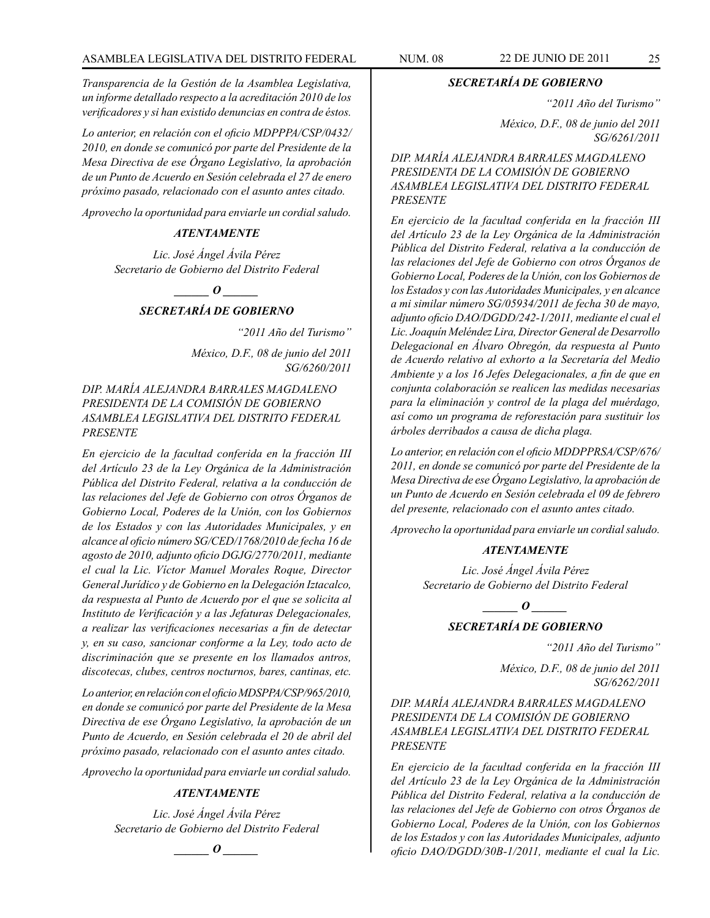*Transparencia de la Gestión de la Asamblea Legislativa, un informe detallado respecto a la acreditación 2010 de los verificadores y si han existido denuncias en contra de éstos.*

*Lo anterior, en relación con el oficio MDPPPA/CSP/0432/ 2010, en donde se comunicó por parte del Presidente de la Mesa Directiva de ese Órgano Legislativo, la aprobación de un Punto de Acuerdo en Sesión celebrada el 27 de enero próximo pasado, relacionado con el asunto antes citado.*

*Aprovecho la oportunidad para enviarle un cordial saludo.*

***ATENTAMENTE***

*Lic. José Ángel Ávila Pérez*
*Secretario de Gobierno del Distrito Federal*

***\_\_\_\_\_\_ O \_\_\_\_\_\_***

***SECRETARÍA DE GOBIERNO***

*"2011 Año del Turismo"*

*México, D.F., 08 de junio del 2011*
*SG/6260/2011*

*DIP. MARÍA ALEJANDRA BARRALES MAGDALENO*
*PRESIDENTA DE LA COMISIÓN DE GOBIERNO*
*ASAMBLEA LEGISLATIVA DEL DISTRITO FEDERAL*
*PRESENTE*

*En ejercicio de la facultad conferida en la fracción III del Artículo 23 de la Ley Orgánica de la Administración Pública del Distrito Federal, relativa a la conducción de las relaciones del Jefe de Gobierno con otros Órganos de Gobierno Local, Poderes de la Unión, con los Gobiernos de los Estados y con las Autoridades Municipales, y en alcance al oficio número SG/CED/1768/2010 de fecha 16 de agosto de 2010, adjunto oficio DGJG/2770/2011, mediante el cual la Lic. Víctor Manuel Morales Roque, Director General Jurídico y de Gobierno en la Delegación Iztacalco, da respuesta al Punto de Acuerdo por el que se solicita al Instituto de Verificación y a las Jefaturas Delegacionales, a realizar las verificaciones necesarias a fin de detectar y, en su caso, sancionar conforme a la Ley, todo acto de discriminación que se presente en los llamados antros, discotecas, clubes, centros nocturnos, bares, cantinas, etc.*

*Lo anterior, en relación con el oficio MDSPPA/CSP/965/2010, en donde se comunicó por parte del Presidente de la Mesa Directiva de ese Órgano Legislativo, la aprobación de un Punto de Acuerdo, en Sesión celebrada el 20 de abril del próximo pasado, relacionado con el asunto antes citado.*

*Aprovecho la oportunidad para enviarle un cordial saludo.*

***ATENTAMENTE***

*Lic. José Ángel Ávila Pérez*
*Secretario de Gobierno del Distrito Federal*

***\_\_\_\_\_\_ O \_\_\_\_\_\_***

***SECRETARÍA DE GOBIERNO***

*"2011 Año del Turismo"*

*México, D.F., 08 de junio del 2011*
*SG/6261/2011*

*DIP. MARÍA ALEJANDRA BARRALES MAGDALENO*
*PRESIDENTA DE LA COMISIÓN DE GOBIERNO*
*ASAMBLEA LEGISLATIVA DEL DISTRITO FEDERAL*
*PRESENTE*

*En ejercicio de la facultad conferida en la fracción III del Artículo 23 de la Ley Orgánica de la Administración Pública del Distrito Federal, relativa a la conducción de las relaciones del Jefe de Gobierno con otros Órganos de Gobierno Local, Poderes de la Unión, con los Gobiernos de los Estados y con las Autoridades Municipales, y en alcance a mi similar número SG/05934/2011 de fecha 30 de mayo, adjunto oficio DAO/DGDD/242-1/2011, mediante el cual el Lic. Joaquín Meléndez Lira, Director General de Desarrollo Delegacional en Álvaro Obregón, da respuesta al Punto de Acuerdo relativo al exhorto a la Secretaría del Medio Ambiente y a los 16 Jefes Delegacionales, a fin de que en conjunta colaboración se realicen las medidas necesarias para la eliminación y control de la plaga del muérdago, así como un programa de reforestación para sustituir los árboles derribados a causa de dicha plaga.*

*Lo anterior, en relación con el oficio MDDPPRSA/CSP/676/ 2011, en donde se comunicó por parte del Presidente de la Mesa Directiva de ese Órgano Legislativo, la aprobación de un Punto de Acuerdo en Sesión celebrada el 09 de febrero del presente, relacionado con el asunto antes citado.*

*Aprovecho la oportunidad para enviarle un cordial saludo.*

***ATENTAMENTE***

*Lic. José Ángel Ávila Pérez*
*Secretario de Gobierno del Distrito Federal*

***\_\_\_\_\_\_ O \_\_\_\_\_\_***

***SECRETARÍA DE GOBIERNO***

*"2011 Año del Turismo"*

*México, D.F., 08 de junio del 2011*
*SG/6262/2011*

*DIP. MARÍA ALEJANDRA BARRALES MAGDALENO*
*PRESIDENTA DE LA COMISIÓN DE GOBIERNO*
*ASAMBLEA LEGISLATIVA DEL DISTRITO FEDERAL*
*PRESENTE*

*En ejercicio de la facultad conferida en la fracción III del Artículo 23 de la Ley Orgánica de la Administración Pública del Distrito Federal, relativa a la conducción de las relaciones del Jefe de Gobierno con otros Órganos de Gobierno Local, Poderes de la Unión, con los Gobiernos de los Estados y con las Autoridades Municipales, adjunto oficio DAO/DGDD/30B-1/2011, mediante el cual la Lic.*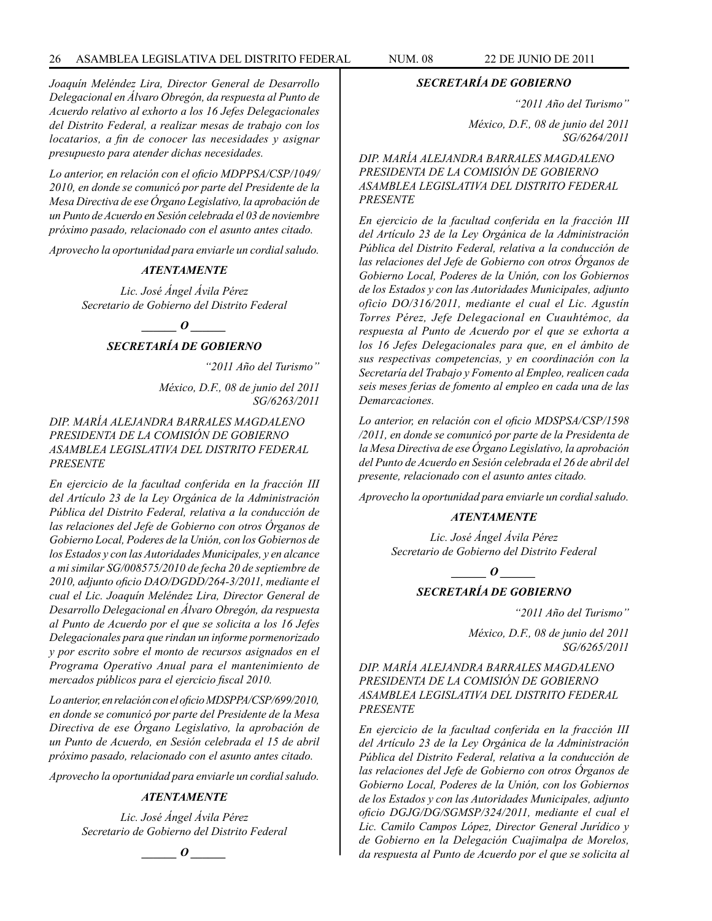*Joaquín Meléndez Lira, Director General de Desarrollo Delegacional en Álvaro Obregón, da respuesta al Punto de Acuerdo relativo al exhorto a los 16 Jefes Delegacionales del Distrito Federal, a realizar mesas de trabajo con los locatarios, a fin de conocer las necesidades y asignar presupuesto para atender dichas necesidades.*

*Lo anterior, en relación con el oficio MDPPSA/CSP/1049/ 2010, en donde se comunicó por parte del Presidente de la Mesa Directiva de ese Órgano Legislativo, la aprobación de un Punto de Acuerdo en Sesión celebrada el 03 de noviembre próximo pasado, relacionado con el asunto antes citado.*

*Aprovecho la oportunidad para enviarle un cordial saludo.*

***ATENTAMENTE***

*Lic. José Ángel Ávila Pérez*
*Secretario de Gobierno del Distrito Federal*

***______ O ______***

***SECRETARÍA DE GOBIERNO***

*"2011 Año del Turismo"*

*México, D.F., 08 de junio del 2011*
*SG/6263/2011*

*DIP. MARÍA ALEJANDRA BARRALES MAGDALENO*
*PRESIDENTA DE LA COMISIÓN DE GOBIERNO*
*ASAMBLEA LEGISLATIVA DEL DISTRITO FEDERAL*
*PRESENTE*

*En ejercicio de la facultad conferida en la fracción III del Artículo 23 de la Ley Orgánica de la Administración Pública del Distrito Federal, relativa a la conducción de las relaciones del Jefe de Gobierno con otros Órganos de Gobierno Local, Poderes de la Unión, con los Gobiernos de los Estados y con las Autoridades Municipales, y en alcance a mi similar SG/008575/2010 de fecha 20 de septiembre de 2010, adjunto oficio DAO/DGDD/264-3/2011, mediante el cual el Lic. Joaquín Meléndez Lira, Director General de Desarrollo Delegacional en Álvaro Obregón, da respuesta al Punto de Acuerdo por el que se solicita a los 16 Jefes Delegacionales para que rindan un informe pormenorizado y por escrito sobre el monto de recursos asignados en el Programa Operativo Anual para el mantenimiento de mercados públicos para el ejercicio fiscal 2010.*

*Lo anterior, en relación con el oficio MDSPPA/CSP/699/2010, en donde se comunicó por parte del Presidente de la Mesa Directiva de ese Órgano Legislativo, la aprobación de un Punto de Acuerdo, en Sesión celebrada el 15 de abril próximo pasado, relacionado con el asunto antes citado.*

*Aprovecho la oportunidad para enviarle un cordial saludo.*

***ATENTAMENTE***

*Lic. José Ángel Ávila Pérez*
*Secretario de Gobierno del Distrito Federal*

***______ O ______***

***SECRETARÍA DE GOBIERNO***

*"2011 Año del Turismo"*

*México, D.F., 08 de junio del 2011*
*SG/6264/2011*

*DIP. MARÍA ALEJANDRA BARRALES MAGDALENO*
*PRESIDENTA DE LA COMISIÓN DE GOBIERNO*
*ASAMBLEA LEGISLATIVA DEL DISTRITO FEDERAL*
*PRESENTE*

*En ejercicio de la facultad conferida en la fracción III del Artículo 23 de la Ley Orgánica de la Administración Pública del Distrito Federal, relativa a la conducción de las relaciones del Jefe de Gobierno con otros Órganos de Gobierno Local, Poderes de la Unión, con los Gobiernos de los Estados y con las Autoridades Municipales, adjunto oficio DO/316/2011, mediante el cual el Lic. Agustín Torres Pérez, Jefe Delegacional en Cuauhtémoc, da respuesta al Punto de Acuerdo por el que se exhorta a los 16 Jefes Delegacionales para que, en el ámbito de sus respectivas competencias, y en coordinación con la Secretaría del Trabajo y Fomento al Empleo, realicen cada seis meses ferias de fomento al empleo en cada una de las Demarcaciones.*

*Lo anterior, en relación con el oficio MDSPSA/CSP/1598 /2011, en donde se comunicó por parte de la Presidenta de la Mesa Directiva de ese Órgano Legislativo, la aprobación del Punto de Acuerdo en Sesión celebrada el 26 de abril del presente, relacionado con el asunto antes citado.*

*Aprovecho la oportunidad para enviarle un cordial saludo.*

***ATENTAMENTE***

*Lic. José Ángel Ávila Pérez*
*Secretario de Gobierno del Distrito Federal*

***______ O ______***

***SECRETARÍA DE GOBIERNO***

*"2011 Año del Turismo"*

*México, D.F., 08 de junio del 2011*
*SG/6265/2011*

*DIP. MARÍA ALEJANDRA BARRALES MAGDALENO*
*PRESIDENTA DE LA COMISIÓN DE GOBIERNO*
*ASAMBLEA LEGISLATIVA DEL DISTRITO FEDERAL*
*PRESENTE*

*En ejercicio de la facultad conferida en la fracción III del Artículo 23 de la Ley Orgánica de la Administración Pública del Distrito Federal, relativa a la conducción de las relaciones del Jefe de Gobierno con otros Órganos de Gobierno Local, Poderes de la Unión, con los Gobiernos de los Estados y con las Autoridades Municipales, adjunto oficio DGJG/DG/SGMSP/324/2011, mediante el cual el Lic. Camilo Campos López, Director General Jurídico y de Gobierno en la Delegación Cuajimalpa de Morelos, da respuesta al Punto de Acuerdo por el que se solicita al*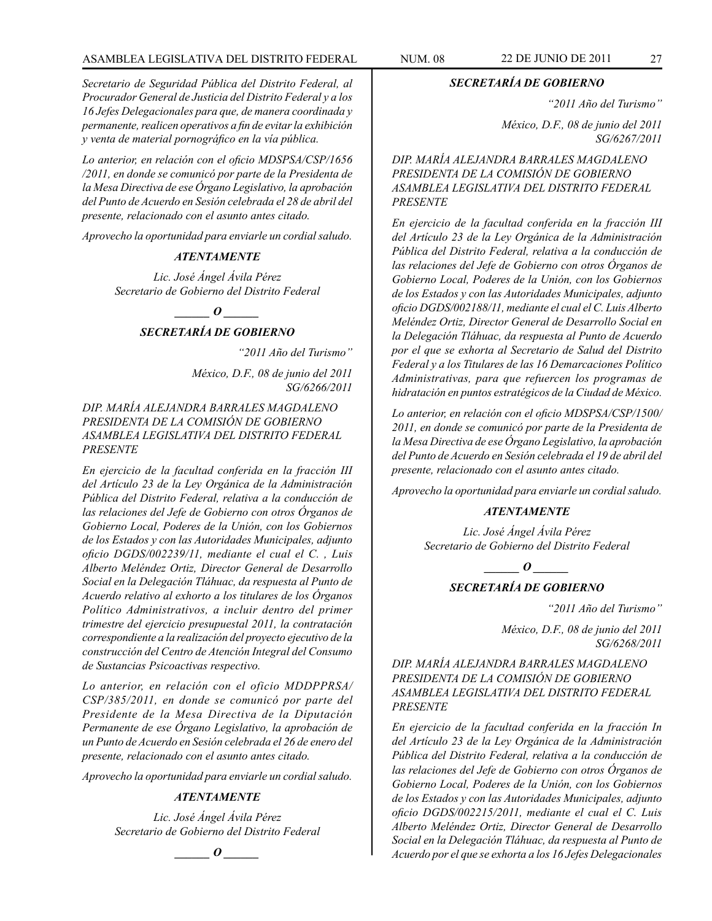*Secretario de Seguridad Pública del Distrito Federal, al Procurador General de Justicia del Distrito Federal y a los 16 Jefes Delegacionales para que, de manera coordinada y permanente, realicen operativos a fin de evitar la exhibición y venta de material pornográfico en la vía pública.*

*Lo anterior, en relación con el oficio MDSPSA/CSP/1656 /2011, en donde se comunicó por parte de la Presidenta de la Mesa Directiva de ese Órgano Legislativo, la aprobación del Punto de Acuerdo en Sesión celebrada el 28 de abril del presente, relacionado con el asunto antes citado.*

*Aprovecho la oportunidad para enviarle un cordial saludo.*

***ATENTAMENTE***

*Lic. José Ángel Ávila Pérez*
*Secretario de Gobierno del Distrito Federal*

***______ O ______***

***SECRETARÍA DE GOBIERNO***

*"2011 Año del Turismo"*

*México, D.F., 08 de junio del 2011*
*SG/6266/2011*

*DIP. MARÍA ALEJANDRA BARRALES MAGDALENO*
*PRESIDENTA DE LA COMISIÓN DE GOBIERNO*
*ASAMBLEA LEGISLATIVA DEL DISTRITO FEDERAL*
*PRESENTE*

*En ejercicio de la facultad conferida en la fracción III del Artículo 23 de la Ley Orgánica de la Administración Pública del Distrito Federal, relativa a la conducción de las relaciones del Jefe de Gobierno con otros Órganos de Gobierno Local, Poderes de la Unión, con los Gobiernos de los Estados y con las Autoridades Municipales, adjunto oficio DGDS/002239/11, mediante el cual el C. , Luis Alberto Meléndez Ortiz, Director General de Desarrollo Social en la Delegación Tláhuac, da respuesta al Punto de Acuerdo relativo al exhorto a los titulares de los Órganos Político Administrativos, a incluir dentro del primer trimestre del ejercicio presupuestal 2011, la contratación correspondiente a la realización del proyecto ejecutivo de la construcción del Centro de Atención Integral del Consumo de Sustancias Psicoactivas respectivo.*

*Lo anterior, en relación con el oficio MDDPPRSA/ CSP/385/2011, en donde se comunicó por parte del Presidente de la Mesa Directiva de la Diputación Permanente de ese Órgano Legislativo, la aprobación de un Punto de Acuerdo en Sesión celebrada el 26 de enero del presente, relacionado con el asunto antes citado.*

*Aprovecho la oportunidad para enviarle un cordial saludo.*

***ATENTAMENTE***

*Lic. José Ángel Ávila Pérez*
*Secretario de Gobierno del Distrito Federal*

***______ O ______***

***SECRETARÍA DE GOBIERNO***

*"2011 Año del Turismo"*

*México, D.F., 08 de junio del 2011*
*SG/6267/2011*

*DIP. MARÍA ALEJANDRA BARRALES MAGDALENO*
*PRESIDENTA DE LA COMISIÓN DE GOBIERNO*
*ASAMBLEA LEGISLATIVA DEL DISTRITO FEDERAL*
*PRESENTE*

*En ejercicio de la facultad conferida en la fracción III del Artículo 23 de la Ley Orgánica de la Administración Pública del Distrito Federal, relativa a la conducción de las relaciones del Jefe de Gobierno con otros Órganos de Gobierno Local, Poderes de la Unión, con los Gobiernos de los Estados y con las Autoridades Municipales, adjunto oficio DGDS/002188/11, mediante el cual el C. Luis Alberto Meléndez Ortiz, Director General de Desarrollo Social en la Delegación Tláhuac, da respuesta al Punto de Acuerdo por el que se exhorta al Secretario de Salud del Distrito Federal y a los Titulares de las 16 Demarcaciones Político Administrativas, para que refuercen los programas de hidratación en puntos estratégicos de la Ciudad de México.*

*Lo anterior, en relación con el oficio MDSPSA/CSP/1500/ 2011, en donde se comunicó por parte de la Presidenta de la Mesa Directiva de ese Órgano Legislativo, la aprobación del Punto de Acuerdo en Sesión celebrada el 19 de abril del presente, relacionado con el asunto antes citado.*

*Aprovecho la oportunidad para enviarle un cordial saludo.*

***ATENTAMENTE***

*Lic. José Ángel Ávila Pérez*
*Secretario de Gobierno del Distrito Federal*

***______ O ______***

***SECRETARÍA DE GOBIERNO***

*"2011 Año del Turismo"*

*México, D.F., 08 de junio del 2011*
*SG/6268/2011*

*DIP. MARÍA ALEJANDRA BARRALES MAGDALENO*
*PRESIDENTA DE LA COMISIÓN DE GOBIERNO*
*ASAMBLEA LEGISLATIVA DEL DISTRITO FEDERAL*
*PRESENTE*

*En ejercicio de la facultad conferida en la fracción In del Artículo 23 de la Ley Orgánica de la Administración Pública del Distrito Federal, relativa a la conducción de las relaciones del Jefe de Gobierno con otros Órganos de Gobierno Local, Poderes de la Unión, con los Gobiernos de los Estados y con las Autoridades Municipales, adjunto oficio DGDS/002215/2011, mediante el cual el C. Luis Alberto Meléndez Ortiz, Director General de Desarrollo Social en la Delegación Tláhuac, da respuesta al Punto de Acuerdo por el que se exhorta a los 16 Jefes Delegacionales*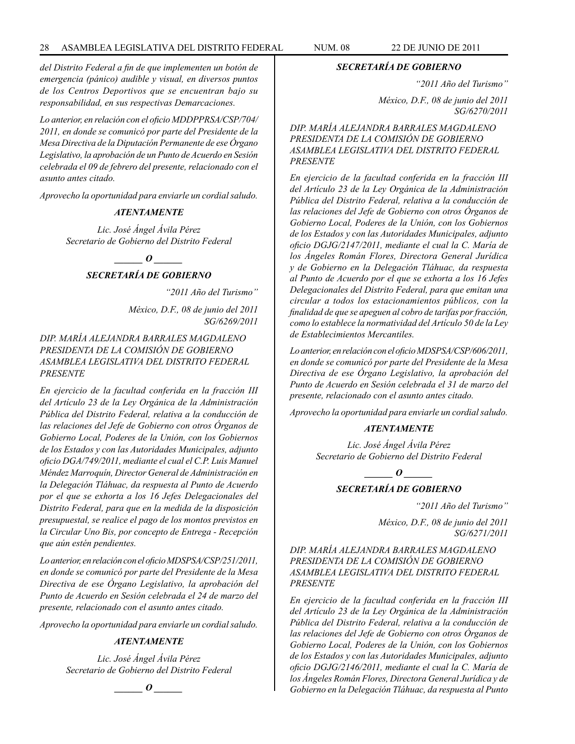*del Distrito Federal a fin de que implementen un botón de emergencia (pánico) audible y visual, en diversos puntos de los Centros Deportivos que se encuentran bajo su responsabilidad, en sus respectivas Demarcaciones.*

*Lo anterior, en relación con el oficio MDDPPRSA/CSP/704/2011, en donde se comunicó por parte del Presidente de la Mesa Directiva de la Diputación Permanente de ese Órgano Legislativo, la aprobación de un Punto de Acuerdo en Sesión celebrada el 09 de febrero del presente, relacionado con el asunto antes citado.*

*Aprovecho la oportunidad para enviarle un cordial saludo.*

***ATENTAMENTE***

*Lic. José Ángel Ávila Pérez*
*Secretario de Gobierno del Distrito Federal*

***\_\_\_\_\_\_ O \_\_\_\_\_\_***

***SECRETARÍA DE GOBIERNO***

*"2011 Año del Turismo"*

*México, D.F., 08 de junio del 2011*
*SG/6269/2011*

*DIP. MARÍA ALEJANDRA BARRALES MAGDALENO*
*PRESIDENTA DE LA COMISIÓN DE GOBIERNO*
*ASAMBLEA LEGISLATIVA DEL DISTRITO FEDERAL*
*PRESENTE*

*En ejercicio de la facultad conferida en la fracción III del Artículo 23 de la Ley Orgánica de la Administración Pública del Distrito Federal, relativa a la conducción de las relaciones del Jefe de Gobierno con otros Órganos de Gobierno Local, Poderes de la Unión, con los Gobiernos de los Estados y con las Autoridades Municipales, adjunto oficio DGA/749/2011, mediante el cual el C.P. Luis Manuel Méndez Marroquín, Director General de Administración en la Delegación Tláhuac, da respuesta al Punto de Acuerdo por el que se exhorta a los 16 Jefes Delegacionales del Distrito Federal, para que en la medida de la disposición presupuestal, se realice el pago de los montos previstos en la Circular Uno Bis, por concepto de Entrega - Recepción que aún estén pendientes.*

*Lo anterior, en relación con el oficio MDSPSA/CSP/251/2011, en donde se comunicó por parte del Presidente de la Mesa Directiva de ese Órgano Legislativo, la aprobación del Punto de Acuerdo en Sesión celebrada el 24 de marzo del presente, relacionado con el asunto antes citado.*

*Aprovecho la oportunidad para enviarle un cordial saludo.*

***ATENTAMENTE***

*Lic. José Ángel Ávila Pérez*
*Secretario de Gobierno del Distrito Federal*

***\_\_\_\_\_\_ O \_\_\_\_\_\_***

***SECRETARÍA DE GOBIERNO***

*"2011 Año del Turismo"*

*México, D.F., 08 de junio del 2011*
*SG/6270/2011*

*DIP. MARÍA ALEJANDRA BARRALES MAGDALENO*
*PRESIDENTA DE LA COMISIÓN DE GOBIERNO*
*ASAMBLEA LEGISLATIVA DEL DISTRITO FEDERAL*
*PRESENTE*

*En ejercicio de la facultad conferida en la fracción III del Artículo 23 de la Ley Orgánica de la Administración Pública del Distrito Federal, relativa a la conducción de las relaciones del Jefe de Gobierno con otros Órganos de Gobierno Local, Poderes de la Unión, con los Gobiernos de los Estados y con las Autoridades Municipales, adjunto oficio DGJG/2147/2011, mediante el cual la C. María de los Ángeles Román Flores, Directora General Jurídica y de Gobierno en la Delegación Tláhuac, da respuesta al Punto de Acuerdo por el que se exhorta a los 16 Jefes Delegacionales del Distrito Federal, para que emitan una circular a todos los estacionamientos públicos, con la finalidad de que se apeguen al cobro de tarifas por fracción, como lo establece la normatividad del Artículo 50 de la Ley de Establecimientos Mercantiles.*

*Lo anterior, en relación con el oficio MDSPSA/CSP/606/2011, en donde se comunicó por parte del Presidente de la Mesa Directiva de ese Órgano Legislativo, la aprobación del Punto de Acuerdo en Sesión celebrada el 31 de marzo del presente, relacionado con el asunto antes citado.*

*Aprovecho la oportunidad para enviarle un cordial saludo.*

***ATENTAMENTE***

*Lic. José Ángel Ávila Pérez*
*Secretario de Gobierno del Distrito Federal*

***\_\_\_\_\_\_ O \_\_\_\_\_\_***

***SECRETARÍA DE GOBIERNO***

*"2011 Año del Turismo"*

*México, D.F., 08 de junio del 2011*
*SG/6271/2011*

*DIP. MARÍA ALEJANDRA BARRALES MAGDALENO*
*PRESIDENTA DE LA COMISIÓN DE GOBIERNO*
*ASAMBLEA LEGISLATIVA DEL DISTRITO FEDERAL*
*PRESENTE*

*En ejercicio de la facultad conferida en la fracción III del Artículo 23 de la Ley Orgánica de la Administración Pública del Distrito Federal, relativa a la conducción de las relaciones del Jefe de Gobierno con otros Órganos de Gobierno Local, Poderes de la Unión, con los Gobiernos de los Estados y con las Autoridades Municipales, adjunto oficio DGJG/2146/2011, mediante el cual la C. María de los Ángeles Román Flores, Directora General Jurídica y de Gobierno en la Delegación Tláhuac, da respuesta al Punto*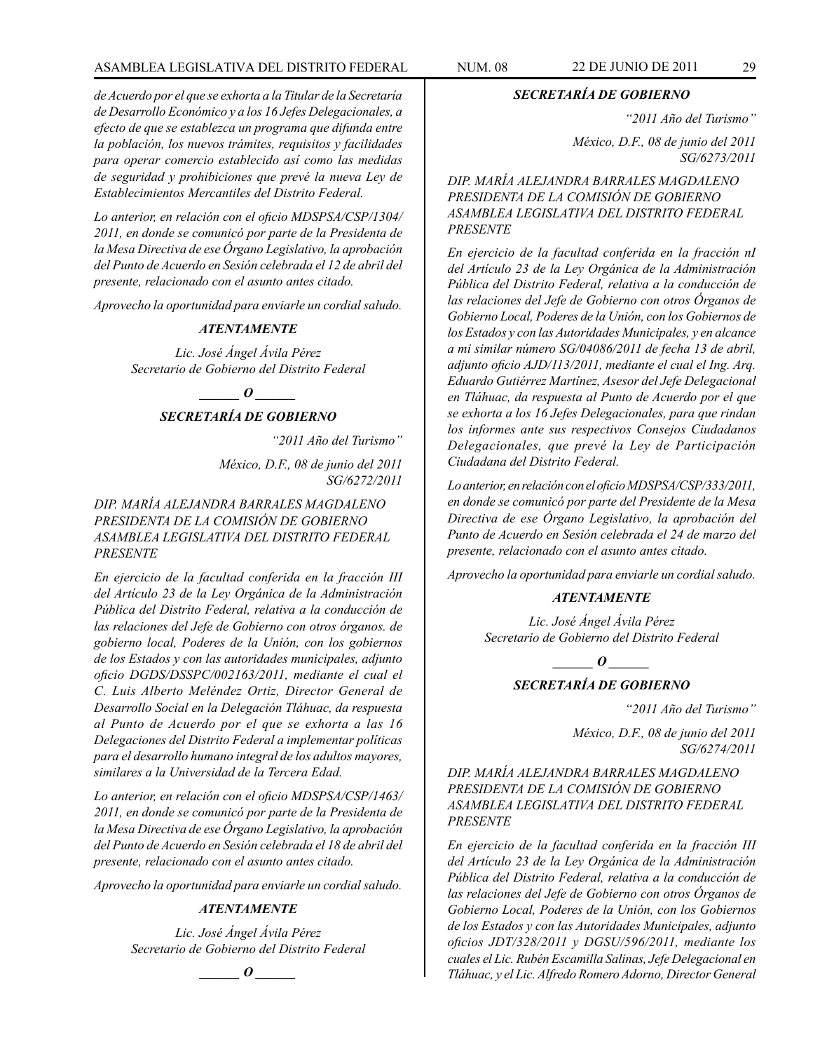*de Acuerdo por el que se exhorta a la Titular de la Secretaría de Desarrollo Económico y a los 16 Jefes Delegacionales, a efecto de que se establezca un programa que difunda entre la población, los nuevos trámites, requisitos y facilidades para operar comercio establecido así como las medidas de seguridad y prohibiciones que prevé la nueva Ley de Establecimientos Mercantiles del Distrito Federal.*

*Lo anterior, en relación con el oficio MDSPSA/CSP/1304/ 2011, en donde se comunicó por parte de la Presidenta de la Mesa Directiva de ese Órgano Legislativo, la aprobación del Punto de Acuerdo en Sesión celebrada el 12 de abril del presente, relacionado con el asunto antes citado.*

*Aprovecho la oportunidad para enviarle un cordial saludo.*

***ATENTAMENTE***

*Lic. José Ángel Ávila Pérez*
*Secretario de Gobierno del Distrito Federal*

***\_\_\_\_\_\_ O \_\_\_\_\_\_***

***SECRETARÍA DE GOBIERNO***

*"2011 Año del Turismo"*

*México, D.F., 08 de junio del 2011*
*SG/6272/2011*

*DIP. MARÍA ALEJANDRA BARRALES MAGDALENO*
*PRESIDENTA DE LA COMISIÓN DE GOBIERNO*
*ASAMBLEA LEGISLATIVA DEL DISTRITO FEDERAL*
*PRESENTE*

*En ejercicio de la facultad conferida en la fracción III del Artículo 23 de la Ley Orgánica de la Administración Pública del Distrito Federal, relativa a la conducción de las relaciones del Jefe de Gobierno con otros órganos. de gobierno local, Poderes de la Unión, con los gobiernos de los Estados y con las autoridades municipales, adjunto oficio DGDS/DSSPC/002163/2011, mediante el cual el C. Luis Alberto Meléndez Ortiz, Director General de Desarrollo Social en la Delegación Tláhuac, da respuesta al Punto de Acuerdo por el que se exhorta a las 16 Delegaciones del Distrito Federal a implementar políticas para el desarrollo humano integral de los adultos mayores, similares a la Universidad de la Tercera Edad.*

*Lo anterior, en relación con el oficio MDSPSA/CSP/1463/ 2011, en donde se comunicó por parte de la Presidenta de la Mesa Directiva de ese Órgano Legislativo, la aprobación del Punto de Acuerdo en Sesión celebrada el 18 de abril del presente, relacionado con el asunto antes citado.*

*Aprovecho la oportunidad para enviarle un cordial saludo.*

***ATENTAMENTE***

*Lic. José Ángel Ávila Pérez*
*Secretario de Gobierno del Distrito Federal*

***\_\_\_\_\_\_ O \_\_\_\_\_\_***

***SECRETARÍA DE GOBIERNO***

*"2011 Año del Turismo"*

*México, D.F., 08 de junio del 2011*
*SG/6273/2011*

*DIP. MARÍA ALEJANDRA BARRALES MAGDALENO*
*PRESIDENTA DE LA COMISIÓN DE GOBIERNO*
*ASAMBLEA LEGISLATIVA DEL DISTRITO FEDERAL*
*PRESENTE*

*En ejercicio de la facultad conferida en la fracción nI del Artículo 23 de la Ley Orgánica de la Administración Pública del Distrito Federal, relativa a la conducción de las relaciones del Jefe de Gobierno con otros Órganos de Gobierno Local, Poderes de la Unión, con los Gobiernos de los Estados y con las Autoridades Municipales, y en alcance a mi similar número SG/04086/2011 de fecha 13 de abril, adjunto oficio AJD/113/2011, mediante el cual el Ing. Arq. Eduardo Gutiérrez Martínez, Asesor del Jefe Delegacional en Tláhuac, da respuesta al Punto de Acuerdo por el que se exhorta a los 16 Jefes Delegacionales, para que rindan los informes ante sus respectivos Consejos Ciudadanos Delegacionales, que prevé la Ley de Participación Ciudadana del Distrito Federal.*

*Lo anterior, en relación con el oficio MDSPSA/CSP/333/2011, en donde se comunicó por parte del Presidente de la Mesa Directiva de ese Órgano Legislativo, la aprobación del Punto de Acuerdo en Sesión celebrada el 24 de marzo del presente, relacionado con el asunto antes citado.*

*Aprovecho la oportunidad para enviarle un cordial saludo.*

***ATENTAMENTE***

*Lic. José Ángel Ávila Pérez*
*Secretario de Gobierno del Distrito Federal*

***\_\_\_\_\_\_ O \_\_\_\_\_\_***

***SECRETARÍA DE GOBIERNO***

*"2011 Año del Turismo"*

*México, D.F., 08 de junio del 2011*
*SG/6274/2011*

*DIP. MARÍA ALEJANDRA BARRALES MAGDALENO*
*PRESIDENTA DE LA COMISIÓN DE GOBIERNO*
*ASAMBLEA LEGISLATIVA DEL DISTRITO FEDERAL*
*PRESENTE*

*En ejercicio de la facultad conferida en la fracción III del Artículo 23 de la Ley Orgánica de la Administración Pública del Distrito Federal, relativa a la conducción de las relaciones del Jefe de Gobierno con otros Órganos de Gobierno Local, Poderes de la Unión, con los Gobiernos de los Estados y con las Autoridades Municipales, adjunto oficios JDT/328/2011 y DGSU/596/2011, mediante los cuales el Lic. Rubén Escamilla Salinas, Jefe Delegacional en Tláhuac, y el Lic. Alfredo Romero Adorno, Director General*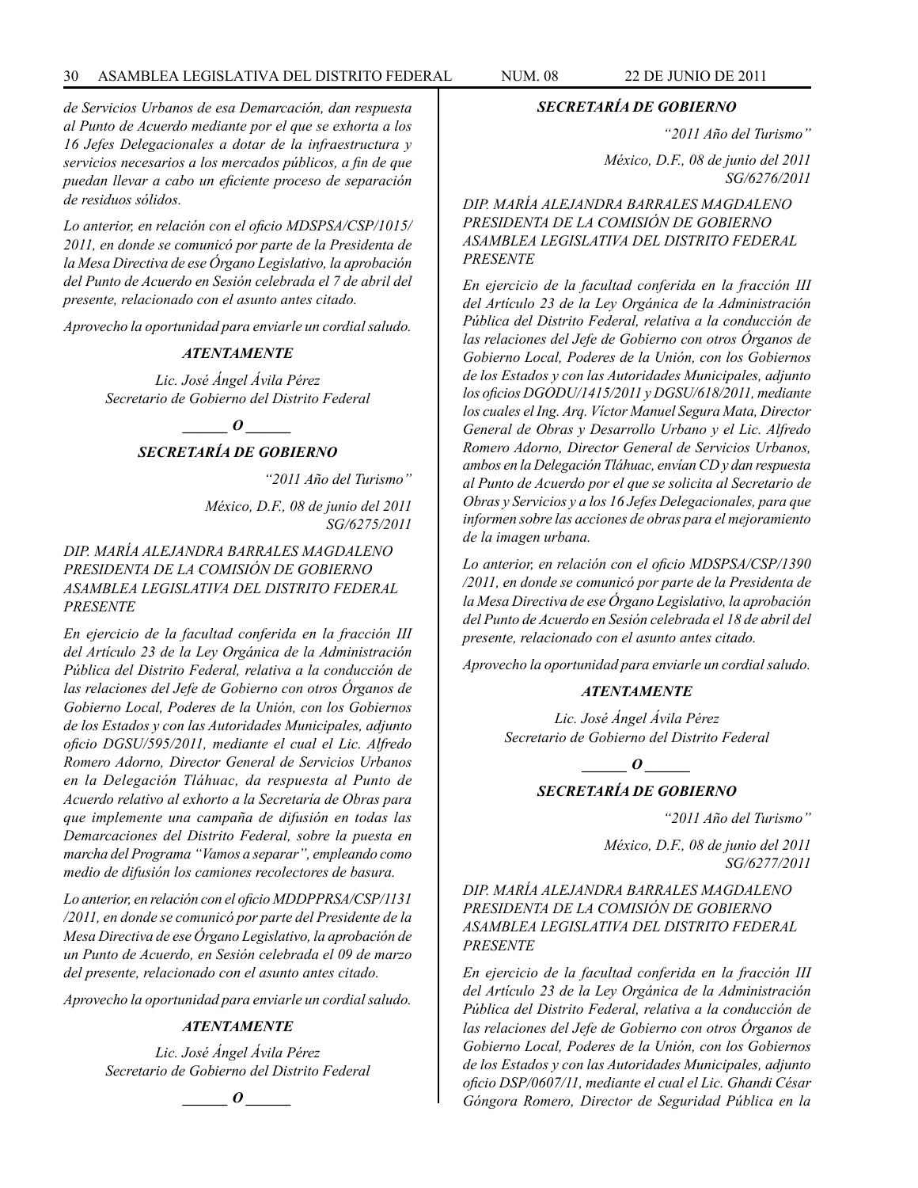*de Servicios Urbanos de esa Demarcación, dan respuesta al Punto de Acuerdo mediante por el que se exhorta a los 16 Jefes Delegacionales a dotar de la infraestructura y servicios necesarios a los mercados públicos, a fin de que puedan llevar a cabo un eficiente proceso de separación de residuos sólidos.*

*Lo anterior, en relación con el oficio MDSPSA/CSP/1015/2011, en donde se comunicó por parte de la Presidenta de la Mesa Directiva de ese Órgano Legislativo, la aprobación del Punto de Acuerdo en Sesión celebrada el 7 de abril del presente, relacionado con el asunto antes citado.*

*Aprovecho la oportunidad para enviarle un cordial saludo.*

***ATENTAMENTE***

*Lic. José Ángel Ávila Pérez*
*Secretario de Gobierno del Distrito Federal*

***\_\_\_\_\_\_ O \_\_\_\_\_\_***

***SECRETARÍA DE GOBIERNO***

*"2011 Año del Turismo"*

*México, D.F., 08 de junio del 2011*
*SG/6275/2011*

*DIP. MARÍA ALEJANDRA BARRALES MAGDALENO*
*PRESIDENTA DE LA COMISIÓN DE GOBIERNO*
*ASAMBLEA LEGISLATIVA DEL DISTRITO FEDERAL*
*PRESENTE*

*En ejercicio de la facultad conferida en la fracción III del Artículo 23 de la Ley Orgánica de la Administración Pública del Distrito Federal, relativa a la conducción de las relaciones del Jefe de Gobierno con otros Órganos de Gobierno Local, Poderes de la Unión, con los Gobiernos de los Estados y con las Autoridades Municipales, adjunto oficio DGSU/595/2011, mediante el cual el Lic. Alfredo Romero Adorno, Director General de Servicios Urbanos en la Delegación Tláhuac, da respuesta al Punto de Acuerdo relativo al exhorto a la Secretaría de Obras para que implemente una campaña de difusión en todas las Demarcaciones del Distrito Federal, sobre la puesta en marcha del Programa "Vamos a separar", empleando como medio de difusión los camiones recolectores de basura.*

*Lo anterior, en relación con el oficio MDDPPRSA/CSP/1131/2011, en donde se comunicó por parte del Presidente de la Mesa Directiva de ese Órgano Legislativo, la aprobación de un Punto de Acuerdo, en Sesión celebrada el 09 de marzo del presente, relacionado con el asunto antes citado.*

*Aprovecho la oportunidad para enviarle un cordial saludo.*

***ATENTAMENTE***

*Lic. José Ángel Ávila Pérez*
*Secretario de Gobierno del Distrito Federal*

***\_\_\_\_\_\_ O \_\_\_\_\_\_***

***SECRETARÍA DE GOBIERNO***

*"2011 Año del Turismo"*

*México, D.F., 08 de junio del 2011*
*SG/6276/2011*

*DIP. MARÍA ALEJANDRA BARRALES MAGDALENO*
*PRESIDENTA DE LA COMISIÓN DE GOBIERNO*
*ASAMBLEA LEGISLATIVA DEL DISTRITO FEDERAL*
*PRESENTE*

*En ejercicio de la facultad conferida en la fracción III del Artículo 23 de la Ley Orgánica de la Administración Pública del Distrito Federal, relativa a la conducción de las relaciones del Jefe de Gobierno con otros Órganos de Gobierno Local, Poderes de la Unión, con los Gobiernos de los Estados y con las Autoridades Municipales, adjunto los oficios DGODU/1415/2011 y DGSU/618/2011, mediante los cuales el Ing. Arq. Víctor Manuel Segura Mata, Director General de Obras y Desarrollo Urbano y el Lic. Alfredo Romero Adorno, Director General de Servicios Urbanos, ambos en la Delegación Tláhuac, envían CD y dan respuesta al Punto de Acuerdo por el que se solicita al Secretario de Obras y Servicios y a los 16 Jefes Delegacionales, para que informen sobre las acciones de obras para el mejoramiento de la imagen urbana.*

*Lo anterior, en relación con el oficio MDSPSA/CSP/1390/2011, en donde se comunicó por parte de la Presidenta de la Mesa Directiva de ese Órgano Legislativo, la aprobación del Punto de Acuerdo en Sesión celebrada el 18 de abril del presente, relacionado con el asunto antes citado.*

*Aprovecho la oportunidad para enviarle un cordial saludo.*

***ATENTAMENTE***

*Lic. José Ángel Ávila Pérez*
*Secretario de Gobierno del Distrito Federal*

***\_\_\_\_\_\_ O \_\_\_\_\_\_***

***SECRETARÍA DE GOBIERNO***

*"2011 Año del Turismo"*

*México, D.F., 08 de junio del 2011*
*SG/6277/2011*

*DIP. MARÍA ALEJANDRA BARRALES MAGDALENO*
*PRESIDENTA DE LA COMISIÓN DE GOBIERNO*
*ASAMBLEA LEGISLATIVA DEL DISTRITO FEDERAL*
*PRESENTE*

*En ejercicio de la facultad conferida en la fracción III del Artículo 23 de la Ley Orgánica de la Administración Pública del Distrito Federal, relativa a la conducción de las relaciones del Jefe de Gobierno con otros Órganos de Gobierno Local, Poderes de la Unión, con los Gobiernos de los Estados y con las Autoridades Municipales, adjunto oficio DSP/0607/11, mediante el cual el Lic. Ghandi César Góngora Romero, Director de Seguridad Pública en la*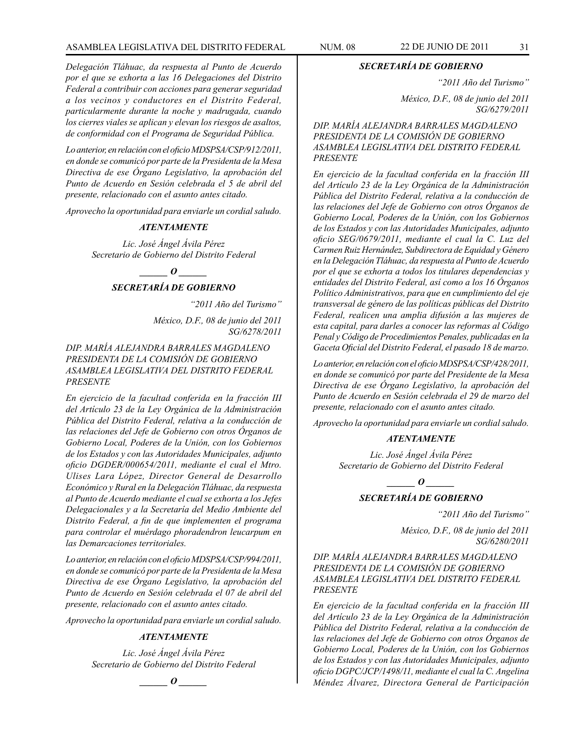*Delegación Tláhuac, da respuesta al Punto de Acuerdo por el que se exhorta a las 16 Delegaciones del Distrito Federal a contribuir con acciones para generar seguridad a los vecinos y conductores en el Distrito Federal, particularmente durante la noche y madrugada, cuando los cierres viales se aplican y elevan los riesgos de asaltos, de conformidad con el Programa de Seguridad Pública.*

*Lo anterior, en relación con el oficio MDSPSA/CSP/912/2011, en donde se comunicó por parte de la Presidenta de la Mesa Directiva de ese Órgano Legislativo, la aprobación del Punto de Acuerdo en Sesión celebrada el 5 de abril del presente, relacionado con el asunto antes citado.*

*Aprovecho la oportunidad para enviarle un cordial saludo.*

***ATENTAMENTE***

*Lic. José Ángel Ávila Pérez*
*Secretario de Gobierno del Distrito Federal*

***______ O ______***

***SECRETARÍA DE GOBIERNO***

*"2011 Año del Turismo"*

*México, D.F., 08 de junio del 2011*
*SG/6278/2011*

*DIP. MARÍA ALEJANDRA BARRALES MAGDALENO*
*PRESIDENTA DE LA COMISIÓN DE GOBIERNO*
*ASAMBLEA LEGISLATIVA DEL DISTRITO FEDERAL*
*PRESENTE*

*En ejercicio de la facultad conferida en la fracción III del Artículo 23 de la Ley Orgánica de la Administración Pública del Distrito Federal, relativa a la conducción de las relaciones del Jefe de Gobierno con otros Órganos de Gobierno Local, Poderes de la Unión, con los Gobiernos de los Estados y con las Autoridades Municipales, adjunto oficio DGDER/000654/2011, mediante el cual el Mtro. Ulises Lara López, Director General de Desarrollo Económico y Rural en la Delegación Tláhuac, da respuesta al Punto de Acuerdo mediante el cual se exhorta a los Jefes Delegacionales y a la Secretaría del Medio Ambiente del Distrito Federal, a fin de que implementen el programa para controlar el muérdago phoradendron leucarpum en las Demarcaciones territoriales.*

*Lo anterior, en relación con el oficio MDSPSA/CSP/994/2011, en donde se comunicó por parte de la Presidenta de la Mesa Directiva de ese Órgano Legislativo, la aprobación del Punto de Acuerdo en Sesión celebrada el 07 de abril del presente, relacionado con el asunto antes citado.*

*Aprovecho la oportunidad para enviarle un cordial saludo.*

***ATENTAMENTE***

*Lic. José Ángel Ávila Pérez*
*Secretario de Gobierno del Distrito Federal*

***______ O ______***

***SECRETARÍA DE GOBIERNO***

*"2011 Año del Turismo"*

*México, D.F., 08 de junio del 2011*
*SG/6279/2011*

*DIP. MARÍA ALEJANDRA BARRALES MAGDALENO*
*PRESIDENTA DE LA COMISIÓN DE GOBIERNO*
*ASAMBLEA LEGISLATIVA DEL DISTRITO FEDERAL*
*PRESENTE*

*En ejercicio de la facultad conferida en la fracción III del Artículo 23 de la Ley Orgánica de la Administración Pública del Distrito Federal, relativa a la conducción de las relaciones del Jefe de Gobierno con otros Órganos de Gobierno Local, Poderes de la Unión, con los Gobiernos de los Estados y con las Autoridades Municipales, adjunto oficio SEG/0679/2011, mediante el cual la C. Luz del Carmen Ruiz Hernández, Subdirectora de Equidad y Género en la Delegación Tláhuac, da respuesta al Punto de Acuerdo por el que se exhorta a todos los titulares dependencias y entidades del Distrito Federal, así como a los 16 Órganos Político Administrativos, para que en cumplimiento del eje transversal de género de las políticas públicas del Distrito Federal, realicen una amplia difusión a las mujeres de esta capital, para darles a conocer las reformas al Código Penal y Código de Procedimientos Penales, publicadas en la Gaceta Oficial del Distrito Federal, el pasado 18 de marzo.*

*Lo anterior, en relación con el oficio MDSPSA/CSP/428/2011, en donde se comunicó por parte del Presidente de la Mesa Directiva de ese Órgano Legislativo, la aprobación del Punto de Acuerdo en Sesión celebrada el 29 de marzo del presente, relacionado con el asunto antes citado.*

*Aprovecho la oportunidad para enviarle un cordial saludo.*

***ATENTAMENTE***

*Lic. José Ángel Ávila Pérez*
*Secretario de Gobierno del Distrito Federal*

***______ O ______***

***SECRETARÍA DE GOBIERNO***

*"2011 Año del Turismo"*

*México, D.F., 08 de junio del 2011*
*SG/6280/2011*

*DIP. MARÍA ALEJANDRA BARRALES MAGDALENO*
*PRESIDENTA DE LA COMISIÓN DE GOBIERNO*
*ASAMBLEA LEGISLATIVA DEL DISTRITO FEDERAL*
*PRESENTE*

*En ejercicio de la facultad conferida en la fracción III del Artículo 23 de la Ley Orgánica de la Administración Pública del Distrito Federal, relativa a la conducción de las relaciones del Jefe de Gobierno con otros Órganos de Gobierno Local, Poderes de la Unión, con los Gobiernos de los Estados y con las Autoridades Municipales, adjunto oficio DGPC/JCP/1498/11, mediante el cual la C. Angelina Méndez Álvarez, Directora General de Participación*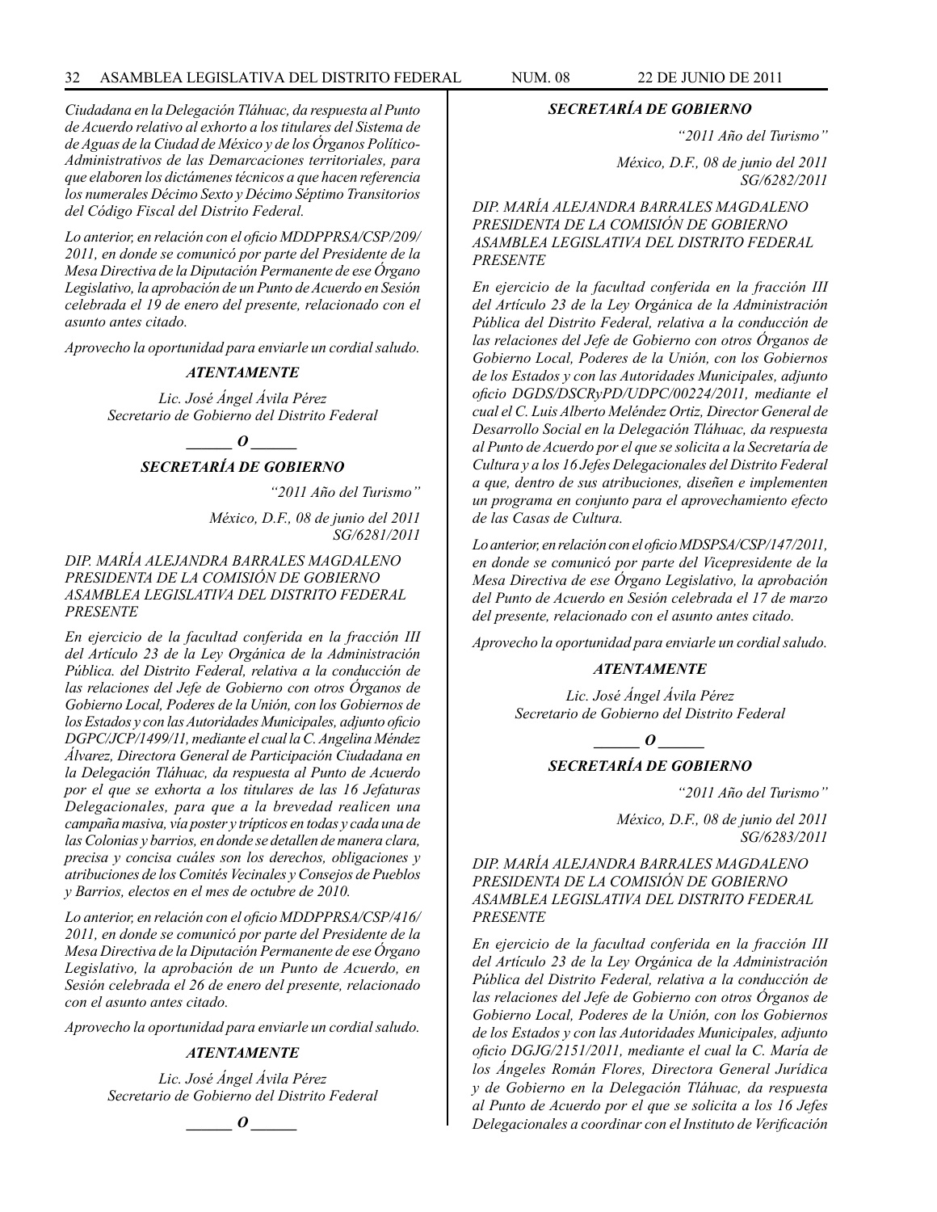*Ciudadana en la Delegación Tláhuac, da respuesta al Punto de Acuerdo relativo al exhorto a los titulares del Sistema de de Aguas de la Ciudad de México y de los Órganos Político-Administrativos de las Demarcaciones territoriales, para que elaboren los dictámenes técnicos a que hacen referencia los numerales Décimo Sexto y Décimo Séptimo Transitorios del Código Fiscal del Distrito Federal.*

*Lo anterior, en relación con el oficio MDDPPRSA/CSP/209/2011, en donde se comunicó por parte del Presidente de la Mesa Directiva de la Diputación Permanente de ese Órgano Legislativo, la aprobación de un Punto de Acuerdo en Sesión celebrada el 19 de enero del presente, relacionado con el asunto antes citado.*

*Aprovecho la oportunidad para enviarle un cordial saludo.*

***ATENTAMENTE***

*Lic. José Ángel Ávila Pérez*
*Secretario de Gobierno del Distrito Federal*

***\_\_\_\_\_\_ O \_\_\_\_\_\_***

***SECRETARÍA DE GOBIERNO***

*"2011 Año del Turismo"*

*México, D.F., 08 de junio del 2011*
*SG/6281/2011*

*DIP. MARÍA ALEJANDRA BARRALES MAGDALENO*
*PRESIDENTA DE LA COMISIÓN DE GOBIERNO*
*ASAMBLEA LEGISLATIVA DEL DISTRITO FEDERAL*
*PRESENTE*

*En ejercicio de la facultad conferida en la fracción III del Artículo 23 de la Ley Orgánica de la Administración Pública. del Distrito Federal, relativa a la conducción de las relaciones del Jefe de Gobierno con otros Órganos de Gobierno Local, Poderes de la Unión, con los Gobiernos de los Estados y con las Autoridades Municipales, adjunto oficio DGPC/JCP/1499/11, mediante el cual la C. Angelina Méndez Álvarez, Directora General de Participación Ciudadana en la Delegación Tláhuac, da respuesta al Punto de Acuerdo por el que se exhorta a los titulares de las 16 Jefaturas Delegacionales, para que a la brevedad realicen una campaña masiva, vía poster y trípticos en todas y cada una de las Colonias y barrios, en donde se detallen de manera clara, precisa y concisa cuáles son los derechos, obligaciones y atribuciones de los Comités Vecinales y Consejos de Pueblos y Barrios, electos en el mes de octubre de 2010.*

*Lo anterior, en relación con el oficio MDDPPRSA/CSP/416/2011, en donde se comunicó por parte del Presidente de la Mesa Directiva de la Diputación Permanente de ese Órgano Legislativo, la aprobación de un Punto de Acuerdo, en Sesión celebrada el 26 de enero del presente, relacionado con el asunto antes citado.*

*Aprovecho la oportunidad para enviarle un cordial saludo.*

***ATENTAMENTE***

*Lic. José Ángel Ávila Pérez*
*Secretario de Gobierno del Distrito Federal*

***\_\_\_\_\_\_ O \_\_\_\_\_\_***

***SECRETARÍA DE GOBIERNO***

*"2011 Año del Turismo"*

*México, D.F., 08 de junio del 2011*
*SG/6282/2011*

*DIP. MARÍA ALEJANDRA BARRALES MAGDALENO*
*PRESIDENTA DE LA COMISIÓN DE GOBIERNO*
*ASAMBLEA LEGISLATIVA DEL DISTRITO FEDERAL*
*PRESENTE*

*En ejercicio de la facultad conferida en la fracción III del Artículo 23 de la Ley Orgánica de la Administración Pública del Distrito Federal, relativa a la conducción de las relaciones del Jefe de Gobierno con otros Órganos de Gobierno Local, Poderes de la Unión, con los Gobiernos de los Estados y con las Autoridades Municipales, adjunto oficio DGDS/DSCRyPD/UDPC/00224/2011, mediante el cual el C. Luis Alberto Meléndez Ortiz, Director General de Desarrollo Social en la Delegación Tláhuac, da respuesta al Punto de Acuerdo por el que se solicita a la Secretaría de Cultura y a los 16 Jefes Delegacionales del Distrito Federal a que, dentro de sus atribuciones, diseñen e implementen un programa en conjunto para el aprovechamiento efecto de las Casas de Cultura.*

*Lo anterior, en relación con el oficio MDSPSA/CSP/147/2011, en donde se comunicó por parte del Vicepresidente de la Mesa Directiva de ese Órgano Legislativo, la aprobación del Punto de Acuerdo en Sesión celebrada el 17 de marzo del presente, relacionado con el asunto antes citado.*

*Aprovecho la oportunidad para enviarle un cordial saludo.*

***ATENTAMENTE***

*Lic. José Ángel Ávila Pérez*
*Secretario de Gobierno del Distrito Federal*

***\_\_\_\_\_\_ O \_\_\_\_\_\_***

***SECRETARÍA DE GOBIERNO***

*"2011 Año del Turismo"*

*México, D.F., 08 de junio del 2011*
*SG/6283/2011*

*DIP. MARÍA ALEJANDRA BARRALES MAGDALENO*
*PRESIDENTA DE LA COMISIÓN DE GOBIERNO*
*ASAMBLEA LEGISLATIVA DEL DISTRITO FEDERAL*
*PRESENTE*

*En ejercicio de la facultad conferida en la fracción III del Artículo 23 de la Ley Orgánica de la Administración Pública del Distrito Federal, relativa a la conducción de las relaciones del Jefe de Gobierno con otros Órganos de Gobierno Local, Poderes de la Unión, con los Gobiernos de los Estados y con las Autoridades Municipales, adjunto oficio DGJG/2151/2011, mediante el cual la C. María de los Ángeles Román Flores, Directora General Jurídica y de Gobierno en la Delegación Tláhuac, da respuesta al Punto de Acuerdo por el que se solicita a los 16 Jefes Delegacionales a coordinar con el Instituto de Verificación*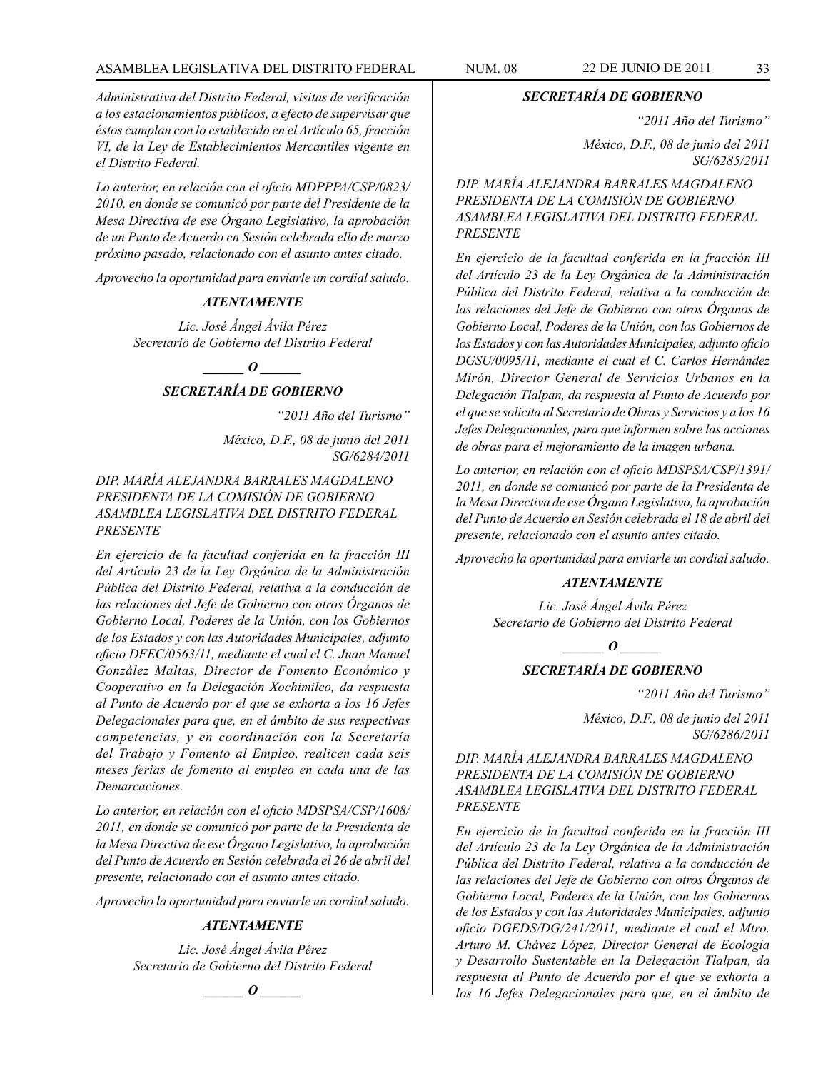*Administrativa del Distrito Federal, visitas de verificación a los estacionamientos públicos, a efecto de supervisar que éstos cumplan con lo establecido en el Artículo 65, fracción VI, de la Ley de Establecimientos Mercantiles vigente en el Distrito Federal.*

*Lo anterior, en relación con el oficio MDPPPA/CSP/0823/2010, en donde se comunicó por parte del Presidente de la Mesa Directiva de ese Órgano Legislativo, la aprobación de un Punto de Acuerdo en Sesión celebrada ello de marzo próximo pasado, relacionado con el asunto antes citado.*

*Aprovecho la oportunidad para enviarle un cordial saludo.*

***ATENTAMENTE***

*Lic. José Ángel Ávila Pérez*
*Secretario de Gobierno del Distrito Federal*

***\_\_\_\_\_\_ O \_\_\_\_\_\_***

***SECRETARÍA DE GOBIERNO***

*"2011 Año del Turismo"*

*México, D.F., 08 de junio del 2011*
*SG/6284/2011*

*DIP. MARÍA ALEJANDRA BARRALES MAGDALENO*
*PRESIDENTA DE LA COMISIÓN DE GOBIERNO*
*ASAMBLEA LEGISLATIVA DEL DISTRITO FEDERAL*
*PRESENTE*

*En ejercicio de la facultad conferida en la fracción III del Artículo 23 de la Ley Orgánica de la Administración Pública del Distrito Federal, relativa a la conducción de las relaciones del Jefe de Gobierno con otros Órganos de Gobierno Local, Poderes de la Unión, con los Gobiernos de los Estados y con las Autoridades Municipales, adjunto oficio DFEC/0563/11, mediante el cual el C. Juan Manuel González Maltas, Director de Fomento Económico y Cooperativo en la Delegación Xochimilco, da respuesta al Punto de Acuerdo por el que se exhorta a los 16 Jefes Delegacionales para que, en el ámbito de sus respectivas competencias, y en coordinación con la Secretaría del Trabajo y Fomento al Empleo, realicen cada seis meses ferias de fomento al empleo en cada una de las Demarcaciones.*

*Lo anterior, en relación con el oficio MDSPSA/CSP/1608/2011, en donde se comunicó por parte de la Presidenta de la Mesa Directiva de ese Órgano Legislativo, la aprobación del Punto de Acuerdo en Sesión celebrada el 26 de abril del presente, relacionado con el asunto antes citado.*

*Aprovecho la oportunidad para enviarle un cordial saludo.*

***ATENTAMENTE***

*Lic. José Ángel Ávila Pérez*
*Secretario de Gobierno del Distrito Federal*

***\_\_\_\_\_\_ O \_\_\_\_\_\_***

***SECRETARÍA DE GOBIERNO***

*"2011 Año del Turismo"*

*México, D.F., 08 de junio del 2011*
*SG/6285/2011*

*DIP. MARÍA ALEJANDRA BARRALES MAGDALENO*
*PRESIDENTA DE LA COMISIÓN DE GOBIERNO*
*ASAMBLEA LEGISLATIVA DEL DISTRITO FEDERAL*
*PRESENTE*

*En ejercicio de la facultad conferida en la fracción III del Artículo 23 de la Ley Orgánica de la Administración Pública del Distrito Federal, relativa a la conducción de las relaciones del Jefe de Gobierno con otros Órganos de Gobierno Local, Poderes de la Unión, con los Gobiernos de los Estados y con las Autoridades Municipales, adjunto oficio DGSU/0095/11, mediante el cual el C. Carlos Hernández Mirón, Director General de Servicios Urbanos en la Delegación Tlalpan, da respuesta al Punto de Acuerdo por el que se solicita al Secretario de Obras y Servicios y a los 16 Jefes Delegacionales, para que informen sobre las acciones de obras para el mejoramiento de la imagen urbana.*

*Lo anterior, en relación con el oficio MDSPSA/CSP/1391/2011, en donde se comunicó por parte de la Presidenta de la Mesa Directiva de ese Órgano Legislativo, la aprobación del Punto de Acuerdo en Sesión celebrada el 18 de abril del presente, relacionado con el asunto antes citado.*

*Aprovecho la oportunidad para enviarle un cordial saludo.*

***ATENTAMENTE***

*Lic. José Ángel Ávila Pérez*
*Secretario de Gobierno del Distrito Federal*

***\_\_\_\_\_\_ O \_\_\_\_\_\_***

***SECRETARÍA DE GOBIERNO***

*"2011 Año del Turismo"*

*México, D.F., 08 de junio del 2011*
*SG/6286/2011*

*DIP. MARÍA ALEJANDRA BARRALES MAGDALENO*
*PRESIDENTA DE LA COMISIÓN DE GOBIERNO*
*ASAMBLEA LEGISLATIVA DEL DISTRITO FEDERAL*
*PRESENTE*

*En ejercicio de la facultad conferida en la fracción III del Artículo 23 de la Ley Orgánica de la Administración Pública del Distrito Federal, relativa a la conducción de las relaciones del Jefe de Gobierno con otros Órganos de Gobierno Local, Poderes de la Unión, con los Gobiernos de los Estados y con las Autoridades Municipales, adjunto oficio DGEDS/DG/241/2011, mediante el cual el Mtro. Arturo M. Chávez López, Director General de Ecología y Desarrollo Sustentable en la Delegación Tlalpan, da respuesta al Punto de Acuerdo por el que se exhorta a los 16 Jefes Delegacionales para que, en el ámbito de*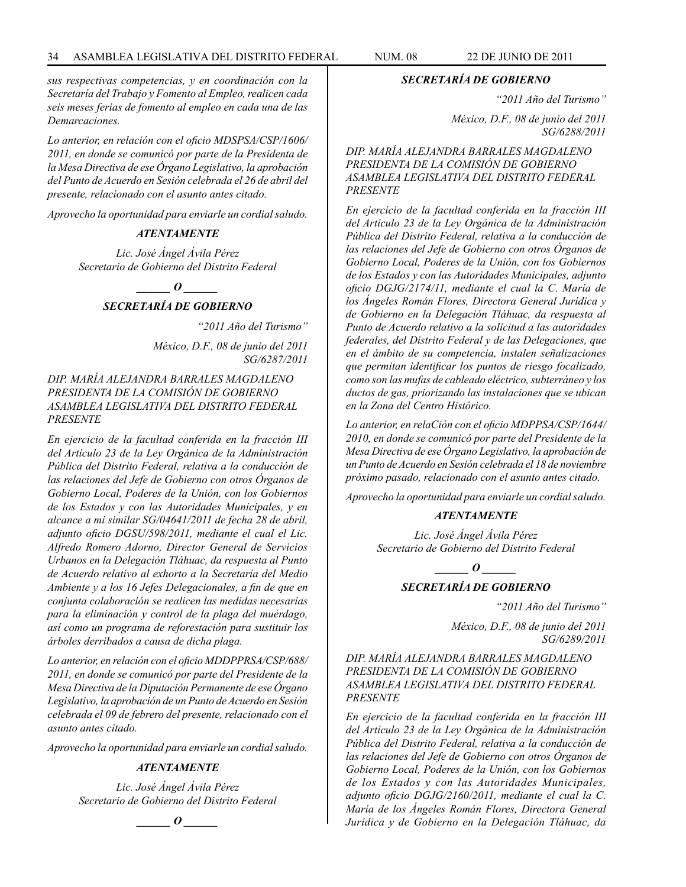*sus respectivas competencias, y en coordinación con la Secretaría del Trabajo y Fomento al Empleo, realicen cada seis meses ferias de fomento al empleo en cada una de las Demarcaciones.*

*Lo anterior, en relación con el oficio MDSPSA/CSP/1606/ 2011, en donde se comunicó por parte de la Presidenta de la Mesa Directiva de ese Órgano Legislativo, la aprobación del Punto de Acuerdo en Sesión celebrada el 26 de abril del presente, relacionado con el asunto antes citado.*

*Aprovecho la oportunidad para enviarle un cordial saludo.*

***ATENTAMENTE***

*Lic. José Ángel Ávila Pérez*
*Secretario de Gobierno del Distrito Federal*

***\_\_\_\_\_\_ O \_\_\_\_\_\_***

***SECRETARÍA DE GOBIERNO***

*"2011 Año del Turismo"*

*México, D.F., 08 de junio del 2011*
*SG/6287/2011*

*DIP. MARÍA ALEJANDRA BARRALES MAGDALENO*
*PRESIDENTA DE LA COMISIÓN DE GOBIERNO*
*ASAMBLEA LEGISLATIVA DEL DISTRITO FEDERAL*
*PRESENTE*

*En ejercicio de la facultad conferida en la fracción III del Artículo 23 de la Ley Orgánica de la Administración Pública del Distrito Federal, relativa a la conducción de las relaciones del Jefe de Gobierno con otros Órganos de Gobierno Local, Poderes de la Unión, con los Gobiernos de los Estados y con las Autoridades Municipales, y en alcance a mi similar SG/04641/2011 de fecha 28 de abril, adjunto oficio DGSU/598/2011, mediante el cual el Lic. Alfredo Romero Adorno, Director General de Servicios Urbanos en la Delegación Tláhuac, da respuesta al Punto de Acuerdo relativo al exhorto a la Secretaría del Medio Ambiente y a los 16 Jefes Delegacionales, a fin de que en conjunta colaboración se realicen las medidas necesarias para la eliminación y control de la plaga del muérdago, así como un programa de reforestación para sustituir los árboles derribados a causa de dicha plaga.*

*Lo anterior, en relación con el oficio MDDPPRSA/CSP/688/ 2011, en donde se comunicó por parte del Presidente de la Mesa Directiva de la Diputación Permanente de ese Órgano Legislativo, la aprobación de un Punto de Acuerdo en Sesión celebrada el 09 de febrero del presente, relacionado con el asunto antes citado.*

*Aprovecho la oportunidad para enviarle un cordial saludo.*

***ATENTAMENTE***

*Lic. José Ángel Ávila Pérez*
*Secretario de Gobierno del Distrito Federal*

***\_\_\_\_\_\_ O \_\_\_\_\_\_***

***SECRETARÍA DE GOBIERNO***

*"2011 Año del Turismo"*

*México, D.F., 08 de junio del 2011*
*SG/6288/2011*

*DIP. MARÍA ALEJANDRA BARRALES MAGDALENO*
*PRESIDENTA DE LA COMISIÓN DE GOBIERNO*
*ASAMBLEA LEGISLATIVA DEL DISTRITO FEDERAL*
*PRESENTE*

*En ejercicio de la facultad conferida en la fracción III del Artículo 23 de la Ley Orgánica de la Administración Pública del Distrito Federal, relativa a la conducción de las relaciones del Jefe de Gobierno con otros Órganos de Gobierno Local, Poderes de la Unión, con los Gobiernos de los Estados y con las Autoridades Municipales, adjunto oficio DGJG/2174/11, mediante el cual la C. María de los Ángeles Román Flores, Directora General Jurídica y de Gobierno en la Delegación Tláhuac, da respuesta al Punto de Acuerdo relativo a la solicitud a las autoridades federales, del Distrito Federal y de las Delegaciones, que en el ámbito de su competencia, instalen señalizaciones que permitan identificar los puntos de riesgo focalizado, como son las mufas de cableado eléctrico, subterráneo y los ductos de gas, priorizando las instalaciones que se ubican en la Zona del Centro Histórico.*

*Lo anterior, en relaCión con el oficio MDPPSA/CSP/1644/ 2010, en donde se comunicó por parte del Presidente de la Mesa Directiva de ese Órgano Legislativo, la aprobación de un Punto de Acuerdo en Sesión celebrada el 18 de noviembre próximo pasado, relacionado con el asunto antes citado.*

*Aprovecho la oportunidad para enviarle un cordial saludo.*

***ATENTAMENTE***

*Lic. José Ángel Ávila Pérez*
*Secretario de Gobierno del Distrito Federal*

***\_\_\_\_\_\_ O \_\_\_\_\_\_***

***SECRETARÍA DE GOBIERNO***

*"2011 Año del Turismo"*

*México, D.F., 08 de junio del 2011*
*SG/6289/2011*

*DIP. MARÍA ALEJANDRA BARRALES MAGDALENO*
*PRESIDENTA DE LA COMISIÓN DE GOBIERNO*
*ASAMBLEA LEGISLATIVA DEL DISTRITO FEDERAL*
*PRESENTE*

*En ejercicio de la facultad conferida en la fracción III del Artículo 23 de la Ley Orgánica de la Administración Pública del Distrito Federal, relativa a la conducción de las relaciones del Jefe de Gobierno con otros Órganos de Gobierno Local, Poderes de la Unión, con los Gobiernos de los Estados y con las Autoridades Municipales, adjunto oficio DGJG/2160/2011, mediante el cual la C. María de los Ángeles Román Flores, Directora General Jurídica y de Gobierno en la Delegación Tláhuac, da*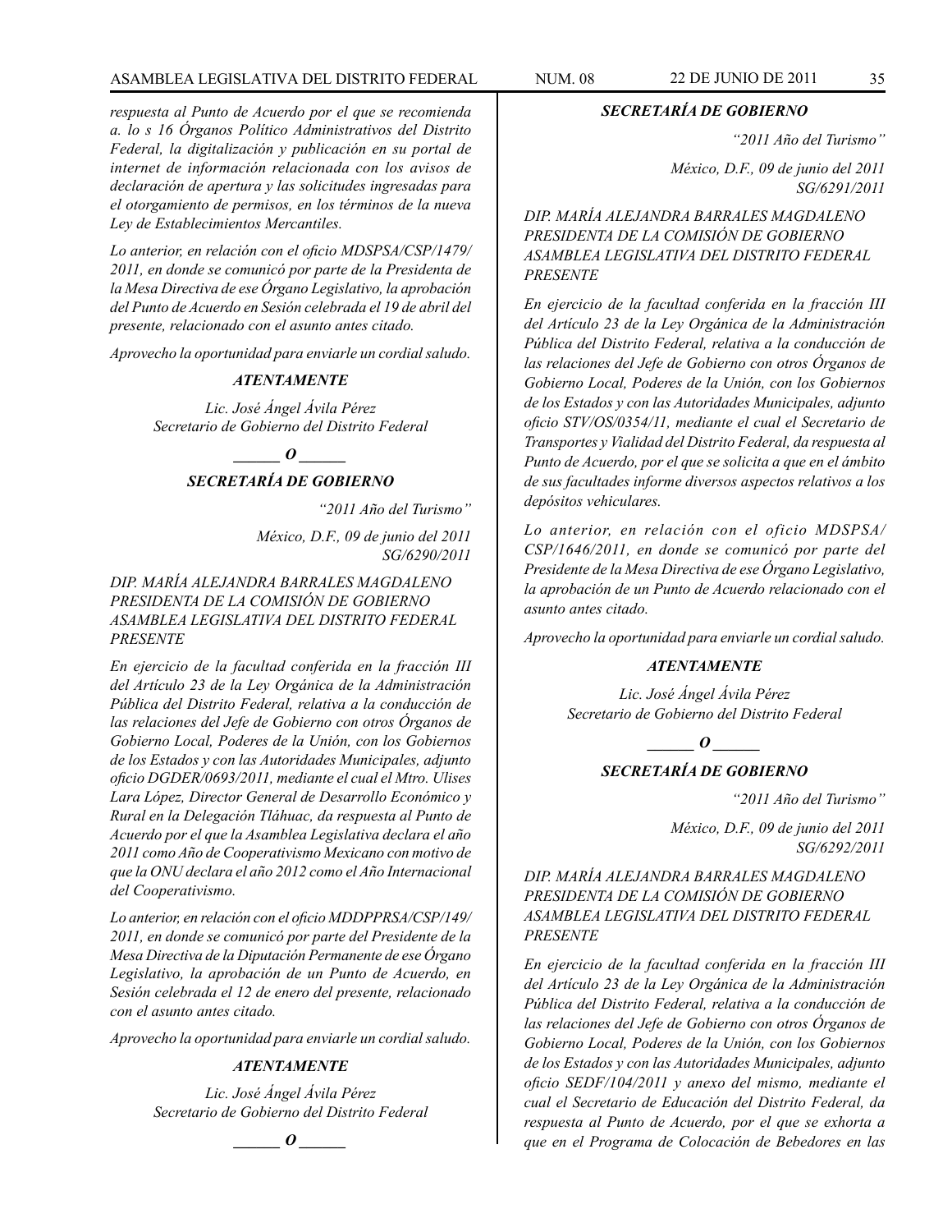*respuesta al Punto de Acuerdo por el que se recomienda a. lo s 16 Órganos Político Administrativos del Distrito Federal, la digitalización y publicación en su portal de internet de información relacionada con los avisos de declaración de apertura y las solicitudes ingresadas para el otorgamiento de permisos, en los términos de la nueva Ley de Establecimientos Mercantiles.*

*Lo anterior, en relación con el oficio MDSPSA/CSP/1479/ 2011, en donde se comunicó por parte de la Presidenta de la Mesa Directiva de ese Órgano Legislativo, la aprobación del Punto de Acuerdo en Sesión celebrada el 19 de abril del presente, relacionado con el asunto antes citado.*

*Aprovecho la oportunidad para enviarle un cordial saludo.*

***ATENTAMENTE***

*Lic. José Ángel Ávila Pérez*
*Secretario de Gobierno del Distrito Federal*

***\_\_\_\_\_\_ O \_\_\_\_\_\_***

***SECRETARÍA DE GOBIERNO***

*"2011 Año del Turismo"*

*México, D.F., 09 de junio del 2011*
*SG/6290/2011*

*DIP. MARÍA ALEJANDRA BARRALES MAGDALENO*
*PRESIDENTA DE LA COMISIÓN DE GOBIERNO*
*ASAMBLEA LEGISLATIVA DEL DISTRITO FEDERAL*
*PRESENTE*

*En ejercicio de la facultad conferida en la fracción III del Artículo 23 de la Ley Orgánica de la Administración Pública del Distrito Federal, relativa a la conducción de las relaciones del Jefe de Gobierno con otros Órganos de Gobierno Local, Poderes de la Unión, con los Gobiernos de los Estados y con las Autoridades Municipales, adjunto oficio DGDER/0693/2011, mediante el cual el Mtro. Ulises Lara López, Director General de Desarrollo Económico y Rural en la Delegación Tláhuac, da respuesta al Punto de Acuerdo por el que la Asamblea Legislativa declara el año 2011 como Año de Cooperativismo Mexicano con motivo de que la ONU declara el año 2012 como el Año Internacional del Cooperativismo.*

*Lo anterior, en relación con el oficio MDDPPRSA/CSP/149/ 2011, en donde se comunicó por parte del Presidente de la Mesa Directiva de la Diputación Permanente de ese Órgano Legislativo, la aprobación de un Punto de Acuerdo, en Sesión celebrada el 12 de enero del presente, relacionado con el asunto antes citado.*

*Aprovecho la oportunidad para enviarle un cordial saludo.*

***ATENTAMENTE***

*Lic. José Ángel Ávila Pérez*
*Secretario de Gobierno del Distrito Federal*

***\_\_\_\_\_\_ O \_\_\_\_\_\_***

***SECRETARÍA DE GOBIERNO***

*"2011 Año del Turismo"*

*México, D.F., 09 de junio del 2011*
*SG/6291/2011*

*DIP. MARÍA ALEJANDRA BARRALES MAGDALENO*
*PRESIDENTA DE LA COMISIÓN DE GOBIERNO*
*ASAMBLEA LEGISLATIVA DEL DISTRITO FEDERAL*
*PRESENTE*

*En ejercicio de la facultad conferida en la fracción III del Artículo 23 de la Ley Orgánica de la Administración Pública del Distrito Federal, relativa a la conducción de las relaciones del Jefe de Gobierno con otros Órganos de Gobierno Local, Poderes de la Unión, con los Gobiernos de los Estados y con las Autoridades Municipales, adjunto oficio STV/OS/0354/11, mediante el cual el Secretario de Transportes y Vialidad del Distrito Federal, da respuesta al Punto de Acuerdo, por el que se solicita a que en el ámbito de sus facultades informe diversos aspectos relativos a los depósitos vehiculares.*

*Lo anterior, en relación con el oficio MDSPSA/ CSP/1646/2011, en donde se comunicó por parte del Presidente de la Mesa Directiva de ese Órgano Legislativo, la aprobación de un Punto de Acuerdo relacionado con el asunto antes citado.*

*Aprovecho la oportunidad para enviarle un cordial saludo.*

***ATENTAMENTE***

*Lic. José Ángel Ávila Pérez*
*Secretario de Gobierno del Distrito Federal*

***\_\_\_\_\_\_ O \_\_\_\_\_\_***

***SECRETARÍA DE GOBIERNO***

*"2011 Año del Turismo"*

*México, D.F., 09 de junio del 2011*
*SG/6292/2011*

*DIP. MARÍA ALEJANDRA BARRALES MAGDALENO*
*PRESIDENTA DE LA COMISIÓN DE GOBIERNO*
*ASAMBLEA LEGISLATIVA DEL DISTRITO FEDERAL*
*PRESENTE*

*En ejercicio de la facultad conferida en la fracción III del Artículo 23 de la Ley Orgánica de la Administración Pública del Distrito Federal, relativa a la conducción de las relaciones del Jefe de Gobierno con otros Órganos de Gobierno Local, Poderes de la Unión, con los Gobiernos de los Estados y con las Autoridades Municipales, adjunto oficio SEDF/104/2011 y anexo del mismo, mediante el cual el Secretario de Educación del Distrito Federal, da respuesta al Punto de Acuerdo, por el que se exhorta a que en el Programa de Colocación de Bebedores en las*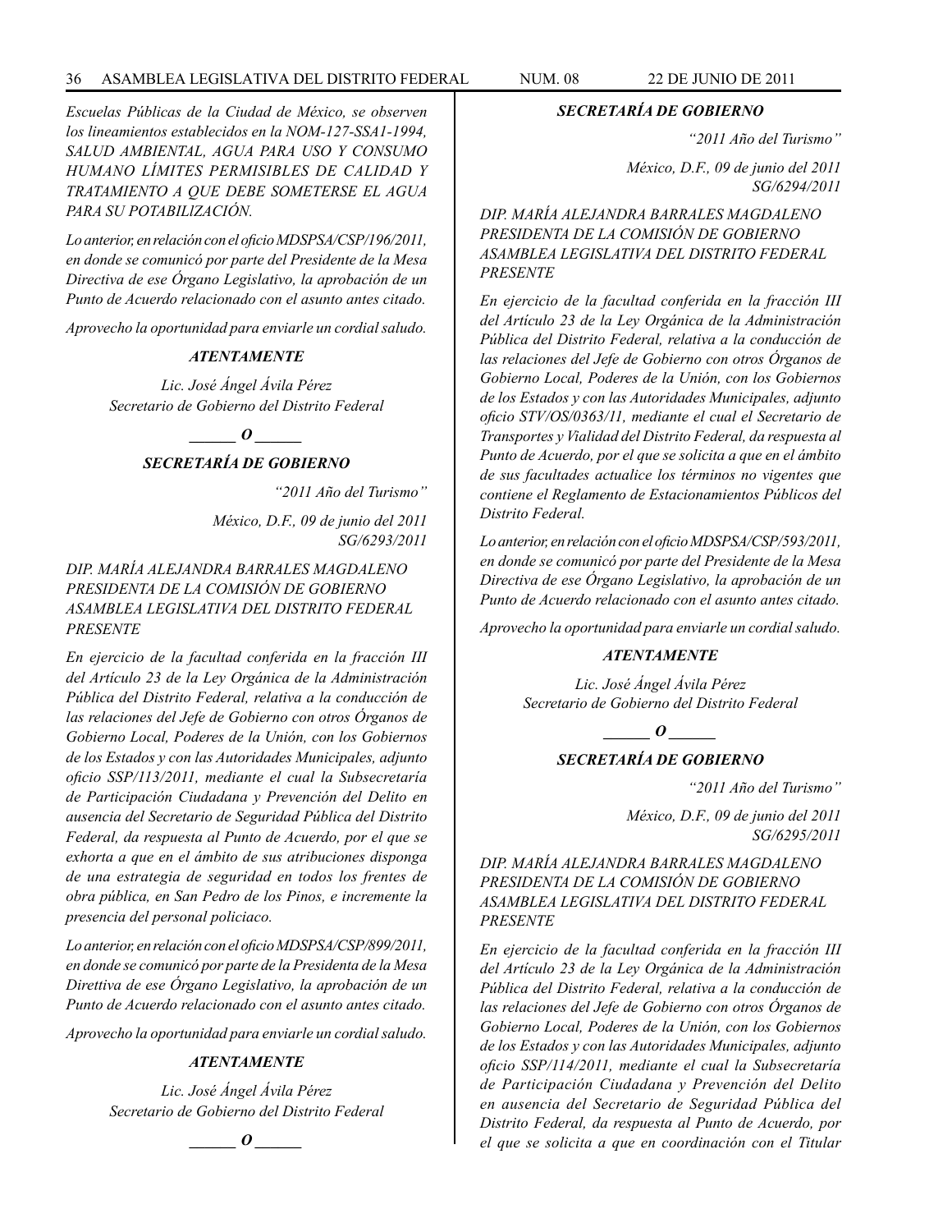*Escuelas Públicas de la Ciudad de México, se observen los lineamientos establecidos en la NOM-127-SSA1-1994, SALUD AMBIENTAL, AGUA PARA USO Y CONSUMO HUMANO LÍMITES PERMISIBLES DE CALIDAD Y TRATAMIENTO A QUE DEBE SOMETERSE EL AGUA PARA SU POTABILIZACIÓN.*

*Lo anterior, en relación con el oficio MDSPSA/CSP/196/2011, en donde se comunicó por parte del Presidente de la Mesa Directiva de ese Órgano Legislativo, la aprobación de un Punto de Acuerdo relacionado con el asunto antes citado.*

*Aprovecho la oportunidad para enviarle un cordial saludo.*

***ATENTAMENTE***

*Lic. José Ángel Ávila Pérez*
*Secretario de Gobierno del Distrito Federal*

***\_\_\_\_\_\_ O \_\_\_\_\_\_***

***SECRETARÍA DE GOBIERNO***

*"2011 Año del Turismo"*

*México, D.F., 09 de junio del 2011*
*SG/6293/2011*

*DIP. MARÍA ALEJANDRA BARRALES MAGDALENO*
*PRESIDENTA DE LA COMISIÓN DE GOBIERNO*
*ASAMBLEA LEGISLATIVA DEL DISTRITO FEDERAL*
*PRESENTE*

*En ejercicio de la facultad conferida en la fracción III del Artículo 23 de la Ley Orgánica de la Administración Pública del Distrito Federal, relativa a la conducción de las relaciones del Jefe de Gobierno con otros Órganos de Gobierno Local, Poderes de la Unión, con los Gobiernos de los Estados y con las Autoridades Municipales, adjunto oficio SSP/113/2011, mediante el cual la Subsecretaría de Participación Ciudadana y Prevención del Delito en ausencia del Secretario de Seguridad Pública del Distrito Federal, da respuesta al Punto de Acuerdo, por el que se exhorta a que en el ámbito de sus atribuciones disponga de una estrategia de seguridad en todos los frentes de obra pública, en San Pedro de los Pinos, e incremente la presencia del personal policiaco.*

*Lo anterior, en relación con el oficio MDSPSA/CSP/899/2011, en donde se comunicó por parte de la Presidenta de la Mesa Direttiva de ese Órgano Legislativo, la aprobación de un Punto de Acuerdo relacionado con el asunto antes citado.*

*Aprovecho la oportunidad para enviarle un cordial saludo.*

***ATENTAMENTE***

*Lic. José Ángel Ávila Pérez*
*Secretario de Gobierno del Distrito Federal*

***\_\_\_\_\_\_ O \_\_\_\_\_\_***

***SECRETARÍA DE GOBIERNO***

*"2011 Año del Turismo"*

*México, D.F., 09 de junio del 2011*
*SG/6294/2011*

*DIP. MARÍA ALEJANDRA BARRALES MAGDALENO*
*PRESIDENTA DE LA COMISIÓN DE GOBIERNO*
*ASAMBLEA LEGISLATIVA DEL DISTRITO FEDERAL*
*PRESENTE*

*En ejercicio de la facultad conferida en la fracción III del Artículo 23 de la Ley Orgánica de la Administración Pública del Distrito Federal, relativa a la conducción de las relaciones del Jefe de Gobierno con otros Órganos de Gobierno Local, Poderes de la Unión, con los Gobiernos de los Estados y con las Autoridades Municipales, adjunto oficio STV/OS/0363/11, mediante el cual el Secretario de Transportes y Vialidad del Distrito Federal, da respuesta al Punto de Acuerdo, por el que se solicita a que en el ámbito de sus facultades actualice los términos no vigentes que contiene el Reglamento de Estacionamientos Públicos del Distrito Federal.*

*Lo anterior, en relación con el oficio MDSPSA/CSP/593/2011, en donde se comunicó por parte del Presidente de la Mesa Directiva de ese Órgano Legislativo, la aprobación de un Punto de Acuerdo relacionado con el asunto antes citado.*

*Aprovecho la oportunidad para enviarle un cordial saludo.*

***ATENTAMENTE***

*Lic. José Ángel Ávila Pérez*
*Secretario de Gobierno del Distrito Federal*

***\_\_\_\_\_\_ O \_\_\_\_\_\_***

***SECRETARÍA DE GOBIERNO***

*"2011 Año del Turismo"*

*México, D.F., 09 de junio del 2011*
*SG/6295/2011*

*DIP. MARÍA ALEJANDRA BARRALES MAGDALENO*
*PRESIDENTA DE LA COMISIÓN DE GOBIERNO*
*ASAMBLEA LEGISLATIVA DEL DISTRITO FEDERAL*
*PRESENTE*

*En ejercicio de la facultad conferida en la fracción III del Artículo 23 de la Ley Orgánica de la Administración Pública del Distrito Federal, relativa a la conducción de las relaciones del Jefe de Gobierno con otros Órganos de Gobierno Local, Poderes de la Unión, con los Gobiernos de los Estados y con las Autoridades Municipales, adjunto oficio SSP/114/2011, mediante el cual la Subsecretaría de Participación Ciudadana y Prevención del Delito en ausencia del Secretario de Seguridad Pública del Distrito Federal, da respuesta al Punto de Acuerdo, por el que se solicita a que en coordinación con el Titular*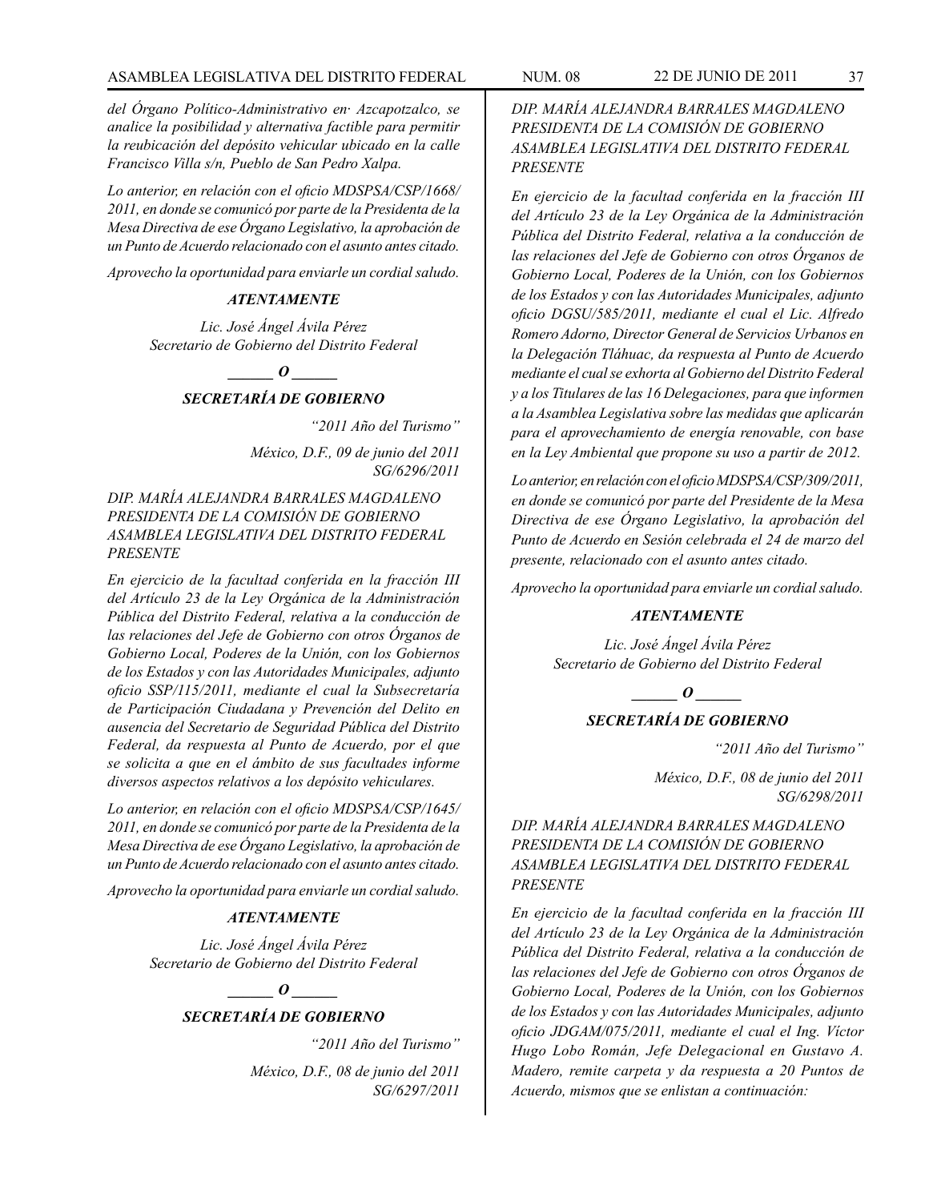*del Órgano Político-Administrativo en· Azcapotzalco, se analice la posibilidad y alternativa factible para permitir la reubicación del depósito vehicular ubicado en la calle Francisco Villa s/n, Pueblo de San Pedro Xalpa.*

*Lo anterior, en relación con el oficio MDSPSA/CSP/1668/2011, en donde se comunicó por parte de la Presidenta de la Mesa Directiva de ese Órgano Legislativo, la aprobación de un Punto de Acuerdo relacionado con el asunto antes citado.*

*Aprovecho la oportunidad para enviarle un cordial saludo.*

***ATENTAMENTE***

*Lic. José Ángel Ávila Pérez*
*Secretario de Gobierno del Distrito Federal*

***\_\_\_\_\_\_ O \_\_\_\_\_\_***

***SECRETARÍA DE GOBIERNO***

*"2011 Año del Turismo"*

*México, D.F., 09 de junio del 2011*
*SG/6296/2011*

*DIP. MARÍA ALEJANDRA BARRALES MAGDALENO*
*PRESIDENTA DE LA COMISIÓN DE GOBIERNO*
*ASAMBLEA LEGISLATIVA DEL DISTRITO FEDERAL*
*PRESENTE*

*En ejercicio de la facultad conferida en la fracción III del Artículo 23 de la Ley Orgánica de la Administración Pública del Distrito Federal, relativa a la conducción de las relaciones del Jefe de Gobierno con otros Órganos de Gobierno Local, Poderes de la Unión, con los Gobiernos de los Estados y con las Autoridades Municipales, adjunto oficio SSP/115/2011, mediante el cual la Subsecretaría de Participación Ciudadana y Prevención del Delito en ausencia del Secretario de Seguridad Pública del Distrito Federal, da respuesta al Punto de Acuerdo, por el que se solicita a que en el ámbito de sus facultades informe diversos aspectos relativos a los depósito vehiculares.*

*Lo anterior, en relación con el oficio MDSPSA/CSP/1645/2011, en donde se comunicó por parte de la Presidenta de la Mesa Directiva de ese Órgano Legislativo, la aprobación de un Punto de Acuerdo relacionado con el asunto antes citado.*

*Aprovecho la oportunidad para enviarle un cordial saludo.*

***ATENTAMENTE***

*Lic. José Ángel Ávila Pérez*
*Secretario de Gobierno del Distrito Federal*

***\_\_\_\_\_\_ O \_\_\_\_\_\_***

***SECRETARÍA DE GOBIERNO***

*"2011 Año del Turismo"*

*México, D.F., 08 de junio del 2011*
*SG/6297/2011*

*DIP. MARÍA ALEJANDRA BARRALES MAGDALENO*
*PRESIDENTA DE LA COMISIÓN DE GOBIERNO*
*ASAMBLEA LEGISLATIVA DEL DISTRITO FEDERAL*
*PRESENTE*

*En ejercicio de la facultad conferida en la fracción III del Artículo 23 de la Ley Orgánica de la Administración Pública del Distrito Federal, relativa a la conducción de las relaciones del Jefe de Gobierno con otros Órganos de Gobierno Local, Poderes de la Unión, con los Gobiernos de los Estados y con las Autoridades Municipales, adjunto oficio DGSU/585/2011, mediante el cual el Lic. Alfredo Romero Adorno, Director General de Servicios Urbanos en la Delegación Tláhuac, da respuesta al Punto de Acuerdo mediante el cual se exhorta al Gobierno del Distrito Federal y a los Titulares de las 16 Delegaciones, para que informen a la Asamblea Legislativa sobre las medidas que aplicarán para el aprovechamiento de energía renovable, con base en la Ley Ambiental que propone su uso a partir de 2012.*

*Lo anterior, en relación con el oficio MDSPSA/CSP/309/2011, en donde se comunicó por parte del Presidente de la Mesa Directiva de ese Órgano Legislativo, la aprobación del Punto de Acuerdo en Sesión celebrada el 24 de marzo del presente, relacionado con el asunto antes citado.*

*Aprovecho la oportunidad para enviarle un cordial saludo.*

***ATENTAMENTE***

*Lic. José Ángel Ávila Pérez*
*Secretario de Gobierno del Distrito Federal*

***\_\_\_\_\_\_ O \_\_\_\_\_\_***

***SECRETARÍA DE GOBIERNO***

*"2011 Año del Turismo"*

*México, D.F., 08 de junio del 2011*
*SG/6298/2011*

*DIP. MARÍA ALEJANDRA BARRALES MAGDALENO*
*PRESIDENTA DE LA COMISIÓN DE GOBIERNO*
*ASAMBLEA LEGISLATIVA DEL DISTRITO FEDERAL*
*PRESENTE*

*En ejercicio de la facultad conferida en la fracción III del Artículo 23 de la Ley Orgánica de la Administración Pública del Distrito Federal, relativa a la conducción de las relaciones del Jefe de Gobierno con otros Órganos de Gobierno Local, Poderes de la Unión, con los Gobiernos de los Estados y con las Autoridades Municipales, adjunto oficio JDGAM/075/2011, mediante el cual el Ing. Víctor Hugo Lobo Román, Jefe Delegacional en Gustavo A. Madero, remite carpeta y da respuesta a 20 Puntos de Acuerdo, mismos que se enlistan a continuación:*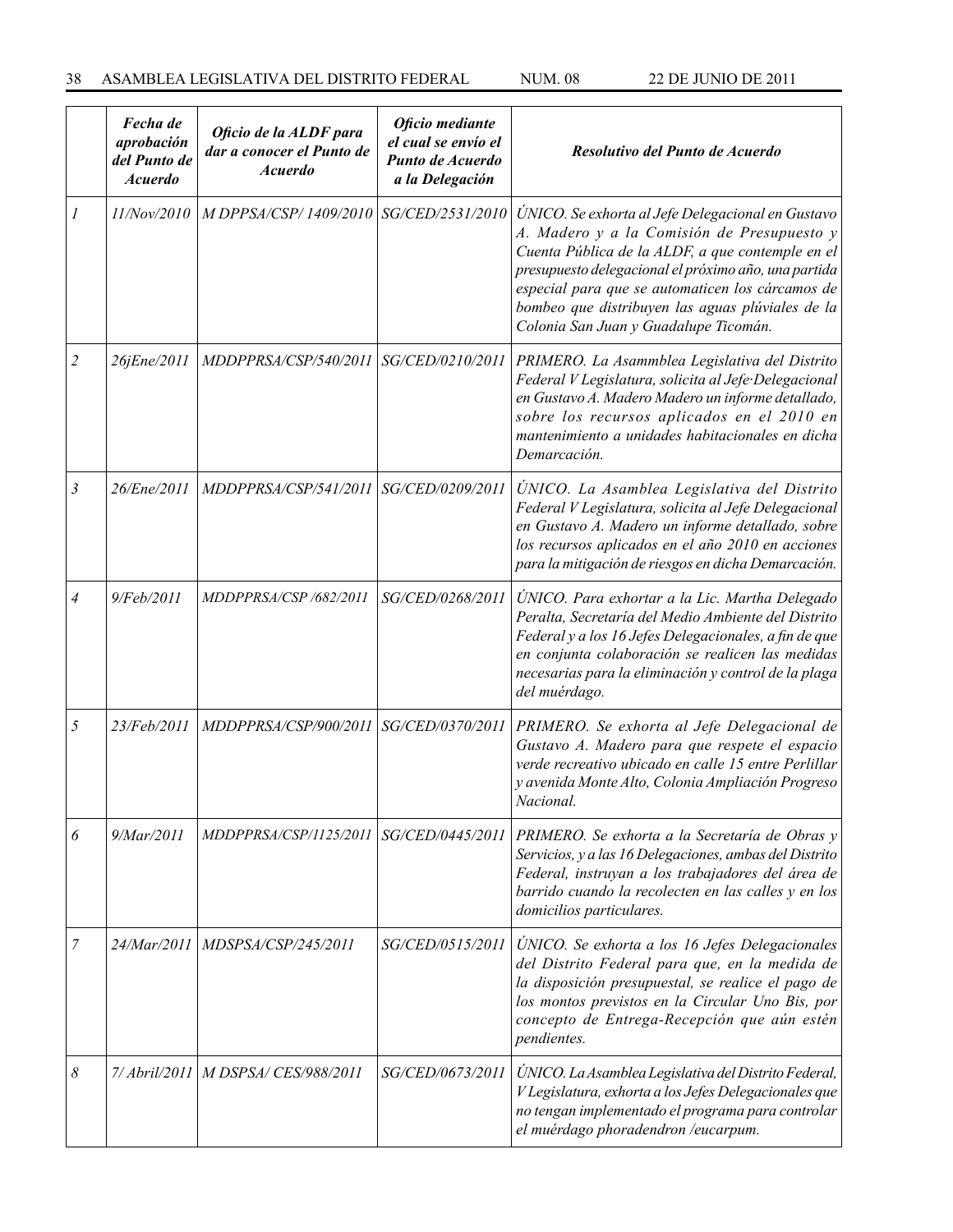| | *Fecha de aprobación del Punto de Acuerdo* | *Oficio de la ALDF para dar a conocer el Punto de Acuerdo* | *Oficio mediante el cual se envío el Punto de Acuerdo a la Delegación* | *Resolutivo del Punto de Acuerdo* |
|---|---|---|---|---|
| *1* | *11/Nov/2010* | *M DPPSA/CSP/ 1409/2010* | *SG/CED/2531/2010* | *ÚNICO. Se exhorta al Jefe Delegacional en Gustavo A. Madero y a la Comisión de Presupuesto y Cuenta Pública de la ALDF, a que contemple en el presupuesto delegacional el próximo año, una partida especial para que se automaticen los cárcamos de bombeo que distribuyen las aguas plúviales de la Colonia San Juan y Guadalupe Ticomán.* |
| *2* | *26jEne/2011* | *MDDPPRSA/CSP/540/2011* | *SG/CED/0210/2011* | *PRIMERO. La Asammblea Legislativa del Distrito Federal V Legislatura, solicita al Jefe·Delegacional en Gustavo A. Madero Madero un informe detallado, sobre los recursos aplicados en el 2010 en mantenimiento a unidades habitacionales en dicha Demarcación.* |
| *3* | *26/Ene/2011* | *MDDPPRSA/CSP/541/2011* | *SG/CED/0209/2011* | *ÚNICO. La Asamblea Legislativa del Distrito Federal V Legislatura, solicita al Jefe Delegacional en Gustavo A. Madero un informe detallado, sobre los recursos aplicados en el año 2010 en acciones para la mitigación de riesgos en dicha Demarcación.* |
| *4* | *9/Feb/2011* | *MDDPPRSA/CSP /682/2011* | *SG/CED/0268/2011* | *ÚNICO. Para exhortar a la Lic. Martha Delegado Peralta, Secretaría del Medio Ambiente del Distrito Federal y a los 16 Jefes Delegacionales, a fin de que en conjunta colaboración se realicen las medidas necesarias para la eliminación y control de la plaga del muérdago.* |
| *5* | *23/Feb/2011* | *MDDPPRSA/CSP/900/2011* | *SG/CED/0370/2011* | *PRIMERO. Se exhorta al Jefe Delegacional de Gustavo A. Madero para que respete el espacio verde recreativo ubicado en calle 15 entre Perlillar y avenida Monte Alto, Colonia Ampliación Progreso Nacional.* |
| *6* | *9/Mar/2011* | *MDDPPRSA/CSP/1125/2011* | *SG/CED/0445/2011* | *PRIMERO. Se exhorta a la Secretaría de Obras y Servicios, y a las 16 Delegaciones, ambas del Distrito Federal, instruyan a los trabajadores del área de barrido cuando la recolecten en las calles y en los domicilios particulares.* |
| *7* | *24/Mar/2011* | *MDSPSA/CSP/245/2011* | *SG/CED/0515/2011* | *ÚNICO. Se exhorta a los 16 Jefes Delegacionales del Distrito Federal para que, en la medida de la disposición presupuestal, se realice el pago de los montos previstos en la Circular Uno Bis, por concepto de Entrega-Recepción que aún estén pendientes.* |
| *8* | *7/ Abril/2011* | *M DSPSA/ CES/988/2011* | *SG/CED/0673/2011* | *ÚNICO. La Asamblea Legislativa del Distrito Federal, V Legislatura, exhorta a los Jefes Delegacionales que no tengan implementado el programa para controlar el muérdago phoradendron /eucarpum.* |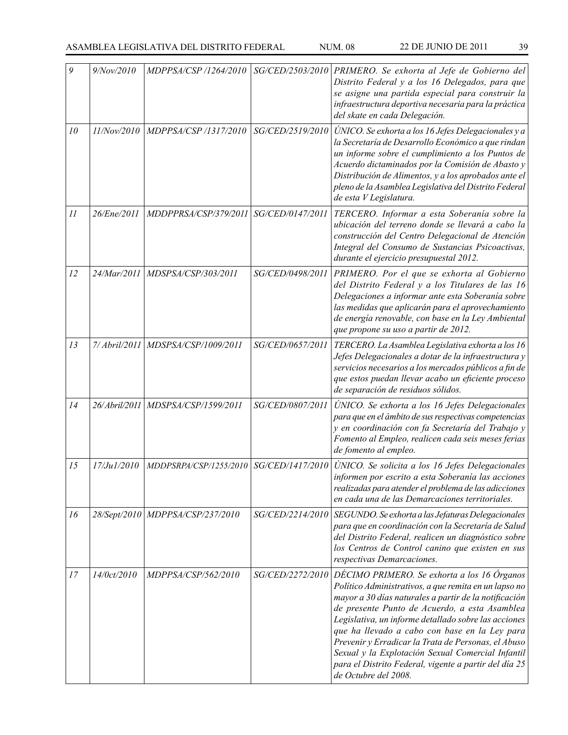| | | | | |
|---|---|---|---|---|
| *9* | *9/Nov/2010* | *MDPPSA/CSP /1264/2010* | *SG/CED/2503/2010* | *PRIMERO. Se exhorta al Jefe de Gobierno del Distrito Federal y a los 16 Delegados, para que se asigne una partida especial para construir la infraestructura deportiva necesaria para la práctica del skate en cada Delegación.* |
| *10* | *11/Nov/2010* | *MDPPSA/CSP /1317/2010* | *SG/CED/2519/2010* | *ÚNICO. Se exhorta a los 16 Jefes Delegacionales y a la Secretaría de Desarrollo Económico a que rindan un informe sobre el cumplimiento a los Puntos de Acuerdo dictaminados por la Comisión de Abasto y Distribución de Alimentos, y a los aprobados ante el pleno de la Asamblea Legislativa del Distrito Federal de esta V Legislatura.* |
| *11* | *26/Ene/2011* | *MDDPPRSA/CSP/379/2011* | *SG/CED/0147/2011* | *TERCERO. Informar a esta Soberanía sobre la ubicación del terreno donde se llevará a cabo la construcción del Centro Delegacional de Atención Integral del Consumo de Sustancias Psicoactivas, durante el ejercicio presupuestal 2012.* |
| *12* | *24/Mar/2011* | *MDSPSA/CSP/303/2011* | *SG/CED/0498/2011* | *PRIMERO. Por el que se exhorta al Gobierno del Distrito Federal y a los Titulares de las 16 Delegaciones a informar ante esta Soberanía sobre las medidas que aplicarán para el aprovechamiento de energía renovable, con base en la Ley Ambiental que propone su uso a partir de 2012.* |
| *13* | *7/ Abril/2011* | *MDSPSA/CSP/1009/2011* | *SG/CED/0657/2011* | *TERCERO. La Asamblea Legislativa exhorta a los 16 Jefes Delegacionales a dotar de la infraestructura y servicios necesarios a los mercados públicos a fin de que estos puedan llevar acabo un eficiente proceso de separación de residuos sólidos.* |
| *14* | *26/Abril/2011* | *MDSPSA/CSP/1599/2011* | *SG/CED/0807/2011* | *ÚNICO. Se exhorta a los 16 Jefes Delegacionales para que en el ámbito de sus respectivas competencias y en coordinación con fa Secretaría del Trabajo y Fomento al Empleo, realicen cada seis meses ferias de fomento al empleo.* |
| *15* | *17/Ju1/2010* | *MDDPSRPA/CSP/1255/2010* | *SG/CED/1417/2010* | *ÚNICO. Se solicita a los 16 Jefes Delegacionales informen por escrito a esta Soberanía las acciones realizadas para atender el problema de las adicciones en cada una de las Demarcaciones territoriales.* |
| *16* | *28/Sept/2010* | *MDPPSA/CSP/237/2010* | *SG/CED/2214/2010* | *SEGUNDO. Se exhorta a las Jefaturas Delegacionales para que en coordinación con la Secretaría de Salud del Distrito Federal, realicen un diagnóstico sobre los Centros de Control canino que existen en sus respectivas Demarcaciones.* |
| *17* | *14/0ct/2010* | *MDPPSA/CSP/562/2010* | *SG/CED/2272/2010* | *DÉCIMO PRIMERO. Se exhorta a los 16 Órganos Político Administrativos, a que remita en un lapso no mayor a 30 días naturales a partir de la notificación de presente Punto de Acuerdo, a esta Asamblea Legislativa, un informe detallado sobre las acciones que ha llevado a cabo con base en la Ley para Prevenir y Erradicar la Trata de Personas, el Abuso Sexual y la Explotación Sexual Comercial Infantil para el Distrito Federal, vigente a partir del día 25 de Octubre del 2008.* |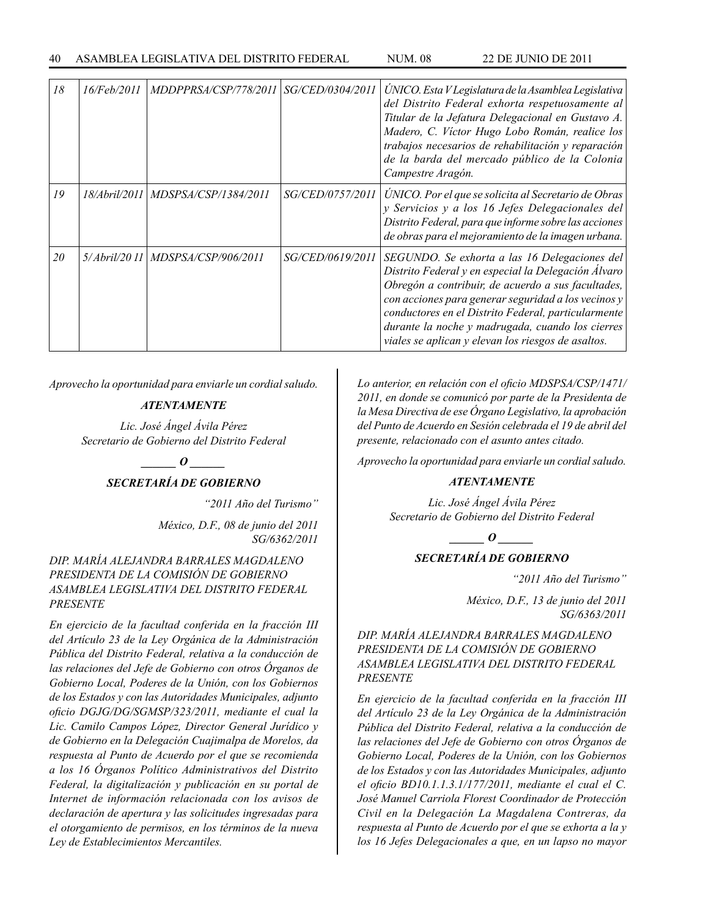| 18 | 16/Feb/2011 | MDDPPRSA/CSP/778/2011 | SG/CED/0304/2011 | *ÚNICO. Esta V Legislatura de la Asamblea Legislativa del Distrito Federal exhorta respetuosamente al Titular de la Jefatura Delegacional en Gustavo A. Madero, C. Víctor Hugo Lobo Román, realice los trabajos necesarios de rehabilitación y reparación de la barda del mercado público de la Colonia Campestre Aragón.* |
|---|---|---|---|---|
| 19 | 18/Abril/2011 | MDSPSA/CSP/1384/2011 | SG/CED/0757/2011 | *ÚNICO. Por el que se solicita al Secretario de Obras y Servicios y a los 16 Jefes Delegacionales del Distrito Federal, para que informe sobre las acciones de obras para el mejoramiento de la imagen urbana.* |
| 20 | 5/Abril/20 11 | MDSPSA/CSP/906/2011 | SG/CED/0619/2011 | *SEGUNDO. Se exhorta a las 16 Delegaciones del Distrito Federal y en especial la Delegación Álvaro Obregón a contribuir, de acuerdo a sus facultades, con acciones para generar seguridad a los vecinos y conductores en el Distrito Federal, particularmente durante la noche y madrugada, cuando los cierres viales se aplican y elevan los riesgos de asaltos.* |

*Aprovecho la oportunidad para enviarle un cordial saludo.*

***ATENTAMENTE***

*Lic. José Ángel Ávila Pérez*
*Secretario de Gobierno del Distrito Federal*

***\_\_\_\_\_\_ O \_\_\_\_\_\_***

***SECRETARÍA DE GOBIERNO***

*"2011 Año del Turismo"*

*México, D.F., 08 de junio del 2011*
*SG/6362/2011*

*DIP. MARÍA ALEJANDRA BARRALES MAGDALENO*
*PRESIDENTA DE LA COMISIÓN DE GOBIERNO*
*ASAMBLEA LEGISLATIVA DEL DISTRITO FEDERAL*
*PRESENTE*

*En ejercicio de la facultad conferida en la fracción III del Artículo 23 de la Ley Orgánica de la Administración Pública del Distrito Federal, relativa a la conducción de las relaciones del Jefe de Gobierno con otros Órganos de Gobierno Local, Poderes de la Unión, con los Gobiernos de los Estados y con las Autoridades Municipales, adjunto oficio DGJG/DG/SGMSP/323/2011, mediante el cual la Lic. Camilo Campos López, Director General Jurídico y de Gobierno en la Delegación Cuajimalpa de Morelos, da respuesta al Punto de Acuerdo por el que se recomienda a los 16 Órganos Político Administrativos del Distrito Federal, la digitalización y publicación en su portal de Internet de información relacionada con los avisos de declaración de apertura y las solicitudes ingresadas para el otorgamiento de permisos, en los términos de la nueva Ley de Establecimientos Mercantiles.*

*Lo anterior, en relación con el oficio MDSPSA/CSP/1471/2011, en donde se comunicó por parte de la Presidenta de la Mesa Directiva de ese Órgano Legislativo, la aprobación del Punto de Acuerdo en Sesión celebrada el 19 de abril del presente, relacionado con el asunto antes citado.*

*Aprovecho la oportunidad para enviarle un cordial saludo.*

***ATENTAMENTE***

*Lic. José Ángel Ávila Pérez*
*Secretario de Gobierno del Distrito Federal*

***\_\_\_\_\_\_ O \_\_\_\_\_\_***

***SECRETARÍA DE GOBIERNO***

*"2011 Año del Turismo"*

*México, D.F., 13 de junio del 2011*
*SG/6363/2011*

*DIP. MARÍA ALEJANDRA BARRALES MAGDALENO*
*PRESIDENTA DE LA COMISIÓN DE GOBIERNO*
*ASAMBLEA LEGISLATIVA DEL DISTRITO FEDERAL*
*PRESENTE*

*En ejercicio de la facultad conferida en la fracción III del Artículo 23 de la Ley Orgánica de la Administración Pública del Distrito Federal, relativa a la conducción de las relaciones del Jefe de Gobierno con otros Órganos de Gobierno Local, Poderes de la Unión, con los Gobiernos de los Estados y con las Autoridades Municipales, adjunto el oficio BD10.1.1.3.1/177/2011, mediante el cual el C. José Manuel Carriola Florest Coordinador de Protección Civil en la Delegación La Magdalena Contreras, da respuesta al Punto de Acuerdo por el que se exhorta a la y los 16 Jefes Delegacionales a que, en un lapso no mayor*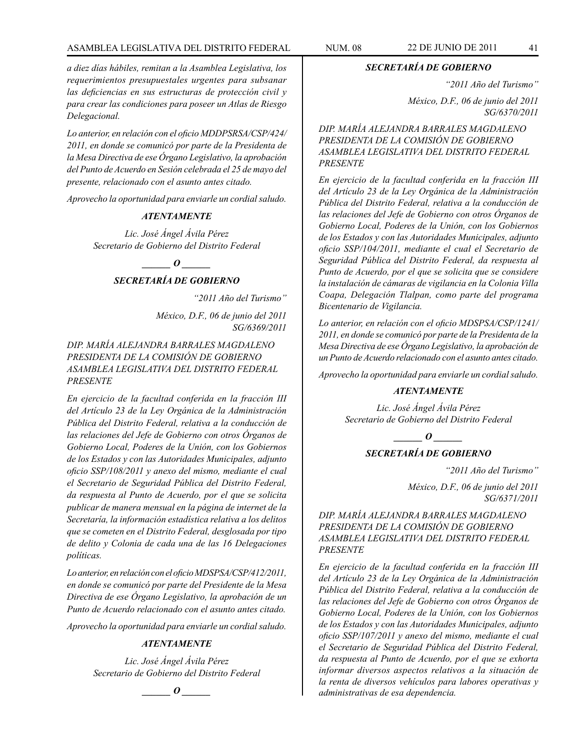*a diez días hábiles, remitan a la Asamblea Legislativa, los requerimientos presupuestales urgentes para subsanar las deficiencias en sus estructuras de protección civil y para crear las condiciones para poseer un Atlas de Riesgo Delegacional.*

*Lo anterior, en relación con el oficio MDDPSRSA/CSP/424/2011, en donde se comunicó por parte de la Presidenta de la Mesa Directiva de ese Órgano Legislativo, la aprobación del Punto de Acuerdo en Sesión celebrada el 25 de mayo del presente, relacionado con el asunto antes citado.*

*Aprovecho la oportunidad para enviarle un cordial saludo.*

***ATENTAMENTE***

*Lic. José Ángel Ávila Pérez*
*Secretario de Gobierno del Distrito Federal*

***\_\_\_\_\_\_ O \_\_\_\_\_\_***

***SECRETARÍA DE GOBIERNO***

*"2011 Año del Turismo"*

*México, D.F., 06 de junio del 2011*
*SG/6369/2011*

*DIP. MARÍA ALEJANDRA BARRALES MAGDALENO*
*PRESIDENTA DE LA COMISIÓN DE GOBIERNO*
*ASAMBLEA LEGISLATIVA DEL DISTRITO FEDERAL*
*PRESENTE*

*En ejercicio de la facultad conferida en la fracción III del Artículo 23 de la Ley Orgánica de la Administración Pública del Distrito Federal, relativa a la conducción de las relaciones del Jefe de Gobierno con otros Órganos de Gobierno Local, Poderes de la Unión, con los Gobiernos de los Estados y con las Autoridades Municipales, adjunto oficio SSP/108/2011 y anexo del mismo, mediante el cual el Secretario de Seguridad Pública del Distrito Federal, da respuesta al Punto de Acuerdo, por el que se solicita publicar de manera mensual en la página de internet de la Secretaría, la información estadística relativa a los delitos que se cometen en el Distrito Federal, desglosada por tipo de delito y Colonia de cada una de las 16 Delegaciones políticas.*

*Lo anterior, en relación con el oficio MDSPSA/CSP/412/2011, en donde se comunicó por parte del Presidente de la Mesa Directiva de ese Órgano Legislativo, la aprobación de un Punto de Acuerdo relacionado con el asunto antes citado.*

*Aprovecho la oportunidad para enviarle un cordial saludo.*

***ATENTAMENTE***

*Lic. José Ángel Ávila Pérez*
*Secretario de Gobierno del Distrito Federal*

***\_\_\_\_\_\_ O \_\_\_\_\_\_***

***SECRETARÍA DE GOBIERNO***

*"2011 Año del Turismo"*

*México, D.F., 06 de junio del 2011*
*SG/6370/2011*

*DIP. MARÍA ALEJANDRA BARRALES MAGDALENO*
*PRESIDENTA DE LA COMISIÓN DE GOBIERNO*
*ASAMBLEA LEGISLATIVA DEL DISTRITO FEDERAL*
*PRESENTE*

*En ejercicio de la facultad conferida en la fracción III del Artículo 23 de la Ley Orgánica de la Administración Pública del Distrito Federal, relativa a la conducción de las relaciones del Jefe de Gobierno con otros Órganos de Gobierno Local, Poderes de la Unión, con los Gobiernos de los Estados y con las Autoridades Municipales, adjunto oficio SSP/104/2011, mediante el cual el Secretario de Seguridad Pública del Distrito Federal, da respuesta al Punto de Acuerdo, por el que se solicita que se considere la instalación de cámaras de vigilancia en la Colonia Villa Coapa, Delegación Tlalpan, como parte del programa Bicentenario de Vigilancia.*

*Lo anterior, en relación con el oficio MDSPSA/CSP/1241/2011, en donde se comunicó por parte de la Presidenta de la Mesa Directiva de ese Órgano Legislativo, la aprobación de un Punto de Acuerdo relacionado con el asunto antes citado.*

*Aprovecho la oportunidad para enviarle un cordial saludo.*

***ATENTAMENTE***

*Lic. José Ángel Ávila Pérez*
*Secretario de Gobierno del Distrito Federal*

***\_\_\_\_\_\_ O \_\_\_\_\_\_***

***SECRETARÍA DE GOBIERNO***

*"2011 Año del Turismo"*

*México, D.F., 06 de junio del 2011*
*SG/6371/2011*

*DIP. MARÍA ALEJANDRA BARRALES MAGDALENO*
*PRESIDENTA DE LA COMISIÓN DE GOBIERNO*
*ASAMBLEA LEGISLATIVA DEL DISTRITO FEDERAL*
*PRESENTE*

*En ejercicio de la facultad conferida en la fracción III del Artículo 23 de la Ley Orgánica de la Administración Pública del Distrito Federal, relativa a la conducción de las relaciones del Jefe de Gobierno con otros Órganos de Gobierno Local, Poderes de la Unión, con los Gobiernos de los Estados y con las Autoridades Municipales, adjunto oficio SSP/107/2011 y anexo del mismo, mediante el cual el Secretario de Seguridad Pública del Distrito Federal, da respuesta al Punto de Acuerdo, por el que se exhorta informar diversos aspectos relativos a la situación de la renta de diversos vehículos para labores operativas y administrativas de esa dependencia.*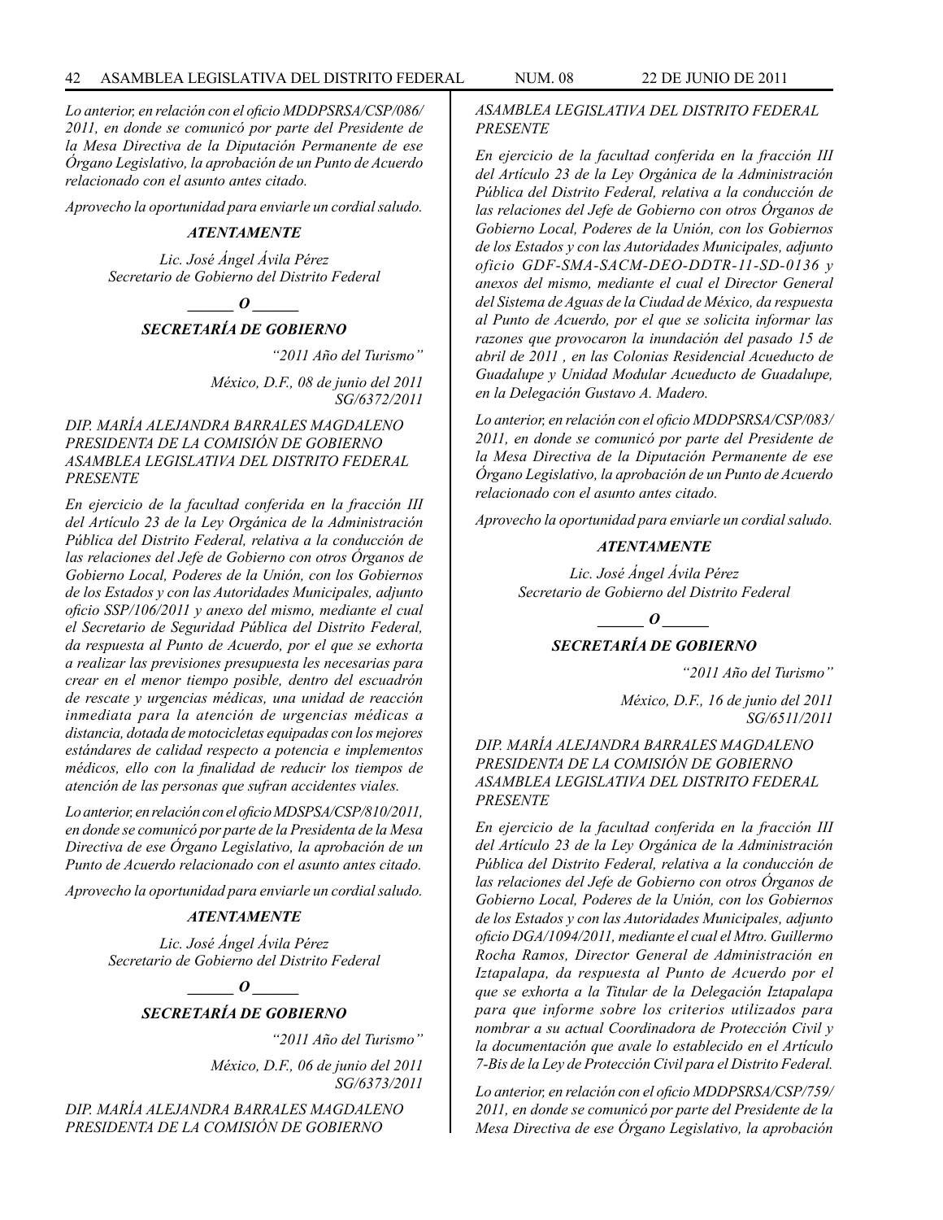*Lo anterior, en relación con el oficio MDDPSRSA/CSP/086/ 2011, en donde se comunicó por parte del Presidente de la Mesa Directiva de la Diputación Permanente de ese Órgano Legislativo, la aprobación de un Punto de Acuerdo relacionado con el asunto antes citado.*

*Aprovecho la oportunidad para enviarle un cordial saludo.*

***ATENTAMENTE***

*Lic. José Ángel Ávila Pérez*
*Secretario de Gobierno del Distrito Federal*

***\_\_\_\_\_\_ O \_\_\_\_\_\_***

***SECRETARÍA DE GOBIERNO***

*"2011 Año del Turismo"*

*México, D.F., 08 de junio del 2011*
*SG/6372/2011*

*DIP. MARÍA ALEJANDRA BARRALES MAGDALENO*
*PRESIDENTA DE LA COMISIÓN DE GOBIERNO*
*ASAMBLEA LEGISLATIVA DEL DISTRITO FEDERAL*
*PRESENTE*

*En ejercicio de la facultad conferida en la fracción III del Artículo 23 de la Ley Orgánica de la Administración Pública del Distrito Federal, relativa a la conducción de las relaciones del Jefe de Gobierno con otros Órganos de Gobierno Local, Poderes de la Unión, con los Gobiernos de los Estados y con las Autoridades Municipales, adjunto oficio SSP/106/2011 y anexo del mismo, mediante el cual el Secretario de Seguridad Pública del Distrito Federal, da respuesta al Punto de Acuerdo, por el que se exhorta a realizar las previsiones presupuesta les necesarias para crear en el menor tiempo posible, dentro del escuadrón de rescate y urgencias médicas, una unidad de reacción inmediata para la atención de urgencias médicas a distancia, dotada de motocicletas equipadas con los mejores estándares de calidad respecto a potencia e implementos médicos, ello con la finalidad de reducir los tiempos de atención de las personas que sufran accidentes viales.*

*Lo anterior, en relación con el oficio MDSPSA/CSP/810/2011, en donde se comunicó por parte de la Presidenta de la Mesa Directiva de ese Órgano Legislativo, la aprobación de un Punto de Acuerdo relacionado con el asunto antes citado.*

*Aprovecho la oportunidad para enviarle un cordial saludo.*

***ATENTAMENTE***

*Lic. José Ángel Ávila Pérez*
*Secretario de Gobierno del Distrito Federal*

***\_\_\_\_\_\_ O \_\_\_\_\_\_***

***SECRETARÍA DE GOBIERNO***

*"2011 Año del Turismo"*

*México, D.F., 06 de junio del 2011*
*SG/6373/2011*

*DIP. MARÍA ALEJANDRA BARRALES MAGDALENO*
*PRESIDENTA DE LA COMISIÓN DE GOBIERNO*
*ASAMBLEA LEGISLATIVA DEL DISTRITO FEDERAL*
*PRESENTE*

*En ejercicio de la facultad conferida en la fracción III del Artículo 23 de la Ley Orgánica de la Administración Pública del Distrito Federal, relativa a la conducción de las relaciones del Jefe de Gobierno con otros Órganos de Gobierno Local, Poderes de la Unión, con los Gobiernos de los Estados y con las Autoridades Municipales, adjunto oficio GDF-SMA-SACM-DEO-DDTR-11-SD-0136 y anexos del mismo, mediante el cual el Director General del Sistema de Aguas de la Ciudad de México, da respuesta al Punto de Acuerdo, por el que se solicita informar las razones que provocaron la inundación del pasado 15 de abril de 2011 , en las Colonias Residencial Acueducto de Guadalupe y Unidad Modular Acueducto de Guadalupe, en la Delegación Gustavo A. Madero.*

*Lo anterior, en relación con el oficio MDDPSRSA/CSP/083/ 2011, en donde se comunicó por parte del Presidente de la Mesa Directiva de la Diputación Permanente de ese Órgano Legislativo, la aprobación de un Punto de Acuerdo relacionado con el asunto antes citado.*

*Aprovecho la oportunidad para enviarle un cordial saludo.*

***ATENTAMENTE***

*Lic. José Ángel Ávila Pérez*
*Secretario de Gobierno del Distrito Federal*

***\_\_\_\_\_\_ O \_\_\_\_\_\_***

***SECRETARÍA DE GOBIERNO***

*"2011 Año del Turismo"*

*México, D.F., 16 de junio del 2011*
*SG/6511/2011*

*DIP. MARÍA ALEJANDRA BARRALES MAGDALENO*
*PRESIDENTA DE LA COMISIÓN DE GOBIERNO*
*ASAMBLEA LEGISLATIVA DEL DISTRITO FEDERAL*
*PRESENTE*

*En ejercicio de la facultad conferida en la fracción III del Artículo 23 de la Ley Orgánica de la Administración Pública del Distrito Federal, relativa a la conducción de las relaciones del Jefe de Gobierno con otros Órganos de Gobierno Local, Poderes de la Unión, con los Gobiernos de los Estados y con las Autoridades Municipales, adjunto oficio DGA/1094/2011, mediante el cual el Mtro. Guillermo Rocha Ramos, Director General de Administración en Iztapalapa, da respuesta al Punto de Acuerdo por el que se exhorta a la Titular de la Delegación Iztapalapa para que informe sobre los criterios utilizados para nombrar a su actual Coordinadora de Protección Civil y la documentación que avale lo establecido en el Artículo 7-Bis de la Ley de Protección Civil para el Distrito Federal.*

*Lo anterior, en relación con el oficio MDDPSRSA/CSP/759/ 2011, en donde se comunicó por parte del Presidente de la Mesa Directiva de ese Órgano Legislativo, la aprobación*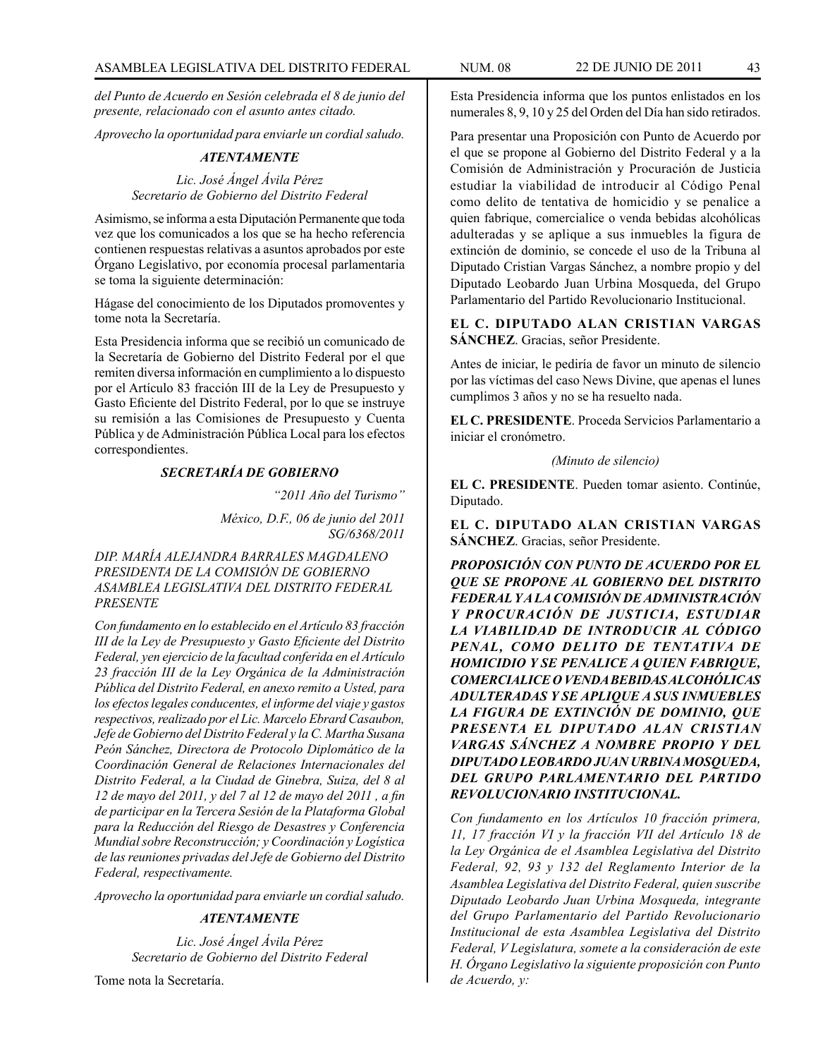*del Punto de Acuerdo en Sesión celebrada el 8 de junio del presente, relacionado con el asunto antes citado.*

*Aprovecho la oportunidad para enviarle un cordial saludo.*

***ATENTAMENTE***

*Lic. José Ángel Ávila Pérez*
*Secretario de Gobierno del Distrito Federal*

Asimismo, se informa a esta Diputación Permanente que toda vez que los comunicados a los que se ha hecho referencia contienen respuestas relativas a asuntos aprobados por este Órgano Legislativo, por economía procesal parlamentaria se toma la siguiente determinación:

Hágase del conocimiento de los Diputados promoventes y tome nota la Secretaría.

Esta Presidencia informa que se recibió un comunicado de la Secretaría de Gobierno del Distrito Federal por el que remiten diversa información en cumplimiento a lo dispuesto por el Artículo 83 fracción III de la Ley de Presupuesto y Gasto Eficiente del Distrito Federal, por lo que se instruye su remisión a las Comisiones de Presupuesto y Cuenta Pública y de Administración Pública Local para los efectos correspondientes.

***SECRETARÍA DE GOBIERNO***

*"2011 Año del Turismo"*

*México, D.F., 06 de junio del 2011*
*SG/6368/2011*

*DIP. MARÍA ALEJANDRA BARRALES MAGDALENO*
*PRESIDENTA DE LA COMISIÓN DE GOBIERNO*
*ASAMBLEA LEGISLATIVA DEL DISTRITO FEDERAL*
*PRESENTE*

*Con fundamento en lo establecido en el Artículo 83 fracción III de la Ley de Presupuesto y Gasto Eficiente del Distrito Federal, yen ejercicio de la facultad conferida en el Artículo 23 fracción III de la Ley Orgánica de la Administración Pública del Distrito Federal, en anexo remito a Usted, para los efectos legales conducentes, el informe del viaje y gastos respectivos, realizado por el Lic. Marcelo Ebrard Casaubon, Jefe de Gobierno del Distrito Federal y la C. Martha Susana Peón Sánchez, Directora de Protocolo Diplomático de la Coordinación General de Relaciones Internacionales del Distrito Federal, a la Ciudad de Ginebra, Suiza, del 8 al 12 de mayo del 2011, y del 7 al 12 de mayo del 2011 , a fin de participar en la Tercera Sesión de la Plataforma Global para la Reducción del Riesgo de Desastres y Conferencia Mundial sobre Reconstrucción; y Coordinación y Logística de las reuniones privadas del Jefe de Gobierno del Distrito Federal, respectivamente.*

*Aprovecho la oportunidad para enviarle un cordial saludo.*

***ATENTAMENTE***

*Lic. José Ángel Ávila Pérez*
*Secretario de Gobierno del Distrito Federal*

Tome nota la Secretaría.

Esta Presidencia informa que los puntos enlistados en los numerales 8, 9, 10 y 25 del Orden del Día han sido retirados.

Para presentar una Proposición con Punto de Acuerdo por el que se propone al Gobierno del Distrito Federal y a la Comisión de Administración y Procuración de Justicia estudiar la viabilidad de introducir al Código Penal como delito de tentativa de homicidio y se penalice a quien fabrique, comercialice o venda bebidas alcohólicas adulteradas y se aplique a sus inmuebles la figura de extinción de dominio, se concede el uso de la Tribuna al Diputado Cristian Vargas Sánchez, a nombre propio y del Diputado Leobardo Juan Urbina Mosqueda, del Grupo Parlamentario del Partido Revolucionario Institucional.

**EL C. DIPUTADO ALAN CRISTIAN VARGAS SÁNCHEZ**. Gracias, señor Presidente.

Antes de iniciar, le pediría de favor un minuto de silencio por las víctimas del caso News Divine, que apenas el lunes cumplimos 3 años y no se ha resuelto nada.

**EL C. PRESIDENTE**. Proceda Servicios Parlamentario a iniciar el cronómetro.

*(Minuto de silencio)*

**EL C. PRESIDENTE**. Pueden tomar asiento. Continúe, Diputado.

**EL C. DIPUTADO ALAN CRISTIAN VARGAS SÁNCHEZ**. Gracias, señor Presidente.

***PROPOSICIÓN CON PUNTO DE ACUERDO POR EL QUE SE PROPONE AL GOBIERNO DEL DISTRITO FEDERAL Y A LA COMISIÓN DE ADMINISTRACIÓN Y PROCURACIÓN DE JUSTICIA, ESTUDIAR LA VIABILIDAD DE INTRODUCIR AL CÓDIGO PENAL, COMO DELITO DE TENTATIVA DE HOMICIDIO Y SE PENALICE A QUIEN FABRIQUE, COMERCIALICE O VENDA BEBIDAS ALCOHÓLICAS ADULTERADAS Y SE APLIQUE A SUS INMUEBLES LA FIGURA DE EXTINCIÓN DE DOMINIO, QUE PRESENTA EL DIPUTADO ALAN CRISTIAN VARGAS SÁNCHEZ A NOMBRE PROPIO Y DEL DIPUTADO LEOBARDO JUAN URBINA MOSQUEDA, DEL GRUPO PARLAMENTARIO DEL PARTIDO REVOLUCIONARIO INSTITUCIONAL.***

*Con fundamento en los Artículos 10 fracción primera, 11, 17 fracción VI y la fracción VII del Artículo 18 de la Ley Orgánica de el Asamblea Legislativa del Distrito Federal, 92, 93 y 132 del Reglamento Interior de la Asamblea Legislativa del Distrito Federal, quien suscribe Diputado Leobardo Juan Urbina Mosqueda, integrante del Grupo Parlamentario del Partido Revolucionario Institucional de esta Asamblea Legislativa del Distrito Federal, V Legislatura, somete a la consideración de este H. Órgano Legislativo la siguiente proposición con Punto de Acuerdo, y:*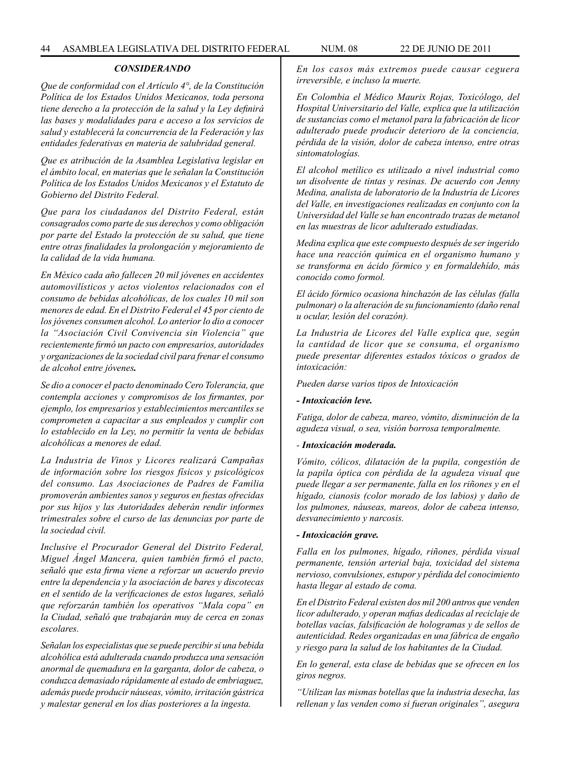### *CONSIDERANDO*

*Que de conformidad con el Artículo 4°, de la Constitución Política de los Estados Unidos Mexicanos, toda persona tiene derecho a la protección de la salud y la Ley definirá las bases y modalidades para e acceso a los servicios de salud y establecerá la concurrencia de la Federación y las entidades federativas en materia de salubridad general.*

*Que es atribución de la Asamblea Legislativa legislar en el ámbito local, en materias que le señalan la Constitución Política de los Estados Unidos Mexicanos y el Estatuto de Gobierno del Distrito Federal.*

*Que para los ciudadanos del Distrito Federal, están consagrados como parte de sus derechos y como obligación por parte del Estado la protección de su salud, que tiene entre otras finalidades la prolongación y mejoramiento de la calidad de la vida humana.*

*En México cada año fallecen 20 mil jóvenes en accidentes automovilísticos y actos violentos relacionados con el consumo de bebidas alcohólicas, de los cuales 10 mil son menores de edad. En el Distrito Federal el 45 por ciento de los jóvenes consumen alcohol. Lo anterior lo dio a conocer la "Asociación Civil Convivencia sin Violencia" que recientemente firmó un pacto con empresarios, autoridades y organizaciones de la sociedad civil para frenar el consumo de alcohol entre jóvenes**.***

*Se dio a conocer el pacto denominado Cero Tolerancia, que contempla acciones y compromisos de los firmantes, por ejemplo, los empresarios y establecimientos mercantiles se comprometen a capacitar a sus empleados y cumplir con lo establecido en la Ley, no permitir la venta de bebidas alcohólicas a menores de edad.*

*La Industria de Vinos y Licores realizará Campañas de información sobre los riesgos físicos y psicológicos del consumo. Las Asociaciones de Padres de Familia promoverán ambientes sanos y seguros en fiestas ofrecidas por sus hijos y las Autoridades deberán rendir informes trimestrales sobre el curso de las denuncias por parte de la sociedad civil.*

*Inclusive el Procurador General del Distrito Federal, Miguel Ángel Mancera, quien también firmó el pacto, señaló que esta firma viene a reforzar un acuerdo previo entre la dependencia y la asociación de bares y discotecas en el sentido de la verificaciones de estos lugares, señaló que reforzarán también los operativos "Mala copa" en la Ciudad, señaló que trabajarán muy de cerca en zonas escolares.*

*Señalan los especialistas que se puede percibir si una bebida alcohólica está adulterada cuando produzca una sensación anormal de quemadura en la garganta, dolor de cabeza, o conduzca demasiado rápidamente al estado de embriaguez, además puede producir náuseas, vómito, irritación gástrica y malestar general en los días posteriores a la ingesta.*

*En los casos más extremos puede causar ceguera irreversible, e incluso la muerte.*

*En Colombia el Médico Maurix Rojas, Toxicólogo, del Hospital Universitario del Valle, explica que la utilización de sustancias como el metanol para la fabricación de licor adulterado puede producir deterioro de la conciencia, pérdida de la visión, dolor de cabeza intenso, entre otras sintomatologías.*

*El alcohol metílico es utilizado a nivel industrial como un disolvente de tintas y resinas. De acuerdo con Jenny Medina, analista de laboratorio de la Industria de Licores del Valle, en investigaciones realizadas en conjunto con la Universidad del Valle se han encontrado trazas de metanol en las muestras de licor adulterado estudiadas.*

*Medina explica que este compuesto después de ser ingerido hace una reacción química en el organismo humano y se transforma en ácido fórmico y en formaldehído, más conocido como formol.*

*El ácido fórmico ocasiona hinchazón de las células (falla pulmonar) o la alteración de su funcionamiento (daño renal u ocular, lesión del corazón).*

*La Industria de Licores del Valle explica que, según la cantidad de licor que se consuma, el organismo puede presentar diferentes estados tóxicos o grados de intoxicación:*

*Pueden darse varios tipos de Intoxicación*

***- Intoxicación leve.***

*Fatiga, dolor de cabeza, mareo, vómito, disminución de la agudeza visual, o sea, visión borrosa temporalmente.*

*-* ***Intoxicación moderada.***

*Vómito, cólicos, dilatación de la pupila, congestión de la papila óptica con pérdida de la agudeza visual que puede llegar a ser permanente, falla en los riñones y en el hígado, cianosis (color morado de los labios) y daño de los pulmones, náuseas, mareos, dolor de cabeza intenso, desvanecimiento y narcosis.*

***- Intoxicación grave.***

*Falla en los pulmones, hígado, riñones, pérdida visual permanente, tensión arterial baja, toxicidad del sistema nervioso, convulsiones, estupor y pérdida del conocimiento hasta llegar al estado de coma.*

*En el Distrito Federal existen dos mil 200 antros que venden licor adulterado, y operan mafias dedicadas al reciclaje de botellas vacías, falsificación de hologramas y de sellos de autenticidad. Redes organizadas en una fábrica de engaño y riesgo para la salud de los habitantes de la Ciudad.*

*En lo general, esta clase de bebidas que se ofrecen en los giros negros.*

*"Utilizan las mismas botellas que la industria desecha, las rellenan y las venden como si fueran originales", asegura*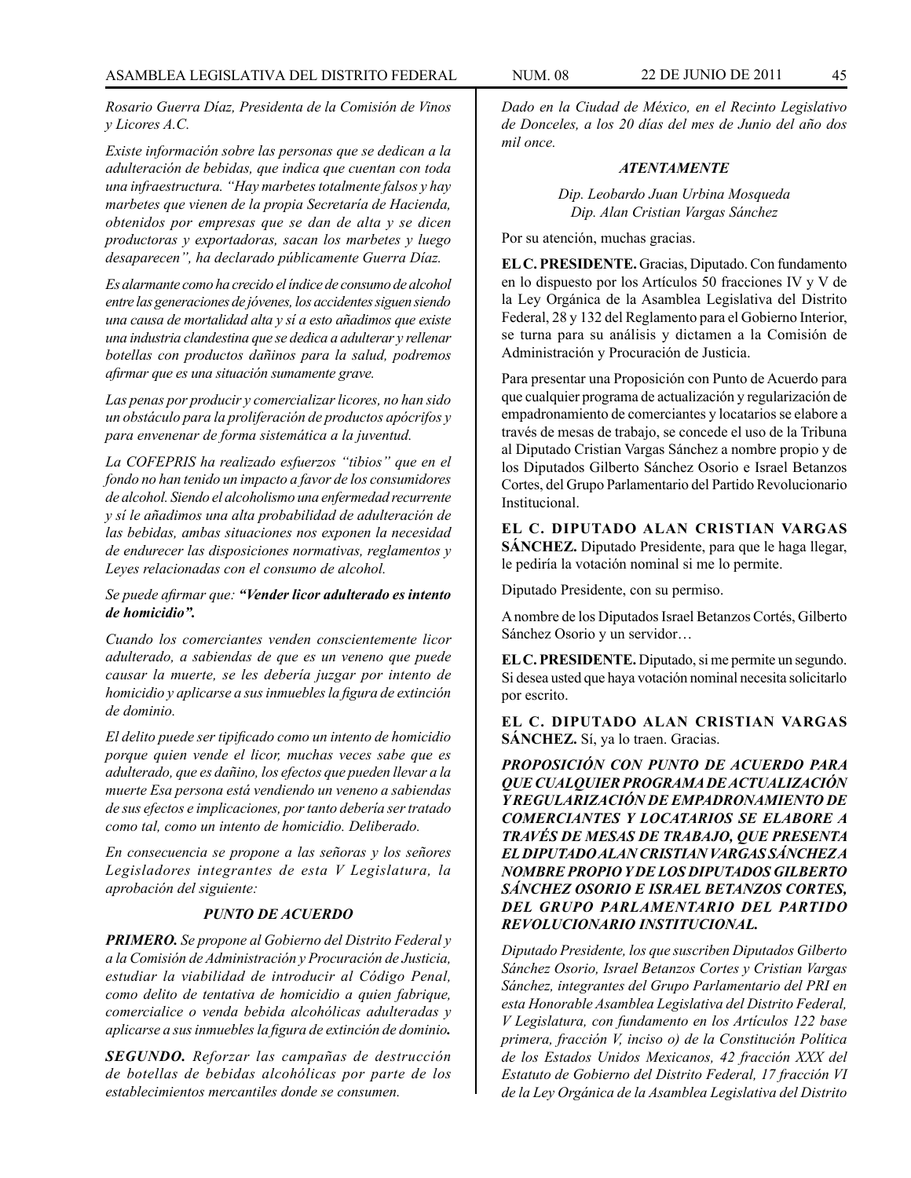*Rosario Guerra Díaz, Presidenta de la Comisión de Vinos y Licores A.C.*

*Existe información sobre las personas que se dedican a la adulteración de bebidas, que indica que cuentan con toda una infraestructura. "Hay marbetes totalmente falsos y hay marbetes que vienen de la propia Secretaría de Hacienda, obtenidos por empresas que se dan de alta y se dicen productoras y exportadoras, sacan los marbetes y luego desaparecen", ha declarado públicamente Guerra Díaz.*

*Es alarmante como ha crecido el índice de consumo de alcohol entre las generaciones de jóvenes, los accidentes siguen siendo una causa de mortalidad alta y sí a esto añadimos que existe una industria clandestina que se dedica a adulterar y rellenar botellas con productos dañinos para la salud, podremos afirmar que es una situación sumamente grave.*

*Las penas por producir y comercializar licores, no han sido un obstáculo para la proliferación de productos apócrifos y para envenenar de forma sistemática a la juventud.*

*La COFEPRIS ha realizado esfuerzos "tibios" que en el fondo no han tenido un impacto a favor de los consumidores de alcohol. Siendo el alcoholismo una enfermedad recurrente y sí le añadimos una alta probabilidad de adulteración de las bebidas, ambas situaciones nos exponen la necesidad de endurecer las disposiciones normativas, reglamentos y Leyes relacionadas con el consumo de alcohol.*

*Se puede afirmar que: **"Vender licor adulterado es intento de homicidio".***

*Cuando los comerciantes venden conscientemente licor adulterado, a sabiendas de que es un veneno que puede causar la muerte, se les debería juzgar por intento de homicidio y aplicarse a sus inmuebles la figura de extinción de dominio.*

*El delito puede ser tipificado como un intento de homicidio porque quien vende el licor, muchas veces sabe que es adulterado, que es dañino, los efectos que pueden llevar a la muerte Esa persona está vendiendo un veneno a sabiendas de sus efectos e implicaciones, por tanto debería ser tratado como tal, como un intento de homicidio. Deliberado.*

*En consecuencia se propone a las señoras y los señores Legisladores integrantes de esta V Legislatura, la aprobación del siguiente:*

***PUNTO DE ACUERDO***

***PRIMERO.** Se propone al Gobierno del Distrito Federal y a la Comisión de Administración y Procuración de Justicia, estudiar la viabilidad de introducir al Código Penal, como delito de tentativa de homicidio a quien fabrique, comercialice o venda bebida alcohólicas adulteradas y aplicarse a sus inmuebles la figura de extinción de dominio**.***

***SEGUNDO.** Reforzar las campañas de destrucción de botellas de bebidas alcohólicas por parte de los establecimientos mercantiles donde se consumen.*

*Dado en la Ciudad de México, en el Recinto Legislativo de Donceles, a los 20 días del mes de Junio del año dos mil once.*

***ATENTAMENTE***

*Dip. Leobardo Juan Urbina Mosqueda*
*Dip. Alan Cristian Vargas Sánchez*

Por su atención, muchas gracias.

**EL C. PRESIDENTE.** Gracias, Diputado. Con fundamento en lo dispuesto por los Artículos 50 fracciones IV y V de la Ley Orgánica de la Asamblea Legislativa del Distrito Federal, 28 y 132 del Reglamento para el Gobierno Interior, se turna para su análisis y dictamen a la Comisión de Administración y Procuración de Justicia.

Para presentar una Proposición con Punto de Acuerdo para que cualquier programa de actualización y regularización de empadronamiento de comerciantes y locatarios se elabore a través de mesas de trabajo, se concede el uso de la Tribuna al Diputado Cristian Vargas Sánchez a nombre propio y de los Diputados Gilberto Sánchez Osorio e Israel Betanzos Cortes, del Grupo Parlamentario del Partido Revolucionario Institucional.

**EL C. DIPUTADO ALAN CRISTIAN VARGAS SÁNCHEZ.** Diputado Presidente, para que le haga llegar, le pediría la votación nominal si me lo permite.

Diputado Presidente, con su permiso.

A nombre de los Diputados Israel Betanzos Cortés, Gilberto Sánchez Osorio y un servidor…

**EL C. PRESIDENTE.** Diputado, si me permite un segundo. Si desea usted que haya votación nominal necesita solicitarlo por escrito.

**EL C. DIPUTADO ALAN CRISTIAN VARGAS SÁNCHEZ.** Sí, ya lo traen. Gracias.

***PROPOSICIÓN CON PUNTO DE ACUERDO PARA QUE CUALQUIER PROGRAMA DE ACTUALIZACIÓN Y REGULARIZACIÓN DE EMPADRONAMIENTO DE COMERCIANTES Y LOCATARIOS SE ELABORE A TRAVÉS DE MESAS DE TRABAJO, QUE PRESENTA EL DIPUTADO ALAN CRISTIAN VARGAS SÁNCHEZ A NOMBRE PROPIO Y DE LOS DIPUTADOS GILBERTO SÁNCHEZ OSORIO E ISRAEL BETANZOS CORTES, DEL GRUPO PARLAMENTARIO DEL PARTIDO REVOLUCIONARIO INSTITUCIONAL.***

*Diputado Presidente, los que suscriben Diputados Gilberto Sánchez Osorio, Israel Betanzos Cortes y Cristian Vargas Sánchez, integrantes del Grupo Parlamentario del PRI en esta Honorable Asamblea Legislativa del Distrito Federal, V Legislatura, con fundamento en los Artículos 122 base primera, fracción V, inciso o) de la Constitución Política de los Estados Unidos Mexicanos, 42 fracción XXX del Estatuto de Gobierno del Distrito Federal, 17 fracción VI de la Ley Orgánica de la Asamblea Legislativa del Distrito*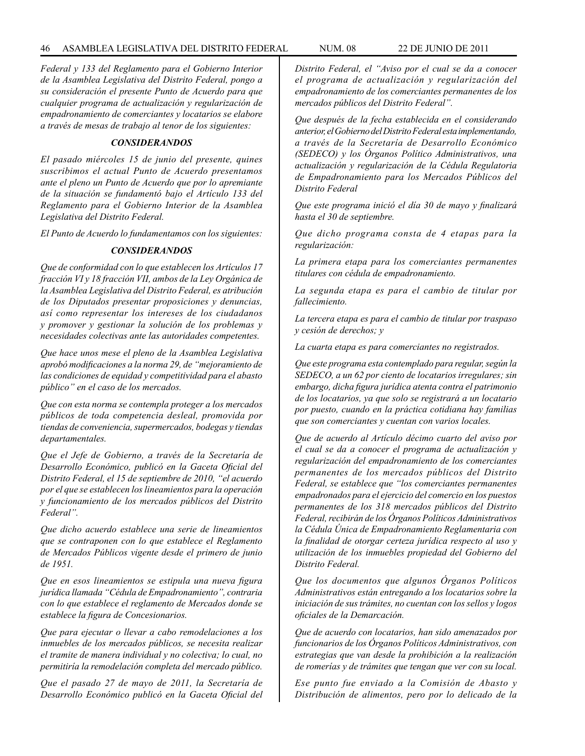*Federal y 133 del Reglamento para el Gobierno Interior de la Asamblea Legislativa del Distrito Federal, pongo a su consideración el presente Punto de Acuerdo para que cualquier programa de actualización y regularización de empadronamiento de comerciantes y locatarios se elabore a través de mesas de trabajo al tenor de los siguientes:*

### *CONSIDERANDOS*

*El pasado miércoles 15 de junio del presente, quines suscribimos el actual Punto de Acuerdo presentamos ante el pleno un Punto de Acuerdo que por lo apremiante de la situación se fundamentó bajo el Artículo 133 del Reglamento para el Gobierno Interior de la Asamblea Legislativa del Distrito Federal.*

*El Punto de Acuerdo lo fundamentamos con los siguientes:*

### *CONSIDERANDOS*

*Que de conformidad con lo que establecen los Artículos 17 fracción VI y 18 fracción VII, ambos de la Ley Orgánica de la Asamblea Legislativa del Distrito Federal, es atribución de los Diputados presentar proposiciones y denuncias, así como representar los intereses de los ciudadanos y promover y gestionar la solución de los problemas y necesidades colectivas ante las autoridades competentes.*

*Que hace unos mese el pleno de la Asamblea Legislativa aprobó modificaciones a la norma 29, de "mejoramiento de las condiciones de equidad y competitividad para el abasto público" en el caso de los mercados.*

*Que con esta norma se contempla proteger a los mercados públicos de toda competencia desleal, promovida por tiendas de conveniencia, supermercados, bodegas y tiendas departamentales.*

*Que el Jefe de Gobierno, a través de la Secretaría de Desarrollo Económico, publicó en la Gaceta Oficial del Distrito Federal, el 15 de septiembre de 2010, "el acuerdo por el que se establecen los lineamientos para la operación y funcionamiento de los mercados públicos del Distrito Federal".*

*Que dicho acuerdo establece una serie de lineamientos que se contraponen con lo que establece el Reglamento de Mercados Públicos vigente desde el primero de junio de 1951.*

*Que en esos lineamientos se estipula una nueva figura jurídica llamada "Cédula de Empadronamiento", contraria con lo que establece el reglamento de Mercados donde se establece la figura de Concesionarios.*

*Que para ejecutar o llevar a cabo remodelaciones a los inmuebles de los mercados públicos, se necesita realizar el tramite de manera individual y no colectiva; lo cual, no permitiría la remodelación completa del mercado público.*

*Que el pasado 27 de mayo de 2011, la Secretaría de Desarrollo Económico publicó en la Gaceta Oficial del Distrito Federal, el "Aviso por el cual se da a conocer el programa de actualización y regularización del empadronamiento de los comerciantes permanentes de los mercados públicos del Distrito Federal".*

*Que después de la fecha establecida en el considerando anterior, el Gobierno del Distrito Federal esta implementando, a través de la Secretaría de Desarrollo Económico (SEDECO) y los Órganos Político Administrativos, una actualización y regularización de la Cédula Regulatoria de Empadronamiento para los Mercados Públicos del Distrito Federal*

*Que este programa inició el día 30 de mayo y finalizará hasta el 30 de septiembre.*

*Que dicho programa consta de 4 etapas para la regularización:*

*La primera etapa para los comerciantes permanentes titulares con cédula de empadronamiento.*

*La segunda etapa es para el cambio de titular por fallecimiento.*

*La tercera etapa es para el cambio de titular por traspaso y cesión de derechos; y*

*La cuarta etapa es para comerciantes no registrados.*

*Que este programa esta contemplado para regular, según la SEDECO, a un 62 por ciento de locatarios irregulares; sin embargo, dicha figura jurídica atenta contra el patrimonio de los locatarios, ya que solo se registrará a un locatario por puesto, cuando en la práctica cotidiana hay familias que son comerciantes y cuentan con varios locales.*

*Que de acuerdo al Artículo décimo cuarto del aviso por el cual se da a conocer el programa de actualización y regularización del empadronamiento de los comerciantes permanentes de los mercados públicos del Distrito Federal, se establece que "los comerciantes permanentes empadronados para el ejercicio del comercio en los puestos permanentes de los 318 mercados públicos del Distrito Federal, recibirán de los Órganos Políticos Administrativos la Cédula Única de Empadronamiento Reglamentaria con la finalidad de otorgar certeza jurídica respecto al uso y utilización de los inmuebles propiedad del Gobierno del Distrito Federal.*

*Que los documentos que algunos Órganos Políticos Administrativos están entregando a los locatarios sobre la iniciación de sus trámites, no cuentan con los sellos y logos oficiales de la Demarcación.*

*Que de acuerdo con locatarios, han sido amenazados por funcionarios de los Órganos Políticos Administrativos, con estrategias que van desde la prohibición a la realización de romerías y de trámites que tengan que ver con su local.*

*Ese punto fue enviado a la Comisión de Abasto y Distribución de alimentos, pero por lo delicado de la*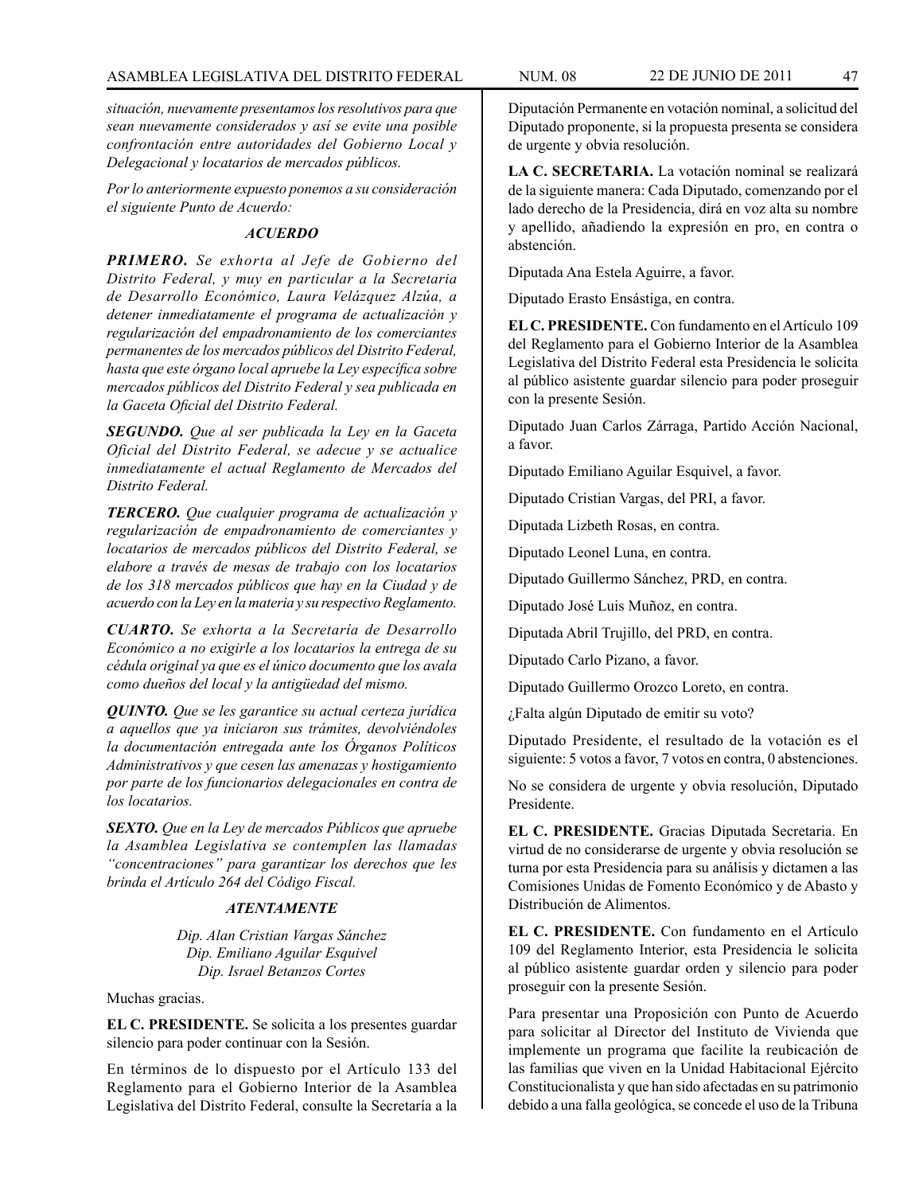*situación, nuevamente presentamos los resolutivos para que sean nuevamente considerados y así se evite una posible confrontación entre autoridades del Gobierno Local y Delegacional y locatarios de mercados públicos.*

*Por lo anteriormente expuesto ponemos a su consideración el siguiente Punto de Acuerdo:*

***ACUERDO***

***PRIMERO.*** *Se exhorta al Jefe de Gobierno del Distrito Federal, y muy en particular a la Secretaria de Desarrollo Económico, Laura Velázquez Alzúa, a detener inmediatamente el programa de actualización y regularización del empadronamiento de los comerciantes permanentes de los mercados públicos del Distrito Federal, hasta que este órgano local apruebe la Ley específica sobre mercados públicos del Distrito Federal y sea publicada en la Gaceta Oficial del Distrito Federal.*

***SEGUNDO.*** *Que al ser publicada la Ley en la Gaceta Oficial del Distrito Federal, se adecue y se actualice inmediatamente el actual Reglamento de Mercados del Distrito Federal.*

***TERCERO.*** *Que cualquier programa de actualización y regularización de empadronamiento de comerciantes y locatarios de mercados públicos del Distrito Federal, se elabore a través de mesas de trabajo con los locatarios de los 318 mercados públicos que hay en la Ciudad y de acuerdo con la Ley en la materia y su respectivo Reglamento.*

***CUARTO.*** *Se exhorta a la Secretaría de Desarrollo Económico a no exigirle a los locatarios la entrega de su cédula original ya que es el único documento que los avala como dueños del local y la antigüedad del mismo.*

***QUINTO.*** *Que se les garantice su actual certeza jurídica a aquellos que ya iniciaron sus trámites, devolviéndoles la documentación entregada ante los Órganos Políticos Administrativos y que cesen las amenazas y hostigamiento por parte de los funcionarios delegacionales en contra de los locatarios.*

***SEXTO.*** *Que en la Ley de mercados Públicos que apruebe la Asamblea Legislativa se contemplen las llamadas "concentraciones" para garantizar los derechos que les brinda el Artículo 264 del Código Fiscal.*

***ATENTAMENTE***

*Dip. Alan Cristian Vargas Sánchez*
*Dip. Emiliano Aguilar Esquivel*
*Dip. Israel Betanzos Cortes*

Muchas gracias.

**EL C. PRESIDENTE.** Se solicita a los presentes guardar silencio para poder continuar con la Sesión.

En términos de lo dispuesto por el Artículo 133 del Reglamento para el Gobierno Interior de la Asamblea Legislativa del Distrito Federal, consulte la Secretaría a la Diputación Permanente en votación nominal, a solicitud del Diputado proponente, si la propuesta presenta se considera de urgente y obvia resolución.

**LA C. SECRETARIA.** La votación nominal se realizará de la siguiente manera: Cada Diputado, comenzando por el lado derecho de la Presidencia, dirá en voz alta su nombre y apellido, añadiendo la expresión en pro, en contra o abstención.

Diputada Ana Estela Aguirre, a favor.

Diputado Erasto Ensástiga, en contra.

**EL C. PRESIDENTE.** Con fundamento en el Artículo 109 del Reglamento para el Gobierno Interior de la Asamblea Legislativa del Distrito Federal esta Presidencia le solicita al público asistente guardar silencio para poder proseguir con la presente Sesión.

Diputado Juan Carlos Zárraga, Partido Acción Nacional, a favor.

Diputado Emiliano Aguilar Esquivel, a favor.

Diputado Cristian Vargas, del PRI, a favor.

Diputada Lizbeth Rosas, en contra.

Diputado Leonel Luna, en contra.

Diputado Guillermo Sánchez, PRD, en contra.

Diputado José Luis Muñoz, en contra.

Diputada Abril Trujillo, del PRD, en contra.

Diputado Carlo Pizano, a favor.

Diputado Guillermo Orozco Loreto, en contra.

¿Falta algún Diputado de emitir su voto?

Diputado Presidente, el resultado de la votación es el siguiente: 5 votos a favor, 7 votos en contra, 0 abstenciones.

No se considera de urgente y obvia resolución, Diputado Presidente.

**EL C. PRESIDENTE.** Gracias Diputada Secretaria. En virtud de no considerarse de urgente y obvia resolución se turna por esta Presidencia para su análisis y dictamen a las Comisiones Unidas de Fomento Económico y de Abasto y Distribución de Alimentos.

**EL C. PRESIDENTE.** Con fundamento en el Artículo 109 del Reglamento Interior, esta Presidencia le solicita al público asistente guardar orden y silencio para poder proseguir con la presente Sesión.

Para presentar una Proposición con Punto de Acuerdo para solicitar al Director del Instituto de Vivienda que implemente un programa que facilite la reubicación de las familias que viven en la Unidad Habitacional Ejército Constitucionalista y que han sido afectadas en su patrimonio debido a una falla geológica, se concede el uso de la Tribuna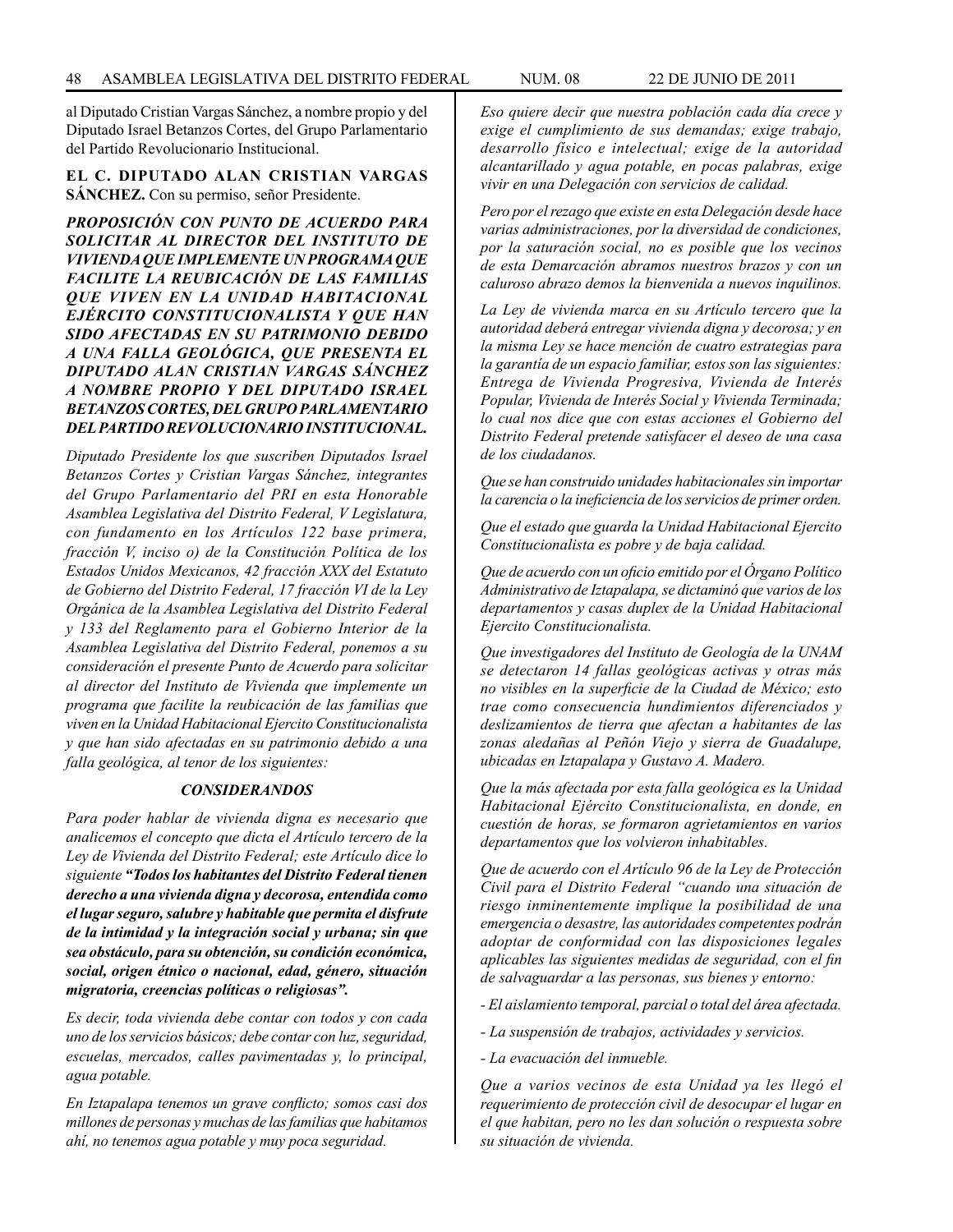al Diputado Cristian Vargas Sánchez, a nombre propio y del Diputado Israel Betanzos Cortes, del Grupo Parlamentario del Partido Revolucionario Institucional.

**EL C. DIPUTADO ALAN CRISTIAN VARGAS SÁNCHEZ.** Con su permiso, señor Presidente.

***PROPOSICIÓN CON PUNTO DE ACUERDO PARA SOLICITAR AL DIRECTOR DEL INSTITUTO DE VIVIENDA QUE IMPLEMENTE UN PROGRAMA QUE FACILITE LA REUBICACIÓN DE LAS FAMILIAS QUE VIVEN EN LA UNIDAD HABITACIONAL EJÉRCITO CONSTITUCIONALISTA Y QUE HAN SIDO AFECTADAS EN SU PATRIMONIO DEBIDO A UNA FALLA GEOLÓGICA, QUE PRESENTA EL DIPUTADO ALAN CRISTIAN VARGAS SÁNCHEZ A NOMBRE PROPIO Y DEL DIPUTADO ISRAEL BETANZOS CORTES, DEL GRUPO PARLAMENTARIO DEL PARTIDO REVOLUCIONARIO INSTITUCIONAL.***

*Diputado Presidente los que suscriben Diputados Israel Betanzos Cortes y Cristian Vargas Sánchez, integrantes del Grupo Parlamentario del PRI en esta Honorable Asamblea Legislativa del Distrito Federal, V Legislatura, con fundamento en los Artículos 122 base primera, fracción V, inciso o) de la Constitución Política de los Estados Unidos Mexicanos, 42 fracción XXX del Estatuto de Gobierno del Distrito Federal, 17 fracción VI de la Ley Orgánica de la Asamblea Legislativa del Distrito Federal y 133 del Reglamento para el Gobierno Interior de la Asamblea Legislativa del Distrito Federal, ponemos a su consideración el presente Punto de Acuerdo para solicitar al director del Instituto de Vivienda que implemente un programa que facilite la reubicación de las familias que viven en la Unidad Habitacional Ejercito Constitucionalista y que han sido afectadas en su patrimonio debido a una falla geológica, al tenor de los siguientes:*

***CONSIDERANDOS***

*Para poder hablar de vivienda digna es necesario que analicemos el concepto que dicta el Artículo tercero de la Ley de Vivienda del Distrito Federal; este Artículo dice lo siguiente **"Todos los habitantes del Distrito Federal tienen derecho a una vivienda digna y decorosa, entendida como el lugar seguro, salubre y habitable que permita el disfrute de la intimidad y la integración social y urbana; sin que sea obstáculo, para su obtención, su condición económica, social, origen étnico o nacional, edad, género, situación migratoria, creencias políticas o religiosas".***

*Es decir, toda vivienda debe contar con todos y con cada uno de los servicios básicos; debe contar con luz, seguridad, escuelas, mercados, calles pavimentadas y, lo principal, agua potable.*

*En Iztapalapa tenemos un grave conflicto; somos casi dos millones de personas y muchas de las familias que habitamos ahí, no tenemos agua potable y muy poca seguridad.*

*Eso quiere decir que nuestra población cada día crece y exige el cumplimiento de sus demandas; exige trabajo, desarrollo físico e intelectual; exige de la autoridad alcantarillado y agua potable, en pocas palabras, exige vivir en una Delegación con servicios de calidad.*

*Pero por el rezago que existe en esta Delegación desde hace varias administraciones, por la diversidad de condiciones, por la saturación social, no es posible que los vecinos de esta Demarcación abramos nuestros brazos y con un caluroso abrazo demos la bienvenida a nuevos inquilinos.*

*La Ley de vivienda marca en su Artículo tercero que la autoridad deberá entregar vivienda digna y decorosa; y en la misma Ley se hace mención de cuatro estrategias para la garantía de un espacio familiar, estos son las siguientes: Entrega de Vivienda Progresiva, Vivienda de Interés Popular, Vivienda de Interés Social y Vivienda Terminada; lo cual nos dice que con estas acciones el Gobierno del Distrito Federal pretende satisfacer el deseo de una casa de los ciudadanos.*

*Que se han construido unidades habitacionales sin importar la carencia o la ineficiencia de los servicios de primer orden.*

*Que el estado que guarda la Unidad Habitacional Ejercito Constitucionalista es pobre y de baja calidad.*

*Que de acuerdo con un oficio emitido por el Órgano Político Administrativo de Iztapalapa, se dictaminó que varios de los departamentos y casas duplex de la Unidad Habitacional Ejercito Constitucionalista.*

*Que investigadores del Instituto de Geología de la UNAM se detectaron 14 fallas geológicas activas y otras más no visibles en la superficie de la Ciudad de México; esto trae como consecuencia hundimientos diferenciados y deslizamientos de tierra que afectan a habitantes de las zonas aledañas al Peñón Viejo y sierra de Guadalupe, ubicadas en Iztapalapa y Gustavo A. Madero.*

*Que la más afectada por esta falla geológica es la Unidad Habitacional Ejército Constitucionalista, en donde, en cuestión de horas, se formaron agrietamientos en varios departamentos que los volvieron inhabitables.*

*Que de acuerdo con el Artículo 96 de la Ley de Protección Civil para el Distrito Federal "cuando una situación de riesgo inminentemente implique la posibilidad de una emergencia o desastre, las autoridades competentes podrán adoptar de conformidad con las disposiciones legales aplicables las siguientes medidas de seguridad, con el fin de salvaguardar a las personas, sus bienes y entorno:*

*- El aislamiento temporal, parcial o total del área afectada.*

*- La suspensión de trabajos, actividades y servicios.*

*- La evacuación del inmueble.*

*Que a varios vecinos de esta Unidad ya les llegó el requerimiento de protección civil de desocupar el lugar en el que habitan, pero no les dan solución o respuesta sobre su situación de vivienda.*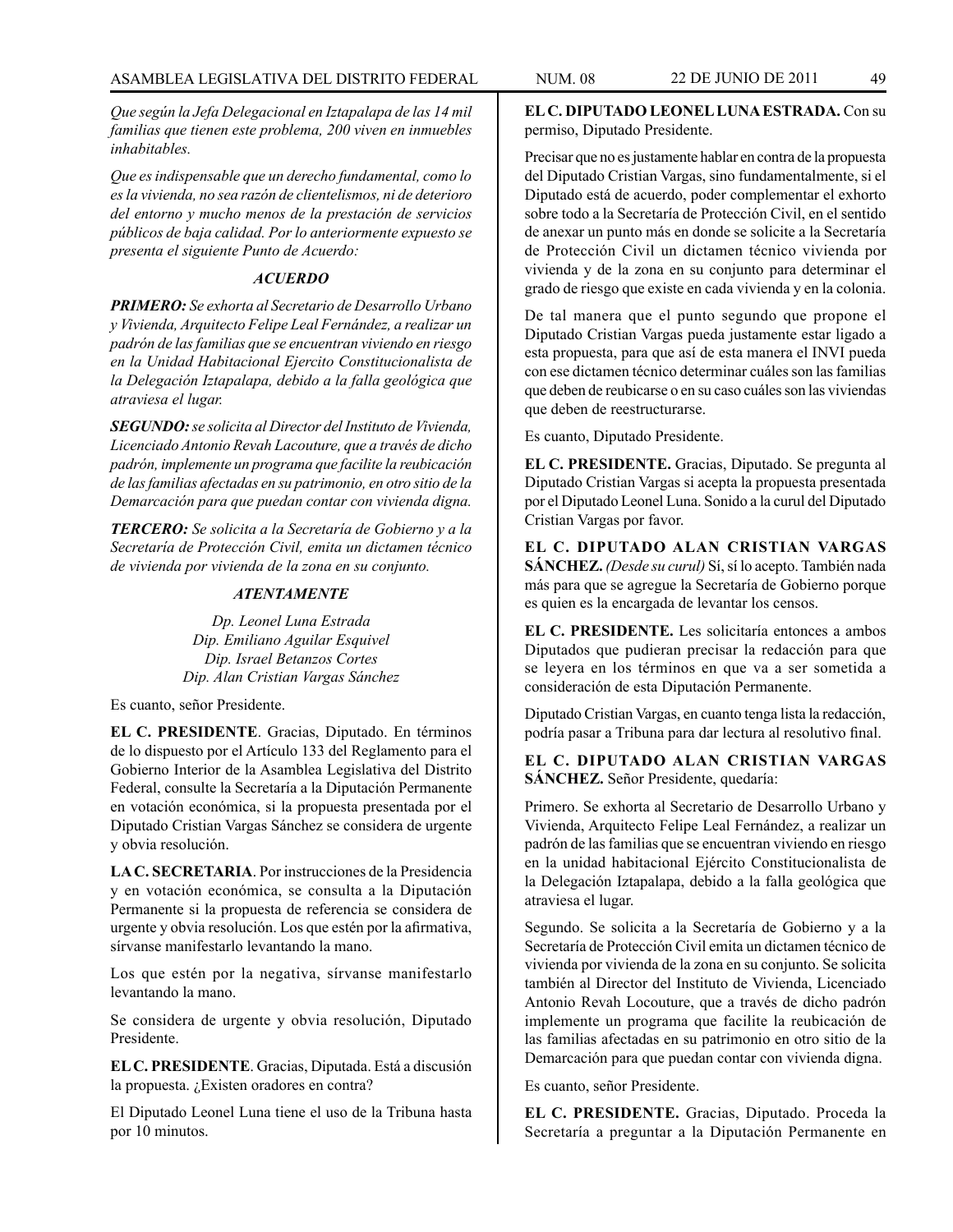*Que según la Jefa Delegacional en Iztapalapa de las 14 mil familias que tienen este problema, 200 viven en inmuebles inhabitables.*

*Que es indispensable que un derecho fundamental, como lo es la vivienda, no sea razón de clientelismos, ni de deterioro del entorno y mucho menos de la prestación de servicios públicos de baja calidad. Por lo anteriormente expuesto se presenta el siguiente Punto de Acuerdo:*

### *ACUERDO*

***PRIMERO:*** *Se exhorta al Secretario de Desarrollo Urbano y Vivienda, Arquitecto Felipe Leal Fernández, a realizar un padrón de las familias que se encuentran viviendo en riesgo en la Unidad Habitacional Ejercito Constitucionalista de la Delegación Iztapalapa, debido a la falla geológica que atraviesa el lugar.*

***SEGUNDO:*** *se solicita al Director del Instituto de Vivienda, Licenciado Antonio Revah Lacouture, que a través de dicho padrón, implemente un programa que facilite la reubicación de las familias afectadas en su patrimonio, en otro sitio de la Demarcación para que puedan contar con vivienda digna.*

***TERCERO:*** *Se solicita a la Secretaría de Gobierno y a la Secretaría de Protección Civil, emita un dictamen técnico de vivienda por vivienda de la zona en su conjunto.*

### *ATENTAMENTE*

*Dp. Leonel Luna Estrada*
*Dip. Emiliano Aguilar Esquivel*
*Dip. Israel Betanzos Cortes*
*Dip. Alan Cristian Vargas Sánchez*

Es cuanto, señor Presidente.

**EL C. PRESIDENTE**. Gracias, Diputado. En términos de lo dispuesto por el Artículo 133 del Reglamento para el Gobierno Interior de la Asamblea Legislativa del Distrito Federal, consulte la Secretaría a la Diputación Permanente en votación económica, si la propuesta presentada por el Diputado Cristian Vargas Sánchez se considera de urgente y obvia resolución.

**LA C. SECRETARIA**. Por instrucciones de la Presidencia y en votación económica, se consulta a la Diputación Permanente si la propuesta de referencia se considera de urgente y obvia resolución. Los que estén por la afirmativa, sírvanse manifestarlo levantando la mano.

Los que estén por la negativa, sírvanse manifestarlo levantando la mano.

Se considera de urgente y obvia resolución, Diputado Presidente.

**EL C. PRESIDENTE**. Gracias, Diputada. Está a discusión la propuesta. ¿Existen oradores en contra?

El Diputado Leonel Luna tiene el uso de la Tribuna hasta por 10 minutos.

**EL C. DIPUTADO LEONEL LUNA ESTRADA.** Con su permiso, Diputado Presidente.

Precisar que no es justamente hablar en contra de la propuesta del Diputado Cristian Vargas, sino fundamentalmente, si el Diputado está de acuerdo, poder complementar el exhorto sobre todo a la Secretaría de Protección Civil, en el sentido de anexar un punto más en donde se solicite a la Secretaría de Protección Civil un dictamen técnico vivienda por vivienda y de la zona en su conjunto para determinar el grado de riesgo que existe en cada vivienda y en la colonia.

De tal manera que el punto segundo que propone el Diputado Cristian Vargas pueda justamente estar ligado a esta propuesta, para que así de esta manera el INVI pueda con ese dictamen técnico determinar cuáles son las familias que deben de reubicarse o en su caso cuáles son las viviendas que deben de reestructurarse.

Es cuanto, Diputado Presidente.

**EL C. PRESIDENTE.** Gracias, Diputado. Se pregunta al Diputado Cristian Vargas si acepta la propuesta presentada por el Diputado Leonel Luna. Sonido a la curul del Diputado Cristian Vargas por favor.

**EL C. DIPUTADO ALAN CRISTIAN VARGAS SÁNCHEZ.** *(Desde su curul)* Sí, sí lo acepto. También nada más para que se agregue la Secretaría de Gobierno porque es quien es la encargada de levantar los censos.

**EL C. PRESIDENTE.** Les solicitaría entonces a ambos Diputados que pudieran precisar la redacción para que se leyera en los términos en que va a ser sometida a consideración de esta Diputación Permanente.

Diputado Cristian Vargas, en cuanto tenga lista la redacción, podría pasar a Tribuna para dar lectura al resolutivo final.

**EL C. DIPUTADO ALAN CRISTIAN VARGAS SÁNCHEZ.** Señor Presidente, quedaría:

Primero. Se exhorta al Secretario de Desarrollo Urbano y Vivienda, Arquitecto Felipe Leal Fernández, a realizar un padrón de las familias que se encuentran viviendo en riesgo en la unidad habitacional Ejército Constitucionalista de la Delegación Iztapalapa, debido a la falla geológica que atraviesa el lugar.

Segundo. Se solicita a la Secretaría de Gobierno y a la Secretaría de Protección Civil emita un dictamen técnico de vivienda por vivienda de la zona en su conjunto. Se solicita también al Director del Instituto de Vivienda, Licenciado Antonio Revah Locouture, que a través de dicho padrón implemente un programa que facilite la reubicación de las familias afectadas en su patrimonio en otro sitio de la Demarcación para que puedan contar con vivienda digna.

Es cuanto, señor Presidente.

**EL C. PRESIDENTE.** Gracias, Diputado. Proceda la Secretaría a preguntar a la Diputación Permanente en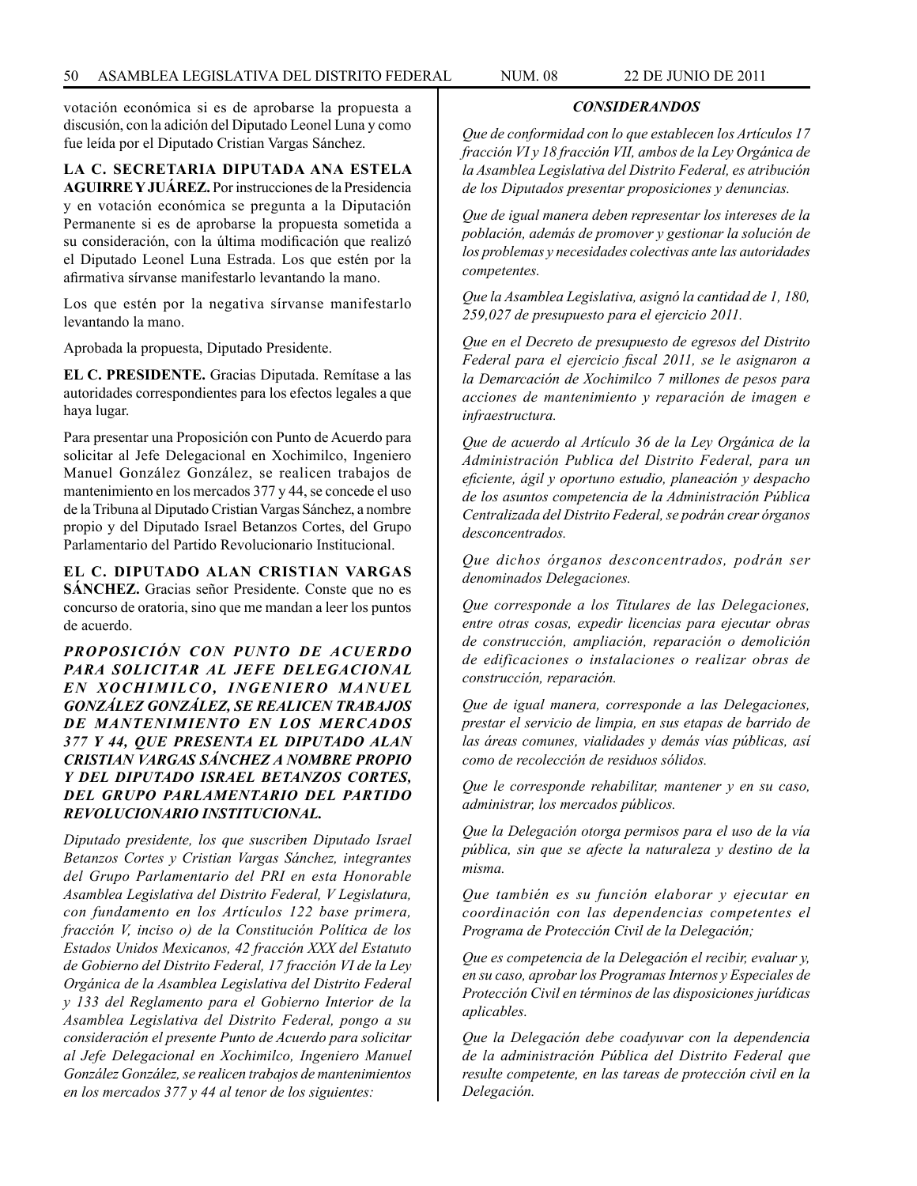votación económica si es de aprobarse la propuesta a discusión, con la adición del Diputado Leonel Luna y como fue leída por el Diputado Cristian Vargas Sánchez.

**LA C. SECRETARIA DIPUTADA ANA ESTELA AGUIRRE Y JUÁREZ.** Por instrucciones de la Presidencia y en votación económica se pregunta a la Diputación Permanente si es de aprobarse la propuesta sometida a su consideración, con la última modificación que realizó el Diputado Leonel Luna Estrada. Los que estén por la afirmativa sírvanse manifestarlo levantando la mano.

Los que estén por la negativa sírvanse manifestarlo levantando la mano.

Aprobada la propuesta, Diputado Presidente.

**EL C. PRESIDENTE.** Gracias Diputada. Remítase a las autoridades correspondientes para los efectos legales a que haya lugar.

Para presentar una Proposición con Punto de Acuerdo para solicitar al Jefe Delegacional en Xochimilco, Ingeniero Manuel González González, se realicen trabajos de mantenimiento en los mercados 377 y 44, se concede el uso de la Tribuna al Diputado Cristian Vargas Sánchez, a nombre propio y del Diputado Israel Betanzos Cortes, del Grupo Parlamentario del Partido Revolucionario Institucional.

**EL C. DIPUTADO ALAN CRISTIAN VARGAS SÁNCHEZ.** Gracias señor Presidente. Conste que no es concurso de oratoria, sino que me mandan a leer los puntos de acuerdo.

***PROPOSICIÓN CON PUNTO DE ACUERDO PARA SOLICITAR AL JEFE DELEGACIONAL EN XOCHIMILCO, INGENIERO MANUEL GONZÁLEZ GONZÁLEZ, SE REALICEN TRABAJOS DE MANTENIMIENTO EN LOS MERCADOS 377 Y 44, QUE PRESENTA EL DIPUTADO ALAN CRISTIAN VARGAS SÁNCHEZ A NOMBRE PROPIO Y DEL DIPUTADO ISRAEL BETANZOS CORTES, DEL GRUPO PARLAMENTARIO DEL PARTIDO REVOLUCIONARIO INSTITUCIONAL.***

*Diputado presidente, los que suscriben Diputado Israel Betanzos Cortes y Cristian Vargas Sánchez, integrantes del Grupo Parlamentario del PRI en esta Honorable Asamblea Legislativa del Distrito Federal, V Legislatura, con fundamento en los Artículos 122 base primera, fracción V, inciso o) de la Constitución Política de los Estados Unidos Mexicanos, 42 fracción XXX del Estatuto de Gobierno del Distrito Federal, 17 fracción VI de la Ley Orgánica de la Asamblea Legislativa del Distrito Federal y 133 del Reglamento para el Gobierno Interior de la Asamblea Legislativa del Distrito Federal, pongo a su consideración el presente Punto de Acuerdo para solicitar al Jefe Delegacional en Xochimilco, Ingeniero Manuel González González, se realicen trabajos de mantenimientos en los mercados 377 y 44 al tenor de los siguientes:*

***CONSIDERANDOS***

*Que de conformidad con lo que establecen los Artículos 17 fracción VI y 18 fracción VII, ambos de la Ley Orgánica de la Asamblea Legislativa del Distrito Federal, es atribución de los Diputados presentar proposiciones y denuncias.*

*Que de igual manera deben representar los intereses de la población, además de promover y gestionar la solución de los problemas y necesidades colectivas ante las autoridades competentes.*

*Que la Asamblea Legislativa, asignó la cantidad de 1, 180, 259,027 de presupuesto para el ejercicio 2011.*

*Que en el Decreto de presupuesto de egresos del Distrito Federal para el ejercicio fiscal 2011, se le asignaron a la Demarcación de Xochimilco 7 millones de pesos para acciones de mantenimiento y reparación de imagen e infraestructura.*

*Que de acuerdo al Artículo 36 de la Ley Orgánica de la Administración Publica del Distrito Federal, para un eficiente, ágil y oportuno estudio, planeación y despacho de los asuntos competencia de la Administración Pública Centralizada del Distrito Federal, se podrán crear órganos desconcentrados.*

*Que dichos órganos desconcentrados, podrán ser denominados Delegaciones.*

*Que corresponde a los Titulares de las Delegaciones, entre otras cosas, expedir licencias para ejecutar obras de construcción, ampliación, reparación o demolición de edificaciones o instalaciones o realizar obras de construcción, reparación.*

*Que de igual manera, corresponde a las Delegaciones, prestar el servicio de limpia, en sus etapas de barrido de las áreas comunes, vialidades y demás vías públicas, así como de recolección de residuos sólidos.*

*Que le corresponde rehabilitar, mantener y en su caso, administrar, los mercados públicos.*

*Que la Delegación otorga permisos para el uso de la vía pública, sin que se afecte la naturaleza y destino de la misma.*

*Que también es su función elaborar y ejecutar en coordinación con las dependencias competentes el Programa de Protección Civil de la Delegación;*

*Que es competencia de la Delegación el recibir, evaluar y, en su caso, aprobar los Programas Internos y Especiales de Protección Civil en términos de las disposiciones jurídicas aplicables.*

*Que la Delegación debe coadyuvar con la dependencia de la administración Pública del Distrito Federal que resulte competente, en las tareas de protección civil en la Delegación.*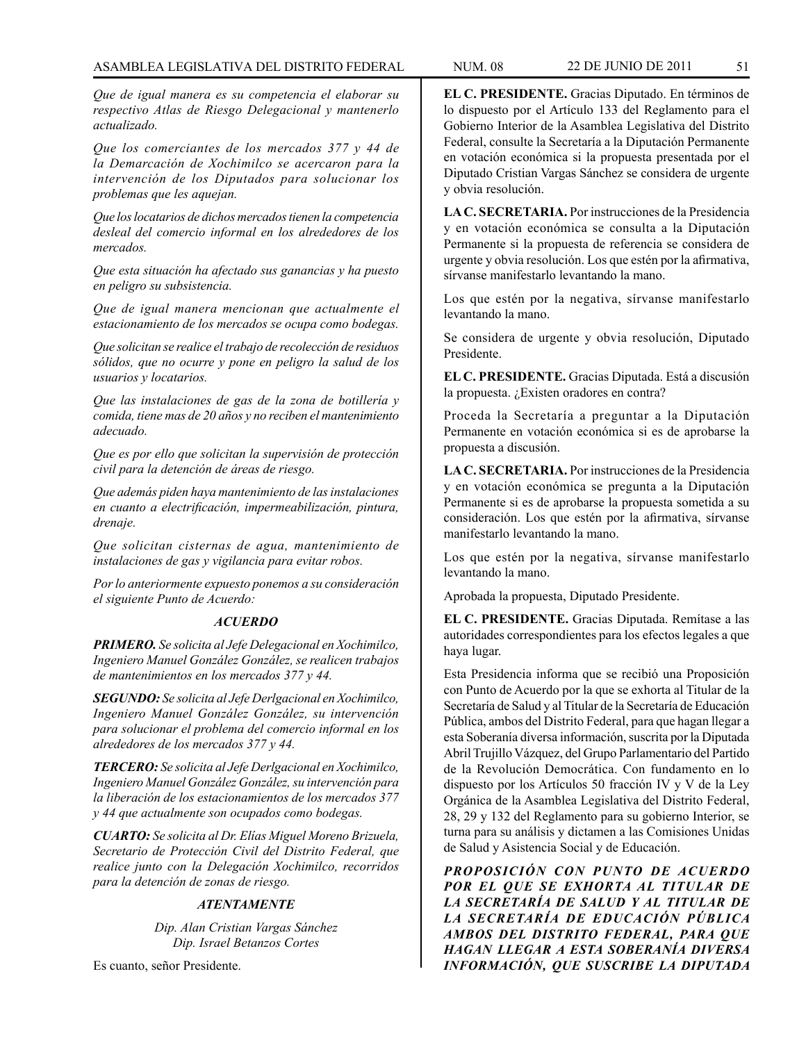*Que de igual manera es su competencia el elaborar su respectivo Atlas de Riesgo Delegacional y mantenerlo actualizado.*

*Que los comerciantes de los mercados 377 y 44 de la Demarcación de Xochimilco se acercaron para la intervención de los Diputados para solucionar los problemas que les aquejan.*

*Que los locatarios de dichos mercados tienen la competencia desleal del comercio informal en los alrededores de los mercados.*

*Que esta situación ha afectado sus ganancias y ha puesto en peligro su subsistencia.*

*Que de igual manera mencionan que actualmente el estacionamiento de los mercados se ocupa como bodegas.*

*Que solicitan se realice el trabajo de recolección de residuos sólidos, que no ocurre y pone en peligro la salud de los usuarios y locatarios.*

*Que las instalaciones de gas de la zona de botillería y comida, tiene mas de 20 años y no reciben el mantenimiento adecuado.*

*Que es por ello que solicitan la supervisión de protección civil para la detención de áreas de riesgo.*

*Que además piden haya mantenimiento de las instalaciones en cuanto a electrificación, impermeabilización, pintura, drenaje.*

*Que solicitan cisternas de agua, mantenimiento de instalaciones de gas y vigilancia para evitar robos.*

*Por lo anteriormente expuesto ponemos a su consideración el siguiente Punto de Acuerdo:*

***ACUERDO***

***PRIMERO.*** *Se solicita al Jefe Delegacional en Xochimilco, Ingeniero Manuel González González, se realicen trabajos de mantenimientos en los mercados 377 y 44.*

***SEGUNDO:*** *Se solicita al Jefe Derlgacional en Xochimilco, Ingeniero Manuel González González, su intervención para solucionar el problema del comercio informal en los alrededores de los mercados 377 y 44.*

***TERCERO:*** *Se solicita al Jefe Derlgacional en Xochimilco, Ingeniero Manuel González González, su intervención para la liberación de los estacionamientos de los mercados 377 y 44 que actualmente son ocupados como bodegas.*

***CUARTO:*** *Se solicita al Dr. Elías Miguel Moreno Brizuela, Secretario de Protección Civil del Distrito Federal, que realice junto con la Delegación Xochimilco, recorridos para la detención de zonas de riesgo.*

***ATENTAMENTE***

*Dip. Alan Cristian Vargas Sánchez*
*Dip. Israel Betanzos Cortes*

Es cuanto, señor Presidente.

**EL C. PRESIDENTE.** Gracias Diputado. En términos de lo dispuesto por el Artículo 133 del Reglamento para el Gobierno Interior de la Asamblea Legislativa del Distrito Federal, consulte la Secretaría a la Diputación Permanente en votación económica si la propuesta presentada por el Diputado Cristian Vargas Sánchez se considera de urgente y obvia resolución.

**LA C. SECRETARIA.** Por instrucciones de la Presidencia y en votación económica se consulta a la Diputación Permanente si la propuesta de referencia se considera de urgente y obvia resolución. Los que estén por la afirmativa, sírvanse manifestarlo levantando la mano.

Los que estén por la negativa, sírvanse manifestarlo levantando la mano.

Se considera de urgente y obvia resolución, Diputado Presidente.

**EL C. PRESIDENTE.** Gracias Diputada. Está a discusión la propuesta. ¿Existen oradores en contra?

Proceda la Secretaría a preguntar a la Diputación Permanente en votación económica si es de aprobarse la propuesta a discusión.

**LA C. SECRETARIA.** Por instrucciones de la Presidencia y en votación económica se pregunta a la Diputación Permanente si es de aprobarse la propuesta sometida a su consideración. Los que estén por la afirmativa, sírvanse manifestarlo levantando la mano.

Los que estén por la negativa, sírvanse manifestarlo levantando la mano.

Aprobada la propuesta, Diputado Presidente.

**EL C. PRESIDENTE.** Gracias Diputada. Remítase a las autoridades correspondientes para los efectos legales a que haya lugar.

Esta Presidencia informa que se recibió una Proposición con Punto de Acuerdo por la que se exhorta al Titular de la Secretaría de Salud y al Titular de la Secretaría de Educación Pública, ambos del Distrito Federal, para que hagan llegar a esta Soberanía diversa información, suscrita por la Diputada Abril Trujillo Vázquez, del Grupo Parlamentario del Partido de la Revolución Democrática. Con fundamento en lo dispuesto por los Artículos 50 fracción IV y V de la Ley Orgánica de la Asamblea Legislativa del Distrito Federal, 28, 29 y 132 del Reglamento para su gobierno Interior, se turna para su análisis y dictamen a las Comisiones Unidas de Salud y Asistencia Social y de Educación.

***PROPOSICIÓN CON PUNTO DE ACUERDO POR EL QUE SE EXHORTA AL TITULAR DE LA SECRETARÍA DE SALUD Y AL TITULAR DE LA SECRETARÍA DE EDUCACIÓN PÚBLICA AMBOS DEL DISTRITO FEDERAL, PARA QUE HAGAN LLEGAR A ESTA SOBERANÍA DIVERSA INFORMACIÓN, QUE SUSCRIBE LA DIPUTADA***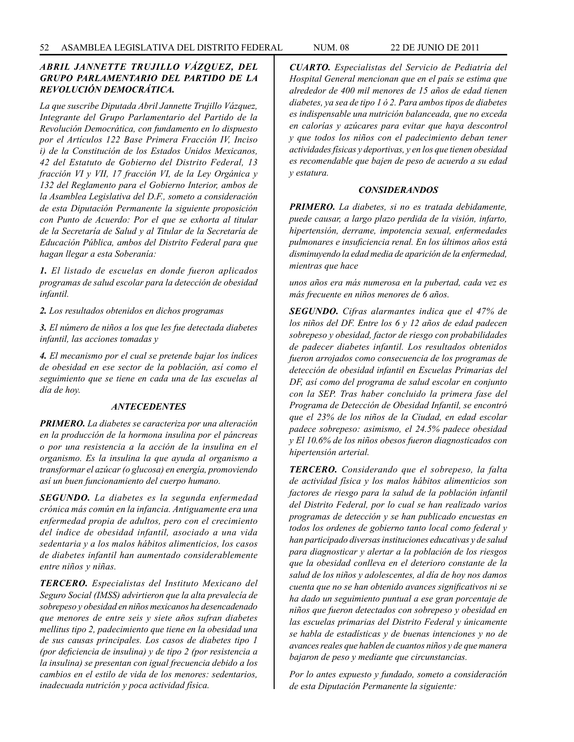***ABRIL JANNETTE TRUJILLO VÁZQUEZ, DEL GRUPO PARLAMENTARIO DEL PARTIDO DE LA REVOLUCIÓN DEMOCRÁTICA.***

*La que suscribe Diputada Abril Jannette Trujillo Vázquez, Integrante del Grupo Parlamentario del Partido de la Revolución Democrática, con fundamento en lo dispuesto por el Artículos 122 Base Primera Fracción IV, Inciso i) de la Constitución de los Estados Unidos Mexicanos, 42 del Estatuto de Gobierno del Distrito Federal, 13 fracción VI y VII, 17 fracción VI, de la Ley Orgánica y 132 del Reglamento para el Gobierno Interior, ambos de la Asamblea Legislativa del D.F., someto a consideración de esta Diputación Permanente la siguiente proposición con Punto de Acuerdo: Por el que se exhorta al titular de la Secretaría de Salud y al Titular de la Secretaría de Educación Pública, ambos del Distrito Federal para que hagan llegar a esta Soberanía:*

***1.** El listado de escuelas en donde fueron aplicados programas de salud escolar para la detección de obesidad infantil.*

***2.** Los resultados obtenidos en dichos programas*

***3.** El número de niños a los que les fue detectada diabetes infantil, las acciones tomadas y*

***4.** El mecanismo por el cual se pretende bajar los índices de obesidad en ese sector de la población, así como el seguimiento que se tiene en cada una de las escuelas al día de hoy.*

### *ANTECEDENTES*

***PRIMERO.** La diabetes se caracteriza por una alteración en la producción de la hormona insulina por el páncreas o por una resistencia a la acción de la insulina en el organismo. Es la insulina la que ayuda al organismo a transformar el azúcar (o glucosa) en energía, promoviendo así un buen funcionamiento del cuerpo humano.*

***SEGUNDO.** La diabetes es la segunda enfermedad crónica más común en la infancia. Antiguamente era una enfermedad propia de adultos, pero con el crecimiento del índice de obesidad infantil, asociado a una vida sedentaria y a los malos hábitos alimenticios, los casos de diabetes infantil han aumentado considerablemente entre niños y niñas.*

***TERCERO.** Especialistas del Instituto Mexicano del Seguro Social (IMSS) advirtieron que la alta prevalecía de sobrepeso y obesidad en niños mexicanos ha desencadenado que menores de entre seis y siete años sufran diabetes mellitus tipo 2, padecimiento que tiene en la obesidad una de sus causas principales. Los casos de diabetes tipo 1 (por deficiencia de insulina) y de tipo 2 (por resistencia a la insulina) se presentan con igual frecuencia debido a los cambios en el estilo de vida de los menores: sedentarios, inadecuada nutrición y poca actividad física.*

***CUARTO.** Especialistas del Servicio de Pediatría del Hospital General mencionan que en el país se estima que alrededor de 400 mil menores de 15 años de edad tienen diabetes, ya sea de tipo 1 ó 2. Para ambos tipos de diabetes es indispensable una nutrición balanceada, que no exceda en calorías y azúcares para evitar que haya descontrol y que todos los niños con el padecimiento deban tener actividades físicas y deportivas, y en los que tienen obesidad es recomendable que bajen de peso de acuerdo a su edad y estatura.*

### *CONSIDERANDOS*

***PRIMERO.** La diabetes, si no es tratada debidamente, puede causar, a largo plazo perdida de la visión, infarto, hipertensión, derrame, impotencia sexual, enfermedades pulmonares e insuficiencia renal. En los últimos años está disminuyendo la edad media de aparición de la enfermedad, mientras que hace unos años era más numerosa en la pubertad, cada vez es más frecuente en niños menores de 6 años.*

***SEGUNDO.** Cifras alarmantes indica que el 47% de los niños del DF. Entre los 6 y 12 años de edad padecen sobrepeso y obesidad, factor de riesgo con probabilidades de padecer diabetes infantil. Los resultados obtenidos fueron arrojados como consecuencia de los programas de detección de obesidad infantil en Escuelas Primarias del DF, así como del programa de salud escolar en conjunto con la SEP. Tras haber concluido la primera fase del Programa de Detección de Obesidad Infantil, se encontró que el 23% de los niños de la Ciudad, en edad escolar padece sobrepeso: asimismo, el 24.5% padece obesidad y El 10.6% de los niños obesos fueron diagnosticados con hipertensión arterial.*

***TERCERO.** Considerando que el sobrepeso, la falta de actividad física y los malos hábitos alimenticios son factores de riesgo para la salud de la población infantil del Distrito Federal, por lo cual se han realizado varios programas de detección y se han publicado encuestas en todos los ordenes de gobierno tanto local como federal y han participado diversas instituciones educativas y de salud para diagnosticar y alertar a la población de los riesgos que la obesidad conlleva en el deterioro constante de la salud de los niños y adolescentes, al día de hoy nos damos cuenta que no se han obtenido avances significativos ni se ha dado un seguimiento puntual a ese gran porcentaje de niños que fueron detectados con sobrepeso y obesidad en las escuelas primarias del Distrito Federal y únicamente se habla de estadísticas y de buenas intenciones y no de avances reales que hablen de cuantos niños y de que manera bajaron de peso y mediante que circunstancias.*

*Por lo antes expuesto y fundado, someto a consideración de esta Diputación Permanente la siguiente:*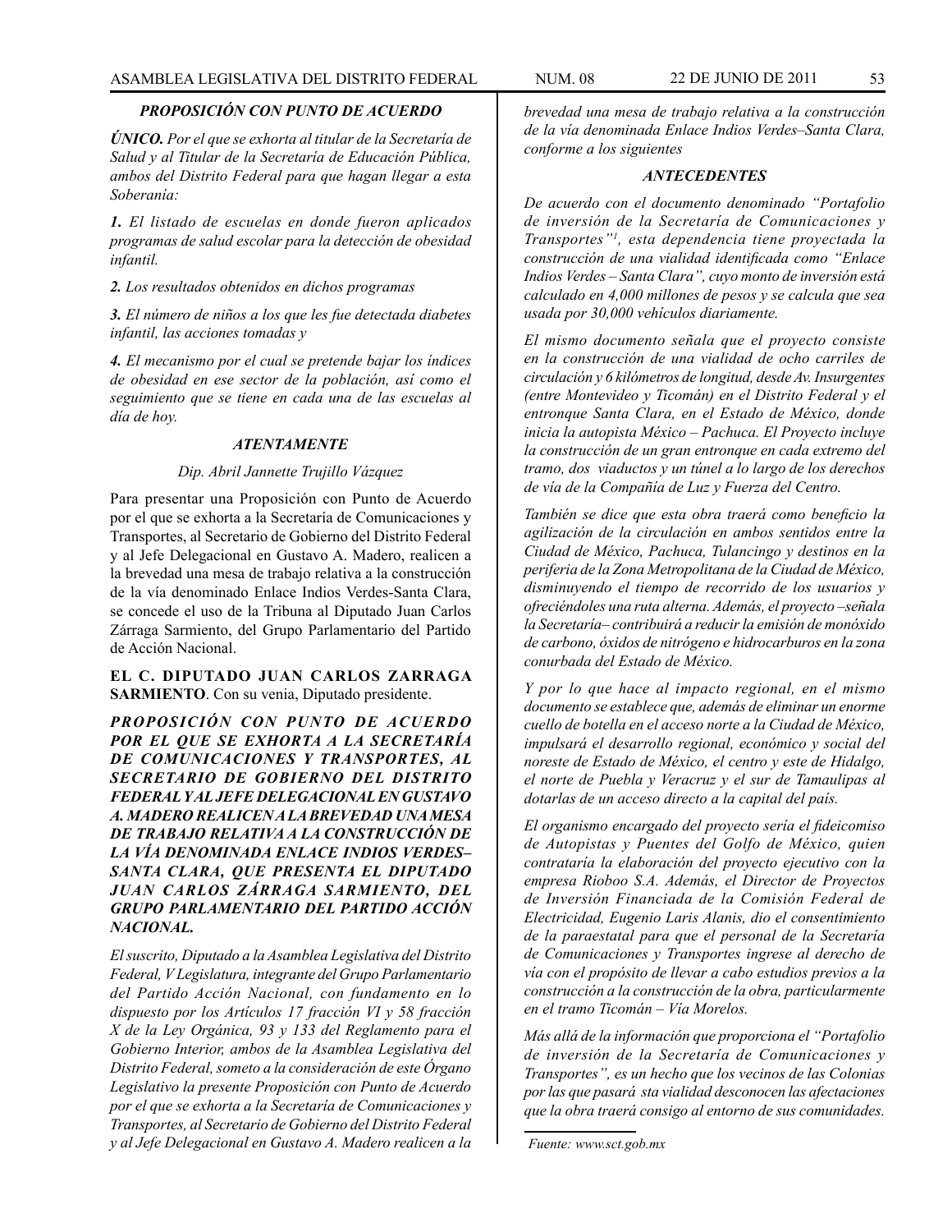### *PROPOSICIÓN CON PUNTO DE ACUERDO*

***ÚNICO.*** *Por el que se exhorta al titular de la Secretaría de Salud y al Titular de la Secretaría de Educación Pública, ambos del Distrito Federal para que hagan llegar a esta Soberanía:*

***1.*** *El listado de escuelas en donde fueron aplicados programas de salud escolar para la detección de obesidad infantil.*

***2.*** *Los resultados obtenidos en dichos programas*

***3.*** *El número de niños a los que les fue detectada diabetes infantil, las acciones tomadas y*

***4.*** *El mecanismo por el cual se pretende bajar los índices de obesidad en ese sector de la población, así como el seguimiento que se tiene en cada una de las escuelas al día de hoy.*

***ATENTAMENTE***

*Dip. Abril Jannette Trujillo Vázquez*

Para presentar una Proposición con Punto de Acuerdo por el que se exhorta a la Secretaría de Comunicaciones y Transportes, al Secretario de Gobierno del Distrito Federal y al Jefe Delegacional en Gustavo A. Madero, realicen a la brevedad una mesa de trabajo relativa a la construcción de la vía denominado Enlace Indios Verdes-Santa Clara, se concede el uso de la Tribuna al Diputado Juan Carlos Zárraga Sarmiento, del Grupo Parlamentario del Partido de Acción Nacional.

**EL C. DIPUTADO JUAN CARLOS ZARRAGA SARMIENTO**. Con su venia, Diputado presidente.

***PROPOSICIÓN CON PUNTO DE ACUERDO POR EL QUE SE EXHORTA A LA SECRETARÍA DE COMUNICACIONES Y TRANSPORTES, AL SECRETARIO DE GOBIERNO DEL DISTRITO FEDERAL Y AL JEFE DELEGACIONAL EN GUSTAVO A. MADERO REALICEN A LA BREVEDAD UNA MESA DE TRABAJO RELATIVA A LA CONSTRUCCIÓN DE LA VÍA DENOMINADA ENLACE INDIOS VERDES–SANTA CLARA, QUE PRESENTA EL DIPUTADO JUAN CARLOS ZÁRRAGA SARMIENTO, DEL GRUPO PARLAMENTARIO DEL PARTIDO ACCIÓN NACIONAL.***

*El suscrito, Diputado a la Asamblea Legislativa del Distrito Federal, V Legislatura, integrante del Grupo Parlamentario del Partido Acción Nacional, con fundamento en lo dispuesto por los Artículos 17 fracción VI y 58 fracción X de la Ley Orgánica, 93 y 133 del Reglamento para el Gobierno Interior, ambos de la Asamblea Legislativa del Distrito Federal, someto a la consideración de este Órgano Legislativo la presente Proposición con Punto de Acuerdo por el que se exhorta a la Secretaría de Comunicaciones y Transportes, al Secretario de Gobierno del Distrito Federal y al Jefe Delegacional en Gustavo A. Madero realicen a la brevedad una mesa de trabajo relativa a la construcción de la vía denominada Enlace Indios Verdes–Santa Clara, conforme a los siguientes*

***ANTECEDENTES***

*De acuerdo con el documento denominado "Portafolio de inversión de la Secretaría de Comunicaciones y Transportes"[1], esta dependencia tiene proyectada la construcción de una vialidad identificada como "Enlace Indios Verdes – Santa Clara", cuyo monto de inversión está calculado en 4,000 millones de pesos y se calcula que sea usada por 30,000 vehículos diariamente.*

*El mismo documento señala que el proyecto consiste en la construcción de una vialidad de ocho carriles de circulación y 6 kilómetros de longitud, desde Av. Insurgentes (entre Montevideo y Ticomán) en el Distrito Federal y el entronque Santa Clara, en el Estado de México, donde inicia la autopista México – Pachuca. El Proyecto incluye la construcción de un gran entronque en cada extremo del tramo, dos viaductos y un túnel a lo largo de los derechos de vía de la Compañía de Luz y Fuerza del Centro.*

*También se dice que esta obra traerá como beneficio la agilización de la circulación en ambos sentidos entre la Ciudad de México, Pachuca, Tulancingo y destinos en la periferia de la Zona Metropolitana de la Ciudad de México, disminuyendo el tiempo de recorrido de los usuarios y ofreciéndoles una ruta alterna. Además, el proyecto –señala la Secretaría– contribuirá a reducir la emisión de monóxido de carbono, óxidos de nitrógeno e hidrocarburos en la zona conurbada del Estado de México.*

*Y por lo que hace al impacto regional, en el mismo documento se establece que, además de eliminar un enorme cuello de botella en el acceso norte a la Ciudad de México, impulsará el desarrollo regional, económico y social del noreste de Estado de México, el centro y este de Hidalgo, el norte de Puebla y Veracruz y el sur de Tamaulipas al dotarlas de un acceso directo a la capital del país.*

*El organismo encargado del proyecto sería el fideicomiso de Autopistas y Puentes del Golfo de México, quien contrataría la elaboración del proyecto ejecutivo con la empresa Rioboo S.A. Además, el Director de Proyectos de Inversión Financiada de la Comisión Federal de Electricidad, Eugenio Laris Alanis, dio el consentimiento de la paraestatal para que el personal de la Secretaría de Comunicaciones y Transportes ingrese al derecho de vía con el propósito de llevar a cabo estudios previos a la construcción a la construcción de la obra, particularmente en el tramo Ticomán – Vía Morelos.*

*Más allá de la información que proporciona el "Portafolio de inversión de la Secretaría de Comunicaciones y Transportes", es un hecho que los vecinos de las Colonias por las que pasará sta vialidad desconocen las afectaciones que la obra traerá consigo al entorno de sus comunidades.*

---

*Fuente: www.sct.gob.mx*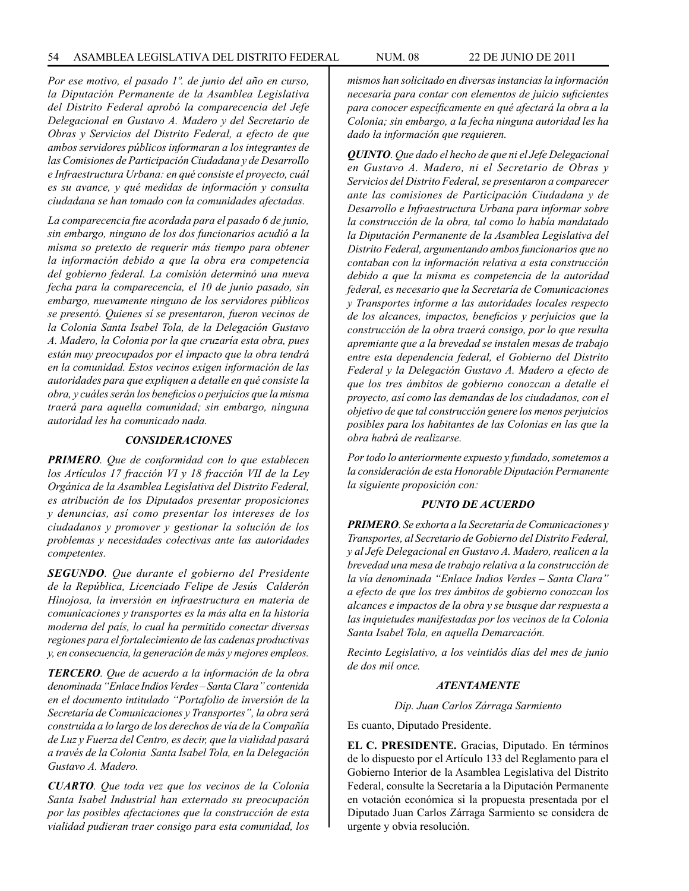*Por ese motivo, el pasado 1º. de junio del año en curso, la Diputación Permanente de la Asamblea Legislativa del Distrito Federal aprobó la comparecencia del Jefe Delegacional en Gustavo A. Madero y del Secretario de Obras y Servicios del Distrito Federal, a efecto de que ambos servidores públicos informaran a los integrantes de las Comisiones de Participación Ciudadana y de Desarrollo e Infraestructura Urbana: en qué consiste el proyecto, cuál es su avance, y qué medidas de información y consulta ciudadana se han tomado con la comunidades afectadas.*

*La comparecencia fue acordada para el pasado 6 de junio, sin embargo, ninguno de los dos funcionarios acudió a la misma so pretexto de requerir más tiempo para obtener la información debido a que la obra era competencia del gobierno federal. La comisión determinó una nueva fecha para la comparecencia, el 10 de junio pasado, sin embargo, nuevamente ninguno de los servidores públicos se presentó. Quienes sí se presentaron, fueron vecinos de la Colonia Santa Isabel Tola, de la Delegación Gustavo A. Madero, la Colonia por la que cruzaría esta obra, pues están muy preocupados por el impacto que la obra tendrá en la comunidad. Estos vecinos exigen información de las autoridades para que expliquen a detalle en qué consiste la obra, y cuáles serán los beneficios o perjuicios que la misma traerá para aquella comunidad; sin embargo, ninguna autoridad les ha comunicado nada.*

### *CONSIDERACIONES*

***PRIMERO**. Que de conformidad con lo que establecen los Artículos 17 fracción VI y 18 fracción VII de la Ley Orgánica de la Asamblea Legislativa del Distrito Federal, es atribución de los Diputados presentar proposiciones y denuncias, así como presentar los intereses de los ciudadanos y promover y gestionar la solución de los problemas y necesidades colectivas ante las autoridades competentes.*

***SEGUNDO**. Que durante el gobierno del Presidente de la República, Licenciado Felipe de Jesús Calderón Hinojosa, la inversión en infraestructura en materia de comunicaciones y transportes es la más alta en la historia moderna del país, lo cual ha permitido conectar diversas regiones para el fortalecimiento de las cadenas productivas y, en consecuencia, la generación de más y mejores empleos.*

***TERCERO**. Que de acuerdo a la información de la obra denominada "Enlace Indios Verdes – Santa Clara" contenida en el documento intitulado "Portafolio de inversión de la Secretaría de Comunicaciones y Transportes", la obra será construida a lo largo de los derechos de vía de la Compañía de Luz y Fuerza del Centro, es decir, que la vialidad pasará a través de la Colonia Santa Isabel Tola, en la Delegación Gustavo A. Madero.*

***CUARTO**. Que toda vez que los vecinos de la Colonia Santa Isabel Industrial han externado su preocupación por las posibles afectaciones que la construcción de esta vialidad pudieran traer consigo para esta comunidad, los mismos han solicitado en diversas instancias la información necesaria para contar con elementos de juicio suficientes para conocer específicamente en qué afectará la obra a la Colonia; sin embargo, a la fecha ninguna autoridad les ha dado la información que requieren.*

***QUINTO**. Que dado el hecho de que ni el Jefe Delegacional en Gustavo A. Madero, ni el Secretario de Obras y Servicios del Distrito Federal, se presentaron a comparecer ante las comisiones de Participación Ciudadana y de Desarrollo e Infraestructura Urbana para informar sobre la construcción de la obra, tal como lo había mandatado la Diputación Permanente de la Asamblea Legislativa del Distrito Federal, argumentando ambos funcionarios que no contaban con la información relativa a esta construcción debido a que la misma es competencia de la autoridad federal, es necesario que la Secretaría de Comunicaciones y Transportes informe a las autoridades locales respecto de los alcances, impactos, beneficios y perjuicios que la construcción de la obra traerá consigo, por lo que resulta apremiante que a la brevedad se instalen mesas de trabajo entre esta dependencia federal, el Gobierno del Distrito Federal y la Delegación Gustavo A. Madero a efecto de que los tres ámbitos de gobierno conozcan a detalle el proyecto, así como las demandas de los ciudadanos, con el objetivo de que tal construcción genere los menos perjuicios posibles para los habitantes de las Colonias en las que la obra habrá de realizarse.*

*Por todo lo anteriormente expuesto y fundado, sometemos a la consideración de esta Honorable Diputación Permanente la siguiente proposición con:*

### *PUNTO DE ACUERDO*

***PRIMERO**. Se exhorta a la Secretaría de Comunicaciones y Transportes, al Secretario de Gobierno del Distrito Federal, y al Jefe Delegacional en Gustavo A. Madero, realicen a la brevedad una mesa de trabajo relativa a la construcción de la vía denominada "Enlace Indios Verdes – Santa Clara" a efecto de que los tres ámbitos de gobierno conozcan los alcances e impactos de la obra y se busque dar respuesta a las inquietudes manifestadas por los vecinos de la Colonia Santa Isabel Tola, en aquella Demarcación.*

*Recinto Legislativo, a los veintidós días del mes de junio de dos mil once.*

***ATENTAMENTE***

*Dip. Juan Carlos Zárraga Sarmiento*

Es cuanto, Diputado Presidente.

**EL C. PRESIDENTE.** Gracias, Diputado. En términos de lo dispuesto por el Artículo 133 del Reglamento para el Gobierno Interior de la Asamblea Legislativa del Distrito Federal, consulte la Secretaría a la Diputación Permanente en votación económica si la propuesta presentada por el Diputado Juan Carlos Zárraga Sarmiento se considera de urgente y obvia resolución.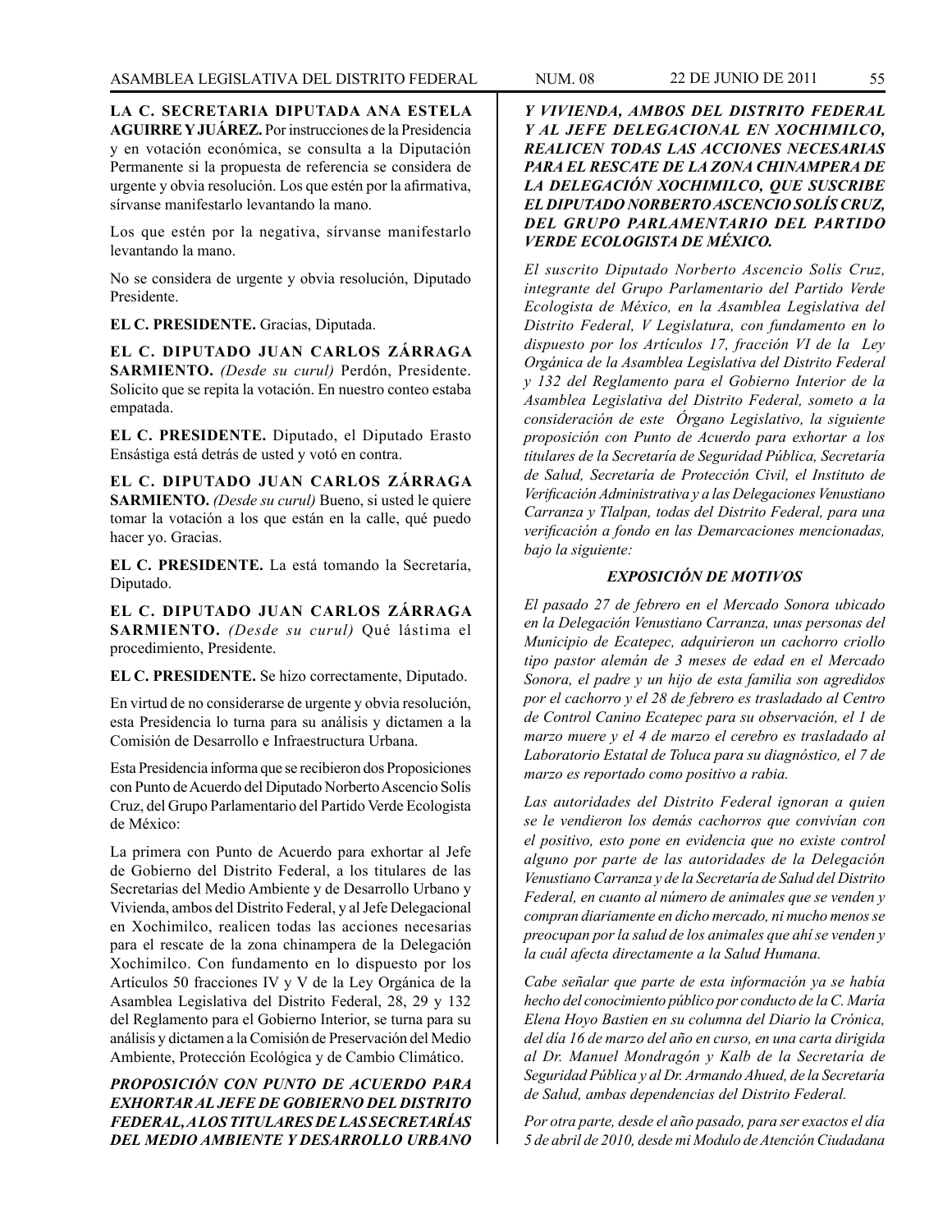**LA C. SECRETARIA DIPUTADA ANA ESTELA AGUIRRE Y JUÁREZ.** Por instrucciones de la Presidencia y en votación económica, se consulta a la Diputación Permanente si la propuesta de referencia se considera de urgente y obvia resolución. Los que estén por la afirmativa, sírvanse manifestarlo levantando la mano.

Los que estén por la negativa, sírvanse manifestarlo levantando la mano.

No se considera de urgente y obvia resolución, Diputado Presidente.

**EL C. PRESIDENTE.** Gracias, Diputada.

**EL C. DIPUTADO JUAN CARLOS ZÁRRAGA SARMIENTO.** *(Desde su curul)* Perdón, Presidente. Solicito que se repita la votación. En nuestro conteo estaba empatada.

**EL C. PRESIDENTE.** Diputado, el Diputado Erasto Ensástiga está detrás de usted y votó en contra.

**EL C. DIPUTADO JUAN CARLOS ZÁRRAGA SARMIENTO.** *(Desde su curul)* Bueno, si usted le quiere tomar la votación a los que están en la calle, qué puedo hacer yo. Gracias.

**EL C. PRESIDENTE.** La está tomando la Secretaría, Diputado.

**EL C. DIPUTADO JUAN CARLOS ZÁRRAGA SARMIENTO.** *(Desde su curul)* Qué lástima el procedimiento, Presidente.

**EL C. PRESIDENTE.** Se hizo correctamente, Diputado.

En virtud de no considerarse de urgente y obvia resolución, esta Presidencia lo turna para su análisis y dictamen a la Comisión de Desarrollo e Infraestructura Urbana.

Esta Presidencia informa que se recibieron dos Proposiciones con Punto de Acuerdo del Diputado Norberto Ascencio Solís Cruz, del Grupo Parlamentario del Partido Verde Ecologista de México:

La primera con Punto de Acuerdo para exhortar al Jefe de Gobierno del Distrito Federal, a los titulares de las Secretarías del Medio Ambiente y de Desarrollo Urbano y Vivienda, ambos del Distrito Federal, y al Jefe Delegacional en Xochimilco, realicen todas las acciones necesarias para el rescate de la zona chinampera de la Delegación Xochimilco. Con fundamento en lo dispuesto por los Artículos 50 fracciones IV y V de la Ley Orgánica de la Asamblea Legislativa del Distrito Federal, 28, 29 y 132 del Reglamento para el Gobierno Interior, se turna para su análisis y dictamen a la Comisión de Preservación del Medio Ambiente, Protección Ecológica y de Cambio Climático.

***PROPOSICIÓN CON PUNTO DE ACUERDO PARA EXHORTAR AL JEFE DE GOBIERNO DEL DISTRITO FEDERAL, A LOS TITULARES DE LAS SECRETARÍAS DEL MEDIO AMBIENTE Y DESARROLLO URBANO Y VIVIENDA, AMBOS DEL DISTRITO FEDERAL Y AL JEFE DELEGACIONAL EN XOCHIMILCO, REALICEN TODAS LAS ACCIONES NECESARIAS PARA EL RESCATE DE LA ZONA CHINAMPERA DE LA DELEGACIÓN XOCHIMILCO, QUE SUSCRIBE EL DIPUTADO NORBERTO ASCENCIO SOLÍS CRUZ, DEL GRUPO PARLAMENTARIO DEL PARTIDO VERDE ECOLOGISTA DE MÉXICO.***

*El suscrito Diputado Norberto Ascencio Solís Cruz, integrante del Grupo Parlamentario del Partido Verde Ecologista de México, en la Asamblea Legislativa del Distrito Federal, V Legislatura, con fundamento en lo dispuesto por los Artículos 17, fracción VI de la Ley Orgánica de la Asamblea Legislativa del Distrito Federal y 132 del Reglamento para el Gobierno Interior de la Asamblea Legislativa del Distrito Federal, someto a la consideración de este Órgano Legislativo, la siguiente proposición con Punto de Acuerdo para exhortar a los titulares de la Secretaría de Seguridad Pública, Secretaría de Salud, Secretaría de Protección Civil, el Instituto de Verificación Administrativa y a las Delegaciones Venustiano Carranza y Tlalpan, todas del Distrito Federal, para una verificación a fondo en las Demarcaciones mencionadas, bajo la siguiente:*

***EXPOSICIÓN DE MOTIVOS***

*El pasado 27 de febrero en el Mercado Sonora ubicado en la Delegación Venustiano Carranza, unas personas del Municipio de Ecatepec, adquirieron un cachorro criollo tipo pastor alemán de 3 meses de edad en el Mercado Sonora, el padre y un hijo de esta familia son agredidos por el cachorro y el 28 de febrero es trasladado al Centro de Control Canino Ecatepec para su observación, el 1 de marzo muere y el 4 de marzo el cerebro es trasladado al Laboratorio Estatal de Toluca para su diagnóstico, el 7 de marzo es reportado como positivo a rabia.*

*Las autoridades del Distrito Federal ignoran a quien se le vendieron los demás cachorros que convivían con el positivo, esto pone en evidencia que no existe control alguno por parte de las autoridades de la Delegación Venustiano Carranza y de la Secretaría de Salud del Distrito Federal, en cuanto al número de animales que se venden y compran diariamente en dicho mercado, ni mucho menos se preocupan por la salud de los animales que ahí se venden y la cuál afecta directamente a la Salud Humana.*

*Cabe señalar que parte de esta información ya se había hecho del conocimiento público por conducto de la C. María Elena Hoyo Bastien en su columna del Diario la Crónica, del día 16 de marzo del año en curso, en una carta dirigida al Dr. Manuel Mondragón y Kalb de la Secretaría de Seguridad Pública y al Dr. Armando Ahued, de la Secretaría de Salud, ambas dependencias del Distrito Federal.*

*Por otra parte, desde el año pasado, para ser exactos el día 5 de abril de 2010, desde mi Modulo de Atención Ciudadana*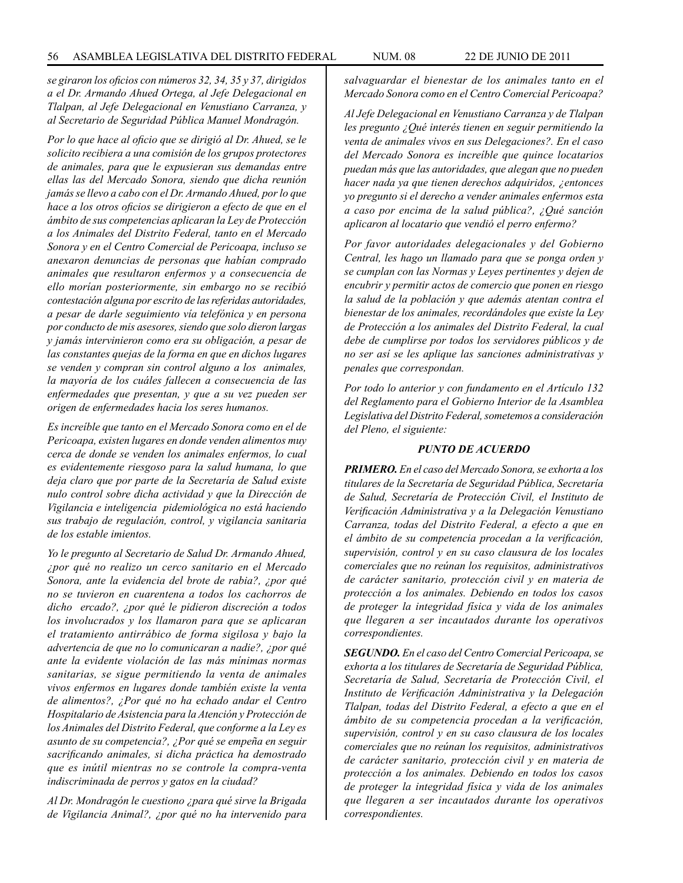*se giraron los oficios con números 32, 34, 35 y 37, dirigidos a el Dr. Armando Ahued Ortega, al Jefe Delegacional en Tlalpan, al Jefe Delegacional en Venustiano Carranza, y al Secretario de Seguridad Pública Manuel Mondragón.*

*Por lo que hace al oficio que se dirigió al Dr. Ahued, se le solicito recibiera a una comisión de los grupos protectores de animales, para que le expusieran sus demandas entre ellas las del Mercado Sonora, siendo que dicha reunión jamás se llevo a cabo con el Dr. Armando Ahued, por lo que hace a los otros oficios se dirigieron a efecto de que en el ámbito de sus competencias aplicaran la Ley de Protección a los Animales del Distrito Federal, tanto en el Mercado Sonora y en el Centro Comercial de Pericoapa, incluso se anexaron denuncias de personas que habían comprado animales que resultaron enfermos y a consecuencia de ello morían posteriormente, sin embargo no se recibió contestación alguna por escrito de las referidas autoridades, a pesar de darle seguimiento vía telefónica y en persona por conducto de mis asesores, siendo que solo dieron largas y jamás intervinieron como era su obligación, a pesar de las constantes quejas de la forma en que en dichos lugares se venden y compran sin control alguno a los animales, la mayoría de los cuáles fallecen a consecuencia de las enfermedades que presentan, y que a su vez pueden ser origen de enfermedades hacia los seres humanos.*

*Es increíble que tanto en el Mercado Sonora como en el de Pericoapa, existen lugares en donde venden alimentos muy cerca de donde se venden los animales enfermos, lo cual es evidentemente riesgoso para la salud humana, lo que deja claro que por parte de la Secretaría de Salud existe nulo control sobre dicha actividad y que la Dirección de Vigilancia e inteligencia pidemiológica no está haciendo sus trabajo de regulación, control, y vigilancia sanitaria de los estable imientos.*

*Yo le pregunto al Secretario de Salud Dr. Armando Ahued, ¿por qué no realizo un cerco sanitario en el Mercado Sonora, ante la evidencia del brote de rabia?, ¿por qué no se tuvieron en cuarentena a todos los cachorros de dicho ercado?, ¿por qué le pidieron discreción a todos los involucrados y los llamaron para que se aplicaran el tratamiento antirrábico de forma sigilosa y bajo la advertencia de que no lo comunicaran a nadie?, ¿por qué ante la evidente violación de las más mínimas normas sanitarias, se sigue permitiendo la venta de animales vivos enfermos en lugares donde también existe la venta de alimentos?, ¿Por qué no ha echado andar el Centro Hospitalario de Asistencia para la Atención y Protección de los Animales del Distrito Federal, que conforme a la Ley es asunto de su competencia?, ¿Por qué se empeña en seguir sacrificando animales, si dicha práctica ha demostrado que es inútil mientras no se controle la compra-venta indiscriminada de perros y gatos en la ciudad?*

*Al Dr. Mondragón le cuestiono ¿para qué sirve la Brigada de Vigilancia Animal?, ¿por qué no ha intervenido para salvaguardar el bienestar de los animales tanto en el Mercado Sonora como en el Centro Comercial Pericoapa?*

*Al Jefe Delegacional en Venustiano Carranza y de Tlalpan les pregunto ¿Qué interés tienen en seguir permitiendo la venta de animales vivos en sus Delegaciones?. En el caso del Mercado Sonora es increíble que quince locatarios puedan más que las autoridades, que alegan que no pueden hacer nada ya que tienen derechos adquiridos, ¿entonces yo pregunto si el derecho a vender animales enfermos esta a caso por encima de la salud pública?, ¿Qué sanción aplicaron al locatario que vendió el perro enfermo?*

*Por favor autoridades delegacionales y del Gobierno Central, les hago un llamado para que se ponga orden y se cumplan con las Normas y Leyes pertinentes y dejen de encubrir y permitir actos de comercio que ponen en riesgo la salud de la población y que además atentan contra el bienestar de los animales, recordándoles que existe la Ley de Protección a los animales del Distrito Federal, la cual debe de cumplirse por todos los servidores públicos y de no ser así se les aplique las sanciones administrativas y penales que correspondan.*

*Por todo lo anterior y con fundamento en el Artículo 132 del Reglamento para el Gobierno Interior de la Asamblea Legislativa del Distrito Federal, sometemos a consideración del Pleno, el siguiente:*

***PUNTO DE ACUERDO***

***PRIMERO.*** *En el caso del Mercado Sonora, se exhorta a los titulares de la Secretaría de Seguridad Pública, Secretaría de Salud, Secretaría de Protección Civil, el Instituto de Verificación Administrativa y a la Delegación Venustiano Carranza, todas del Distrito Federal, a efecto a que en el ámbito de su competencia procedan a la verificación, supervisión, control y en su caso clausura de los locales comerciales que no reúnan los requisitos, administrativos de carácter sanitario, protección civil y en materia de protección a los animales. Debiendo en todos los casos de proteger la integridad física y vida de los animales que llegaren a ser incautados durante los operativos correspondientes.*

***SEGUNDO.*** *En el caso del Centro Comercial Pericoapa, se exhorta a los titulares de Secretaría de Seguridad Pública, Secretaría de Salud, Secretaría de Protección Civil, el Instituto de Verificación Administrativa y la Delegación Tlalpan, todas del Distrito Federal, a efecto a que en el ámbito de su competencia procedan a la verificación, supervisión, control y en su caso clausura de los locales comerciales que no reúnan los requisitos, administrativos de carácter sanitario, protección civil y en materia de protección a los animales. Debiendo en todos los casos de proteger la integridad física y vida de los animales que llegaren a ser incautados durante los operativos correspondientes.*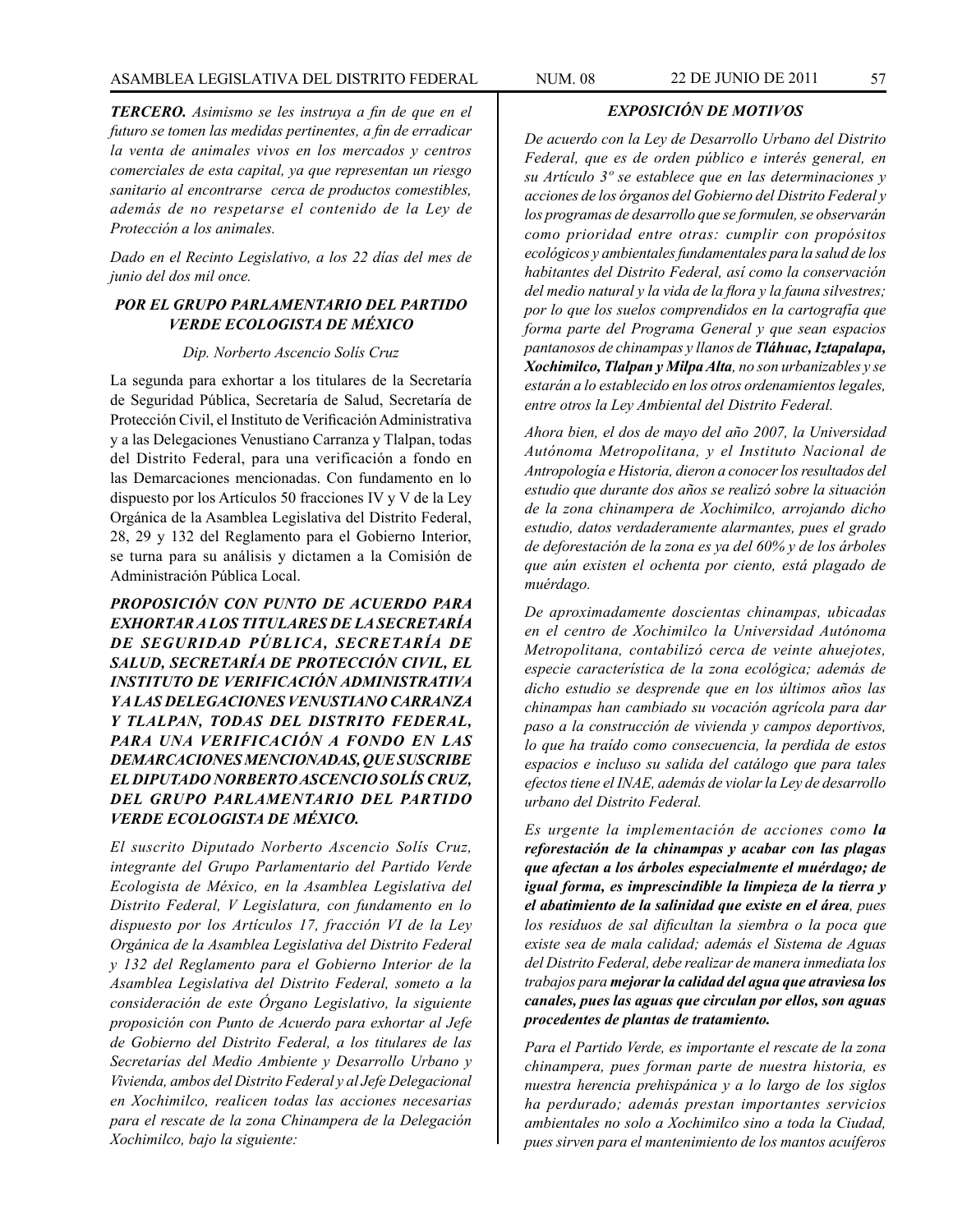***TERCERO.*** *Asimismo se les instruya a fin de que en el futuro se tomen las medidas pertinentes, a fin de erradicar la venta de animales vivos en los mercados y centros comerciales de esta capital, ya que representan un riesgo sanitario al encontrarse cerca de productos comestibles, además de no respetarse el contenido de la Ley de Protección a los animales.*

*Dado en el Recinto Legislativo, a los 22 días del mes de junio del dos mil once.*

***POR EL GRUPO PARLAMENTARIO DEL PARTIDO VERDE ECOLOGISTA DE MÉXICO***

*Dip. Norberto Ascencio Solís Cruz*

La segunda para exhortar a los titulares de la Secretaría de Seguridad Pública, Secretaría de Salud, Secretaría de Protección Civil, el Instituto de Verificación Administrativa y a las Delegaciones Venustiano Carranza y Tlalpan, todas del Distrito Federal, para una verificación a fondo en las Demarcaciones mencionadas. Con fundamento en lo dispuesto por los Artículos 50 fracciones IV y V de la Ley Orgánica de la Asamblea Legislativa del Distrito Federal, 28, 29 y 132 del Reglamento para el Gobierno Interior, se turna para su análisis y dictamen a la Comisión de Administración Pública Local.

***PROPOSICIÓN CON PUNTO DE ACUERDO PARA EXHORTAR A LOS TITULARES DE LA SECRETARÍA DE SEGURIDAD PÚBLICA, SECRETARÍA DE SALUD, SECRETARÍA DE PROTECCIÓN CIVIL, EL INSTITUTO DE VERIFICACIÓN ADMINISTRATIVA Y A LAS DELEGACIONES VENUSTIANO CARRANZA Y TLALPAN, TODAS DEL DISTRITO FEDERAL, PARA UNA VERIFICACIÓN A FONDO EN LAS DEMARCACIONES MENCIONADAS, QUE SUSCRIBE EL DIPUTADO NORBERTO ASCENCIO SOLÍS CRUZ, DEL GRUPO PARLAMENTARIO DEL PARTIDO VERDE ECOLOGISTA DE MÉXICO.***

*El suscrito Diputado Norberto Ascencio Solís Cruz, integrante del Grupo Parlamentario del Partido Verde Ecologista de México, en la Asamblea Legislativa del Distrito Federal, V Legislatura, con fundamento en lo dispuesto por los Artículos 17, fracción VI de la Ley Orgánica de la Asamblea Legislativa del Distrito Federal y 132 del Reglamento para el Gobierno Interior de la Asamblea Legislativa del Distrito Federal, someto a la consideración de este Órgano Legislativo, la siguiente proposición con Punto de Acuerdo para exhortar al Jefe de Gobierno del Distrito Federal, a los titulares de las Secretarías del Medio Ambiente y Desarrollo Urbano y Vivienda, ambos del Distrito Federal y al Jefe Delegacional en Xochimilco, realicen todas las acciones necesarias para el rescate de la zona Chinampera de la Delegación Xochimilco, bajo la siguiente:*

***EXPOSICIÓN DE MOTIVOS***

*De acuerdo con la Ley de Desarrollo Urbano del Distrito Federal, que es de orden público e interés general, en su Artículo 3º se establece que en las determinaciones y acciones de los órganos del Gobierno del Distrito Federal y los programas de desarrollo que se formulen, se observarán como prioridad entre otras: cumplir con propósitos ecológicos y ambientales fundamentales para la salud de los habitantes del Distrito Federal, así como la conservación del medio natural y la vida de la flora y la fauna silvestres; por lo que los suelos comprendidos en la cartografía que forma parte del Programa General y que sean espacios pantanosos de chinampas y llanos de* ***Tláhuac, Iztapalapa, Xochimilco, Tlalpan y Milpa Alta****, no son urbanizables y se estarán a lo establecido en los otros ordenamientos legales, entre otros la Ley Ambiental del Distrito Federal.*

*Ahora bien, el dos de mayo del año 2007, la Universidad Autónoma Metropolitana, y el Instituto Nacional de Antropología e Historia, dieron a conocer los resultados del estudio que durante dos años se realizó sobre la situación de la zona chinampera de Xochimilco, arrojando dicho estudio, datos verdaderamente alarmantes, pues el grado de deforestación de la zona es ya del 60% y de los árboles que aún existen el ochenta por ciento, está plagado de muérdago.*

*De aproximadamente doscientas chinampas, ubicadas en el centro de Xochimilco la Universidad Autónoma Metropolitana, contabilizó cerca de veinte ahuejotes, especie característica de la zona ecológica; además de dicho estudio se desprende que en los últimos años las chinampas han cambiado su vocación agrícola para dar paso a la construcción de vivienda y campos deportivos, lo que ha traído como consecuencia, la perdida de estos espacios e incluso su salida del catálogo que para tales efectos tiene el INAE, además de violar la Ley de desarrollo urbano del Distrito Federal.*

*Es urgente la implementación de acciones como* ***la reforestación de la chinampas y acabar con las plagas que afectan a los árboles especialmente el muérdago; de igual forma, es imprescindible la limpieza de la tierra y el abatimiento de la salinidad que existe en el área****, pues los residuos de sal dificultan la siembra o la poca que existe sea de mala calidad; además el Sistema de Aguas del Distrito Federal, debe realizar de manera inmediata los trabajos para* ***mejorar la calidad del agua que atraviesa los canales, pues las aguas que circulan por ellos, son aguas procedentes de plantas de tratamiento.***

*Para el Partido Verde, es importante el rescate de la zona chinampera, pues forman parte de nuestra historia, es nuestra herencia prehispánica y a lo largo de los siglos ha perdurado; además prestan importantes servicios ambientales no solo a Xochimilco sino a toda la Ciudad, pues sirven para el mantenimiento de los mantos acuíferos*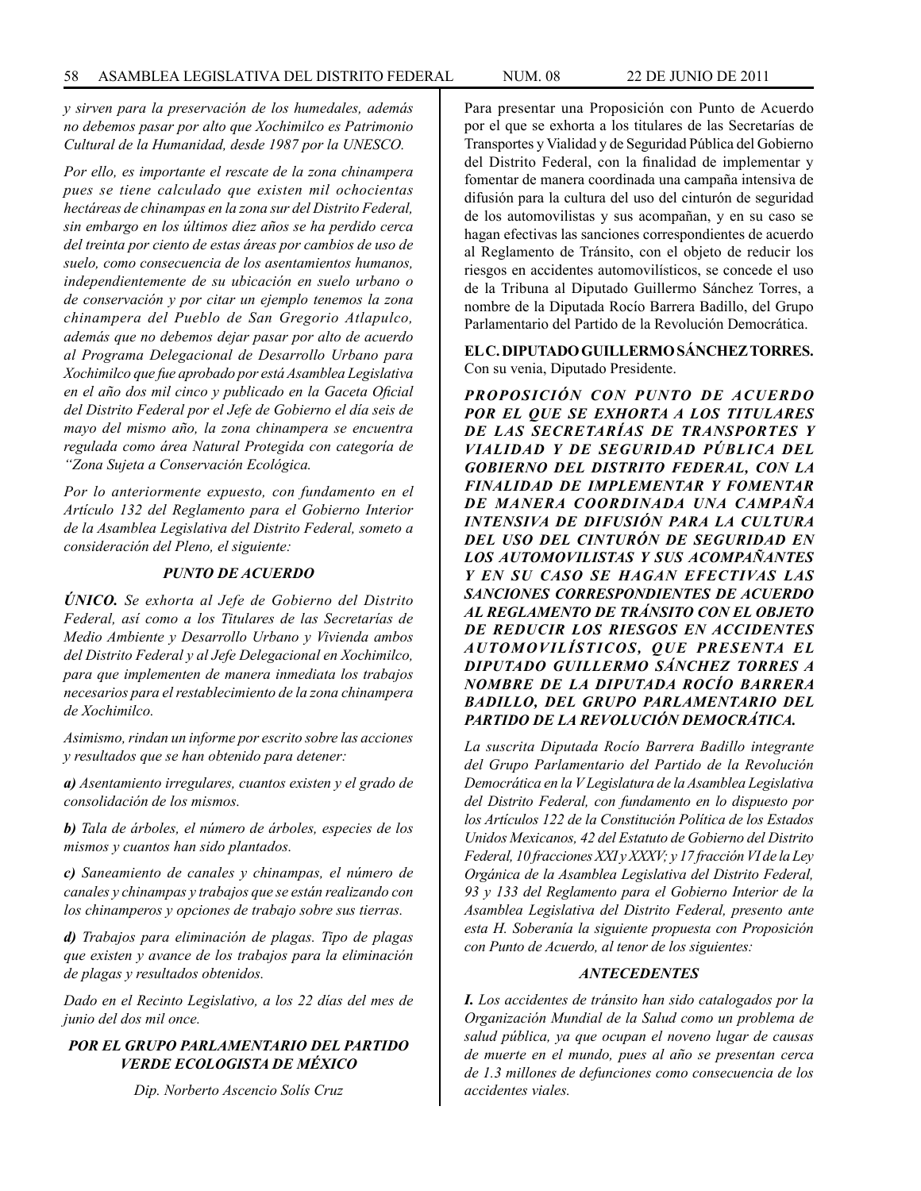*y sirven para la preservación de los humedales, además no debemos pasar por alto que Xochimilco es Patrimonio Cultural de la Humanidad, desde 1987 por la UNESCO.*

*Por ello, es importante el rescate de la zona chinampera pues se tiene calculado que existen mil ochocientas hectáreas de chinampas en la zona sur del Distrito Federal, sin embargo en los últimos diez años se ha perdido cerca del treinta por ciento de estas áreas por cambios de uso de suelo, como consecuencia de los asentamientos humanos, independientemente de su ubicación en suelo urbano o de conservación y por citar un ejemplo tenemos la zona chinampera del Pueblo de San Gregorio Atlapulco, además que no debemos dejar pasar por alto de acuerdo al Programa Delegacional de Desarrollo Urbano para Xochimilco que fue aprobado por está Asamblea Legislativa en el año dos mil cinco y publicado en la Gaceta Oficial del Distrito Federal por el Jefe de Gobierno el día seis de mayo del mismo año, la zona chinampera se encuentra regulada como área Natural Protegida con categoría de "Zona Sujeta a Conservación Ecológica.*

*Por lo anteriormente expuesto, con fundamento en el Artículo 132 del Reglamento para el Gobierno Interior de la Asamblea Legislativa del Distrito Federal, someto a consideración del Pleno, el siguiente:*

***PUNTO DE ACUERDO***

***ÚNICO.*** *Se exhorta al Jefe de Gobierno del Distrito Federal, así como a los Titulares de las Secretarías de Medio Ambiente y Desarrollo Urbano y Vivienda ambos del Distrito Federal y al Jefe Delegacional en Xochimilco, para que implementen de manera inmediata los trabajos necesarios para el restablecimiento de la zona chinampera de Xochimilco.*

*Asimismo, rindan un informe por escrito sobre las acciones y resultados que se han obtenido para detener:*

***a)*** *Asentamiento irregulares, cuantos existen y el grado de consolidación de los mismos.*

***b)*** *Tala de árboles, el número de árboles, especies de los mismos y cuantos han sido plantados.*

***c)*** *Saneamiento de canales y chinampas, el número de canales y chinampas y trabajos que se están realizando con los chinamperos y opciones de trabajo sobre sus tierras.*

***d)*** *Trabajos para eliminación de plagas. Tipo de plagas que existen y avance de los trabajos para la eliminación de plagas y resultados obtenidos.*

*Dado en el Recinto Legislativo, a los 22 días del mes de junio del dos mil once.*

***POR EL GRUPO PARLAMENTARIO DEL PARTIDO VERDE ECOLOGISTA DE MÉXICO***

*Dip. Norberto Ascencio Solís Cruz*

Para presentar una Proposición con Punto de Acuerdo por el que se exhorta a los titulares de las Secretarías de Transportes y Vialidad y de Seguridad Pública del Gobierno del Distrito Federal, con la finalidad de implementar y fomentar de manera coordinada una campaña intensiva de difusión para la cultura del uso del cinturón de seguridad de los automovilistas y sus acompañan, y en su caso se hagan efectivas las sanciones correspondientes de acuerdo al Reglamento de Tránsito, con el objeto de reducir los riesgos en accidentes automovilísticos, se concede el uso de la Tribuna al Diputado Guillermo Sánchez Torres, a nombre de la Diputada Rocío Barrera Badillo, del Grupo Parlamentario del Partido de la Revolución Democrática.

**EL C. DIPUTADO GUILLERMO SÁNCHEZ TORRES.** Con su venia, Diputado Presidente.

***PROPOSICIÓN CON PUNTO DE ACUERDO POR EL QUE SE EXHORTA A LOS TITULARES DE LAS SECRETARÍAS DE TRANSPORTES Y VIALIDAD Y DE SEGURIDAD PÚBLICA DEL GOBIERNO DEL DISTRITO FEDERAL, CON LA FINALIDAD DE IMPLEMENTAR Y FOMENTAR DE MANERA COORDINADA UNA CAMPAÑA INTENSIVA DE DIFUSIÓN PARA LA CULTURA DEL USO DEL CINTURÓN DE SEGURIDAD EN LOS AUTOMOVILISTAS Y SUS ACOMPAÑANTES Y EN SU CASO SE HAGAN EFECTIVAS LAS SANCIONES CORRESPONDIENTES DE ACUERDO AL REGLAMENTO DE TRÁNSITO CON EL OBJETO DE REDUCIR LOS RIESGOS EN ACCIDENTES AUTOMOVILÍSTICOS, QUE PRESENTA EL DIPUTADO GUILLERMO SÁNCHEZ TORRES A NOMBRE DE LA DIPUTADA ROCÍO BARRERA BADILLO, DEL GRUPO PARLAMENTARIO DEL PARTIDO DE LA REVOLUCIÓN DEMOCRÁTICA.***

*La suscrita Diputada Rocío Barrera Badillo integrante del Grupo Parlamentario del Partido de la Revolución Democrática en la V Legislatura de la Asamblea Legislativa del Distrito Federal, con fundamento en lo dispuesto por los Artículos 122 de la Constitución Política de los Estados Unidos Mexicanos, 42 del Estatuto de Gobierno del Distrito Federal, 10 fracciones XXI y XXXV; y 17 fracción VI de la Ley Orgánica de la Asamblea Legislativa del Distrito Federal, 93 y 133 del Reglamento para el Gobierno Interior de la Asamblea Legislativa del Distrito Federal, presento ante esta H. Soberanía la siguiente propuesta con Proposición con Punto de Acuerdo, al tenor de los siguientes:*

***ANTECEDENTES***

***I.*** *Los accidentes de tránsito han sido catalogados por la Organización Mundial de la Salud como un problema de salud pública, ya que ocupan el noveno lugar de causas de muerte en el mundo, pues al año se presentan cerca de 1.3 millones de defunciones como consecuencia de los accidentes viales.*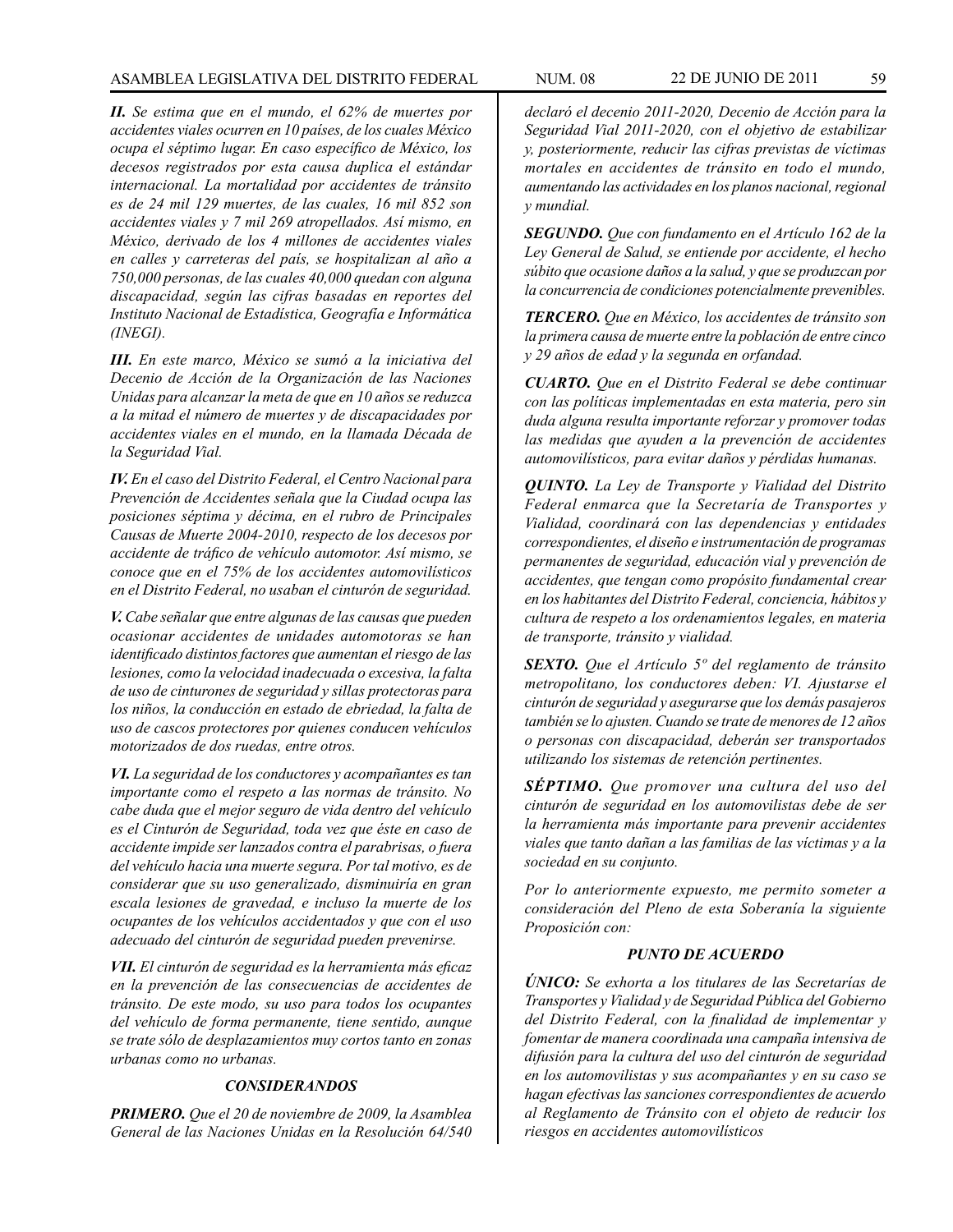***II.*** *Se estima que en el mundo, el 62% de muertes por accidentes viales ocurren en 10 países, de los cuales México ocupa el séptimo lugar. En caso específico de México, los decesos registrados por esta causa duplica el estándar internacional. La mortalidad por accidentes de tránsito es de 24 mil 129 muertes, de las cuales, 16 mil 852 son accidentes viales y 7 mil 269 atropellados. Así mismo, en México, derivado de los 4 millones de accidentes viales en calles y carreteras del país, se hospitalizan al año a 750,000 personas, de las cuales 40,000 quedan con alguna discapacidad, según las cifras basadas en reportes del Instituto Nacional de Estadística, Geografía e Informática (INEGI).*

***III.*** *En este marco, México se sumó a la iniciativa del Decenio de Acción de la Organización de las Naciones Unidas para alcanzar la meta de que en 10 años se reduzca a la mitad el número de muertes y de discapacidades por accidentes viales en el mundo, en la llamada Década de la Seguridad Vial.*

***IV.*** *En el caso del Distrito Federal, el Centro Nacional para Prevención de Accidentes señala que la Ciudad ocupa las posiciones séptima y décima, en el rubro de Principales Causas de Muerte 2004-2010, respecto de los decesos por accidente de tráfico de vehículo automotor. Así mismo, se conoce que en el 75% de los accidentes automovilísticos en el Distrito Federal, no usaban el cinturón de seguridad.*

***V.*** *Cabe señalar que entre algunas de las causas que pueden ocasionar accidentes de unidades automotoras se han identificado distintos factores que aumentan el riesgo de las lesiones, como la velocidad inadecuada o excesiva, la falta de uso de cinturones de seguridad y sillas protectoras para los niños, la conducción en estado de ebriedad, la falta de uso de cascos protectores por quienes conducen vehículos motorizados de dos ruedas, entre otros.*

***VI.*** *La seguridad de los conductores y acompañantes es tan importante como el respeto a las normas de tránsito. No cabe duda que el mejor seguro de vida dentro del vehículo es el Cinturón de Seguridad, toda vez que éste en caso de accidente impide ser lanzados contra el parabrisas, o fuera del vehículo hacia una muerte segura. Por tal motivo, es de considerar que su uso generalizado, disminuiría en gran escala lesiones de gravedad, e incluso la muerte de los ocupantes de los vehículos accidentados y que con el uso adecuado del cinturón de seguridad pueden prevenirse.*

***VII.*** *El cinturón de seguridad es la herramienta más eficaz en la prevención de las consecuencias de accidentes de tránsito. De este modo, su uso para todos los ocupantes del vehículo de forma permanente, tiene sentido, aunque se trate sólo de desplazamientos muy cortos tanto en zonas urbanas como no urbanas.*

### *CONSIDERANDOS*

***PRIMERO.*** *Que el 20 de noviembre de 2009, la Asamblea General de las Naciones Unidas en la Resolución 64/540 declaró el decenio 2011-2020, Decenio de Acción para la Seguridad Vial 2011-2020, con el objetivo de estabilizar y, posteriormente, reducir las cifras previstas de víctimas mortales en accidentes de tránsito en todo el mundo, aumentando las actividades en los planos nacional, regional y mundial.*

***SEGUNDO.*** *Que con fundamento en el Artículo 162 de la Ley General de Salud, se entiende por accidente, el hecho súbito que ocasione daños a la salud, y que se produzcan por la concurrencia de condiciones potencialmente prevenibles.*

***TERCERO.*** *Que en México, los accidentes de tránsito son la primera causa de muerte entre la población de entre cinco y 29 años de edad y la segunda en orfandad.*

***CUARTO.*** *Que en el Distrito Federal se debe continuar con las políticas implementadas en esta materia, pero sin duda alguna resulta importante reforzar y promover todas las medidas que ayuden a la prevención de accidentes automovilísticos, para evitar daños y pérdidas humanas.*

***QUINTO.*** *La Ley de Transporte y Vialidad del Distrito Federal enmarca que la Secretaría de Transportes y Vialidad, coordinará con las dependencias y entidades correspondientes, el diseño e instrumentación de programas permanentes de seguridad, educación vial y prevención de accidentes, que tengan como propósito fundamental crear en los habitantes del Distrito Federal, conciencia, hábitos y cultura de respeto a los ordenamientos legales, en materia de transporte, tránsito y vialidad.*

***SEXTO.*** *Que el Artículo 5º del reglamento de tránsito metropolitano, los conductores deben: VI. Ajustarse el cinturón de seguridad y asegurarse que los demás pasajeros también se lo ajusten. Cuando se trate de menores de 12 años o personas con discapacidad, deberán ser transportados utilizando los sistemas de retención pertinentes.*

***SÉPTIMO.*** *Que promover una cultura del uso del cinturón de seguridad en los automovilistas debe de ser la herramienta más importante para prevenir accidentes viales que tanto dañan a las familias de las víctimas y a la sociedad en su conjunto.*

*Por lo anteriormente expuesto, me permito someter a consideración del Pleno de esta Soberanía la siguiente Proposición con:*

### *PUNTO DE ACUERDO*

***ÚNICO:*** *Se exhorta a los titulares de las Secretarías de Transportes y Vialidad y de Seguridad Pública del Gobierno del Distrito Federal, con la finalidad de implementar y fomentar de manera coordinada una campaña intensiva de difusión para la cultura del uso del cinturón de seguridad en los automovilistas y sus acompañantes y en su caso se hagan efectivas las sanciones correspondientes de acuerdo al Reglamento de Tránsito con el objeto de reducir los riesgos en accidentes automovilísticos*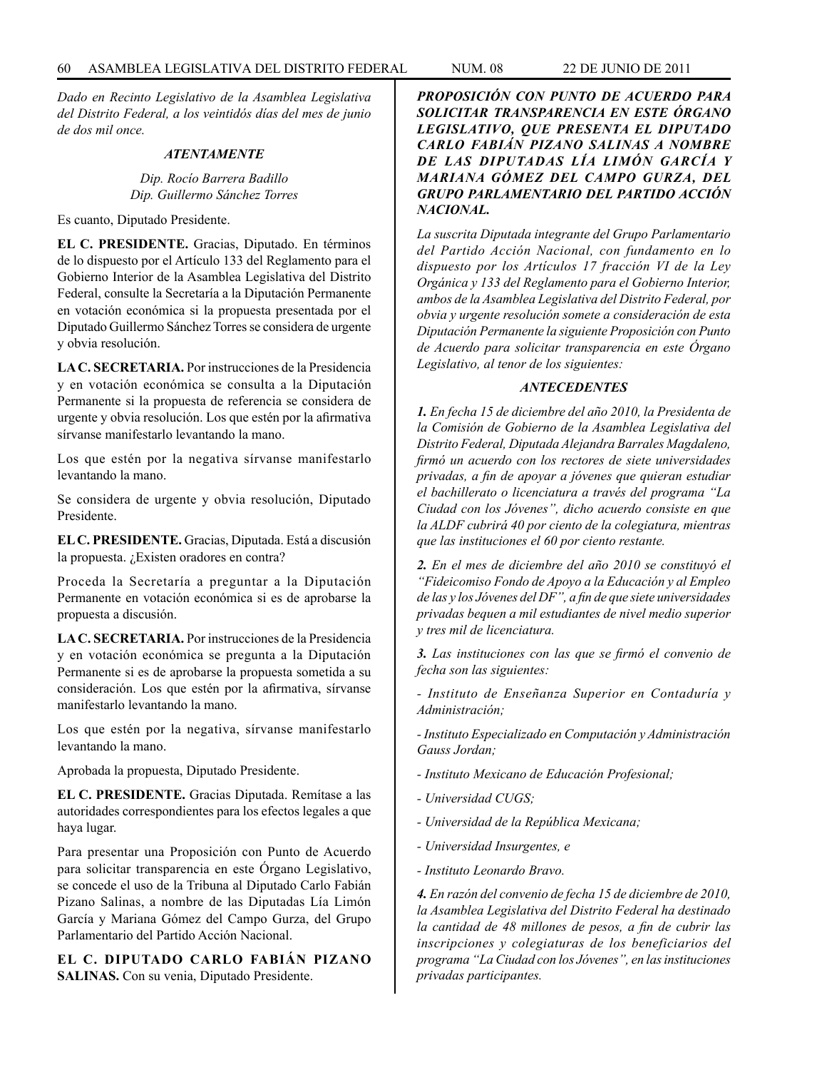*Dado en Recinto Legislativo de la Asamblea Legislativa del Distrito Federal, a los veintidós días del mes de junio de dos mil once.*

***ATENTAMENTE***

*Dip. Rocío Barrera Badillo*
*Dip. Guillermo Sánchez Torres*

Es cuanto, Diputado Presidente.

**EL C. PRESIDENTE.** Gracias, Diputado. En términos de lo dispuesto por el Artículo 133 del Reglamento para el Gobierno Interior de la Asamblea Legislativa del Distrito Federal, consulte la Secretaría a la Diputación Permanente en votación económica si la propuesta presentada por el Diputado Guillermo Sánchez Torres se considera de urgente y obvia resolución.

**LA C. SECRETARIA.** Por instrucciones de la Presidencia y en votación económica se consulta a la Diputación Permanente si la propuesta de referencia se considera de urgente y obvia resolución. Los que estén por la afirmativa sírvanse manifestarlo levantando la mano.

Los que estén por la negativa sírvanse manifestarlo levantando la mano.

Se considera de urgente y obvia resolución, Diputado Presidente.

**EL C. PRESIDENTE.** Gracias, Diputada. Está a discusión la propuesta. ¿Existen oradores en contra?

Proceda la Secretaría a preguntar a la Diputación Permanente en votación económica si es de aprobarse la propuesta a discusión.

**LA C. SECRETARIA.** Por instrucciones de la Presidencia y en votación económica se pregunta a la Diputación Permanente si es de aprobarse la propuesta sometida a su consideración. Los que estén por la afirmativa, sírvanse manifestarlo levantando la mano.

Los que estén por la negativa, sírvanse manifestarlo levantando la mano.

Aprobada la propuesta, Diputado Presidente.

**EL C. PRESIDENTE.** Gracias Diputada. Remítase a las autoridades correspondientes para los efectos legales a que haya lugar.

Para presentar una Proposición con Punto de Acuerdo para solicitar transparencia en este Órgano Legislativo, se concede el uso de la Tribuna al Diputado Carlo Fabián Pizano Salinas, a nombre de las Diputadas Lía Limón García y Mariana Gómez del Campo Gurza, del Grupo Parlamentario del Partido Acción Nacional.

**EL C. DIPUTADO CARLO FABIÁN PIZANO SALINAS.** Con su venia, Diputado Presidente.

***PROPOSICIÓN CON PUNTO DE ACUERDO PARA SOLICITAR TRANSPARENCIA EN ESTE ÓRGANO LEGISLATIVO, QUE PRESENTA EL DIPUTADO CARLO FABIÁN PIZANO SALINAS A NOMBRE DE LAS DIPUTADAS LÍA LIMÓN GARCÍA Y MARIANA GÓMEZ DEL CAMPO GURZA, DEL GRUPO PARLAMENTARIO DEL PARTIDO ACCIÓN NACIONAL.***

*La suscrita Diputada integrante del Grupo Parlamentario del Partido Acción Nacional, con fundamento en lo dispuesto por los Artículos 17 fracción VI de la Ley Orgánica y 133 del Reglamento para el Gobierno Interior, ambos de la Asamblea Legislativa del Distrito Federal, por obvia y urgente resolución somete a consideración de esta Diputación Permanente la siguiente Proposición con Punto de Acuerdo para solicitar transparencia en este Órgano Legislativo, al tenor de los siguientes:*

***ANTECEDENTES***

***1.*** *En fecha 15 de diciembre del año 2010, la Presidenta de la Comisión de Gobierno de la Asamblea Legislativa del Distrito Federal, Diputada Alejandra Barrales Magdaleno, firmó un acuerdo con los rectores de siete universidades privadas, a fin de apoyar a jóvenes que quieran estudiar el bachillerato o licenciatura a través del programa "La Ciudad con los Jóvenes", dicho acuerdo consiste en que la ALDF cubrirá 40 por ciento de la colegiatura, mientras que las instituciones el 60 por ciento restante.*

***2.*** *En el mes de diciembre del año 2010 se constituyó el "Fideicomiso Fondo de Apoyo a la Educación y al Empleo de las y los Jóvenes del DF", a fin de que siete universidades privadas bequen a mil estudiantes de nivel medio superior y tres mil de licenciatura.*

***3.*** *Las instituciones con las que se firmó el convenio de fecha son las siguientes:*

*- Instituto de Enseñanza Superior en Contaduría y Administración;*

*- Instituto Especializado en Computación y Administración Gauss Jordan;*

*- Instituto Mexicano de Educación Profesional;*

*- Universidad CUGS;*

*- Universidad de la República Mexicana;*

*- Universidad Insurgentes, e*

*- Instituto Leonardo Bravo.*

***4.*** *En razón del convenio de fecha 15 de diciembre de 2010, la Asamblea Legislativa del Distrito Federal ha destinado la cantidad de 48 millones de pesos, a fin de cubrir las inscripciones y colegiaturas de los beneficiarios del programa "La Ciudad con los Jóvenes", en las instituciones privadas participantes.*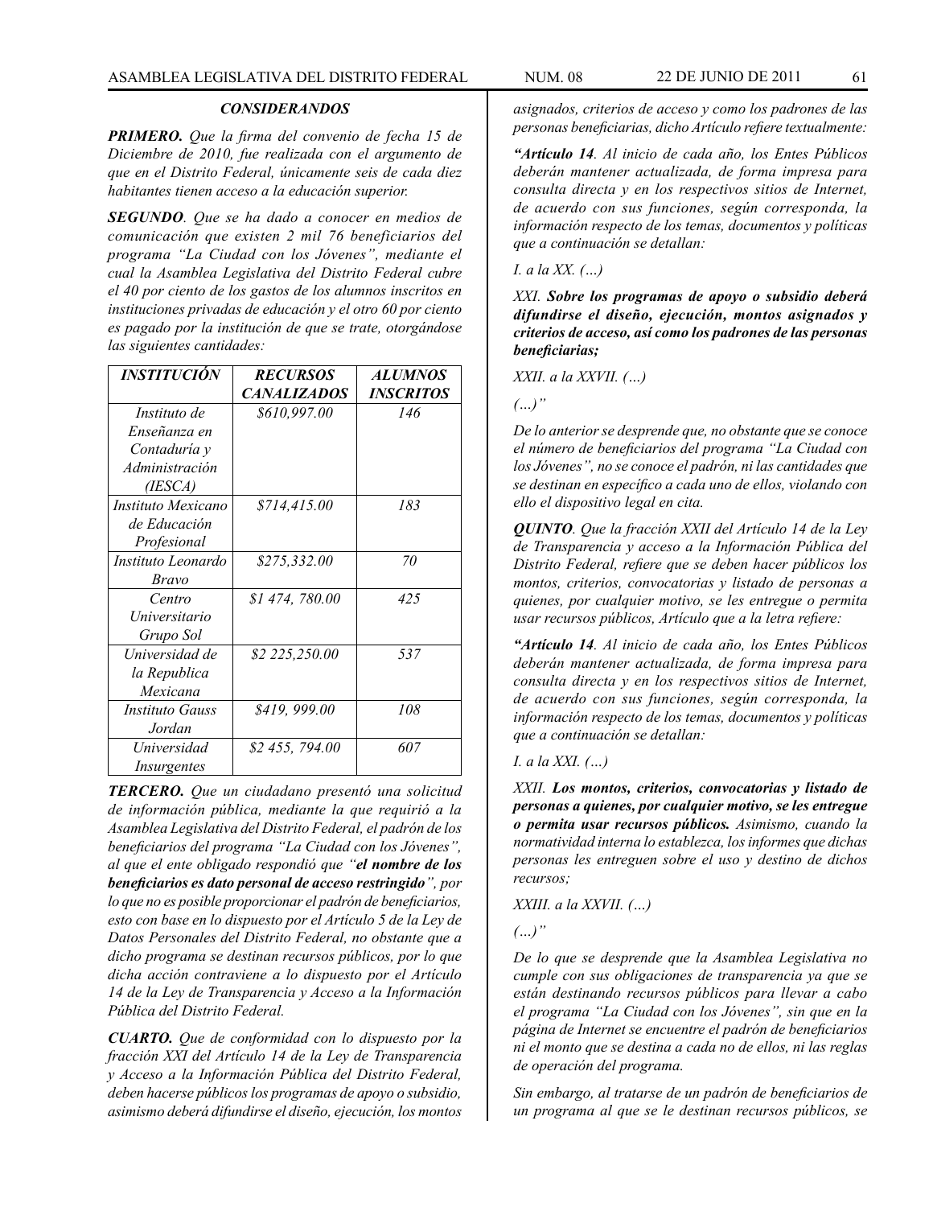### *CONSIDERANDOS*

***PRIMERO.*** *Que la firma del convenio de fecha 15 de Diciembre de 2010, fue realizada con el argumento de que en el Distrito Federal, únicamente seis de cada diez habitantes tienen acceso a la educación superior.*

***SEGUNDO****. Que se ha dado a conocer en medios de comunicación que existen 2 mil 76 beneficiarios del programa "La Ciudad con los Jóvenes", mediante el cual la Asamblea Legislativa del Distrito Federal cubre el 40 por ciento de los gastos de los alumnos inscritos en instituciones privadas de educación y el otro 60 por ciento es pagado por la institución de que se trate, otorgándose las siguientes cantidades:*

| *INSTITUCIÓN* | *RECURSOS CANALIZADOS* | *ALUMNOS INSCRITOS* |
|---|---|---|
| *Instituto de Enseñanza en Contaduría y Administración (IESCA)* | *$610,997.00* | *146* |
| *Instituto Mexicano de Educación Profesional* | *$714,415.00* | *183* |
| *Instituto Leonardo Bravo* | *$275,332.00* | *70* |
| *Centro Universitario Grupo Sol* | *$1 474, 780.00* | *425* |
| *Universidad de la Republica Mexicana* | *$2 225,250.00* | *537* |
| *Instituto Gauss Jordan* | *$419, 999.00* | *108* |
| *Universidad Insurgentes* | *$2 455, 794.00* | *607* |

***TERCERO.*** *Que un ciudadano presentó una solicitud de información pública, mediante la que requirió a la Asamblea Legislativa del Distrito Federal, el padrón de los beneficiarios del programa "La Ciudad con los Jóvenes", al que el ente obligado respondió que "**el nombre de los beneficiarios es dato personal de acceso restringido**", por lo que no es posible proporcionar el padrón de beneficiarios, esto con base en lo dispuesto por el Artículo 5 de la Ley de Datos Personales del Distrito Federal, no obstante que a dicho programa se destinan recursos públicos, por lo que dicha acción contraviene a lo dispuesto por el Artículo 14 de la Ley de Transparencia y Acceso a la Información Pública del Distrito Federal.*

***CUARTO.*** *Que de conformidad con lo dispuesto por la fracción XXI del Artículo 14 de la Ley de Transparencia y Acceso a la Información Pública del Distrito Federal, deben hacerse públicos los programas de apoyo o subsidio, asimismo deberá difundirse el diseño, ejecución, los montos asignados, criterios de acceso y como los padrones de las personas beneficiarias, dicho Artículo refiere textualmente:*

***"Artículo 14****. Al inicio de cada año, los Entes Públicos deberán mantener actualizada, de forma impresa para consulta directa y en los respectivos sitios de Internet, de acuerdo con sus funciones, según corresponda, la información respecto de los temas, documentos y políticas que a continuación se detallan:*

*I. a la XX. (…)*

*XXI.* ***Sobre los programas de apoyo o subsidio deberá difundirse el diseño, ejecución, montos asignados y criterios de acceso, así como los padrones de las personas beneficiarias;***

*XXII. a la XXVII. (…)*

*(…)"*

*De lo anterior se desprende que, no obstante que se conoce el número de beneficiarios del programa "La Ciudad con los Jóvenes", no se conoce el padrón, ni las cantidades que se destinan en específico a cada uno de ellos, violando con ello el dispositivo legal en cita.*

***QUINTO****. Que la fracción XXII del Artículo 14 de la Ley de Transparencia y acceso a la Información Pública del Distrito Federal, refiere que se deben hacer públicos los montos, criterios, convocatorias y listado de personas a quienes, por cualquier motivo, se les entregue o permita usar recursos públicos, Artículo que a la letra refiere:*

***"Artículo 14****. Al inicio de cada año, los Entes Públicos deberán mantener actualizada, de forma impresa para consulta directa y en los respectivos sitios de Internet, de acuerdo con sus funciones, según corresponda, la información respecto de los temas, documentos y políticas que a continuación se detallan:*

*I. a la XXI. (…)*

*XXII.* ***Los montos, criterios, convocatorias y listado de personas a quienes, por cualquier motivo, se les entregue o permita usar recursos públicos.*** *Asimismo, cuando la normatividad interna lo establezca, los informes que dichas personas les entreguen sobre el uso y destino de dichos recursos;*

*XXIII. a la XXVII. (…)*

*(…)"*

*De lo que se desprende que la Asamblea Legislativa no cumple con sus obligaciones de transparencia ya que se están destinando recursos públicos para llevar a cabo el programa "La Ciudad con los Jóvenes", sin que en la página de Internet se encuentre el padrón de beneficiarios ni el monto que se destina a cada no de ellos, ni las reglas de operación del programa.*

*Sin embargo, al tratarse de un padrón de beneficiarios de un programa al que se le destinan recursos públicos, se*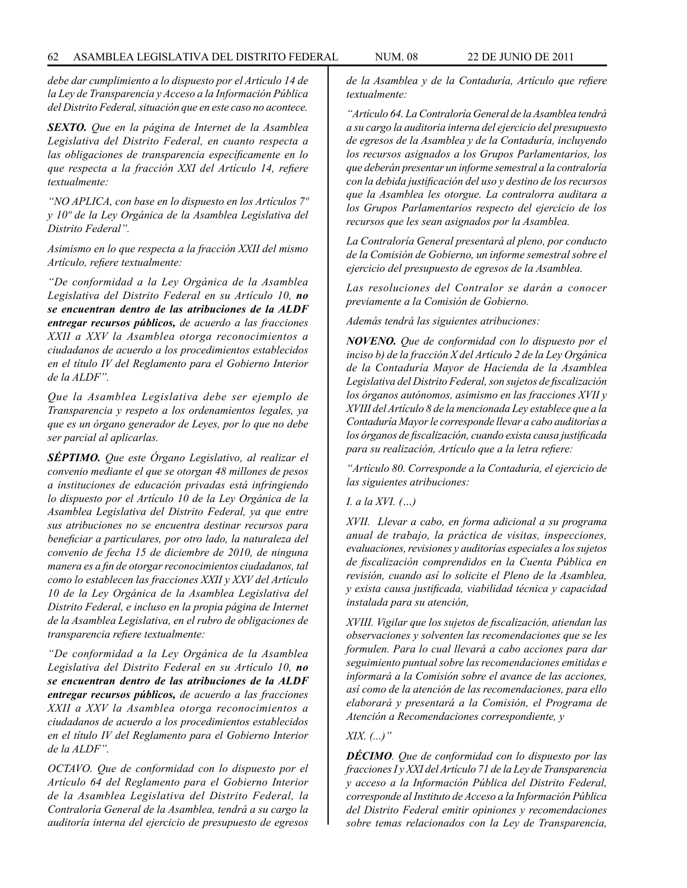*debe dar cumplimiento a lo dispuesto por el Artículo 14 de la Ley de Transparencia y Acceso a la Información Pública del Distrito Federal, situación que en este caso no acontece.*

***SEXTO.*** *Que en la página de Internet de la Asamblea Legislativa del Distrito Federal, en cuanto respecta a las obligaciones de transparencia específicamente en lo que respecta a la fracción XXI del Artículo 14, refiere textualmente:*

*"NO APLICA, con base en lo dispuesto en los Artículos 7º y 10º de la Ley Orgánica de la Asamblea Legislativa del Distrito Federal".*

*Asimismo en lo que respecta a la fracción XXII del mismo Artículo, refiere textualmente:*

*"De conformidad a la Ley Orgánica de la Asamblea Legislativa del Distrito Federal en su Artículo 10,* ***no se encuentran dentro de las atribuciones de la ALDF entregar recursos públicos,*** *de acuerdo a las fracciones XXII a XXV la Asamblea otorga reconocimientos a ciudadanos de acuerdo a los procedimientos establecidos en el título IV del Reglamento para el Gobierno Interior de la ALDF".*

*Que la Asamblea Legislativa debe ser ejemplo de Transparencia y respeto a los ordenamientos legales, ya que es un órgano generador de Leyes, por lo que no debe ser parcial al aplicarlas.*

***SÉPTIMO.*** *Que este Órgano Legislativo, al realizar el convenio mediante el que se otorgan 48 millones de pesos a instituciones de educación privadas está infringiendo lo dispuesto por el Artículo 10 de la Ley Orgánica de la Asamblea Legislativa del Distrito Federal, ya que entre sus atribuciones no se encuentra destinar recursos para beneficiar a particulares, por otro lado, la naturaleza del convenio de fecha 15 de diciembre de 2010, de ninguna manera es a fin de otorgar reconocimientos ciudadanos, tal como lo establecen las fracciones XXII y XXV del Artículo 10 de la Ley Orgánica de la Asamblea Legislativa del Distrito Federal, e incluso en la propia página de Internet de la Asamblea Legislativa, en el rubro de obligaciones de transparencia refiere textualmente:*

*"De conformidad a la Ley Orgánica de la Asamblea Legislativa del Distrito Federal en su Artículo 10,* ***no se encuentran dentro de las atribuciones de la ALDF entregar recursos públicos,*** *de acuerdo a las fracciones XXII a XXV la Asamblea otorga reconocimientos a ciudadanos de acuerdo a los procedimientos establecidos en el título IV del Reglamento para el Gobierno Interior de la ALDF".*

*OCTAVO. Que de conformidad con lo dispuesto por el Artículo 64 del Reglamento para el Gobierno Interior de la Asamblea Legislativa del Distrito Federal, la Contraloría General de la Asamblea, tendrá a su cargo la auditoría interna del ejercicio de presupuesto de egresos de la Asamblea y de la Contaduría, Artículo que refiere textualmente:*

*"Artículo 64. La Contraloría General de la Asamblea tendrá a su cargo la auditoria interna del ejercicio del presupuesto de egresos de la Asamblea y de la Contaduría, incluyendo los recursos asignados a los Grupos Parlamentarios, los que deberán presentar un informe semestral a la contraloría con la debida justificación del uso y destino de los recursos que la Asamblea les otorgue. La contralorra auditara a los Grupos Parlamentarios respecto del ejercicio de los recursos que les sean asignados por la Asamblea.*

*La Contraloría General presentará al pleno, por conducto de la Comisión de Gobierno, un informe semestral sobre el ejercicio del presupuesto de egresos de la Asamblea.*

*Las resoluciones del Contralor se darán a conocer previamente a la Comisión de Gobierno.*

*Además tendrá las siguientes atribuciones:*

***NOVENO.*** *Que de conformidad con lo dispuesto por el inciso b) de la fracción X del Artículo 2 de la Ley Orgánica de la Contaduría Mayor de Hacienda de la Asamblea Legislativa del Distrito Federal, son sujetos de fiscalización los órganos autónomos, asimismo en las fracciones XVII y XVIII del Artículo 8 de la mencionada Ley establece que a la Contaduría Mayor le corresponde llevar a cabo auditorías a los órganos de fiscalización, cuando exista causa justificada para su realización, Artículo que a la letra refiere:*

*"Artículo 80. Corresponde a la Contaduría, el ejercicio de las siguientes atribuciones:*

*I. a la XVI. (…)*

*XVII. Llevar a cabo, en forma adicional a su programa anual de trabajo, la práctica de visitas, inspecciones, evaluaciones, revisiones y auditorías especiales a los sujetos de fiscalización comprendidos en la Cuenta Pública en revisión, cuando así lo solicite el Pleno de la Asamblea, y exista causa justificada, viabilidad técnica y capacidad instalada para su atención,*

*XVIII. Vigilar que los sujetos de fiscalización, atiendan las observaciones y solventen las recomendaciones que se les formulen. Para lo cual llevará a cabo acciones para dar seguimiento puntual sobre las recomendaciones emitidas e informará a la Comisión sobre el avance de las acciones, así como de la atención de las recomendaciones, para ello elaborará y presentará a la Comisión, el Programa de Atención a Recomendaciones correspondiente, y*

*XIX. (...)"*

***DÉCIMO****. Que de conformidad con lo dispuesto por las fracciones I y XXI del Artículo 71 de la Ley de Transparencia y acceso a la Información Pública del Distrito Federal, corresponde al Instituto de Acceso a la Información Pública del Distrito Federal emitir opiniones y recomendaciones sobre temas relacionados con la Ley de Transparencia,*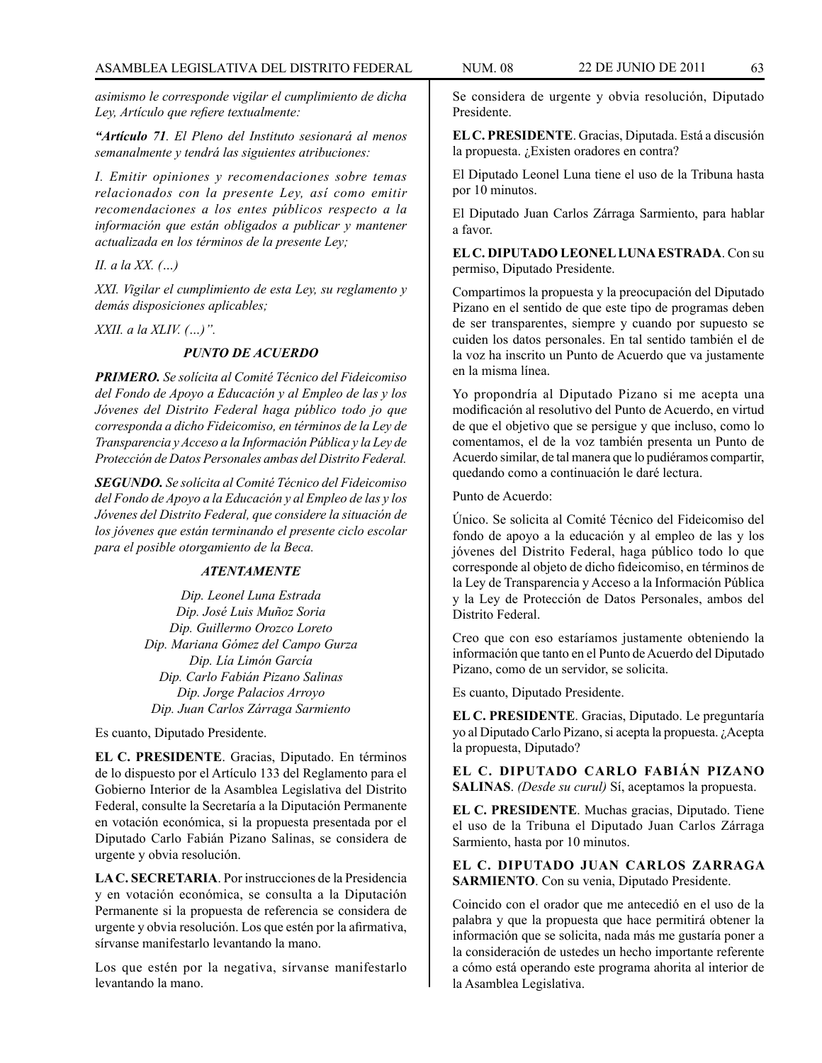*asimismo le corresponde vigilar el cumplimiento de dicha Ley, Artículo que refiere textualmente:*

***"Artículo 71**. El Pleno del Instituto sesionará al menos semanalmente y tendrá las siguientes atribuciones:*

*I. Emitir opiniones y recomendaciones sobre temas relacionados con la presente Ley, así como emitir recomendaciones a los entes públicos respecto a la información que están obligados a publicar y mantener actualizada en los términos de la presente Ley;*

*II. a la XX. (…)*

*XXI. Vigilar el cumplimiento de esta Ley, su reglamento y demás disposiciones aplicables;*

*XXII. a la XLIV. (…)".*

***PUNTO DE ACUERDO***

***PRIMERO.** Se solícita al Comité Técnico del Fideicomiso del Fondo de Apoyo a Educación y al Empleo de las y los Jóvenes del Distrito Federal haga público todo jo que corresponda a dicho Fideicomiso, en términos de la Ley de Transparencia y Acceso a la Información Pública y la Ley de Protección de Datos Personales ambas del Distrito Federal.*

***SEGUNDO.** Se solícita al Comité Técnico del Fideicomiso del Fondo de Apoyo a la Educación y al Empleo de las y los Jóvenes del Distrito Federal, que considere la situación de los jóvenes que están terminando el presente ciclo escolar para el posible otorgamiento de la Beca.*

***ATENTAMENTE***

*Dip. Leonel Luna Estrada*
*Dip. José Luis Muñoz Soria*
*Dip. Guillermo Orozco Loreto*
*Dip. Mariana Gómez del Campo Gurza*
*Dip. Lía Limón García*
*Dip. Carlo Fabián Pizano Salinas*
*Dip. Jorge Palacios Arroyo*
*Dip. Juan Carlos Zárraga Sarmiento*

Es cuanto, Diputado Presidente.

**EL C. PRESIDENTE**. Gracias, Diputado. En términos de lo dispuesto por el Artículo 133 del Reglamento para el Gobierno Interior de la Asamblea Legislativa del Distrito Federal, consulte la Secretaría a la Diputación Permanente en votación económica, si la propuesta presentada por el Diputado Carlo Fabián Pizano Salinas, se considera de urgente y obvia resolución.

**LA C. SECRETARIA**. Por instrucciones de la Presidencia y en votación económica, se consulta a la Diputación Permanente si la propuesta de referencia se considera de urgente y obvia resolución. Los que estén por la afirmativa, sírvanse manifestarlo levantando la mano.

Los que estén por la negativa, sírvanse manifestarlo levantando la mano.

Se considera de urgente y obvia resolución, Diputado Presidente.

**EL C. PRESIDENTE**. Gracias, Diputada. Está a discusión la propuesta. ¿Existen oradores en contra?

El Diputado Leonel Luna tiene el uso de la Tribuna hasta por 10 minutos.

El Diputado Juan Carlos Zárraga Sarmiento, para hablar a favor.

**EL C. DIPUTADO LEONEL LUNA ESTRADA**. Con su permiso, Diputado Presidente.

Compartimos la propuesta y la preocupación del Diputado Pizano en el sentido de que este tipo de programas deben de ser transparentes, siempre y cuando por supuesto se cuiden los datos personales. En tal sentido también el de la voz ha inscrito un Punto de Acuerdo que va justamente en la misma línea.

Yo propondría al Diputado Pizano si me acepta una modificación al resolutivo del Punto de Acuerdo, en virtud de que el objetivo que se persigue y que incluso, como lo comentamos, el de la voz también presenta un Punto de Acuerdo similar, de tal manera que lo pudiéramos compartir, quedando como a continuación le daré lectura.

Punto de Acuerdo:

Único. Se solicita al Comité Técnico del Fideicomiso del fondo de apoyo a la educación y al empleo de las y los jóvenes del Distrito Federal, haga público todo lo que corresponde al objeto de dicho fideicomiso, en términos de la Ley de Transparencia y Acceso a la Información Pública y la Ley de Protección de Datos Personales, ambos del Distrito Federal.

Creo que con eso estaríamos justamente obteniendo la información que tanto en el Punto de Acuerdo del Diputado Pizano, como de un servidor, se solicita.

Es cuanto, Diputado Presidente.

**EL C. PRESIDENTE**. Gracias, Diputado. Le preguntaría yo al Diputado Carlo Pizano, si acepta la propuesta. ¿Acepta la propuesta, Diputado?

**EL C. DIPUTADO CARLO FABIÁN PIZANO SALINAS**. *(Desde su curul)* Sí, aceptamos la propuesta.

**EL C. PRESIDENTE**. Muchas gracias, Diputado. Tiene el uso de la Tribuna el Diputado Juan Carlos Zárraga Sarmiento, hasta por 10 minutos.

**EL C. DIPUTADO JUAN CARLOS ZARRAGA SARMIENTO**. Con su venia, Diputado Presidente.

Coincido con el orador que me antecedió en el uso de la palabra y que la propuesta que hace permitirá obtener la información que se solicita, nada más me gustaría poner a la consideración de ustedes un hecho importante referente a cómo está operando este programa ahorita al interior de la Asamblea Legislativa.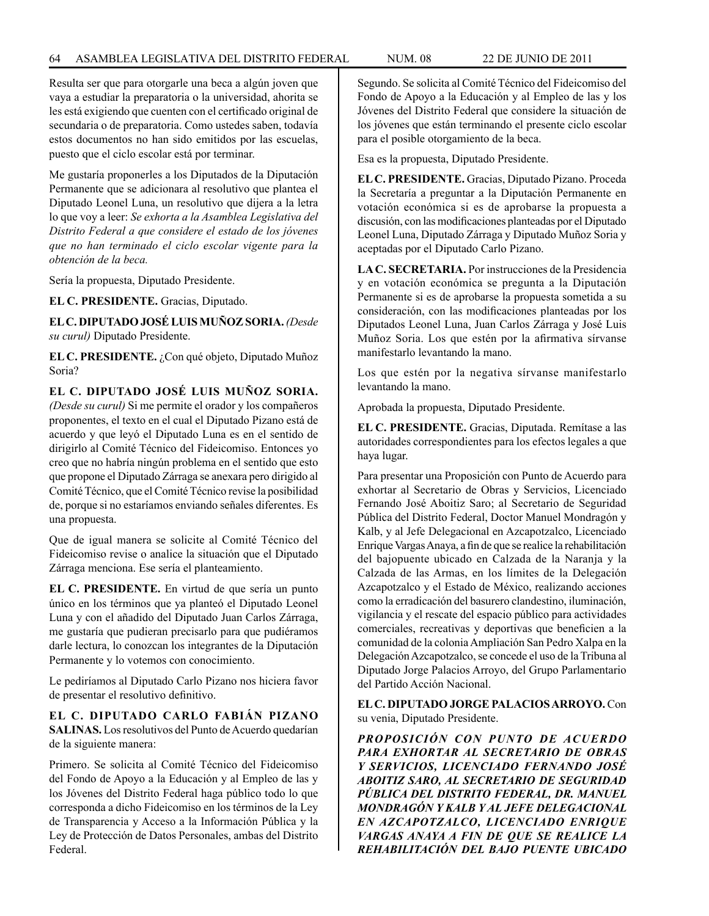Resulta ser que para otorgarle una beca a algún joven que vaya a estudiar la preparatoria o la universidad, ahorita se les está exigiendo que cuenten con el certificado original de secundaria o de preparatoria. Como ustedes saben, todavía estos documentos no han sido emitidos por las escuelas, puesto que el ciclo escolar está por terminar.

Me gustaría proponerles a los Diputados de la Diputación Permanente que se adicionara al resolutivo que plantea el Diputado Leonel Luna, un resolutivo que dijera a la letra lo que voy a leer: *Se exhorta a la Asamblea Legislativa del Distrito Federal a que considere el estado de los jóvenes que no han terminado el ciclo escolar vigente para la obtención de la beca.*

Sería la propuesta, Diputado Presidente.

**EL C. PRESIDENTE.** Gracias, Diputado.

**EL C. DIPUTADO JOSÉ LUIS MUÑOZ SORIA.** *(Desde su curul)* Diputado Presidente.

**EL C. PRESIDENTE.** ¿Con qué objeto, Diputado Muñoz Soria?

**EL C. DIPUTADO JOSÉ LUIS MUÑOZ SORIA.** *(Desde su curul)* Si me permite el orador y los compañeros proponentes, el texto en el cual el Diputado Pizano está de acuerdo y que leyó el Diputado Luna es en el sentido de dirigirlo al Comité Técnico del Fideicomiso. Entonces yo creo que no habría ningún problema en el sentido que esto que propone el Diputado Zárraga se anexara pero dirigido al Comité Técnico, que el Comité Técnico revise la posibilidad de, porque si no estaríamos enviando señales diferentes. Es una propuesta.

Que de igual manera se solicite al Comité Técnico del Fideicomiso revise o analice la situación que el Diputado Zárraga menciona. Ese sería el planteamiento.

**EL C. PRESIDENTE.** En virtud de que sería un punto único en los términos que ya planteó el Diputado Leonel Luna y con el añadido del Diputado Juan Carlos Zárraga, me gustaría que pudieran precisarlo para que pudiéramos darle lectura, lo conozcan los integrantes de la Diputación Permanente y lo votemos con conocimiento.

Le pediríamos al Diputado Carlo Pizano nos hiciera favor de presentar el resolutivo definitivo.

**EL C. DIPUTADO CARLO FABIÁN PIZANO SALINAS.** Los resolutivos del Punto de Acuerdo quedarían de la siguiente manera:

Primero. Se solicita al Comité Técnico del Fideicomiso del Fondo de Apoyo a la Educación y al Empleo de las y los Jóvenes del Distrito Federal haga público todo lo que corresponda a dicho Fideicomiso en los términos de la Ley de Transparencia y Acceso a la Información Pública y la Ley de Protección de Datos Personales, ambas del Distrito Federal.

Segundo. Se solicita al Comité Técnico del Fideicomiso del Fondo de Apoyo a la Educación y al Empleo de las y los Jóvenes del Distrito Federal que considere la situación de los jóvenes que están terminando el presente ciclo escolar para el posible otorgamiento de la beca.

Esa es la propuesta, Diputado Presidente.

**EL C. PRESIDENTE.** Gracias, Diputado Pizano. Proceda la Secretaría a preguntar a la Diputación Permanente en votación económica si es de aprobarse la propuesta a discusión, con las modificaciones planteadas por el Diputado Leonel Luna, Diputado Zárraga y Diputado Muñoz Soria y aceptadas por el Diputado Carlo Pizano.

**LA C. SECRETARIA.** Por instrucciones de la Presidencia y en votación económica se pregunta a la Diputación Permanente si es de aprobarse la propuesta sometida a su consideración, con las modificaciones planteadas por los Diputados Leonel Luna, Juan Carlos Zárraga y José Luis Muñoz Soria. Los que estén por la afirmativa sírvanse manifestarlo levantando la mano.

Los que estén por la negativa sírvanse manifestarlo levantando la mano.

Aprobada la propuesta, Diputado Presidente.

**EL C. PRESIDENTE.** Gracias, Diputada. Remítase a las autoridades correspondientes para los efectos legales a que haya lugar.

Para presentar una Proposición con Punto de Acuerdo para exhortar al Secretario de Obras y Servicios, Licenciado Fernando José Aboitiz Saro; al Secretario de Seguridad Pública del Distrito Federal, Doctor Manuel Mondragón y Kalb, y al Jefe Delegacional en Azcapotzalco, Licenciado Enrique Vargas Anaya, a fin de que se realice la rehabilitación del bajopuente ubicado en Calzada de la Naranja y la Calzada de las Armas, en los límites de la Delegación Azcapotzalco y el Estado de México, realizando acciones como la erradicación del basurero clandestino, iluminación, vigilancia y el rescate del espacio público para actividades comerciales, recreativas y deportivas que beneficien a la comunidad de la colonia Ampliación San Pedro Xalpa en la Delegación Azcapotzalco, se concede el uso de la Tribuna al Diputado Jorge Palacios Arroyo, del Grupo Parlamentario del Partido Acción Nacional.

**EL C. DIPUTADO JORGE PALACIOS ARROYO.** Con su venia, Diputado Presidente.

***PROPOSICIÓN CON PUNTO DE ACUERDO PARA EXHORTAR AL SECRETARIO DE OBRAS Y SERVICIOS, LICENCIADO FERNANDO JOSÉ ABOITIZ SARO, AL SECRETARIO DE SEGURIDAD PÚBLICA DEL DISTRITO FEDERAL, DR. MANUEL MONDRAGÓN Y KALB Y AL JEFE DELEGACIONAL EN AZCAPOTZALCO, LICENCIADO ENRIQUE VARGAS ANAYA A FIN DE QUE SE REALICE LA REHABILITACIÓN DEL BAJO PUENTE UBICADO***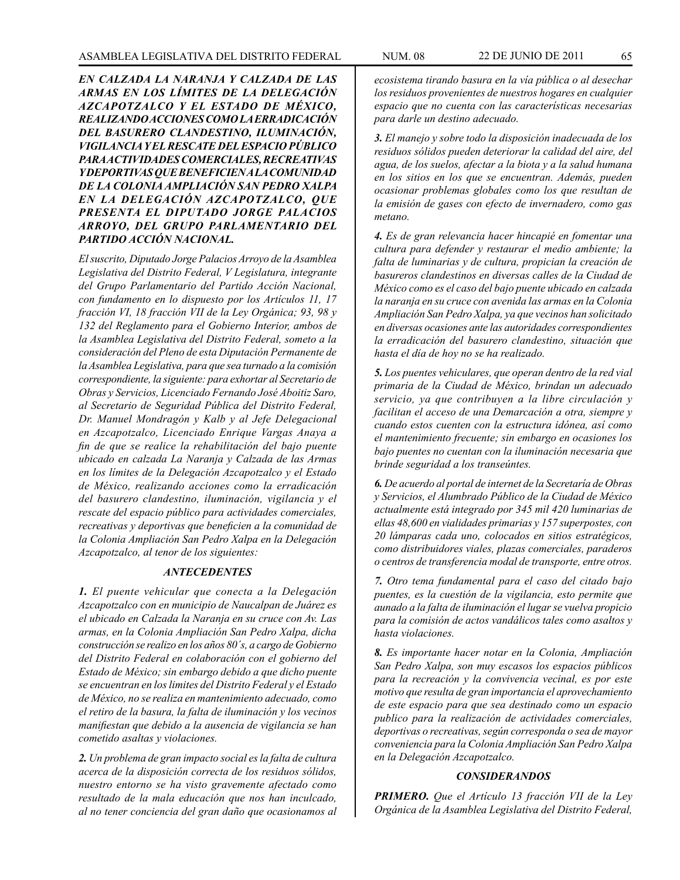***EN CALZADA LA NARANJA Y CALZADA DE LAS ARMAS EN LOS LÍMITES DE LA DELEGACIÓN AZCAPOTZALCO Y EL ESTADO DE MÉXICO, REALIZANDO ACCIONES COMO LA ERRADICACIÓN DEL BASURERO CLANDESTINO, ILUMINACIÓN, VIGILANCIA Y EL RESCATE DEL ESPACIO PÚBLICO PARA ACTIVIDADES COMERCIALES, RECREATIVAS Y DEPORTIVAS QUE BENEFICIEN A LA COMUNIDAD DE LA COLONIA AMPLIACIÓN SAN PEDRO XALPA EN LA DELEGACIÓN AZCAPOTZALCO, QUE PRESENTA EL DIPUTADO JORGE PALACIOS ARROYO, DEL GRUPO PARLAMENTARIO DEL PARTIDO ACCIÓN NACIONAL.***

*El suscrito, Diputado Jorge Palacios Arroyo de la Asamblea Legislativa del Distrito Federal, V Legislatura, integrante del Grupo Parlamentario del Partido Acción Nacional, con fundamento en lo dispuesto por los Artículos 11, 17 fracción VI, 18 fracción VII de la Ley Orgánica; 93, 98 y 132 del Reglamento para el Gobierno Interior, ambos de la Asamblea Legislativa del Distrito Federal, someto a la consideración del Pleno de esta Diputación Permanente de la Asamblea Legislativa, para que sea turnado a la comisión correspondiente, la siguiente: para exhortar al Secretario de Obras y Servicios, Licenciado Fernando José Aboitiz Saro, al Secretario de Seguridad Pública del Distrito Federal, Dr. Manuel Mondragón y Kalb y al Jefe Delegacional en Azcapotzalco, Licenciado Enrique Vargas Anaya a fin de que se realice la rehabilitación del bajo puente ubicado en calzada La Naranja y Calzada de las Armas en los límites de la Delegación Azcapotzalco y el Estado de México, realizando acciones como la erradicación del basurero clandestino, iluminación, vigilancia y el rescate del espacio público para actividades comerciales, recreativas y deportivas que beneficien a la comunidad de la Colonia Ampliación San Pedro Xalpa en la Delegación Azcapotzalco, al tenor de los siguientes:*

### *ANTECEDENTES*

***1.*** *El puente vehicular que conecta a la Delegación Azcapotzalco con en municipio de Naucalpan de Juárez es el ubicado en Calzada la Naranja en su cruce con Av. Las armas, en la Colonia Ampliación San Pedro Xalpa, dicha construcción se realizo en los años 80´s, a cargo de Gobierno del Distrito Federal en colaboración con el gobierno del Estado de México; sin embargo debido a que dicho puente se encuentran en los limites del Distrito Federal y el Estado de México, no se realiza en mantenimiento adecuado, como el retiro de la basura, la falta de iluminación y los vecinos manifiestan que debido a la ausencia de vigilancia se han cometido asaltas y violaciones.*

***2.*** *Un problema de gran impacto social es la falta de cultura acerca de la disposición correcta de los residuos sólidos, nuestro entorno se ha visto gravemente afectado como resultado de la mala educación que nos han inculcado, al no tener conciencia del gran daño que ocasionamos al ecosistema tirando basura en la vía pública o al desechar los residuos provenientes de nuestros hogares en cualquier espacio que no cuenta con las características necesarias para darle un destino adecuado.*

***3.*** *El manejo y sobre todo la disposición inadecuada de los residuos sólidos pueden deteriorar la calidad del aire, del agua, de los suelos, afectar a la biota y a la salud humana en los sitios en los que se encuentran. Además, pueden ocasionar problemas globales como los que resultan de la emisión de gases con efecto de invernadero, como gas metano.*

***4.*** *Es de gran relevancia hacer hincapié en fomentar una cultura para defender y restaurar el medio ambiente; la falta de luminarias y de cultura, propician la creación de basureros clandestinos en diversas calles de la Ciudad de México como es el caso del bajo puente ubicado en calzada la naranja en su cruce con avenida las armas en la Colonia Ampliación San Pedro Xalpa, ya que vecinos han solicitado en diversas ocasiones ante las autoridades correspondientes la erradicación del basurero clandestino, situación que hasta el día de hoy no se ha realizado.*

***5.*** *Los puentes vehiculares, que operan dentro de la red vial primaria de la Ciudad de México, brindan un adecuado servicio, ya que contribuyen a la libre circulación y facilitan el acceso de una Demarcación a otra, siempre y cuando estos cuenten con la estructura idónea, así como el mantenimiento frecuente; sin embargo en ocasiones los bajo puentes no cuentan con la iluminación necesaria que brinde seguridad a los transeúntes.*

***6.*** *De acuerdo al portal de internet de la Secretaría de Obras y Servicios, el Alumbrado Público de la Ciudad de México actualmente está integrado por 345 mil 420 luminarias de ellas 48,600 en vialidades primarias y 157 superpostes, con 20 lámparas cada uno, colocados en sitios estratégicos, como distribuidores viales, plazas comerciales, paraderos o centros de transferencia modal de transporte, entre otros.*

***7.*** *Otro tema fundamental para el caso del citado bajo puentes, es la cuestión de la vigilancia, esto permite que aunado a la falta de iluminación el lugar se vuelva propicio para la comisión de actos vandálicos tales como asaltos y hasta violaciones.*

***8.*** *Es importante hacer notar en la Colonia, Ampliación San Pedro Xalpa, son muy escasos los espacios públicos para la recreación y la convivencia vecinal, es por este motivo que resulta de gran importancia el aprovechamiento de este espacio para que sea destinado como un espacio publico para la realización de actividades comerciales, deportivas o recreativas, según corresponda o sea de mayor conveniencia para la Colonia Ampliación San Pedro Xalpa en la Delegación Azcapotzalco.*

### *CONSIDERANDOS*

***PRIMERO.*** *Que el Artículo 13 fracción VII de la Ley Orgánica de la Asamblea Legislativa del Distrito Federal,*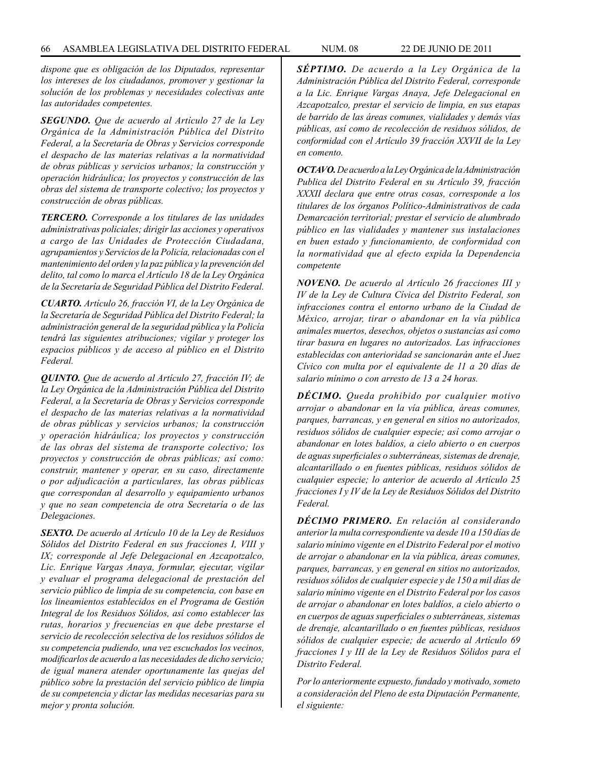*dispone que es obligación de los Diputados, representar los intereses de los ciudadanos, promover y gestionar la solución de los problemas y necesidades colectivas ante las autoridades competentes.*

***SEGUNDO.*** *Que de acuerdo al Artículo 27 de la Ley Orgánica de la Administración Pública del Distrito Federal, a la Secretaría de Obras y Servicios corresponde el despacho de las materias relativas a la normatividad de obras públicas y servicios urbanos; la construcción y operación hidráulica; los proyectos y construcción de las obras del sistema de transporte colectivo; los proyectos y construcción de obras públicas.*

***TERCERO.*** *Corresponde a los titulares de las unidades administrativas policiales; dirigir las acciones y operativos a cargo de las Unidades de Protección Ciudadana, agrupamientos y Servicios de la Policía, relacionadas con el mantenimiento del orden y la paz pública y la prevención del delito, tal como lo marca el Artículo 18 de la Ley Orgánica de la Secretaría de Seguridad Pública del Distrito Federal.*

***CUARTO.*** *Artículo 26, fracción VI, de la Ley Orgánica de la Secretaría de Seguridad Pública del Distrito Federal; la administración general de la seguridad pública y la Policía tendrá las siguientes atribuciones; vigilar y proteger los espacios públicos y de acceso al público en el Distrito Federal.*

***QUINTO.*** *Que de acuerdo al Artículo 27, fracción IV; de la Ley Orgánica de la Administración Pública del Distrito Federal, a la Secretaría de Obras y Servicios corresponde el despacho de las materias relativas a la normatividad de obras públicas y servicios urbanos; la construcción y operación hidráulica; los proyectos y construcción de las obras del sistema de transporte colectivo; los proyectos y construcción de obras públicas; así como: construir, mantener y operar, en su caso, directamente o por adjudicación a particulares, las obras públicas que correspondan al desarrollo y equipamiento urbanos y que no sean competencia de otra Secretaría o de las Delegaciones.*

***SEXTO.*** *De acuerdo al Artículo 10 de la Ley de Residuos Sólidos del Distrito Federal en sus fracciones I, VIII y IX; corresponde al Jefe Delegacional en Azcapotzalco, Lic. Enrique Vargas Anaya, formular, ejecutar, vigilar y evaluar el programa delegacional de prestación del servicio público de limpia de su competencia, con base en los lineamientos establecidos en el Programa de Gestión Integral de los Residuos Sólidos, así como establecer las rutas, horarios y frecuencias en que debe prestarse el servicio de recolección selectiva de los residuos sólidos de su competencia pudiendo, una vez escuchados los vecinos, modificarlos de acuerdo a las necesidades de dicho servicio; de igual manera atender oportunamente las quejas del público sobre la prestación del servicio público de limpia de su competencia y dictar las medidas necesarias para su mejor y pronta solución.*

***SÉPTIMO.*** *De acuerdo a la Ley Orgánica de la Administración Pública del Distrito Federal, corresponde a la Lic. Enrique Vargas Anaya, Jefe Delegacional en Azcapotzalco, prestar el servicio de limpia, en sus etapas de barrido de las áreas comunes, vialidades y demás vías públicas, así como de recolección de residuos sólidos, de conformidad con el Artículo 39 fracción XXVII de la Ley en comento.*

***OCTAVO.*** *De acuerdo a la Ley Orgánica de la Administración Publica del Distrito Federal en su Artículo 39, fracción XXXII declara que entre otras cosas, corresponde a los titulares de los órganos Político-Administrativos de cada Demarcación territorial; prestar el servicio de alumbrado público en las vialidades y mantener sus instalaciones en buen estado y funcionamiento, de conformidad con la normatividad que al efecto expida la Dependencia competente*

***NOVENO.*** *De acuerdo al Artículo 26 fracciones III y IV de la Ley de Cultura Cívica del Distrito Federal, son infracciones contra el entorno urbano de la Ciudad de México, arrojar, tirar o abandonar en la vía pública animales muertos, desechos, objetos o sustancias así como tirar basura en lugares no autorizados. Las infracciones establecidas con anterioridad se sancionarán ante el Juez Cívico con multa por el equivalente de 11 a 20 días de salario mínimo o con arresto de 13 a 24 horas.*

***DÉCIMO.*** *Queda prohibido por cualquier motivo arrojar o abandonar en la vía pública, áreas comunes, parques, barrancas, y en general en sitios no autorizados, residuos sólidos de cualquier especie; así como arrojar o abandonar en lotes baldíos, a cielo abierto o en cuerpos de aguas superficiales o subterráneas, sistemas de drenaje, alcantarillado o en fuentes públicas, residuos sólidos de cualquier especie; lo anterior de acuerdo al Artículo 25 fracciones I y IV de la Ley de Residuos Sólidos del Distrito Federal.*

***DÉCIMO PRIMERO.*** *En relación al considerando anterior la multa correspondiente va desde 10 a 150 días de salario mínimo vigente en el Distrito Federal por el motivo de arrojar o abandonar en la vía pública, áreas comunes, parques, barrancas, y en general en sitios no autorizados, residuos sólidos de cualquier especie y de 150 a mil días de salario mínimo vigente en el Distrito Federal por los casos de arrojar o abandonar en lotes baldíos, a cielo abierto o en cuerpos de aguas superficiales o subterráneas, sistemas de drenaje, alcantarillado o en fuentes públicas, residuos sólidos de cualquier especie; de acuerdo al Artículo 69 fracciones I y III de la Ley de Residuos Sólidos para el Distrito Federal.*

*Por lo anteriormente expuesto, fundado y motivado, someto a consideración del Pleno de esta Diputación Permanente, el siguiente:*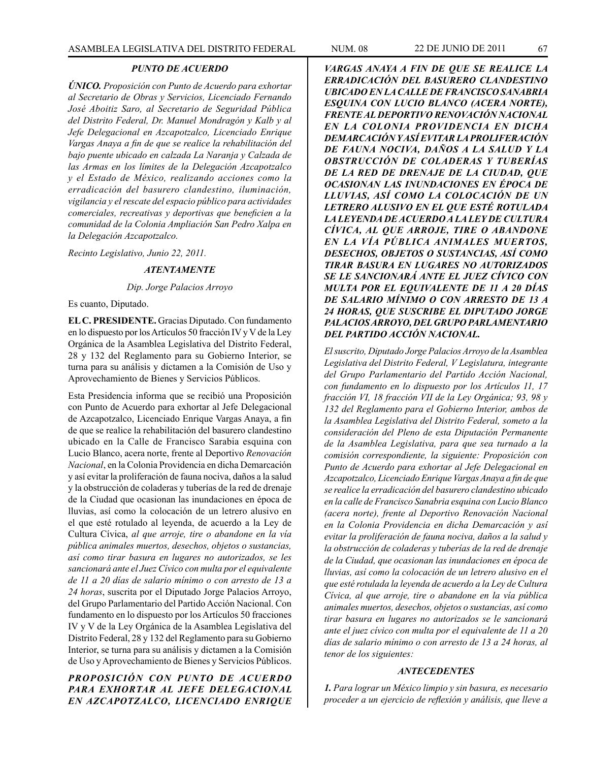***PUNTO DE ACUERDO***

***ÚNICO.*** *Proposición con Punto de Acuerdo para exhortar al Secretario de Obras y Servicios, Licenciado Fernando José Aboitiz Saro, al Secretario de Seguridad Pública del Distrito Federal, Dr. Manuel Mondragón y Kalb y al Jefe Delegacional en Azcapotzalco, Licenciado Enrique Vargas Anaya a fin de que se realice la rehabilitación del bajo puente ubicado en calzada La Naranja y Calzada de las Armas en los límites de la Delegación Azcapotzalco y el Estado de México, realizando acciones como la erradicación del basurero clandestino, iluminación, vigilancia y el rescate del espacio público para actividades comerciales, recreativas y deportivas que beneficien a la comunidad de la Colonia Ampliación San Pedro Xalpa en la Delegación Azcapotzalco.*

*Recinto Legislativo, Junio 22, 2011.*

***ATENTAMENTE***

*Dip. Jorge Palacios Arroyo*

Es cuanto, Diputado.

**EL C. PRESIDENTE.** Gracias Diputado. Con fundamento en lo dispuesto por los Artículos 50 fracción IV y V de la Ley Orgánica de la Asamblea Legislativa del Distrito Federal, 28 y 132 del Reglamento para su Gobierno Interior, se turna para su análisis y dictamen a la Comisión de Uso y Aprovechamiento de Bienes y Servicios Públicos.

Esta Presidencia informa que se recibió una Proposición con Punto de Acuerdo para exhortar al Jefe Delegacional de Azcapotzalco, Licenciado Enrique Vargas Anaya, a fin de que se realice la rehabilitación del basurero clandestino ubicado en la Calle de Francisco Sarabia esquina con Lucio Blanco, acera norte, frente al Deportivo *Renovación Nacional*, en la Colonia Providencia en dicha Demarcación y así evitar la proliferación de fauna nociva, daños a la salud y la obstrucción de coladeras y tuberías de la red de drenaje de la Ciudad que ocasionan las inundaciones en época de lluvias, así como la colocación de un letrero alusivo en el que esté rotulado al leyenda, de acuerdo a la Ley de Cultura Cívica, *al que arroje, tire o abandone en la vía pública animales muertos, desechos, objetos o sustancias, así como tirar basura en lugares no autorizados, se les sancionará ante el Juez Cívico con multa por el equivalente de 11 a 20 días de salario mínimo o con arresto de 13 a 24 horas*, suscrita por el Diputado Jorge Palacios Arroyo, del Grupo Parlamentario del Partido Acción Nacional. Con fundamento en lo dispuesto por los Artículos 50 fracciones IV y V de la Ley Orgánica de la Asamblea Legislativa del Distrito Federal, 28 y 132 del Reglamento para su Gobierno Interior, se turna para su análisis y dictamen a la Comisión de Uso y Aprovechamiento de Bienes y Servicios Públicos.

***PROPOSICIÓN CON PUNTO DE ACUERDO PARA EXHORTAR AL JEFE DELEGACIONAL EN AZCAPOTZALCO, LICENCIADO ENRIQUE VARGAS ANAYA A FIN DE QUE SE REALICE LA ERRADICACIÓN DEL BASURERO CLANDESTINO UBICADO EN LA CALLE DE FRANCISCO SANABRIA ESQUINA CON LUCIO BLANCO (ACERA NORTE), FRENTE AL DEPORTIVO RENOVACIÓN NACIONAL EN LA COLONIA PROVIDENCIA EN DICHA DEMARCACIÓN Y ASÍ EVITAR LA PROLIFERACIÓN DE FAUNA NOCIVA, DAÑOS A LA SALUD Y LA OBSTRUCCIÓN DE COLADERAS Y TUBERÍAS DE LA RED DE DRENAJE DE LA CIUDAD, QUE OCASIONAN LAS INUNDACIONES EN ÉPOCA DE LLUVIAS, ASÍ COMO LA COLOCACIÓN DE UN LETRERO ALUSIVO EN EL QUE ESTÉ ROTULADA LA LEYENDA DE ACUERDO A LA LEY DE CULTURA CÍVICA, AL QUE ARROJE, TIRE O ABANDONE EN LA VÍA PÚBLICA ANIMALES MUERTOS, DESECHOS, OBJETOS O SUSTANCIAS, ASÍ COMO TIRAR BASURA EN LUGARES NO AUTORIZADOS SE LE SANCIONARÁ ANTE EL JUEZ CÍVICO CON MULTA POR EL EQUIVALENTE DE 11 A 20 DÍAS DE SALARIO MÍNIMO O CON ARRESTO DE 13 A 24 HORAS, QUE SUSCRIBE EL DIPUTADO JORGE PALACIOS ARROYO, DEL GRUPO PARLAMENTARIO DEL PARTIDO ACCIÓN NACIONAL.***

*El suscrito, Diputado Jorge Palacios Arroyo de la Asamblea Legislativa del Distrito Federal, V Legislatura, integrante del Grupo Parlamentario del Partido Acción Nacional, con fundamento en lo dispuesto por los Artículos 11, 17 fracción VI, 18 fracción VII de la Ley Orgánica; 93, 98 y 132 del Reglamento para el Gobierno Interior, ambos de la Asamblea Legislativa del Distrito Federal, someto a la consideración del Pleno de esta Diputación Permanente de la Asamblea Legislativa, para que sea turnado a la comisión correspondiente, la siguiente: Proposición con Punto de Acuerdo para exhortar al Jefe Delegacional en Azcapotzalco, Licenciado Enrique Vargas Anaya a fin de que se realice la erradicación del basurero clandestino ubicado en la calle de Francisco Sanabria esquina con Lucio Blanco (acera norte), frente al Deportivo Renovación Nacional en la Colonia Providencia en dicha Demarcación y así evitar la proliferación de fauna nociva, daños a la salud y la obstrucción de coladeras y tuberías de la red de drenaje de la Ciudad, que ocasionan las inundaciones en época de lluvias, así como la colocación de un letrero alusivo en el que esté rotulada la leyenda de acuerdo a la Ley de Cultura Cívica, al que arroje, tire o abandone en la vía pública animales muertos, desechos, objetos o sustancias, así como tirar basura en lugares no autorizados se le sancionará ante el juez cívico con multa por el equivalente de 11 a 20 días de salario mínimo o con arresto de 13 a 24 horas, al tenor de los siguientes:*

***ANTECEDENTES***

***1.*** *Para lograr un México limpio y sin basura, es necesario proceder a un ejercicio de reflexión y análisis, que lleve a*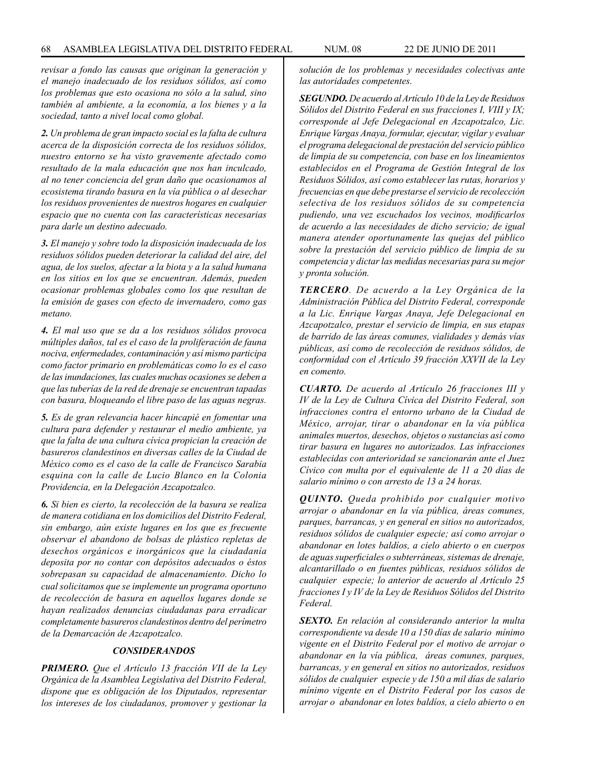*revisar a fondo las causas que originan la generación y el manejo inadecuado de los residuos sólidos, así como los problemas que esto ocasiona no sólo a la salud, sino también al ambiente, a la economía, a los bienes y a la sociedad, tanto a nivel local como global.*

***2.*** *Un problema de gran impacto social es la falta de cultura acerca de la disposición correcta de los residuos sólidos, nuestro entorno se ha visto gravemente afectado como resultado de la mala educación que nos han inculcado, al no tener conciencia del gran daño que ocasionamos al ecosistema tirando basura en la vía pública o al desechar los residuos provenientes de nuestros hogares en cualquier espacio que no cuenta con las características necesarias para darle un destino adecuado.*

***3.*** *El manejo y sobre todo la disposición inadecuada de los residuos sólidos pueden deteriorar la calidad del aire, del agua, de los suelos, afectar a la biota y a la salud humana en los sitios en los que se encuentran. Además, pueden ocasionar problemas globales como los que resultan de la emisión de gases con efecto de invernadero, como gas metano.*

***4.*** *El mal uso que se da a los residuos sólidos provoca múltiples daños, tal es el caso de la proliferación de fauna nociva, enfermedades, contaminación y así mismo participa como factor primario en problemáticas como lo es el caso de las inundaciones, las cuales muchas ocasiones se deben a que las tuberías de la red de drenaje se encuentran tapadas con basura, bloqueando el libre paso de las aguas negras.*

***5.*** *Es de gran relevancia hacer hincapié en fomentar una cultura para defender y restaurar el medio ambiente, ya que la falta de una cultura cívica propician la creación de basureros clandestinos en diversas calles de la Ciudad de México como es el caso de la calle de Francisco Sarabia esquina con la calle de Lucio Blanco en la Colonia Providencia, en la Delegación Azcapotzalco.*

***6.*** *Si bien es cierto, la recolección de la basura se realiza de manera cotidiana en los domicilios del Distrito Federal, sin embargo, aún existe lugares en los que es frecuente observar el abandono de bolsas de plástico repletas de desechos orgánicos e inorgánicos que la ciudadanía deposita por no contar con depósitos adecuados o éstos sobrepasan su capacidad de almacenamiento. Dicho lo cual solicitamos que se implemente un programa oportuno de recolección de basura en aquellos lugares donde se hayan realizados denuncias ciudadanas para erradicar completamente basureros clandestinos dentro del perímetro de la Demarcación de Azcapotzalco.*

### *CONSIDERANDOS*

***PRIMERO.*** *Que el Artículo 13 fracción VII de la Ley Orgánica de la Asamblea Legislativa del Distrito Federal, dispone que es obligación de los Diputados, representar los intereses de los ciudadanos, promover y gestionar la solución de los problemas y necesidades colectivas ante las autoridades competentes.*

***SEGUNDO.*** *De acuerdo al Artículo 10 de la Ley de Residuos Sólidos del Distrito Federal en sus fracciones I, VIII y IX; corresponde al Jefe Delegacional en Azcapotzalco, Lic. Enrique Vargas Anaya, formular, ejecutar, vigilar y evaluar el programa delegacional de prestación del servicio público de limpia de su competencia, con base en los lineamientos establecidos en el Programa de Gestión Integral de los Residuos Sólidos, así como establecer las rutas, horarios y frecuencias en que debe prestarse el servicio de recolección selectiva de los residuos sólidos de su competencia pudiendo, una vez escuchados los vecinos, modificarlos de acuerdo a las necesidades de dicho servicio; de igual manera atender oportunamente las quejas del público sobre la prestación del servicio público de limpia de su competencia y dictar las medidas necesarias para su mejor y pronta solución.*

***TERCERO****. De acuerdo a la Ley Orgánica de la Administración Pública del Distrito Federal, corresponde a la Lic. Enrique Vargas Anaya, Jefe Delegacional en Azcapotzalco, prestar el servicio de limpia, en sus etapas de barrido de las áreas comunes, vialidades y demás vías públicas, así como de recolección de residuos sólidos, de conformidad con el Artículo 39 fracción XXVII de la Ley en comento.*

***CUARTO.*** *De acuerdo al Artículo 26 fracciones III y IV de la Ley de Cultura Cívica del Distrito Federal, son infracciones contra el entorno urbano de la Ciudad de México, arrojar, tirar o abandonar en la vía pública animales muertos, desechos, objetos o sustancias así como tirar basura en lugares no autorizados. Las infracciones establecidas con anterioridad se sancionarán ante el Juez Cívico con multa por el equivalente de 11 a 20 días de salario mínimo o con arresto de 13 a 24 horas.*

***QUINTO.*** *Queda prohibido por cualquier motivo arrojar o abandonar en la vía pública, áreas comunes, parques, barrancas, y en general en sitios no autorizados, residuos sólidos de cualquier especie; así como arrojar o abandonar en lotes baldíos, a cielo abierto o en cuerpos de aguas superficiales o subterráneas, sistemas de drenaje, alcantarillado o en fuentes públicas, residuos sólidos de cualquier especie; lo anterior de acuerdo al Artículo 25 fracciones I y IV de la Ley de Residuos Sólidos del Distrito Federal.*

***SEXTO.*** *En relación al considerando anterior la multa correspondiente va desde 10 a 150 días de salario mínimo vigente en el Distrito Federal por el motivo de arrojar o abandonar en la vía pública, áreas comunes, parques, barrancas, y en general en sitios no autorizados, residuos sólidos de cualquier especie y de 150 a mil días de salario mínimo vigente en el Distrito Federal por los casos de arrojar o abandonar en lotes baldíos, a cielo abierto o en*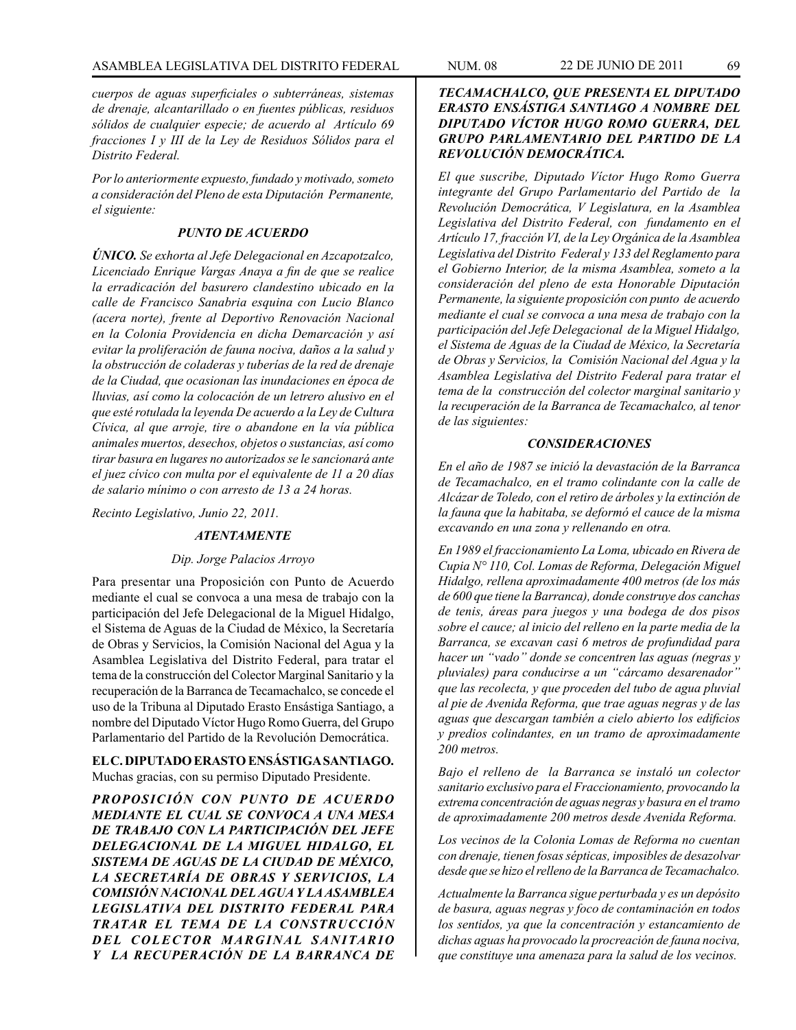*cuerpos de aguas superficiales o subterráneas, sistemas de drenaje, alcantarillado o en fuentes públicas, residuos sólidos de cualquier especie; de acuerdo al Artículo 69 fracciones I y III de la Ley de Residuos Sólidos para el Distrito Federal.*

*Por lo anteriormente expuesto, fundado y motivado, someto a consideración del Pleno de esta Diputación Permanente, el siguiente:*

***PUNTO DE ACUERDO***

***ÚNICO.*** *Se exhorta al Jefe Delegacional en Azcapotzalco, Licenciado Enrique Vargas Anaya a fin de que se realice la erradicación del basurero clandestino ubicado en la calle de Francisco Sanabria esquina con Lucio Blanco (acera norte), frente al Deportivo Renovación Nacional en la Colonia Providencia en dicha Demarcación y así evitar la proliferación de fauna nociva, daños a la salud y la obstrucción de coladeras y tuberías de la red de drenaje de la Ciudad, que ocasionan las inundaciones en época de lluvias, así como la colocación de un letrero alusivo en el que esté rotulada la leyenda De acuerdo a la Ley de Cultura Cívica, al que arroje, tire o abandone en la vía pública animales muertos, desechos, objetos o sustancias, así como tirar basura en lugares no autorizados se le sancionará ante el juez cívico con multa por el equivalente de 11 a 20 días de salario mínimo o con arresto de 13 a 24 horas.*

*Recinto Legislativo, Junio 22, 2011.*

***ATENTAMENTE***

*Dip. Jorge Palacios Arroyo*

Para presentar una Proposición con Punto de Acuerdo mediante el cual se convoca a una mesa de trabajo con la participación del Jefe Delegacional de la Miguel Hidalgo, el Sistema de Aguas de la Ciudad de México, la Secretaría de Obras y Servicios, la Comisión Nacional del Agua y la Asamblea Legislativa del Distrito Federal, para tratar el tema de la construcción del Colector Marginal Sanitario y la recuperación de la Barranca de Tecamachalco, se concede el uso de la Tribuna al Diputado Erasto Ensástiga Santiago, a nombre del Diputado Víctor Hugo Romo Guerra, del Grupo Parlamentario del Partido de la Revolución Democrática.

**EL C. DIPUTADO ERASTO ENSÁSTIGA SANTIAGO.** Muchas gracias, con su permiso Diputado Presidente.

***PROPOSICIÓN CON PUNTO DE ACUERDO MEDIANTE EL CUAL SE CONVOCA A UNA MESA DE TRABAJO CON LA PARTICIPACIÓN DEL JEFE DELEGACIONAL DE LA MIGUEL HIDALGO, EL SISTEMA DE AGUAS DE LA CIUDAD DE MÉXICO, LA SECRETARÍA DE OBRAS Y SERVICIOS, LA COMISIÓN NACIONAL DEL AGUA Y LA ASAMBLEA LEGISLATIVA DEL DISTRITO FEDERAL PARA TRATAR EL TEMA DE LA CONSTRUCCIÓN DEL COLECTOR MARGINAL SANITARIO Y LA RECUPERACIÓN DE LA BARRANCA DE TECAMACHALCO, QUE PRESENTA EL DIPUTADO ERASTO ENSÁSTIGA SANTIAGO A NOMBRE DEL DIPUTADO VÍCTOR HUGO ROMO GUERRA, DEL GRUPO PARLAMENTARIO DEL PARTIDO DE LA REVOLUCIÓN DEMOCRÁTICA.***

*El que suscribe, Diputado Víctor Hugo Romo Guerra integrante del Grupo Parlamentario del Partido de la Revolución Democrática, V Legislatura, en la Asamblea Legislativa del Distrito Federal, con fundamento en el Artículo 17, fracción VI, de la Ley Orgánica de la Asamblea Legislativa del Distrito Federal y 133 del Reglamento para el Gobierno Interior, de la misma Asamblea, someto a la consideración del pleno de esta Honorable Diputación Permanente, la siguiente proposición con punto de acuerdo mediante el cual se convoca a una mesa de trabajo con la participación del Jefe Delegacional de la Miguel Hidalgo, el Sistema de Aguas de la Ciudad de México, la Secretaría de Obras y Servicios, la Comisión Nacional del Agua y la Asamblea Legislativa del Distrito Federal para tratar el tema de la construcción del colector marginal sanitario y la recuperación de la Barranca de Tecamachalco, al tenor de las siguientes:*

***CONSIDERACIONES***

*En el año de 1987 se inició la devastación de la Barranca de Tecamachalco, en el tramo colindante con la calle de Alcázar de Toledo, con el retiro de árboles y la extinción de la fauna que la habitaba, se deformó el cauce de la misma excavando en una zona y rellenando en otra.*

*En 1989 el fraccionamiento La Loma, ubicado en Rivera de Cupia N° 110, Col. Lomas de Reforma, Delegación Miguel Hidalgo, rellena aproximadamente 400 metros (de los más de 600 que tiene la Barranca), donde construye dos canchas de tenis, áreas para juegos y una bodega de dos pisos sobre el cauce; al inicio del relleno en la parte media de la Barranca, se excavan casi 6 metros de profundidad para hacer un "vado" donde se concentren las aguas (negras y pluviales) para conducirse a un "cárcamo desarenador" que las recolecta, y que proceden del tubo de agua pluvial al pie de Avenida Reforma, que trae aguas negras y de las aguas que descargan también a cielo abierto los edificios y predios colindantes, en un tramo de aproximadamente 200 metros.*

*Bajo el relleno de la Barranca se instaló un colector sanitario exclusivo para el Fraccionamiento, provocando la extrema concentración de aguas negras y basura en el tramo de aproximadamente 200 metros desde Avenida Reforma.*

*Los vecinos de la Colonia Lomas de Reforma no cuentan con drenaje, tienen fosas sépticas, imposibles de desazolvar desde que se hizo el relleno de la Barranca de Tecamachalco.*

*Actualmente la Barranca sigue perturbada y es un depósito de basura, aguas negras y foco de contaminación en todos los sentidos, ya que la concentración y estancamiento de dichas aguas ha provocado la procreación de fauna nociva, que constituye una amenaza para la salud de los vecinos.*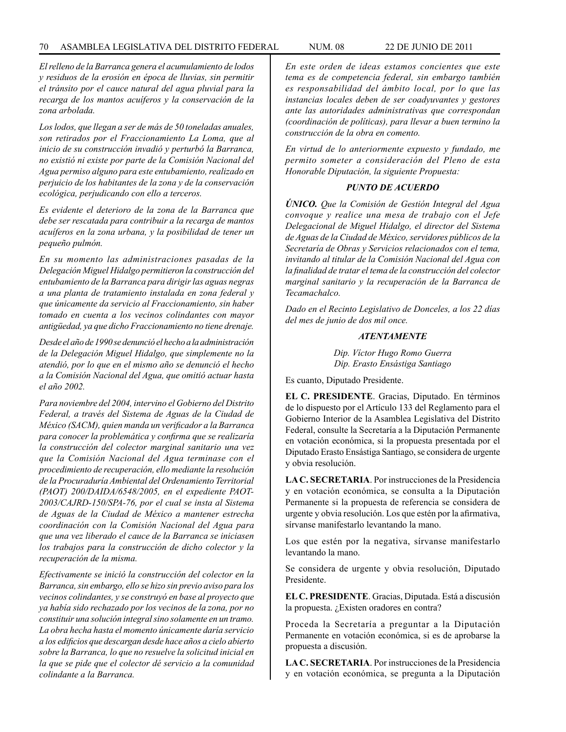*El relleno de la Barranca genera el acumulamiento de lodos y residuos de la erosión en época de lluvias, sin permitir el tránsito por el cauce natural del agua pluvial para la recarga de los mantos acuíferos y la conservación de la zona arbolada.*

*Los lodos, que llegan a ser de más de 50 toneladas anuales, son retirados por el Fraccionamiento La Loma, que al inicio de su construcción invadió y perturbó la Barranca, no existió ni existe por parte de la Comisión Nacional del Agua permiso alguno para este entubamiento, realizado en perjuicio de los habitantes de la zona y de la conservación ecológica, perjudicando con ello a terceros.*

*Es evidente el deterioro de la zona de la Barranca que debe ser rescatada para contribuir a la recarga de mantos acuíferos en la zona urbana, y la posibilidad de tener un pequeño pulmón.*

*En su momento las administraciones pasadas de la Delegación Miguel Hidalgo permitieron la construcción del entubamiento de la Barranca para dirigir las aguas negras a una planta de tratamiento instalada en zona federal y que únicamente da servicio al Fraccionamiento, sin haber tomado en cuenta a los vecinos colindantes con mayor antigüedad, ya que dicho Fraccionamiento no tiene drenaje.*

*Desde el año de 1990 se denunció el hecho a la administración de la Delegación Miguel Hidalgo, que simplemente no la atendió, por lo que en el mismo año se denunció el hecho a la Comisión Nacional del Agua, que omitió actuar hasta el año 2002.*

*Para noviembre del 2004, intervino el Gobierno del Distrito Federal, a través del Sistema de Aguas de la Ciudad de México (SACM), quien manda un verificador a la Barranca para conocer la problemática y confirma que se realizaría la construcción del colector marginal sanitario una vez que la Comisión Nacional del Agua terminase con el procedimiento de recuperación, ello mediante la resolución de la Procuraduría Ambiental del Ordenamiento Territorial (PAOT) 200/DAIDA/6548/2005, en el expediente PAOT-2003/CAJRD-150/SPA-76, por el cual se insta al Sistema de Aguas de la Ciudad de México a mantener estrecha coordinación con la Comisión Nacional del Agua para que una vez liberado el cauce de la Barranca se iniciasen los trabajos para la construcción de dicho colector y la recuperación de la misma.*

*Efectivamente se inició la construcción del colector en la Barranca, sin embargo, ello se hizo sin previo aviso para los vecinos colindantes, y se construyó en base al proyecto que ya había sido rechazado por los vecinos de la zona, por no constituir una solución integral sino solamente en un tramo. La obra hecha hasta el momento únicamente daría servicio a los edificios que descargan desde hace años a cielo abierto sobre la Barranca, lo que no resuelve la solicitud inicial en la que se pide que el colector dé servicio a la comunidad colindante a la Barranca.*

*En este orden de ideas estamos concientes que este tema es de competencia federal, sin embargo también es responsabilidad del ámbito local, por lo que las instancias locales deben de ser coadyuvantes y gestores ante las autoridades administrativas que correspondan (coordinación de políticas), para llevar a buen termino la construcción de la obra en comento.*

*En virtud de lo anteriormente expuesto y fundado, me permito someter a consideración del Pleno de esta Honorable Diputación, la siguiente Propuesta:*

***PUNTO DE ACUERDO***

***ÚNICO.*** *Que la Comisión de Gestión Integral del Agua convoque y realice una mesa de trabajo con el Jefe Delegacional de Miguel Hidalgo, el director del Sistema de Aguas de la Ciudad de México, servidores públicos de la Secretaría de Obras y Servicios relacionados con el tema, invitando al titular de la Comisión Nacional del Agua con la finalidad de tratar el tema de la construcción del colector marginal sanitario y la recuperación de la Barranca de Tecamachalco.*

*Dado en el Recinto Legislativo de Donceles, a los 22 días del mes de junio de dos mil once.*

***ATENTAMENTE***

*Dip. Víctor Hugo Romo Guerra*
*Dip. Erasto Ensástiga Santiago*

Es cuanto, Diputado Presidente.

**EL C. PRESIDENTE**. Gracias, Diputado. En términos de lo dispuesto por el Artículo 133 del Reglamento para el Gobierno Interior de la Asamblea Legislativa del Distrito Federal, consulte la Secretaría a la Diputación Permanente en votación económica, si la propuesta presentada por el Diputado Erasto Ensástiga Santiago, se considera de urgente y obvia resolución.

**LA C. SECRETARIA**. Por instrucciones de la Presidencia y en votación económica, se consulta a la Diputación Permanente si la propuesta de referencia se considera de urgente y obvia resolución. Los que estén por la afirmativa, sírvanse manifestarlo levantando la mano.

Los que estén por la negativa, sírvanse manifestarlo levantando la mano.

Se considera de urgente y obvia resolución, Diputado Presidente.

**EL C. PRESIDENTE**. Gracias, Diputada. Está a discusión la propuesta. ¿Existen oradores en contra?

Proceda la Secretaría a preguntar a la Diputación Permanente en votación económica, si es de aprobarse la propuesta a discusión.

**LA C. SECRETARIA**. Por instrucciones de la Presidencia y en votación económica, se pregunta a la Diputación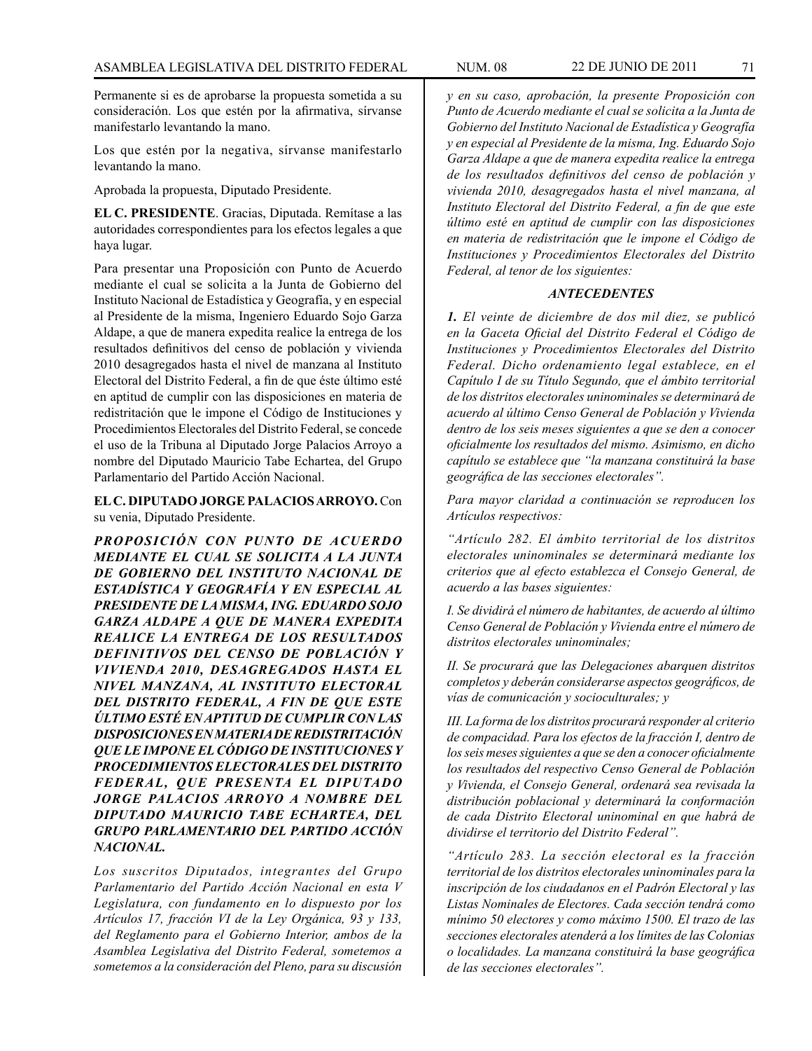Permanente si es de aprobarse la propuesta sometida a su consideración. Los que estén por la afirmativa, sírvanse manifestarlo levantando la mano.

Los que estén por la negativa, sírvanse manifestarlo levantando la mano.

Aprobada la propuesta, Diputado Presidente.

**EL C. PRESIDENTE**. Gracias, Diputada. Remítase a las autoridades correspondientes para los efectos legales a que haya lugar.

Para presentar una Proposición con Punto de Acuerdo mediante el cual se solicita a la Junta de Gobierno del Instituto Nacional de Estadística y Geografía, y en especial al Presidente de la misma, Ingeniero Eduardo Sojo Garza Aldape, a que de manera expedita realice la entrega de los resultados definitivos del censo de población y vivienda 2010 desagregados hasta el nivel de manzana al Instituto Electoral del Distrito Federal, a fin de que éste último esté en aptitud de cumplir con las disposiciones en materia de redistritación que le impone el Código de Instituciones y Procedimientos Electorales del Distrito Federal, se concede el uso de la Tribuna al Diputado Jorge Palacios Arroyo a nombre del Diputado Mauricio Tabe Echartea, del Grupo Parlamentario del Partido Acción Nacional.

**EL C. DIPUTADO JORGE PALACIOS ARROYO.** Con su venia, Diputado Presidente.

***PROPOSICIÓN CON PUNTO DE ACUERDO MEDIANTE EL CUAL SE SOLICITA A LA JUNTA DE GOBIERNO DEL INSTITUTO NACIONAL DE ESTADÍSTICA Y GEOGRAFÍA Y EN ESPECIAL AL PRESIDENTE DE LA MISMA, ING. EDUARDO SOJO GARZA ALDAPE A QUE DE MANERA EXPEDITA REALICE LA ENTREGA DE LOS RESULTADOS DEFINITIVOS DEL CENSO DE POBLACIÓN Y VIVIENDA 2010, DESAGREGADOS HASTA EL NIVEL MANZANA, AL INSTITUTO ELECTORAL DEL DISTRITO FEDERAL, A FIN DE QUE ESTE ÚLTIMO ESTÉ EN APTITUD DE CUMPLIR CON LAS DISPOSICIONES EN MATERIA DE REDISTRITACIÓN QUE LE IMPONE EL CÓDIGO DE INSTITUCIONES Y PROCEDIMIENTOS ELECTORALES DEL DISTRITO FEDERAL, QUE PRESENTA EL DIPUTADO JORGE PALACIOS ARROYO A NOMBRE DEL DIPUTADO MAURICIO TABE ECHARTEA, DEL GRUPO PARLAMENTARIO DEL PARTIDO ACCIÓN NACIONAL.***

*Los suscritos Diputados, integrantes del Grupo Parlamentario del Partido Acción Nacional en esta V Legislatura, con fundamento en lo dispuesto por los Artículos 17, fracción VI de la Ley Orgánica, 93 y 133, del Reglamento para el Gobierno Interior, ambos de la Asamblea Legislativa del Distrito Federal, sometemos a sometemos a la consideración del Pleno, para su discusión y en su caso, aprobación, la presente Proposición con Punto de Acuerdo mediante el cual se solicita a la Junta de Gobierno del Instituto Nacional de Estadística y Geografía y en especial al Presidente de la misma, Ing. Eduardo Sojo Garza Aldape a que de manera expedita realice la entrega de los resultados definitivos del censo de población y vivienda 2010, desagregados hasta el nivel manzana, al Instituto Electoral del Distrito Federal, a fin de que este último esté en aptitud de cumplir con las disposiciones en materia de redistritación que le impone el Código de Instituciones y Procedimientos Electorales del Distrito Federal, al tenor de los siguientes:*

***ANTECEDENTES***

***1.*** *El veinte de diciembre de dos mil diez, se publicó en la Gaceta Oficial del Distrito Federal el Código de Instituciones y Procedimientos Electorales del Distrito Federal. Dicho ordenamiento legal establece, en el Capítulo I de su Título Segundo, que el ámbito territorial de los distritos electorales uninominales se determinará de acuerdo al último Censo General de Población y Vivienda dentro de los seis meses siguientes a que se den a conocer oficialmente los resultados del mismo. Asimismo, en dicho capítulo se establece que "la manzana constituirá la base geográfica de las secciones electorales".*

*Para mayor claridad a continuación se reproducen los Artículos respectivos:*

*"Artículo 282. El ámbito territorial de los distritos electorales uninominales se determinará mediante los criterios que al efecto establezca el Consejo General, de acuerdo a las bases siguientes:*

*I. Se dividirá el número de habitantes, de acuerdo al último Censo General de Población y Vivienda entre el número de distritos electorales uninominales;*

*II. Se procurará que las Delegaciones abarquen distritos completos y deberán considerarse aspectos geográficos, de vías de comunicación y socioculturales; y*

*III. La forma de los distritos procurará responder al criterio de compacidad. Para los efectos de la fracción I, dentro de los seis meses siguientes a que se den a conocer oficialmente los resultados del respectivo Censo General de Población y Vivienda, el Consejo General, ordenará sea revisada la distribución poblacional y determinará la conformación de cada Distrito Electoral uninominal en que habrá de dividirse el territorio del Distrito Federal".*

*"Artículo 283. La sección electoral es la fracción territorial de los distritos electorales uninominales para la inscripción de los ciudadanos en el Padrón Electoral y las Listas Nominales de Electores. Cada sección tendrá como mínimo 50 electores y como máximo 1500. El trazo de las secciones electorales atenderá a los límites de las Colonias o localidades. La manzana constituirá la base geográfica de las secciones electorales".*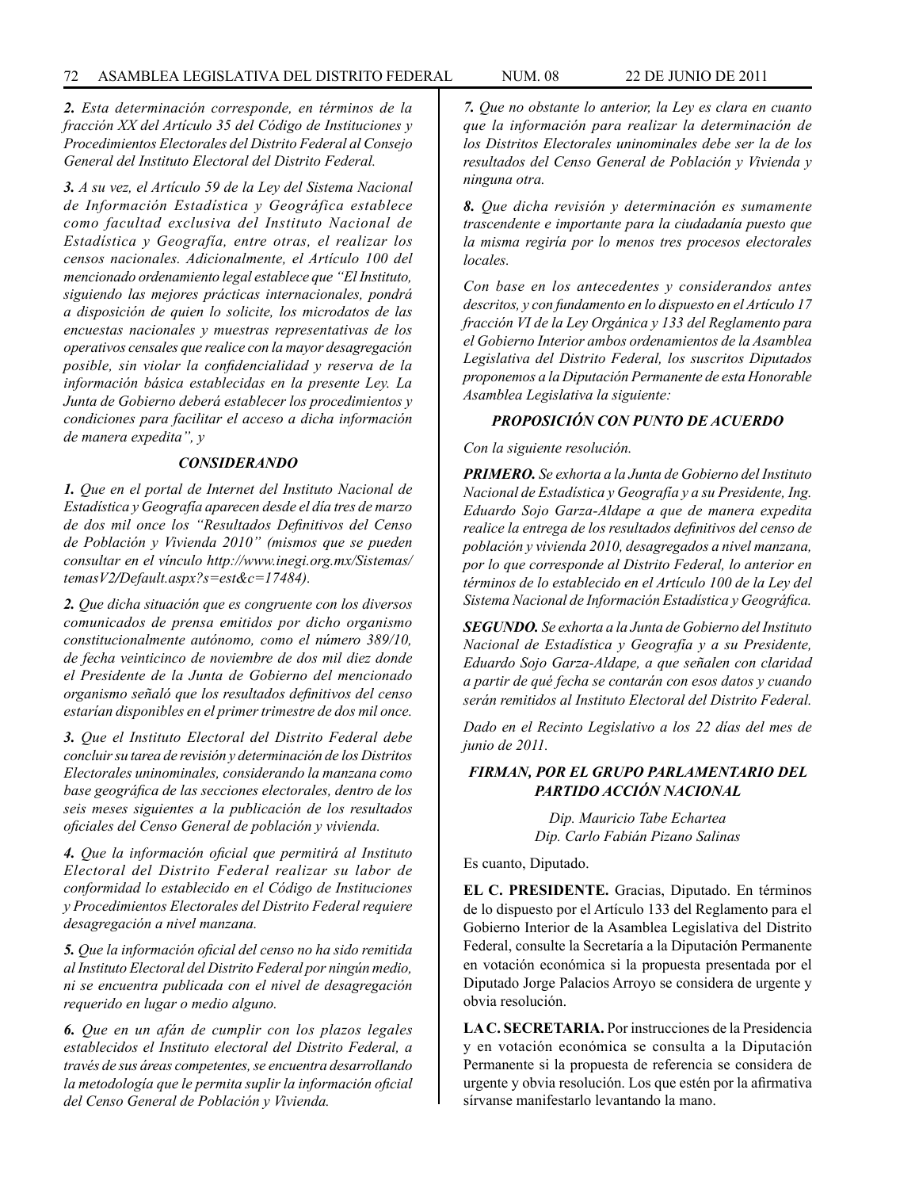*__2.__ Esta determinación corresponde, en términos de la fracción XX del Artículo 35 del Código de Instituciones y Procedimientos Electorales del Distrito Federal al Consejo General del Instituto Electoral del Distrito Federal.*

*__3.__ A su vez, el Artículo 59 de la Ley del Sistema Nacional de Información Estadística y Geográfica establece como facultad exclusiva del Instituto Nacional de Estadística y Geografía, entre otras, el realizar los censos nacionales. Adicionalmente, el Artículo 100 del mencionado ordenamiento legal establece que "El Instituto, siguiendo las mejores prácticas internacionales, pondrá a disposición de quien lo solicite, los microdatos de las encuestas nacionales y muestras representativas de los operativos censales que realice con la mayor desagregación posible, sin violar la confidencialidad y reserva de la información básica establecidas en la presente Ley. La Junta de Gobierno deberá establecer los procedimientos y condiciones para facilitar el acceso a dicha información de manera expedita", y*

***CONSIDERANDO***

*__1.__ Que en el portal de Internet del Instituto Nacional de Estadística y Geografía aparecen desde el día tres de marzo de dos mil once los "Resultados Definitivos del Censo de Población y Vivienda 2010" (mismos que se pueden consultar en el vínculo http://www.inegi.org.mx/Sistemas/temasV2/Default.aspx?s=est&c=17484).*

*__2.__ Que dicha situación que es congruente con los diversos comunicados de prensa emitidos por dicho organismo constitucionalmente autónomo, como el número 389/10, de fecha veinticinco de noviembre de dos mil diez donde el Presidente de la Junta de Gobierno del mencionado organismo señaló que los resultados definitivos del censo estarían disponibles en el primer trimestre de dos mil once.*

*__3.__ Que el Instituto Electoral del Distrito Federal debe concluir su tarea de revisión y determinación de los Distritos Electorales uninominales, considerando la manzana como base geográfica de las secciones electorales, dentro de los seis meses siguientes a la publicación de los resultados oficiales del Censo General de población y vivienda.*

*__4.__ Que la información oficial que permitirá al Instituto Electoral del Distrito Federal realizar su labor de conformidad lo establecido en el Código de Instituciones y Procedimientos Electorales del Distrito Federal requiere desagregación a nivel manzana.*

*__5.__ Que la información oficial del censo no ha sido remitida al Instituto Electoral del Distrito Federal por ningún medio, ni se encuentra publicada con el nivel de desagregación requerido en lugar o medio alguno.*

*__6.__ Que en un afán de cumplir con los plazos legales establecidos el Instituto electoral del Distrito Federal, a través de sus áreas competentes, se encuentra desarrollando la metodología que le permita suplir la información oficial del Censo General de Población y Vivienda.*

*__7.__ Que no obstante lo anterior, la Ley es clara en cuanto que la información para realizar la determinación de los Distritos Electorales uninominales debe ser la de los resultados del Censo General de Población y Vivienda y ninguna otra.*

*__8.__ Que dicha revisión y determinación es sumamente trascendente e importante para la ciudadanía puesto que la misma regiría por lo menos tres procesos electorales locales.*

*Con base en los antecedentes y considerandos antes descritos, y con fundamento en lo dispuesto en el Artículo 17 fracción VI de la Ley Orgánica y 133 del Reglamento para el Gobierno Interior ambos ordenamientos de la Asamblea Legislativa del Distrito Federal, los suscritos Diputados proponemos a la Diputación Permanente de esta Honorable Asamblea Legislativa la siguiente:*

***PROPOSICIÓN CON PUNTO DE ACUERDO***

*Con la siguiente resolución.*

*__PRIMERO.__ Se exhorta a la Junta de Gobierno del Instituto Nacional de Estadística y Geografía y a su Presidente, Ing. Eduardo Sojo Garza-Aldape a que de manera expedita realice la entrega de los resultados definitivos del censo de población y vivienda 2010, desagregados a nivel manzana, por lo que corresponde al Distrito Federal, lo anterior en términos de lo establecido en el Artículo 100 de la Ley del Sistema Nacional de Información Estadística y Geográfica.*

*__SEGUNDO.__ Se exhorta a la Junta de Gobierno del Instituto Nacional de Estadística y Geografía y a su Presidente, Eduardo Sojo Garza-Aldape, a que señalen con claridad a partir de qué fecha se contarán con esos datos y cuando serán remitidos al Instituto Electoral del Distrito Federal.*

*Dado en el Recinto Legislativo a los 22 días del mes de junio de 2011.*

***FIRMAN, POR EL GRUPO PARLAMENTARIO DEL PARTIDO ACCIÓN NACIONAL***

*Dip. Mauricio Tabe Echartea*
*Dip. Carlo Fabián Pizano Salinas*

Es cuanto, Diputado.

**EL C. PRESIDENTE.** Gracias, Diputado. En términos de lo dispuesto por el Artículo 133 del Reglamento para el Gobierno Interior de la Asamblea Legislativa del Distrito Federal, consulte la Secretaría a la Diputación Permanente en votación económica si la propuesta presentada por el Diputado Jorge Palacios Arroyo se considera de urgente y obvia resolución.

**LA C. SECRETARIA.** Por instrucciones de la Presidencia y en votación económica se consulta a la Diputación Permanente si la propuesta de referencia se considera de urgente y obvia resolución. Los que estén por la afirmativa sírvanse manifestarlo levantando la mano.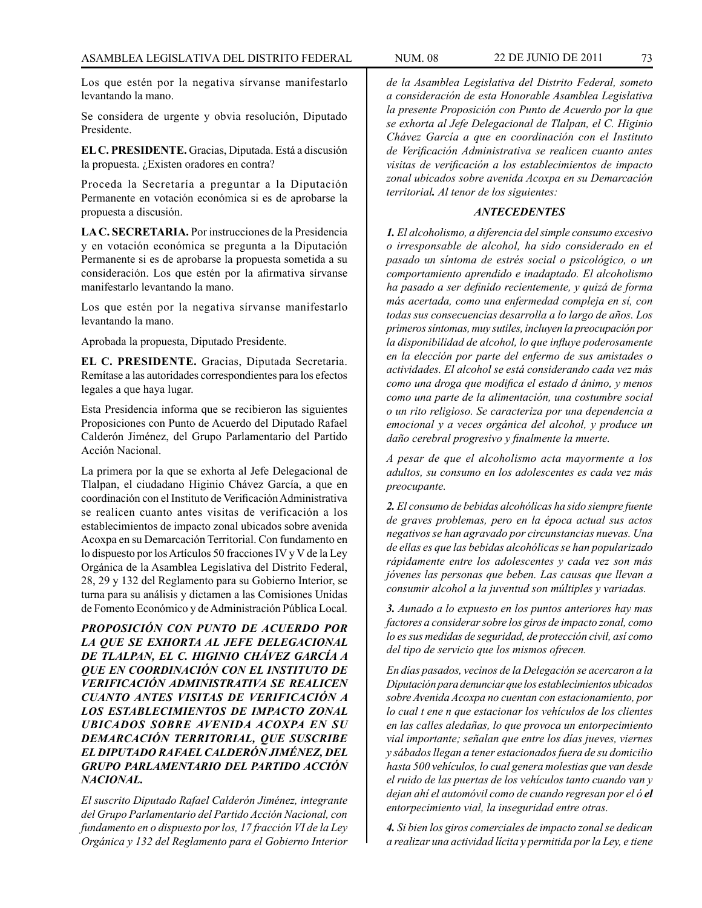Los que estén por la negativa sírvanse manifestarlo levantando la mano.

Se considera de urgente y obvia resolución, Diputado Presidente.

**EL C. PRESIDENTE.** Gracias, Diputada. Está a discusión la propuesta. ¿Existen oradores en contra?

Proceda la Secretaría a preguntar a la Diputación Permanente en votación económica si es de aprobarse la propuesta a discusión.

**LA C. SECRETARIA.** Por instrucciones de la Presidencia y en votación económica se pregunta a la Diputación Permanente si es de aprobarse la propuesta sometida a su consideración. Los que estén por la afirmativa sírvanse manifestarlo levantando la mano.

Los que estén por la negativa sírvanse manifestarlo levantando la mano.

Aprobada la propuesta, Diputado Presidente.

**EL C. PRESIDENTE.** Gracias, Diputada Secretaria. Remítase a las autoridades correspondientes para los efectos legales a que haya lugar.

Esta Presidencia informa que se recibieron las siguientes Proposiciones con Punto de Acuerdo del Diputado Rafael Calderón Jiménez, del Grupo Parlamentario del Partido Acción Nacional.

La primera por la que se exhorta al Jefe Delegacional de Tlalpan, el ciudadano Higinio Chávez García, a que en coordinación con el Instituto de Verificación Administrativa se realicen cuanto antes visitas de verificación a los establecimientos de impacto zonal ubicados sobre avenida Acoxpa en su Demarcación Territorial. Con fundamento en lo dispuesto por los Artículos 50 fracciones IV y V de la Ley Orgánica de la Asamblea Legislativa del Distrito Federal, 28, 29 y 132 del Reglamento para su Gobierno Interior, se turna para su análisis y dictamen a las Comisiones Unidas de Fomento Económico y de Administración Pública Local.

***PROPOSICIÓN CON PUNTO DE ACUERDO POR LA QUE SE EXHORTA AL JEFE DELEGACIONAL DE TLALPAN, EL C. HIGINIO CHÁVEZ GARCÍA A QUE EN COORDINACIÓN CON EL INSTITUTO DE VERIFICACIÓN ADMINISTRATIVA SE REALICEN CUANTO ANTES VISITAS DE VERIFICACIÓN A LOS ESTABLECIMIENTOS DE IMPACTO ZONAL UBICADOS SOBRE AVENIDA ACOXPA EN SU DEMARCACIÓN TERRITORIAL, QUE SUSCRIBE EL DIPUTADO RAFAEL CALDERÓN JIMÉNEZ, DEL GRUPO PARLAMENTARIO DEL PARTIDO ACCIÓN NACIONAL.***

*El suscrito Diputado Rafael Calderón Jiménez, integrante del Grupo Parlamentario del Partido Acción Nacional, con fundamento en o dispuesto por los, 17 fracción VI de la Ley Orgánica y 132 del Reglamento para el Gobierno Interior de la Asamblea Legislativa del Distrito Federal, someto a consideración de esta Honorable Asamblea Legislativa la presente Proposición con Punto de Acuerdo por la que se exhorta al Jefe Delegacional de Tlalpan, el C. Higinio Chávez García a que en coordinación con el Instituto de Verificación Administrativa se realicen cuanto antes visitas de verificación a los establecimientos de impacto zonal ubicados sobre avenida Acoxpa en su Demarcación territorial**.** Al tenor de los siguientes:*

***ANTECEDENTES***

***1.** El alcoholismo, a diferencia del simple consumo excesivo o irresponsable de alcohol, ha sido considerado en el pasado un síntoma de estrés social o psicológico, o un comportamiento aprendido e inadaptado. El alcoholismo ha pasado a ser definido recientemente, y quizá de forma más acertada, como una enfermedad compleja en sí, con todas sus consecuencias desarrolla a lo largo de años. Los primeros síntomas, muy sutiles, incluyen la preocupación por la disponibilidad de alcohol, lo que influye poderosamente en la elección por parte del enfermo de sus amistades o actividades. El alcohol se está considerando cada vez más como una droga que modifica el estado d ánimo, y menos como una parte de la alimentación, una costumbre social o un rito religioso. Se caracteriza por una dependencia a emocional y a veces orgánica del alcohol, y produce un daño cerebral progresivo y finalmente la muerte.*

*A pesar de que el alcoholismo acta mayormente a los adultos, su consumo en los adolescentes es cada vez más preocupante.*

***2.** El consumo de bebidas alcohólicas ha sido siempre fuente de graves problemas, pero en la época actual sus actos negativos se han agravado por circunstancias nuevas. Una de ellas es que las bebidas alcohólicas se han popularizado rápidamente entre los adolescentes y cada vez son más jóvenes las personas que beben. Las causas que llevan a consumir alcohol a la juventud son múltiples y variadas.*

***3.** Aunado a lo expuesto en los puntos anteriores hay mas factores a considerar sobre los giros de impacto zonal, como lo es sus medidas de seguridad, de protección civil, así como del tipo de servicio que los mismos ofrecen.*

*En días pasados, vecinos de la Delegación se acercaron a la Diputación para denunciar que los establecimientos ubicados sobre Avenida Acoxpa no cuentan con estacionamiento, por lo cual t ene n que estacionar los vehículos de los clientes en las calles aledañas, lo que provoca un entorpecimiento vial importante; señalan que entre los días jueves, viernes y sábados llegan a tener estacionados fuera de su domicilio hasta 500 vehículos, lo cual genera molestias que van desde el ruido de las puertas de los vehículos tanto cuando van y dejan ahí el automóvil como de cuando regresan por el ó **el** entorpecimiento vial, la inseguridad entre otras.*

***4.** Si bien los giros comerciales de impacto zonal se dedican a realizar una actividad lícita y permitida por la Ley, e tiene*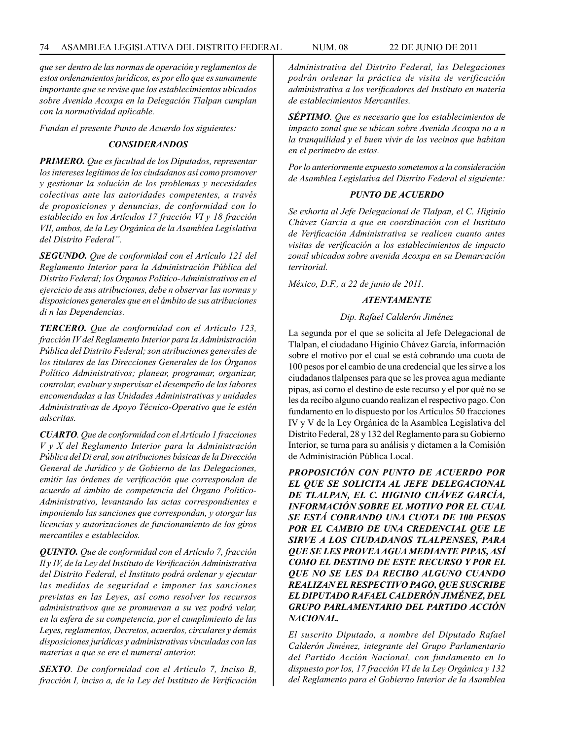*que ser dentro de las normas de operación y reglamentos de estos ordenamientos jurídicos, es por ello que es sumamente importante que se revise que los establecimientos ubicados sobre Avenida Acoxpa en la Delegación Tlalpan cumplan con la normatividad aplicable.*

*Fundan el presente Punto de Acuerdo los siguientes:*

***CONSIDERANDOS***

***PRIMERO.*** *Que es facultad de los Diputados, representar los intereses legítimos de los ciudadanos así como promover y gestionar la solución de los problemas y necesidades colectivas ante las autoridades competentes, a través de proposiciones y denuncias, de conformidad con lo establecido en los Artículos 17 fracción VI y 18 fracción VII, ambos, de la Ley Orgánica de la Asamblea Legislativa del Distrito Federal".*

***SEGUNDO.*** *Que de conformidad con el Artículo 121 del Reglamento Interior para la Administración Pública del Distrito Federal; los Órganos Político-Administrativos en el ejercicio de sus atribuciones, debe n observar las normas y disposiciones generales que en el ámbito de sus atribuciones di n las Dependencias.*

***TERCERO.*** *Que de conformidad con el Artículo 123, fracción IV del Reglamento Interior para la Administración Pública del Distrito Federal; son atribuciones generales de los titulares de las Direcciones Generales de los Órganos Político Administrativos; planear, programar, organizar, controlar, evaluar y supervisar el desempeño de las labores encomendadas a las Unidades Administrativas y unidades Administrativas de Apoyo Técnico-Operativo que le estén adscritas.*

***CUARTO****. Que de conformidad con el Artículo 1 fracciones V y X del Reglamento Interior para la Administración Pública del Di eral, son atribuciones básicas de la Dirección General de Jurídico y de Gobierno de las Delegaciones, emitir las órdenes de verificación que correspondan de acuerdo al ámbito de competencia del Órgano Político-Administrativo, levantando las actas correspondientes e imponiendo las sanciones que correspondan, y otorgar las licencias y autorizaciones de funcionamiento de los giros mercantiles e establecidos.*

***QUINTO.*** *Que de conformidad con el Artículo 7, fracción Il y IV, de la Ley del Instituto de Verificación Administrativa del Distrito Federal, el Instituto podrá ordenar y ejecutar las medidas de seguridad e imponer las sanciones previstas en las Leyes, así como resolver los recursos administrativos que se promuevan a su vez podrá velar, en la esfera de su competencia, por el cumplimiento de las Leyes, reglamentos, Decretos, acuerdos, circulares y demás disposiciones jurídicas y administrativas vinculadas con las materias a que se ere el numeral anterior.*

***SEXTO****. De conformidad con el Artículo 7, Inciso B, fracción I, inciso a, de la Ley del Instituto de Verificación Administrativa del Distrito Federal, las Delegaciones podrán ordenar la práctica de visita de verificación administrativa a los verificadores del Instituto en materia de establecimientos Mercantiles.*

***SÉPTIMO****. Que es necesario que los establecimientos de impacto zonal que se ubican sobre Avenida Acoxpa no a n la tranquilidad y el buen vivir de los vecinos que habitan en el perímetro de estos.*

*Por lo anteriormente expuesto sometemos a la consideración de Asamblea Legislativa del Distrito Federal el siguiente:*

***PUNTO DE ACUERDO***

*Se exhorta al Jefe Delegacional de Tlalpan, el C. Higinio Chávez García a que en coordinación con el Instituto de Verificación Administrativa se realicen cuanto antes visitas de verificación a los establecimientos de impacto zonal ubicados sobre avenida Acoxpa en su Demarcación territorial.*

*México, D.F., a 22 de junio de 2011.*

***ATENTAMENTE***

*Dip. Rafael Calderón Jiménez*

La segunda por el que se solicita al Jefe Delegacional de Tlalpan, el ciudadano Higinio Chávez García, información sobre el motivo por el cual se está cobrando una cuota de 100 pesos por el cambio de una credencial que les sirve a los ciudadanos tlalpenses para que se les provea agua mediante pipas, así como el destino de este recurso y el por qué no se les da recibo alguno cuando realizan el respectivo pago. Con fundamento en lo dispuesto por los Artículos 50 fracciones IV y V de la Ley Orgánica de la Asamblea Legislativa del Distrito Federal, 28 y 132 del Reglamento para su Gobierno Interior, se turna para su análisis y dictamen a la Comisión de Administración Pública Local.

***PROPOSICIÓN CON PUNTO DE ACUERDO POR EL QUE SE SOLICITA AL JEFE DELEGACIONAL DE TLALPAN, EL C. HIGINIO CHÁVEZ GARCÍA, INFORMACIÓN SOBRE EL MOTIVO POR EL CUAL SE ESTÁ COBRANDO UNA CUOTA DE 100 PESOS POR EL CAMBIO DE UNA CREDENCIAL QUE LE SIRVE A LOS CIUDADANOS TLALPENSES, PARA QUE SE LES PROVEA AGUA MEDIANTE PIPAS, ASÍ COMO EL DESTINO DE ESTE RECURSO Y POR EL QUE NO SE LES DA RECIBO ALGUNO CUANDO REALIZAN EL RESPECTIVO PAGO, QUE SUSCRIBE EL DIPUTADO RAFAEL CALDERÓN JIMÉNEZ, DEL GRUPO PARLAMENTARIO DEL PARTIDO ACCIÓN NACIONAL.***

*El suscrito Diputado, a nombre del Diputado Rafael Calderón Jiménez, integrante del Grupo Parlamentario del Partido Acción Nacional, con fundamento en lo dispuesto por los, 17 fracción VI de la Ley Orgánica y 132 del Reglamento para el Gobierno Interior de la Asamblea*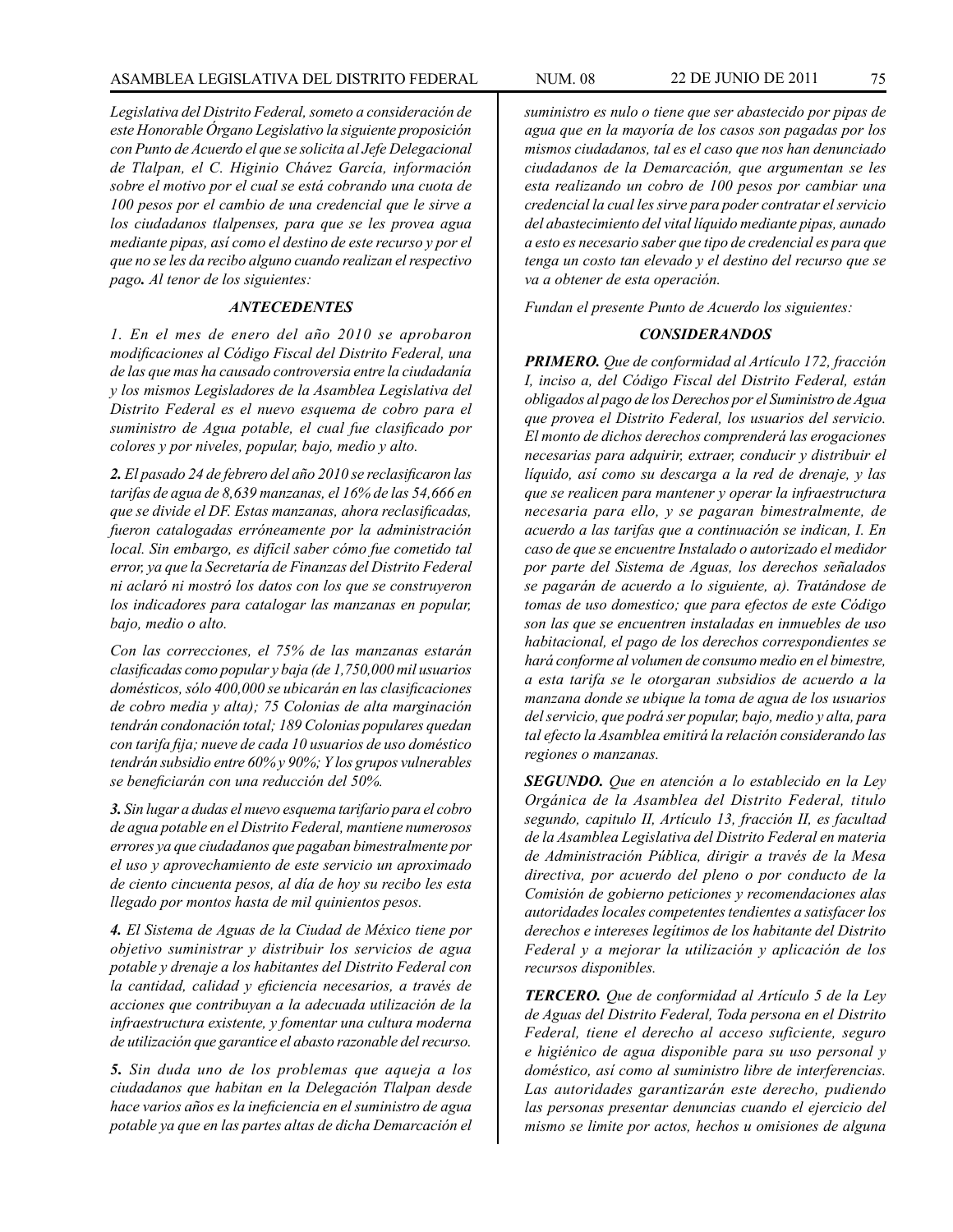*Legislativa del Distrito Federal, someto a consideración de este Honorable Órgano Legislativo la siguiente proposición con Punto de Acuerdo el que se solicita al Jefe Delegacional de Tlalpan, el C. Higinio Chávez García, información sobre el motivo por el cual se está cobrando una cuota de 100 pesos por el cambio de una credencial que le sirve a los ciudadanos tlalpenses, para que se les provea agua mediante pipas, así como el destino de este recurso y por el que no se les da recibo alguno cuando realizan el respectivo pago***.** *Al tenor de los siguientes:*

### *ANTECEDENTES*

*1. En el mes de enero del año 2010 se aprobaron modificaciones al Código Fiscal del Distrito Federal, una de las que mas ha causado controversia entre la ciudadanía y los mismos Legisladores de la Asamblea Legislativa del Distrito Federal es el nuevo esquema de cobro para el suministro de Agua potable, el cual fue clasificado por colores y por niveles, popular, bajo, medio y alto.*

***2.*** *El pasado 24 de febrero del año 2010 se reclasificaron las tarifas de agua de 8,639 manzanas, el 16% de las 54,666 en que se divide el DF. Estas manzanas, ahora reclasificadas, fueron catalogadas erróneamente por la administración local. Sin embargo, es difícil saber cómo fue cometido tal error, ya que la Secretaría de Finanzas del Distrito Federal ni aclaró ni mostró los datos con los que se construyeron los indicadores para catalogar las manzanas en popular, bajo, medio o alto.*

*Con las correcciones, el 75% de las manzanas estarán clasificadas como popular y baja (de 1,750,000 mil usuarios domésticos, sólo 400,000 se ubicarán en las clasificaciones de cobro media y alta); 75 Colonias de alta marginación tendrán condonación total; 189 Colonias populares quedan con tarifa fija; nueve de cada 10 usuarios de uso doméstico tendrán subsidio entre 60% y 90%; Y los grupos vulnerables se beneficiarán con una reducción del 50%.*

***3.*** *Sin lugar a dudas el nuevo esquema tarifario para el cobro de agua potable en el Distrito Federal, mantiene numerosos errores ya que ciudadanos que pagaban bimestralmente por el uso y aprovechamiento de este servicio un aproximado de ciento cincuenta pesos, al día de hoy su recibo les esta llegado por montos hasta de mil quinientos pesos.*

***4.*** *El Sistema de Aguas de la Ciudad de México tiene por objetivo suministrar y distribuir los servicios de agua potable y drenaje a los habitantes del Distrito Federal con la cantidad, calidad y eficiencia necesarios, a través de acciones que contribuyan a la adecuada utilización de la infraestructura existente, y fomentar una cultura moderna de utilización que garantice el abasto razonable del recurso.*

***5.*** *Sin duda uno de los problemas que aqueja a los ciudadanos que habitan en la Delegación Tlalpan desde hace varios años es la ineficiencia en el suministro de agua potable ya que en las partes altas de dicha Demarcación el suministro es nulo o tiene que ser abastecido por pipas de agua que en la mayoría de los casos son pagadas por los mismos ciudadanos, tal es el caso que nos han denunciado ciudadanos de la Demarcación, que argumentan se les esta realizando un cobro de 100 pesos por cambiar una credencial la cual les sirve para poder contratar el servicio del abastecimiento del vital líquido mediante pipas, aunado a esto es necesario saber que tipo de credencial es para que tenga un costo tan elevado y el destino del recurso que se va a obtener de esta operación.*

*Fundan el presente Punto de Acuerdo los siguientes:*

### *CONSIDERANDOS*

***PRIMERO.*** *Que de conformidad al Artículo 172, fracción I, inciso a, del Código Fiscal del Distrito Federal, están obligados al pago de los Derechos por el Suministro de Agua que provea el Distrito Federal, los usuarios del servicio. El monto de dichos derechos comprenderá las erogaciones necesarias para adquirir, extraer, conducir y distribuir el líquido, así como su descarga a la red de drenaje, y las que se realicen para mantener y operar la infraestructura necesaria para ello, y se pagaran bimestralmente, de acuerdo a las tarifas que a continuación se indican, I. En caso de que se encuentre Instalado o autorizado el medidor por parte del Sistema de Aguas, los derechos señalados se pagarán de acuerdo a lo siguiente, a). Tratándose de tomas de uso domestico; que para efectos de este Código son las que se encuentren instaladas en inmuebles de uso habitacional, el pago de los derechos correspondientes se hará conforme al volumen de consumo medio en el bimestre, a esta tarifa se le otorgaran subsidios de acuerdo a la manzana donde se ubique la toma de agua de los usuarios del servicio, que podrá ser popular, bajo, medio y alta, para tal efecto la Asamblea emitirá la relación considerando las regiones o manzanas.*

***SEGUNDO.*** *Que en atención a lo establecido en la Ley Orgánica de la Asamblea del Distrito Federal, titulo segundo, capitulo II, Artículo 13, fracción II, es facultad de la Asamblea Legislativa del Distrito Federal en materia de Administración Pública, dirigir a través de la Mesa directiva, por acuerdo del pleno o por conducto de la Comisión de gobierno peticiones y recomendaciones alas autoridades locales competentes tendientes a satisfacer los derechos e intereses legítimos de los habitante del Distrito Federal y a mejorar la utilización y aplicación de los recursos disponibles.*

***TERCERO.*** *Que de conformidad al Artículo 5 de la Ley de Aguas del Distrito Federal, Toda persona en el Distrito Federal, tiene el derecho al acceso suficiente, seguro e higiénico de agua disponible para su uso personal y doméstico, así como al suministro libre de interferencias. Las autoridades garantizarán este derecho, pudiendo las personas presentar denuncias cuando el ejercicio del mismo se limite por actos, hechos u omisiones de alguna*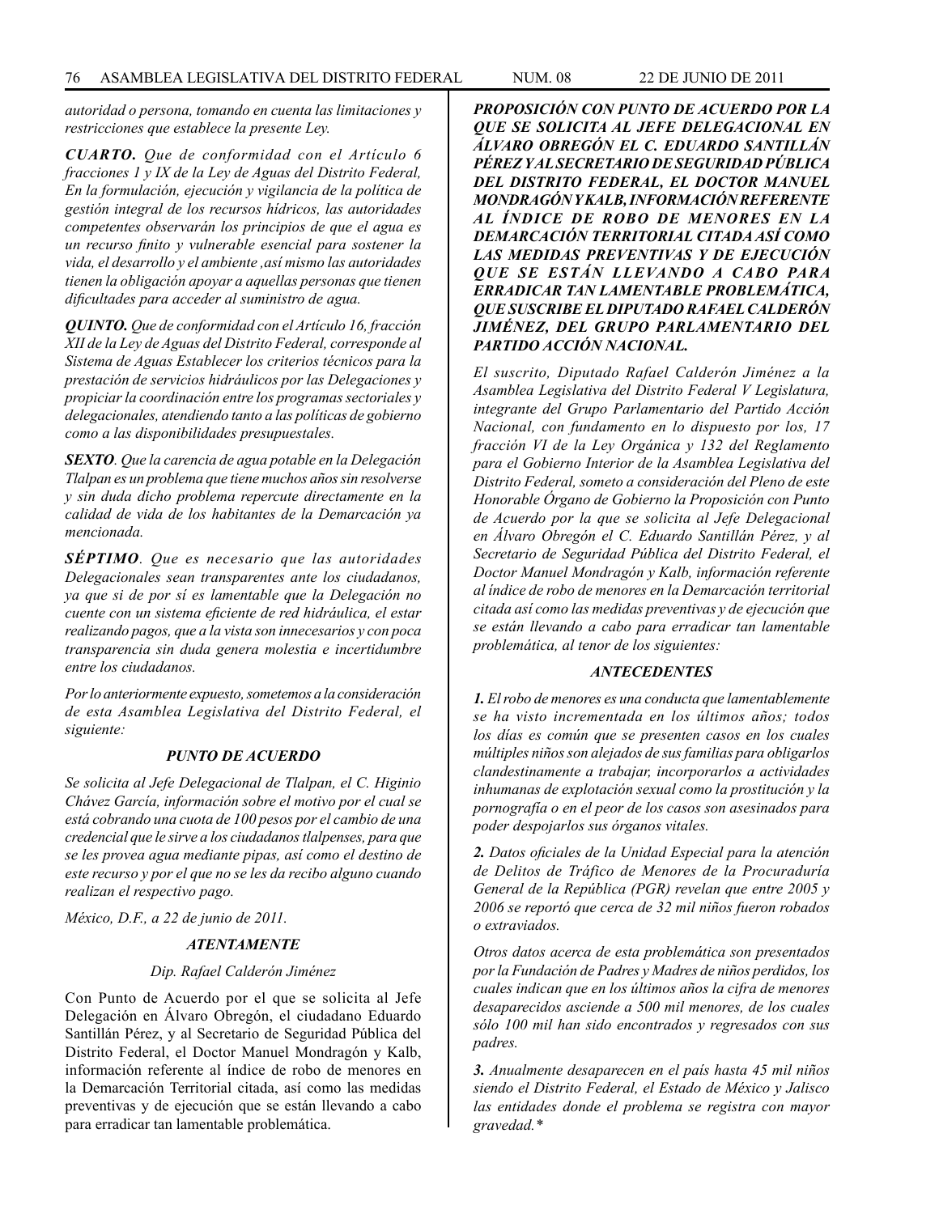*autoridad o persona, tomando en cuenta las limitaciones y restricciones que establece la presente Ley.*

***CUARTO.*** *Que de conformidad con el Artículo 6 fracciones 1 y IX de la Ley de Aguas del Distrito Federal, En la formulación, ejecución y vigilancia de la política de gestión integral de los recursos hídricos, las autoridades competentes observarán los principios de que el agua es un recurso finito y vulnerable esencial para sostener la vida, el desarrollo y el ambiente ,así mismo las autoridades tienen la obligación apoyar a aquellas personas que tienen dificultades para acceder al suministro de agua.*

***QUINTO.*** *Que de conformidad con el Artículo 16, fracción XII de la Ley de Aguas del Distrito Federal, corresponde al Sistema de Aguas Establecer los criterios técnicos para la prestación de servicios hidráulicos por las Delegaciones y propiciar la coordinación entre los programas sectoriales y delegacionales, atendiendo tanto a las políticas de gobierno como a las disponibilidades presupuestales.*

***SEXTO****. Que la carencia de agua potable en la Delegación Tlalpan es un problema que tiene muchos años sin resolverse y sin duda dicho problema repercute directamente en la calidad de vida de los habitantes de la Demarcación ya mencionada.*

***SÉPTIMO****. Que es necesario que las autoridades Delegacionales sean transparentes ante los ciudadanos, ya que si de por sí es lamentable que la Delegación no cuente con un sistema eficiente de red hidráulica, el estar realizando pagos, que a la vista son innecesarios y con poca transparencia sin duda genera molestia e incertidumbre entre los ciudadanos.*

*Por lo anteriormente expuesto, sometemos a la consideración de esta Asamblea Legislativa del Distrito Federal, el siguiente:*

### *PUNTO DE ACUERDO*

*Se solicita al Jefe Delegacional de Tlalpan, el C. Higinio Chávez García, información sobre el motivo por el cual se está cobrando una cuota de 100 pesos por el cambio de una credencial que le sirve a los ciudadanos tlalpenses, para que se les provea agua mediante pipas, así como el destino de este recurso y por el que no se les da recibo alguno cuando realizan el respectivo pago.*

*México, D.F., a 22 de junio de 2011.*

***ATENTAMENTE***

*Dip. Rafael Calderón Jiménez*

Con Punto de Acuerdo por el que se solicita al Jefe Delegación en Álvaro Obregón, el ciudadano Eduardo Santillán Pérez, y al Secretario de Seguridad Pública del Distrito Federal, el Doctor Manuel Mondragón y Kalb, información referente al índice de robo de menores en la Demarcación Territorial citada, así como las medidas preventivas y de ejecución que se están llevando a cabo para erradicar tan lamentable problemática.

***PROPOSICIÓN CON PUNTO DE ACUERDO POR LA QUE SE SOLICITA AL JEFE DELEGACIONAL EN ÁLVARO OBREGÓN EL C. EDUARDO SANTILLÁN PÉREZ Y AL SECRETARIO DE SEGURIDAD PÚBLICA DEL DISTRITO FEDERAL, EL DOCTOR MANUEL MONDRAGÓN Y KALB, INFORMACIÓN REFERENTE AL ÍNDICE DE ROBO DE MENORES EN LA DEMARCACIÓN TERRITORIAL CITADA ASÍ COMO LAS MEDIDAS PREVENTIVAS Y DE EJECUCIÓN QUE SE ESTÁN LLEVANDO A CABO PARA ERRADICAR TAN LAMENTABLE PROBLEMÁTICA, QUE SUSCRIBE EL DIPUTADO RAFAEL CALDERÓN JIMÉNEZ, DEL GRUPO PARLAMENTARIO DEL PARTIDO ACCIÓN NACIONAL.***

*El suscrito, Diputado Rafael Calderón Jiménez a la Asamblea Legislativa del Distrito Federal V Legislatura, integrante del Grupo Parlamentario del Partido Acción Nacional, con fundamento en lo dispuesto por los, 17 fracción VI de la Ley Orgánica y 132 del Reglamento para el Gobierno Interior de la Asamblea Legislativa del Distrito Federal, someto a consideración del Pleno de este Honorable Órgano de Gobierno la Proposición con Punto de Acuerdo por la que se solicita al Jefe Delegacional en Álvaro Obregón el C. Eduardo Santillán Pérez, y al Secretario de Seguridad Pública del Distrito Federal, el Doctor Manuel Mondragón y Kalb, información referente al índice de robo de menores en la Demarcación territorial citada así como las medidas preventivas y de ejecución que se están llevando a cabo para erradicar tan lamentable problemática, al tenor de los siguientes:*

### *ANTECEDENTES*

***1.*** *El robo de menores es una conducta que lamentablemente se ha visto incrementada en los últimos años; todos los días es común que se presenten casos en los cuales múltiples niños son alejados de sus familias para obligarlos clandestinamente a trabajar, incorporarlos a actividades inhumanas de explotación sexual como la prostitución y la pornografía o en el peor de los casos son asesinados para poder despojarlos sus órganos vitales.*

***2.*** *Datos oficiales de la Unidad Especial para la atención de Delitos de Tráfico de Menores de la Procuraduría General de la República (PGR) revelan que entre 2005 y 2006 se reportó que cerca de 32 mil niños fueron robados o extraviados.*

*Otros datos acerca de esta problemática son presentados por la Fundación de Padres y Madres de niños perdidos, los cuales indican que en los últimos años la cifra de menores desaparecidos asciende a 500 mil menores, de los cuales sólo 100 mil han sido encontrados y regresados con sus padres.*

***3.*** *Anualmente desaparecen en el país hasta 45 mil niños siendo el Distrito Federal, el Estado de México y Jalisco las entidades donde el problema se registra con mayor gravedad.**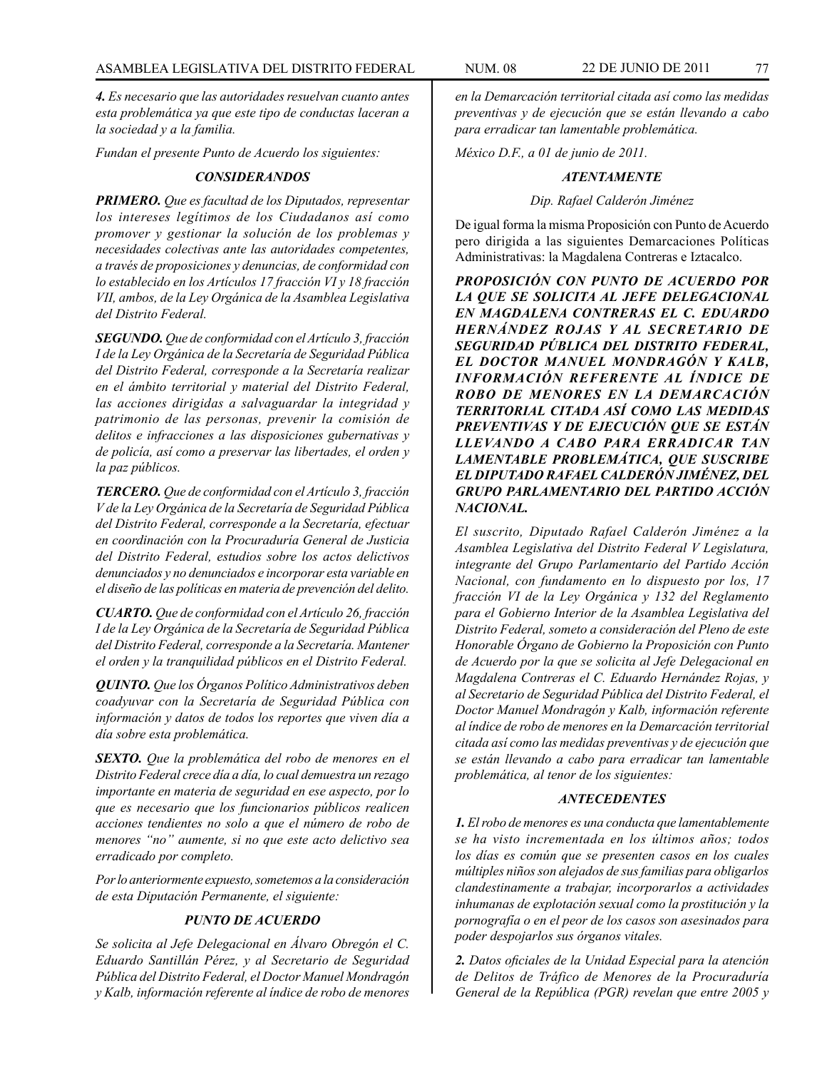***4.** Es necesario que las autoridades resuelvan cuanto antes esta problemática ya que este tipo de conductas laceran a la sociedad y a la familia.*

*Fundan el presente Punto de Acuerdo los siguientes:*

### *CONSIDERANDOS*

***PRIMERO.** Que es facultad de los Diputados, representar los intereses legítimos de los Ciudadanos así como promover y gestionar la solución de los problemas y necesidades colectivas ante las autoridades competentes, a través de proposiciones y denuncias, de conformidad con lo establecido en los Artículos 17 fracción VI y 18 fracción VII, ambos, de la Ley Orgánica de la Asamblea Legislativa del Distrito Federal.*

***SEGUNDO.** Que de conformidad con el Artículo 3, fracción I de la Ley Orgánica de la Secretaría de Seguridad Pública del Distrito Federal, corresponde a la Secretaría realizar en el ámbito territorial y material del Distrito Federal, las acciones dirigidas a salvaguardar la integridad y patrimonio de las personas, prevenir la comisión de delitos e infracciones a las disposiciones gubernativas y de policía, así como a preservar las libertades, el orden y la paz públicos.*

***TERCERO.** Que de conformidad con el Artículo 3, fracción V de la Ley Orgánica de la Secretaría de Seguridad Pública del Distrito Federal, corresponde a la Secretaría, efectuar en coordinación con la Procuraduría General de Justicia del Distrito Federal, estudios sobre los actos delictivos denunciados y no denunciados e incorporar esta variable en el diseño de las políticas en materia de prevención del delito.*

***CUARTO.** Que de conformidad con el Artículo 26, fracción I de la Ley Orgánica de la Secretaría de Seguridad Pública del Distrito Federal, corresponde a la Secretaría. Mantener el orden y la tranquilidad públicos en el Distrito Federal.*

***QUINTO.** Que los Órganos Político Administrativos deben coadyuvar con la Secretaría de Seguridad Pública con información y datos de todos los reportes que viven día a día sobre esta problemática.*

***SEXTO.** Que la problemática del robo de menores en el Distrito Federal crece día a día, lo cual demuestra un rezago importante en materia de seguridad en ese aspecto, por lo que es necesario que los funcionarios públicos realicen acciones tendientes no solo a que el número de robo de menores "no" aumente, si no que este acto delictivo sea erradicado por completo.*

*Por lo anteriormente expuesto, sometemos a la consideración de esta Diputación Permanente, el siguiente:*

### *PUNTO DE ACUERDO*

*Se solicita al Jefe Delegacional en Álvaro Obregón el C. Eduardo Santillán Pérez, y al Secretario de Seguridad Pública del Distrito Federal, el Doctor Manuel Mondragón y Kalb, información referente al índice de robo de menores en la Demarcación territorial citada así como las medidas preventivas y de ejecución que se están llevando a cabo para erradicar tan lamentable problemática.*

*México D.F., a 01 de junio de 2011.*

*ATENTAMENTE*

*Dip. Rafael Calderón Jiménez*

De igual forma la misma Proposición con Punto de Acuerdo pero dirigida a las siguientes Demarcaciones Políticas Administrativas: la Magdalena Contreras e Iztacalco.

***PROPOSICIÓN CON PUNTO DE ACUERDO POR LA QUE SE SOLICITA AL JEFE DELEGACIONAL EN MAGDALENA CONTRERAS EL C. EDUARDO HERNÁNDEZ ROJAS Y AL SECRETARIO DE SEGURIDAD PÚBLICA DEL DISTRITO FEDERAL, EL DOCTOR MANUEL MONDRAGÓN Y KALB, INFORMACIÓN REFERENTE AL ÍNDICE DE ROBO DE MENORES EN LA DEMARCACIÓN TERRITORIAL CITADA ASÍ COMO LAS MEDIDAS PREVENTIVAS Y DE EJECUCIÓN QUE SE ESTÁN LLEVANDO A CABO PARA ERRADICAR TAN LAMENTABLE PROBLEMÁTICA, QUE SUSCRIBE EL DIPUTADO RAFAEL CALDERÓN JIMÉNEZ, DEL GRUPO PARLAMENTARIO DEL PARTIDO ACCIÓN NACIONAL.***

*El suscrito, Diputado Rafael Calderón Jiménez a la Asamblea Legislativa del Distrito Federal V Legislatura, integrante del Grupo Parlamentario del Partido Acción Nacional, con fundamento en lo dispuesto por los, 17 fracción VI de la Ley Orgánica y 132 del Reglamento para el Gobierno Interior de la Asamblea Legislativa del Distrito Federal, someto a consideración del Pleno de este Honorable Órgano de Gobierno la Proposición con Punto de Acuerdo por la que se solicita al Jefe Delegacional en Magdalena Contreras el C. Eduardo Hernández Rojas, y al Secretario de Seguridad Pública del Distrito Federal, el Doctor Manuel Mondragón y Kalb, información referente al índice de robo de menores en la Demarcación territorial citada así como las medidas preventivas y de ejecución que se están llevando a cabo para erradicar tan lamentable problemática, al tenor de los siguientes:*

### *ANTECEDENTES*

***1.** El robo de menores es una conducta que lamentablemente se ha visto incrementada en los últimos años; todos los días es común que se presenten casos en los cuales múltiples niños son alejados de sus familias para obligarlos clandestinamente a trabajar, incorporarlos a actividades inhumanas de explotación sexual como la prostitución y la pornografía o en el peor de los casos son asesinados para poder despojarlos sus órganos vitales.*

***2.** Datos oficiales de la Unidad Especial para la atención de Delitos de Tráfico de Menores de la Procuraduría General de la República (PGR) revelan que entre 2005 y*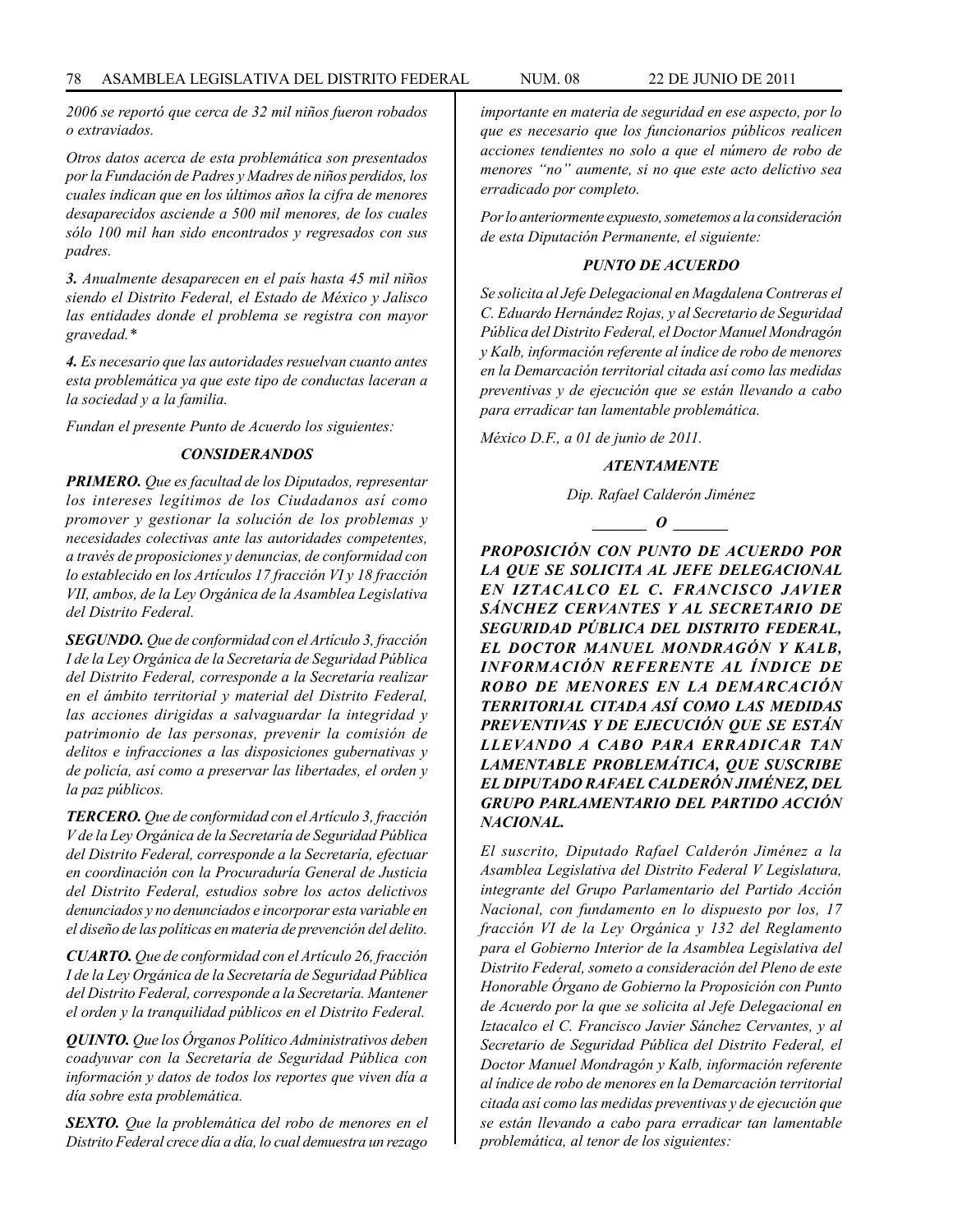*2006 se reportó que cerca de 32 mil niños fueron robados o extraviados.*

*Otros datos acerca de esta problemática son presentados por la Fundación de Padres y Madres de niños perdidos, los cuales indican que en los últimos años la cifra de menores desaparecidos asciende a 500 mil menores, de los cuales sólo 100 mil han sido encontrados y regresados con sus padres.*

***3.*** *Anualmente desaparecen en el país hasta 45 mil niños siendo el Distrito Federal, el Estado de México y Jalisco las entidades donde el problema se registra con mayor gravedad.**

***4.*** *Es necesario que las autoridades resuelvan cuanto antes esta problemática ya que este tipo de conductas laceran a la sociedad y a la familia.*

*Fundan el presente Punto de Acuerdo los siguientes:*

***CONSIDERANDOS***

***PRIMERO.*** *Que es facultad de los Diputados, representar los intereses legítimos de los Ciudadanos así como promover y gestionar la solución de los problemas y necesidades colectivas ante las autoridades competentes, a través de proposiciones y denuncias, de conformidad con lo establecido en los Artículos 17 fracción VI y 18 fracción VII, ambos, de la Ley Orgánica de la Asamblea Legislativa del Distrito Federal.*

***SEGUNDO.*** *Que de conformidad con el Artículo 3, fracción I de la Ley Orgánica de la Secretaría de Seguridad Pública del Distrito Federal, corresponde a la Secretaría realizar en el ámbito territorial y material del Distrito Federal, las acciones dirigidas a salvaguardar la integridad y patrimonio de las personas, prevenir la comisión de delitos e infracciones a las disposiciones gubernativas y de policía, así como a preservar las libertades, el orden y la paz públicos.*

***TERCERO.*** *Que de conformidad con el Artículo 3, fracción V de la Ley Orgánica de la Secretaría de Seguridad Pública del Distrito Federal, corresponde a la Secretaría, efectuar en coordinación con la Procuraduría General de Justicia del Distrito Federal, estudios sobre los actos delictivos denunciados y no denunciados e incorporar esta variable en el diseño de las políticas en materia de prevención del delito.*

***CUARTO.*** *Que de conformidad con el Artículo 26, fracción I de la Ley Orgánica de la Secretaría de Seguridad Pública del Distrito Federal, corresponde a la Secretaría. Mantener el orden y la tranquilidad públicos en el Distrito Federal.*

***QUINTO.*** *Que los Órganos Político Administrativos deben coadyuvar con la Secretaría de Seguridad Pública con información y datos de todos los reportes que viven día a día sobre esta problemática.*

***SEXTO.*** *Que la problemática del robo de menores en el Distrito Federal crece día a día, lo cual demuestra un rezago importante en materia de seguridad en ese aspecto, por lo que es necesario que los funcionarios públicos realicen acciones tendientes no solo a que el número de robo de menores "no" aumente, si no que este acto delictivo sea erradicado por completo.*

*Por lo anteriormente expuesto, sometemos a la consideración de esta Diputación Permanente, el siguiente:*

***PUNTO DE ACUERDO***

*Se solicita al Jefe Delegacional en Magdalena Contreras el C. Eduardo Hernández Rojas, y al Secretario de Seguridad Pública del Distrito Federal, el Doctor Manuel Mondragón y Kalb, información referente al índice de robo de menores en la Demarcación territorial citada así como las medidas preventivas y de ejecución que se están llevando a cabo para erradicar tan lamentable problemática.*

*México D.F., a 01 de junio de 2011.*

***ATENTAMENTE***

*Dip. Rafael Calderón Jiménez*

***_______ O _______***

***PROPOSICIÓN CON PUNTO DE ACUERDO POR LA QUE SE SOLICITA AL JEFE DELEGACIONAL EN IZTACALCO EL C. FRANCISCO JAVIER SÁNCHEZ CERVANTES Y AL SECRETARIO DE SEGURIDAD PÚBLICA DEL DISTRITO FEDERAL, EL DOCTOR MANUEL MONDRAGÓN Y KALB, INFORMACIÓN REFERENTE AL ÍNDICE DE ROBO DE MENORES EN LA DEMARCACIÓN TERRITORIAL CITADA ASÍ COMO LAS MEDIDAS PREVENTIVAS Y DE EJECUCIÓN QUE SE ESTÁN LLEVANDO A CABO PARA ERRADICAR TAN LAMENTABLE PROBLEMÁTICA, QUE SUSCRIBE EL DIPUTADO RAFAEL CALDERÓN JIMÉNEZ, DEL GRUPO PARLAMENTARIO DEL PARTIDO ACCIÓN NACIONAL.***

*El suscrito, Diputado Rafael Calderón Jiménez a la Asamblea Legislativa del Distrito Federal V Legislatura, integrante del Grupo Parlamentario del Partido Acción Nacional, con fundamento en lo dispuesto por los, 17 fracción VI de la Ley Orgánica y 132 del Reglamento para el Gobierno Interior de la Asamblea Legislativa del Distrito Federal, someto a consideración del Pleno de este Honorable Órgano de Gobierno la Proposición con Punto de Acuerdo por la que se solicita al Jefe Delegacional en Iztacalco el C. Francisco Javier Sánchez Cervantes, y al Secretario de Seguridad Pública del Distrito Federal, el Doctor Manuel Mondragón y Kalb, información referente al índice de robo de menores en la Demarcación territorial citada así como las medidas preventivas y de ejecución que se están llevando a cabo para erradicar tan lamentable problemática, al tenor de los siguientes:*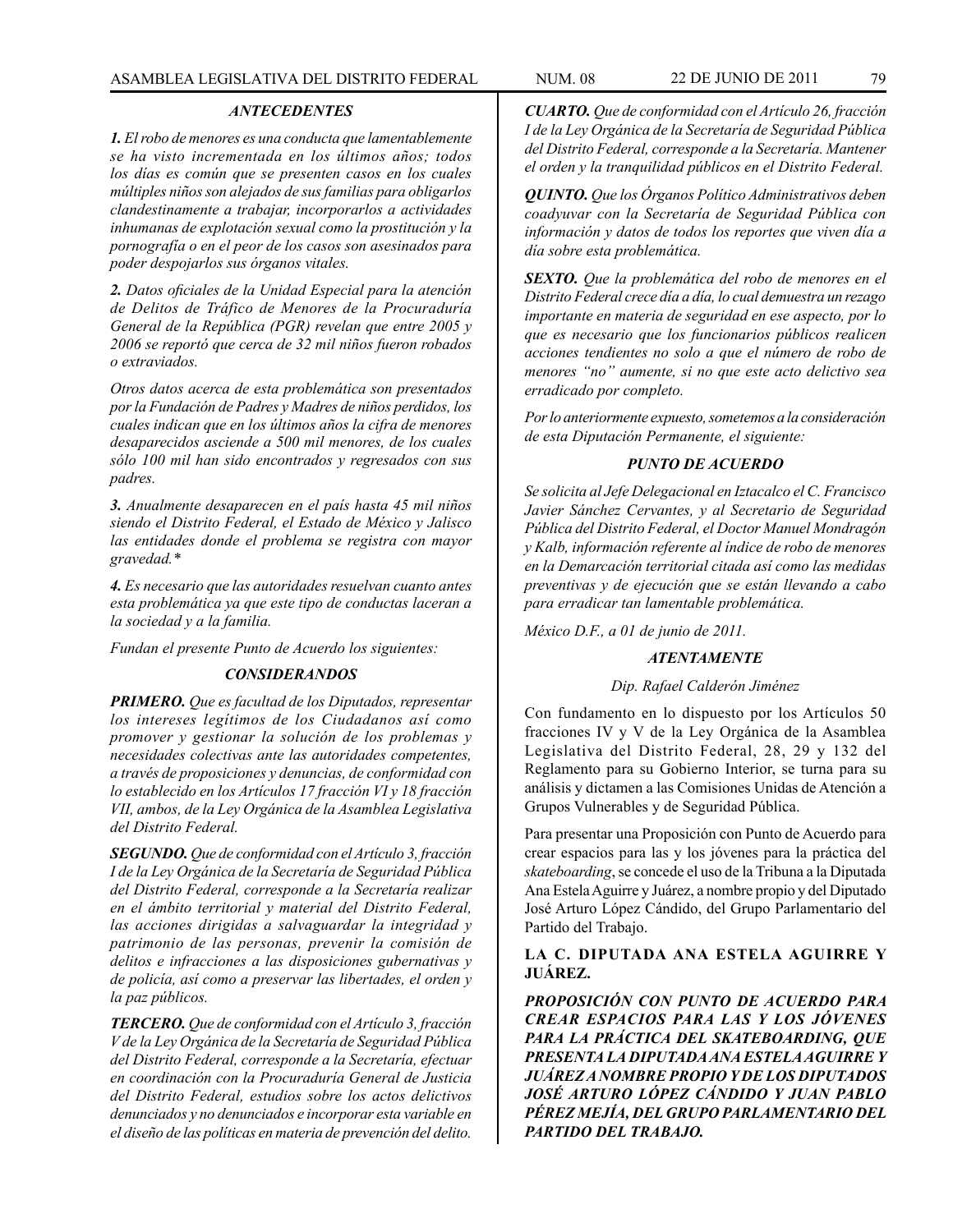### *ANTECEDENTES*

***1.*** *El robo de menores es una conducta que lamentablemente se ha visto incrementada en los últimos años; todos los días es común que se presenten casos en los cuales múltiples niños son alejados de sus familias para obligarlos clandestinamente a trabajar, incorporarlos a actividades inhumanas de explotación sexual como la prostitución y la pornografía o en el peor de los casos son asesinados para poder despojarlos sus órganos vitales.*

***2.*** *Datos oficiales de la Unidad Especial para la atención de Delitos de Tráfico de Menores de la Procuraduría General de la República (PGR) revelan que entre 2005 y 2006 se reportó que cerca de 32 mil niños fueron robados o extraviados.*

*Otros datos acerca de esta problemática son presentados por la Fundación de Padres y Madres de niños perdidos, los cuales indican que en los últimos años la cifra de menores desaparecidos asciende a 500 mil menores, de los cuales sólo 100 mil han sido encontrados y regresados con sus padres.*

***3.*** *Anualmente desaparecen en el país hasta 45 mil niños siendo el Distrito Federal, el Estado de México y Jalisco las entidades donde el problema se registra con mayor gravedad.**

***4.*** *Es necesario que las autoridades resuelvan cuanto antes esta problemática ya que este tipo de conductas laceran a la sociedad y a la familia.*

*Fundan el presente Punto de Acuerdo los siguientes:*

### *CONSIDERANDOS*

***PRIMERO.*** *Que es facultad de los Diputados, representar los intereses legítimos de los Ciudadanos así como promover y gestionar la solución de los problemas y necesidades colectivas ante las autoridades competentes, a través de proposiciones y denuncias, de conformidad con lo establecido en los Artículos 17 fracción VI y 18 fracción VII, ambos, de la Ley Orgánica de la Asamblea Legislativa del Distrito Federal.*

***SEGUNDO.*** *Que de conformidad con el Artículo 3, fracción I de la Ley Orgánica de la Secretaría de Seguridad Pública del Distrito Federal, corresponde a la Secretaría realizar en el ámbito territorial y material del Distrito Federal, las acciones dirigidas a salvaguardar la integridad y patrimonio de las personas, prevenir la comisión de delitos e infracciones a las disposiciones gubernativas y de policía, así como a preservar las libertades, el orden y la paz públicos.*

***TERCERO.*** *Que de conformidad con el Artículo 3, fracción V de la Ley Orgánica de la Secretaría de Seguridad Pública del Distrito Federal, corresponde a la Secretaría, efectuar en coordinación con la Procuraduría General de Justicia del Distrito Federal, estudios sobre los actos delictivos denunciados y no denunciados e incorporar esta variable en el diseño de las políticas en materia de prevención del delito.*

***CUARTO.*** *Que de conformidad con el Artículo 26, fracción I de la Ley Orgánica de la Secretaría de Seguridad Pública del Distrito Federal, corresponde a la Secretaría. Mantener el orden y la tranquilidad públicos en el Distrito Federal.*

***QUINTO.*** *Que los Órganos Político Administrativos deben coadyuvar con la Secretaría de Seguridad Pública con información y datos de todos los reportes que viven día a día sobre esta problemática.*

***SEXTO.*** *Que la problemática del robo de menores en el Distrito Federal crece día a día, lo cual demuestra un rezago importante en materia de seguridad en ese aspecto, por lo que es necesario que los funcionarios públicos realicen acciones tendientes no solo a que el número de robo de menores "no" aumente, si no que este acto delictivo sea erradicado por completo.*

*Por lo anteriormente expuesto, sometemos a la consideración de esta Diputación Permanente, el siguiente:*

### *PUNTO DE ACUERDO*

*Se solicita al Jefe Delegacional en Iztacalco el C. Francisco Javier Sánchez Cervantes, y al Secretario de Seguridad Pública del Distrito Federal, el Doctor Manuel Mondragón y Kalb, información referente al índice de robo de menores en la Demarcación territorial citada así como las medidas preventivas y de ejecución que se están llevando a cabo para erradicar tan lamentable problemática.*

*México D.F., a 01 de junio de 2011.*

### *ATENTAMENTE*

*Dip. Rafael Calderón Jiménez*

Con fundamento en lo dispuesto por los Artículos 50 fracciones IV y V de la Ley Orgánica de la Asamblea Legislativa del Distrito Federal, 28, 29 y 132 del Reglamento para su Gobierno Interior, se turna para su análisis y dictamen a las Comisiones Unidas de Atención a Grupos Vulnerables y de Seguridad Pública.

Para presentar una Proposición con Punto de Acuerdo para crear espacios para las y los jóvenes para la práctica del *skateboarding*, se concede el uso de la Tribuna a la Diputada Ana Estela Aguirre y Juárez, a nombre propio y del Diputado José Arturo López Cándido, del Grupo Parlamentario del Partido del Trabajo.

**LA C. DIPUTADA ANA ESTELA AGUIRRE Y JUÁREZ.**

***PROPOSICIÓN CON PUNTO DE ACUERDO PARA CREAR ESPACIOS PARA LAS Y LOS JÓVENES PARA LA PRÁCTICA DEL SKATEBOARDING, QUE PRESENTA LA DIPUTADA ANA ESTELA AGUIRRE Y JUÁREZ A NOMBRE PROPIO Y DE LOS DIPUTADOS JOSÉ ARTURO LÓPEZ CÁNDIDO Y JUAN PABLO PÉREZ MEJÍA, DEL GRUPO PARLAMENTARIO DEL PARTIDO DEL TRABAJO.***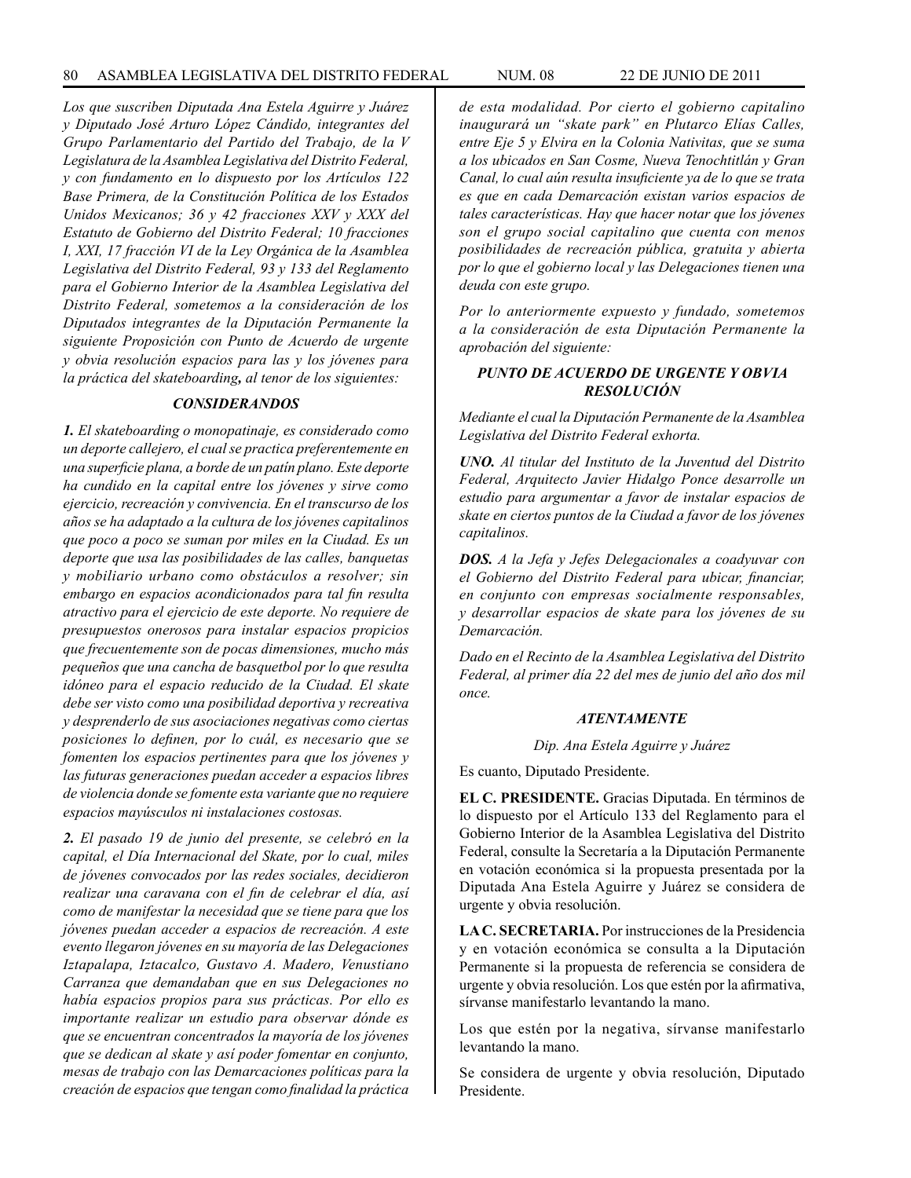*Los que suscriben Diputada Ana Estela Aguirre y Juárez y Diputado José Arturo López Cándido, integrantes del Grupo Parlamentario del Partido del Trabajo, de la V Legislatura de la Asamblea Legislativa del Distrito Federal, y con fundamento en lo dispuesto por los Artículos 122 Base Primera, de la Constitución Política de los Estados Unidos Mexicanos; 36 y 42 fracciones XXV y XXX del Estatuto de Gobierno del Distrito Federal; 10 fracciones I, XXI, 17 fracción VI de la Ley Orgánica de la Asamblea Legislativa del Distrito Federal, 93 y 133 del Reglamento para el Gobierno Interior de la Asamblea Legislativa del Distrito Federal, sometemos a la consideración de los Diputados integrantes de la Diputación Permanente la siguiente Proposición con Punto de Acuerdo de urgente y obvia resolución espacios para las y los jóvenes para la práctica del skateboarding**,** al tenor de los siguientes:*

***CONSIDERANDOS***

***1.** El skateboarding o monopatinaje, es considerado como un deporte callejero, el cual se practica preferentemente en una superficie plana, a borde de un patín plano. Este deporte ha cundido en la capital entre los jóvenes y sirve como ejercicio, recreación y convivencia. En el transcurso de los años se ha adaptado a la cultura de los jóvenes capitalinos que poco a poco se suman por miles en la Ciudad. Es un deporte que usa las posibilidades de las calles, banquetas y mobiliario urbano como obstáculos a resolver; sin embargo en espacios acondicionados para tal fin resulta atractivo para el ejercicio de este deporte. No requiere de presupuestos onerosos para instalar espacios propicios que frecuentemente son de pocas dimensiones, mucho más pequeños que una cancha de basquetbol por lo que resulta idóneo para el espacio reducido de la Ciudad. El skate debe ser visto como una posibilidad deportiva y recreativa y desprenderlo de sus asociaciones negativas como ciertas posiciones lo definen, por lo cuál, es necesario que se fomenten los espacios pertinentes para que los jóvenes y las futuras generaciones puedan acceder a espacios libres de violencia donde se fomente esta variante que no requiere espacios mayúsculos ni instalaciones costosas.*

***2.** El pasado 19 de junio del presente, se celebró en la capital, el Día Internacional del Skate, por lo cual, miles de jóvenes convocados por las redes sociales, decidieron realizar una caravana con el fin de celebrar el día, así como de manifestar la necesidad que se tiene para que los jóvenes puedan acceder a espacios de recreación. A este evento llegaron jóvenes en su mayoría de las Delegaciones Iztapalapa, Iztacalco, Gustavo A. Madero, Venustiano Carranza que demandaban que en sus Delegaciones no había espacios propios para sus prácticas. Por ello es importante realizar un estudio para observar dónde es que se encuentran concentrados la mayoría de los jóvenes que se dedican al skate y así poder fomentar en conjunto, mesas de trabajo con las Demarcaciones políticas para la creación de espacios que tengan como finalidad la práctica de esta modalidad. Por cierto el gobierno capitalino inaugurará un "skate park" en Plutarco Elías Calles, entre Eje 5 y Elvira en la Colonia Nativitas, que se suma a los ubicados en San Cosme, Nueva Tenochtitlán y Gran Canal, lo cual aún resulta insuficiente ya de lo que se trata es que en cada Demarcación existan varios espacios de tales características. Hay que hacer notar que los jóvenes son el grupo social capitalino que cuenta con menos posibilidades de recreación pública, gratuita y abierta por lo que el gobierno local y las Delegaciones tienen una deuda con este grupo.*

*Por lo anteriormente expuesto y fundado, sometemos a la consideración de esta Diputación Permanente la aprobación del siguiente:*

***PUNTO DE ACUERDO DE URGENTE Y OBVIA RESOLUCIÓN***

*Mediante el cual la Diputación Permanente de la Asamblea Legislativa del Distrito Federal exhorta.*

***UNO.** Al titular del Instituto de la Juventud del Distrito Federal, Arquitecto Javier Hidalgo Ponce desarrolle un estudio para argumentar a favor de instalar espacios de skate en ciertos puntos de la Ciudad a favor de los jóvenes capitalinos.*

***DOS.** A la Jefa y Jefes Delegacionales a coadyuvar con el Gobierno del Distrito Federal para ubicar, financiar, en conjunto con empresas socialmente responsables, y desarrollar espacios de skate para los jóvenes de su Demarcación.*

*Dado en el Recinto de la Asamblea Legislativa del Distrito Federal, al primer día 22 del mes de junio del año dos mil once.*

***ATENTAMENTE***

*Dip. Ana Estela Aguirre y Juárez*

Es cuanto, Diputado Presidente.

**EL C. PRESIDENTE.** Gracias Diputada. En términos de lo dispuesto por el Artículo 133 del Reglamento para el Gobierno Interior de la Asamblea Legislativa del Distrito Federal, consulte la Secretaría a la Diputación Permanente en votación económica si la propuesta presentada por la Diputada Ana Estela Aguirre y Juárez se considera de urgente y obvia resolución.

**LA C. SECRETARIA.** Por instrucciones de la Presidencia y en votación económica se consulta a la Diputación Permanente si la propuesta de referencia se considera de urgente y obvia resolución. Los que estén por la afirmativa, sírvanse manifestarlo levantando la mano.

Los que estén por la negativa, sírvanse manifestarlo levantando la mano.

Se considera de urgente y obvia resolución, Diputado Presidente.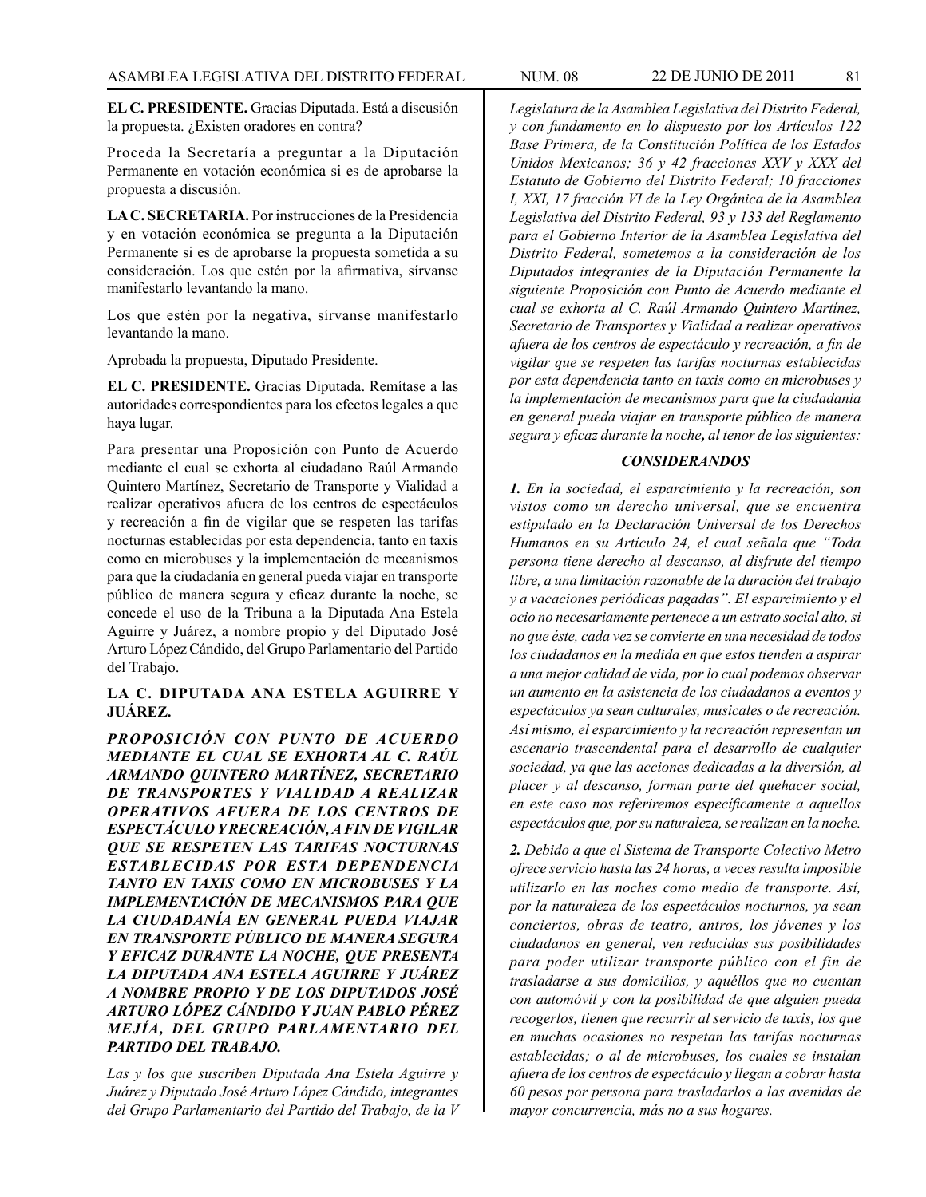**EL C. PRESIDENTE.** Gracias Diputada. Está a discusión la propuesta. ¿Existen oradores en contra?

Proceda la Secretaría a preguntar a la Diputación Permanente en votación económica si es de aprobarse la propuesta a discusión.

**LA C. SECRETARIA.** Por instrucciones de la Presidencia y en votación económica se pregunta a la Diputación Permanente si es de aprobarse la propuesta sometida a su consideración. Los que estén por la afirmativa, sírvanse manifestarlo levantando la mano.

Los que estén por la negativa, sírvanse manifestarlo levantando la mano.

Aprobada la propuesta, Diputado Presidente.

**EL C. PRESIDENTE.** Gracias Diputada. Remítase a las autoridades correspondientes para los efectos legales a que haya lugar.

Para presentar una Proposición con Punto de Acuerdo mediante el cual se exhorta al ciudadano Raúl Armando Quintero Martínez, Secretario de Transporte y Vialidad a realizar operativos afuera de los centros de espectáculos y recreación a fin de vigilar que se respeten las tarifas nocturnas establecidas por esta dependencia, tanto en taxis como en microbuses y la implementación de mecanismos para que la ciudadanía en general pueda viajar en transporte público de manera segura y eficaz durante la noche, se concede el uso de la Tribuna a la Diputada Ana Estela Aguirre y Juárez, a nombre propio y del Diputado José Arturo López Cándido, del Grupo Parlamentario del Partido del Trabajo.

**LA C. DIPUTADA ANA ESTELA AGUIRRE Y JUÁREZ.**

***PROPOSICIÓN CON PUNTO DE ACUERDO MEDIANTE EL CUAL SE EXHORTA AL C. RAÚL ARMANDO QUINTERO MARTÍNEZ, SECRETARIO DE TRANSPORTES Y VIALIDAD A REALIZAR OPERATIVOS AFUERA DE LOS CENTROS DE ESPECTÁCULO Y RECREACIÓN, A FIN DE VIGILAR QUE SE RESPETEN LAS TARIFAS NOCTURNAS ESTABLECIDAS POR ESTA DEPENDENCIA TANTO EN TAXIS COMO EN MICROBUSES Y LA IMPLEMENTACIÓN DE MECANISMOS PARA QUE LA CIUDADANÍA EN GENERAL PUEDA VIAJAR EN TRANSPORTE PÚBLICO DE MANERA SEGURA Y EFICAZ DURANTE LA NOCHE, QUE PRESENTA LA DIPUTADA ANA ESTELA AGUIRRE Y JUÁREZ A NOMBRE PROPIO Y DE LOS DIPUTADOS JOSÉ ARTURO LÓPEZ CÁNDIDO Y JUAN PABLO PÉREZ MEJÍA, DEL GRUPO PARLAMENTARIO DEL PARTIDO DEL TRABAJO.***

*Las y los que suscriben Diputada Ana Estela Aguirre y Juárez y Diputado José Arturo López Cándido, integrantes del Grupo Parlamentario del Partido del Trabajo, de la V Legislatura de la Asamblea Legislativa del Distrito Federal, y con fundamento en lo dispuesto por los Artículos 122 Base Primera, de la Constitución Política de los Estados Unidos Mexicanos; 36 y 42 fracciones XXV y XXX del Estatuto de Gobierno del Distrito Federal; 10 fracciones I, XXI, 17 fracción VI de la Ley Orgánica de la Asamblea Legislativa del Distrito Federal, 93 y 133 del Reglamento para el Gobierno Interior de la Asamblea Legislativa del Distrito Federal, sometemos a la consideración de los Diputados integrantes de la Diputación Permanente la siguiente Proposición con Punto de Acuerdo mediante el cual se exhorta al C. Raúl Armando Quintero Martínez, Secretario de Transportes y Vialidad a realizar operativos afuera de los centros de espectáculo y recreación, a fin de vigilar que se respeten las tarifas nocturnas establecidas por esta dependencia tanto en taxis como en microbuses y la implementación de mecanismos para que la ciudadanía en general pueda viajar en transporte público de manera segura y eficaz durante la noche**,** al tenor de los siguientes:*

***CONSIDERANDOS***

***1.*** *En la sociedad, el esparcimiento y la recreación, son vistos como un derecho universal, que se encuentra estipulado en la Declaración Universal de los Derechos Humanos en su Artículo 24, el cual señala que "Toda persona tiene derecho al descanso, al disfrute del tiempo libre, a una limitación razonable de la duración del trabajo y a vacaciones periódicas pagadas". El esparcimiento y el ocio no necesariamente pertenece a un estrato social alto, si no que éste, cada vez se convierte en una necesidad de todos los ciudadanos en la medida en que estos tienden a aspirar a una mejor calidad de vida, por lo cual podemos observar un aumento en la asistencia de los ciudadanos a eventos y espectáculos ya sean culturales, musicales o de recreación. Así mismo, el esparcimiento y la recreación representan un escenario trascendental para el desarrollo de cualquier sociedad, ya que las acciones dedicadas a la diversión, al placer y al descanso, forman parte del quehacer social, en este caso nos referiremos específicamente a aquellos espectáculos que, por su naturaleza, se realizan en la noche.*

***2.*** *Debido a que el Sistema de Transporte Colectivo Metro ofrece servicio hasta las 24 horas, a veces resulta imposible utilizarlo en las noches como medio de transporte. Así, por la naturaleza de los espectáculos nocturnos, ya sean conciertos, obras de teatro, antros, los jóvenes y los ciudadanos en general, ven reducidas sus posibilidades para poder utilizar transporte público con el fin de trasladarse a sus domicilios, y aquéllos que no cuentan con automóvil y con la posibilidad de que alguien pueda recogerlos, tienen que recurrir al servicio de taxis, los que en muchas ocasiones no respetan las tarifas nocturnas establecidas; o al de microbuses, los cuales se instalan afuera de los centros de espectáculo y llegan a cobrar hasta 60 pesos por persona para trasladarlos a las avenidas de mayor concurrencia, más no a sus hogares.*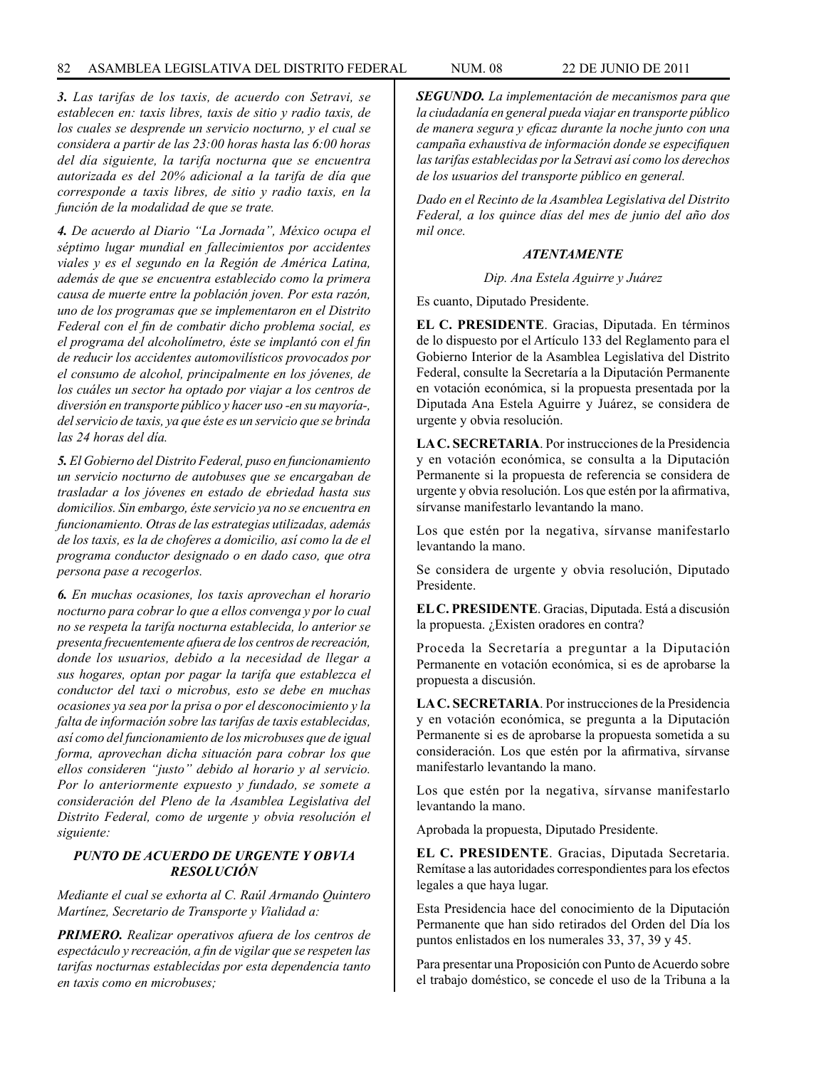***3.** Las tarifas de los taxis, de acuerdo con Setravi, se establecen en: taxis libres, taxis de sitio y radio taxis, de los cuales se desprende un servicio nocturno, y el cual se considera a partir de las 23:00 horas hasta las 6:00 horas del día siguiente, la tarifa nocturna que se encuentra autorizada es del 20% adicional a la tarifa de día que corresponde a taxis libres, de sitio y radio taxis, en la función de la modalidad de que se trate.*

***4.** De acuerdo al Diario "La Jornada", México ocupa el séptimo lugar mundial en fallecimientos por accidentes viales y es el segundo en la Región de América Latina, además de que se encuentra establecido como la primera causa de muerte entre la población joven. Por esta razón, uno de los programas que se implementaron en el Distrito Federal con el fin de combatir dicho problema social, es el programa del alcoholímetro, éste se implantó con el fin de reducir los accidentes automovilísticos provocados por el consumo de alcohol, principalmente en los jóvenes, de los cuáles un sector ha optado por viajar a los centros de diversión en transporte público y hacer uso -en su mayoría-, del servicio de taxis, ya que éste es un servicio que se brinda las 24 horas del día.*

***5.** El Gobierno del Distrito Federal, puso en funcionamiento un servicio nocturno de autobuses que se encargaban de trasladar a los jóvenes en estado de ebriedad hasta sus domicilios. Sin embargo, éste servicio ya no se encuentra en funcionamiento. Otras de las estrategias utilizadas, además de los taxis, es la de choferes a domicilio, así como la de el programa conductor designado o en dado caso, que otra persona pase a recogerlos.*

***6.** En muchas ocasiones, los taxis aprovechan el horario nocturno para cobrar lo que a ellos convenga y por lo cual no se respeta la tarifa nocturna establecida, lo anterior se presenta frecuentemente afuera de los centros de recreación, donde los usuarios, debido a la necesidad de llegar a sus hogares, optan por pagar la tarifa que establezca el conductor del taxi o microbus, esto se debe en muchas ocasiones ya sea por la prisa o por el desconocimiento y la falta de información sobre las tarifas de taxis establecidas, así como del funcionamiento de los microbuses que de igual forma, aprovechan dicha situación para cobrar los que ellos consideren "justo" debido al horario y al servicio. Por lo anteriormente expuesto y fundado, se somete a consideración del Pleno de la Asamblea Legislativa del Distrito Federal, como de urgente y obvia resolución el siguiente:*

***PUNTO DE ACUERDO DE URGENTE Y OBVIA RESOLUCIÓN***

*Mediante el cual se exhorta al C. Raúl Armando Quintero Martínez, Secretario de Transporte y Vialidad a:*

***PRIMERO.** Realizar operativos afuera de los centros de espectáculo y recreación, a fin de vigilar que se respeten las tarifas nocturnas establecidas por esta dependencia tanto en taxis como en microbuses;*

***SEGUNDO.** La implementación de mecanismos para que la ciudadanía en general pueda viajar en transporte público de manera segura y eficaz durante la noche junto con una campaña exhaustiva de información donde se especifiquen las tarifas establecidas por la Setravi así como los derechos de los usuarios del transporte público en general.*

*Dado en el Recinto de la Asamblea Legislativa del Distrito Federal, a los quince días del mes de junio del año dos mil once.*

***ATENTAMENTE***

*Dip. Ana Estela Aguirre y Juárez*

Es cuanto, Diputado Presidente.

**EL C. PRESIDENTE**. Gracias, Diputada. En términos de lo dispuesto por el Artículo 133 del Reglamento para el Gobierno Interior de la Asamblea Legislativa del Distrito Federal, consulte la Secretaría a la Diputación Permanente en votación económica, si la propuesta presentada por la Diputada Ana Estela Aguirre y Juárez, se considera de urgente y obvia resolución.

**LA C. SECRETARIA**. Por instrucciones de la Presidencia y en votación económica, se consulta a la Diputación Permanente si la propuesta de referencia se considera de urgente y obvia resolución. Los que estén por la afirmativa, sírvanse manifestarlo levantando la mano.

Los que estén por la negativa, sírvanse manifestarlo levantando la mano.

Se considera de urgente y obvia resolución, Diputado Presidente.

**EL C. PRESIDENTE**. Gracias, Diputada. Está a discusión la propuesta. ¿Existen oradores en contra?

Proceda la Secretaría a preguntar a la Diputación Permanente en votación económica, si es de aprobarse la propuesta a discusión.

**LA C. SECRETARIA**. Por instrucciones de la Presidencia y en votación económica, se pregunta a la Diputación Permanente si es de aprobarse la propuesta sometida a su consideración. Los que estén por la afirmativa, sírvanse manifestarlo levantando la mano.

Los que estén por la negativa, sírvanse manifestarlo levantando la mano.

Aprobada la propuesta, Diputado Presidente.

**EL C. PRESIDENTE**. Gracias, Diputada Secretaria. Remítase a las autoridades correspondientes para los efectos legales a que haya lugar.

Esta Presidencia hace del conocimiento de la Diputación Permanente que han sido retirados del Orden del Día los puntos enlistados en los numerales 33, 37, 39 y 45.

Para presentar una Proposición con Punto de Acuerdo sobre el trabajo doméstico, se concede el uso de la Tribuna a la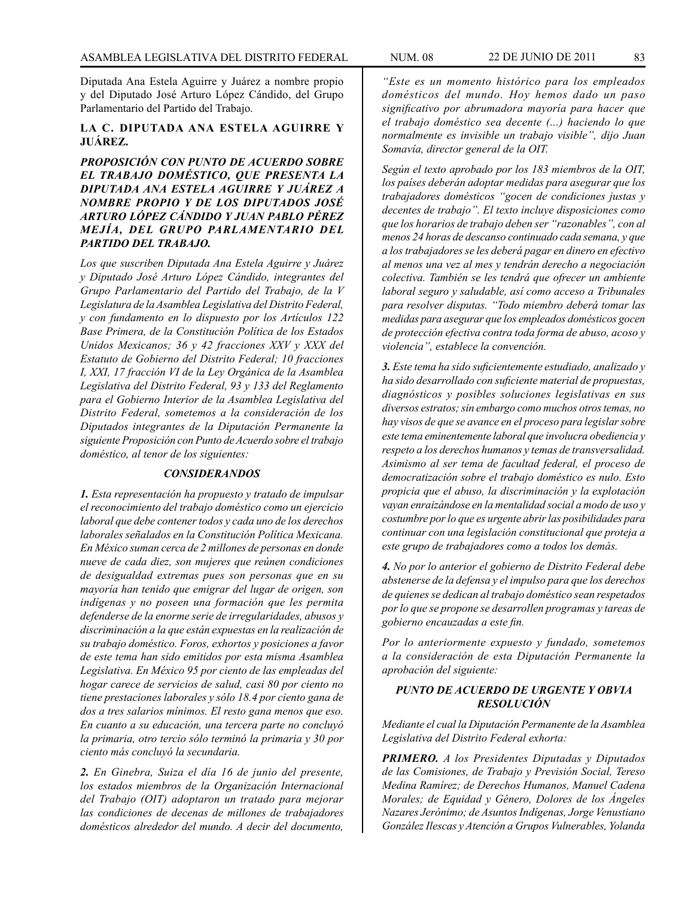Diputada Ana Estela Aguirre y Juárez a nombre propio y del Diputado José Arturo López Cándido, del Grupo Parlamentario del Partido del Trabajo.

**LA C. DIPUTADA ANA ESTELA AGUIRRE Y JUÁREZ.**

***PROPOSICIÓN CON PUNTO DE ACUERDO SOBRE EL TRABAJO DOMÉSTICO, QUE PRESENTA LA DIPUTADA ANA ESTELA AGUIRRE Y JUÁREZ A NOMBRE PROPIO Y DE LOS DIPUTADOS JOSÉ ARTURO LÓPEZ CÁNDIDO Y JUAN PABLO PÉREZ MEJÍA, DEL GRUPO PARLAMENTARIO DEL PARTIDO DEL TRABAJO.***

*Los que suscriben Diputada Ana Estela Aguirre y Juárez y Diputado José Arturo López Cándido, integrantes del Grupo Parlamentario del Partido del Trabajo, de la V Legislatura de la Asamblea Legislativa del Distrito Federal, y con fundamento en lo dispuesto por los Artículos 122 Base Primera, de la Constitución Política de los Estados Unidos Mexicanos; 36 y 42 fracciones XXV y XXX del Estatuto de Gobierno del Distrito Federal; 10 fracciones I, XXI, 17 fracción VI de la Ley Orgánica de la Asamblea Legislativa del Distrito Federal, 93 y 133 del Reglamento para el Gobierno Interior de la Asamblea Legislativa del Distrito Federal, sometemos a la consideración de los Diputados integrantes de la Diputación Permanente la siguiente Proposición con Punto de Acuerdo sobre el trabajo doméstico, al tenor de los siguientes:*

***CONSIDERANDOS***

***1.*** *Esta representación ha propuesto y tratado de impulsar el reconocimiento del trabajo doméstico como un ejercicio laboral que debe contener todos y cada uno de los derechos laborales señalados en la Constitución Política Mexicana. En México suman cerca de 2 millones de personas en donde nueve de cada diez, son mujeres que reúnen condiciones de desigualdad extremas pues son personas que en su mayoría han tenido que emigrar del lugar de origen, son indígenas y no poseen una formación que les permita defenderse de la enorme serie de irregularidades, abusos y discriminación a la que están expuestas en la realización de su trabajo doméstico. Foros, exhortos y posiciones a favor de este tema han sido emitidos por esta misma Asamblea Legislativa. En México 95 por ciento de las empleadas del hogar carece de servicios de salud, casi 80 por ciento no tiene prestaciones laborales y sólo 18.4 por ciento gana de dos a tres salarios mínimos. El resto gana menos que eso. En cuanto a su educación, una tercera parte no concluyó la primaria, otro tercio sólo terminó la primaria y 30 por ciento más concluyó la secundaria.*

***2.*** *En Ginebra, Suiza el día 16 de junio del presente, los estados miembros de la Organización Internacional del Trabajo (OIT) adoptaron un tratado para mejorar las condiciones de decenas de millones de trabajadores domésticos alrededor del mundo. A decir del documento, "Este es un momento histórico para los empleados domésticos del mundo. Hoy hemos dado un paso significativo por abrumadora mayoría para hacer que el trabajo doméstico sea decente (...) haciendo lo que normalmente es invisible un trabajo visible", dijo Juan Somavía, director general de la OIT.*

*Según el texto aprobado por los 183 miembros de la OIT, los países deberán adoptar medidas para asegurar que los trabajadores domésticos "gocen de condiciones justas y decentes de trabajo". El texto incluye disposiciones como que los horarios de trabajo deben ser "razonables", con al menos 24 horas de descanso continuado cada semana, y que a los trabajadores se les deberá pagar en dinero en efectivo al menos una vez al mes y tendrán derecho a negociación colectiva. También se les tendrá que ofrecer un ambiente laboral seguro y saludable, así como acceso a Tribunales para resolver disputas. "Todo miembro deberá tomar las medidas para asegurar que los empleados domésticos gocen de protección efectiva contra toda forma de abuso, acoso y violencia", establece la convención.*

***3.*** *Este tema ha sido suficientemente estudiado, analizado y ha sido desarrollado con suficiente material de propuestas, diagnósticos y posibles soluciones legislativas en sus diversos estratos; sin embargo como muchos otros temas, no hay visos de que se avance en el proceso para legislar sobre este tema eminentemente laboral que involucra obediencia y respeto a los derechos humanos y temas de transversalidad. Asimismo al ser tema de facultad federal, el proceso de democratización sobre el trabajo doméstico es nulo. Esto propicia que el abuso, la discriminación y la explotación vayan enraizándose en la mentalidad social a modo de uso y costumbre por lo que es urgente abrir las posibilidades para continuar con una legislación constitucional que proteja a este grupo de trabajadores como a todos los demás.*

***4.*** *No por lo anterior el gobierno de Distrito Federal debe abstenerse de la defensa y el impulso para que los derechos de quienes se dedican al trabajo doméstico sean respetados por lo que se propone se desarrollen programas y tareas de gobierno encauzadas a este fin.*

*Por lo anteriormente expuesto y fundado, sometemos a la consideración de esta Diputación Permanente la aprobación del siguiente:*

***PUNTO DE ACUERDO DE URGENTE Y OBVIA RESOLUCIÓN***

*Mediante el cual la Diputación Permanente de la Asamblea Legislativa del Distrito Federal exhorta:*

***PRIMERO.*** *A los Presidentes Diputadas y Diputados de las Comisiones, de Trabajo y Previsión Social, Tereso Medina Ramírez; de Derechos Humanos, Manuel Cadena Morales; de Equidad y Género, Dolores de los Ángeles Nazares Jerónimo; de Asuntos Indígenas, Jorge Venustiano González Ilescas y Atención a Grupos Vulnerables, Yolanda*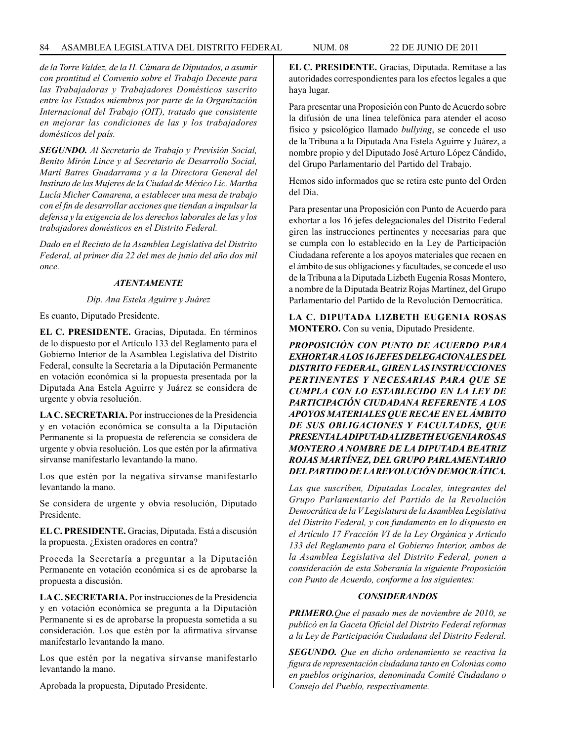*de la Torre Valdez, de la H. Cámara de Diputados, a asumir con prontitud el Convenio sobre el Trabajo Decente para las Trabajadoras y Trabajadores Domésticos suscrito entre los Estados miembros por parte de la Organización Internacional del Trabajo (OIT), tratado que consistente en mejorar las condiciones de las y los trabajadores domésticos del país.*

***SEGUNDO.*** *Al Secretario de Trabajo y Previsión Social, Benito Mirón Lince y al Secretario de Desarrollo Social, Martí Batres Guadarrama y a la Directora General del Instituto de las Mujeres de la Ciudad de México Lic. Martha Lucía Micher Camarena, a establecer una mesa de trabajo con el fin de desarrollar acciones que tiendan a impulsar la defensa y la exigencia de los derechos laborales de las y los trabajadores domésticos en el Distrito Federal.*

*Dado en el Recinto de la Asamblea Legislativa del Distrito Federal, al primer día 22 del mes de junio del año dos mil once.*

***ATENTAMENTE***

*Dip. Ana Estela Aguirre y Juárez*

Es cuanto, Diputado Presidente.

**EL C. PRESIDENTE.** Gracias, Diputada. En términos de lo dispuesto por el Artículo 133 del Reglamento para el Gobierno Interior de la Asamblea Legislativa del Distrito Federal, consulte la Secretaría a la Diputación Permanente en votación económica si la propuesta presentada por la Diputada Ana Estela Aguirre y Juárez se considera de urgente y obvia resolución.

**LA C. SECRETARIA.** Por instrucciones de la Presidencia y en votación económica se consulta a la Diputación Permanente si la propuesta de referencia se considera de urgente y obvia resolución. Los que estén por la afirmativa sírvanse manifestarlo levantando la mano.

Los que estén por la negativa sírvanse manifestarlo levantando la mano.

Se considera de urgente y obvia resolución, Diputado Presidente.

**EL C. PRESIDENTE.** Gracias, Diputada. Está a discusión la propuesta. ¿Existen oradores en contra?

Proceda la Secretaría a preguntar a la Diputación Permanente en votación económica si es de aprobarse la propuesta a discusión.

**LA C. SECRETARIA.** Por instrucciones de la Presidencia y en votación económica se pregunta a la Diputación Permanente si es de aprobarse la propuesta sometida a su consideración. Los que estén por la afirmativa sírvanse manifestarlo levantando la mano.

Los que estén por la negativa sírvanse manifestarlo levantando la mano.

Aprobada la propuesta, Diputado Presidente.

**EL C. PRESIDENTE.** Gracias, Diputada. Remítase a las autoridades correspondientes para los efectos legales a que haya lugar.

Para presentar una Proposición con Punto de Acuerdo sobre la difusión de una línea telefónica para atender el acoso físico y psicológico llamado *bullying*, se concede el uso de la Tribuna a la Diputada Ana Estela Aguirre y Juárez, a nombre propio y del Diputado José Arturo López Cándido, del Grupo Parlamentario del Partido del Trabajo.

Hemos sido informados que se retira este punto del Orden del Día.

Para presentar una Proposición con Punto de Acuerdo para exhortar a los 16 jefes delegacionales del Distrito Federal giren las instrucciones pertinentes y necesarias para que se cumpla con lo establecido en la Ley de Participación Ciudadana referente a los apoyos materiales que recaen en el ámbito de sus obligaciones y facultades, se concede el uso de la Tribuna a la Diputada Lizbeth Eugenia Rosas Montero, a nombre de la Diputada Beatriz Rojas Martínez, del Grupo Parlamentario del Partido de la Revolución Democrática.

**LA C. DIPUTADA LIZBETH EUGENIA ROSAS MONTERO.** Con su venia, Diputado Presidente.

***PROPOSICIÓN CON PUNTO DE ACUERDO PARA EXHORTAR A LOS 16 JEFES DELEGACIONALES DEL DISTRITO FEDERAL, GIREN LAS INSTRUCCIONES PERTINENTES Y NECESARIAS PARA QUE SE CUMPLA CON LO ESTABLECIDO EN LA LEY DE PARTICIPACIÓN CIUDADANA REFERENTE A LOS APOYOS MATERIALES QUE RECAE EN EL ÁMBITO DE SUS OBLIGACIONES Y FACULTADES, QUE PRESENTA LA DIPUTADA LIZBETH EUGENIA ROSAS MONTERO A NOMBRE DE LA DIPUTADA BEATRIZ ROJAS MARTÍNEZ, DEL GRUPO PARLAMENTARIO DEL PARTIDO DE LA REVOLUCIÓN DEMOCRÁTICA.***

*Las que suscriben, Diputadas Locales, integrantes del Grupo Parlamentario del Partido de la Revolución Democrática de la V Legislatura de la Asamblea Legislativa del Distrito Federal, y con fundamento en lo dispuesto en el Artículo 17 Fracción VI de la Ley Orgánica y Artículo 133 del Reglamento para el Gobierno Interior, ambos de la Asamblea Legislativa del Distrito Federal, ponen a consideración de esta Soberanía la siguiente Proposición con Punto de Acuerdo, conforme a los siguientes:*

***CONSIDERANDOS***

***PRIMERO.*** *Que el pasado mes de noviembre de 2010, se publicó en la Gaceta Oficial del Distrito Federal reformas a la Ley de Participación Ciudadana del Distrito Federal.*

***SEGUNDO.*** *Que en dicho ordenamiento se reactiva la figura de representación ciudadana tanto en Colonias como en pueblos originarios, denominada Comité Ciudadano o Consejo del Pueblo, respectivamente.*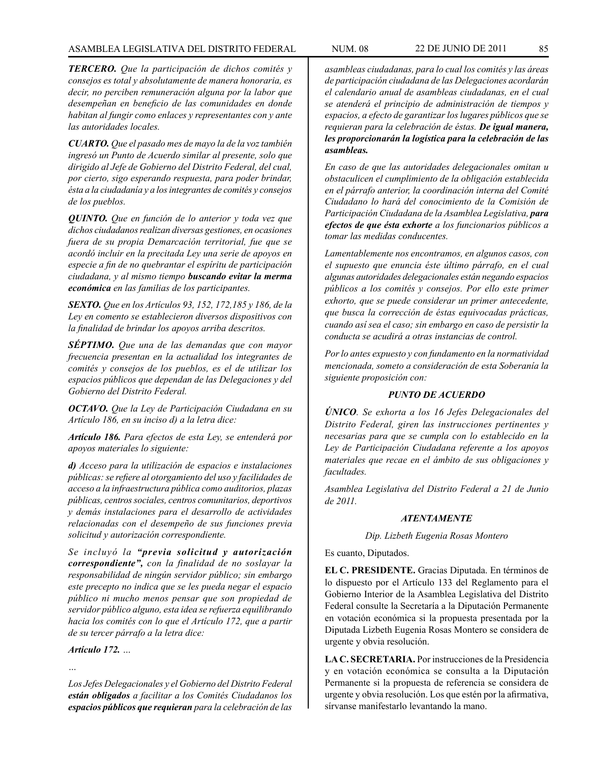***TERCERO.*** *Que la participación de dichos comités y consejos es total y absolutamente de manera honoraria, es decir, no perciben remuneración alguna por la labor que desempeñan en beneficio de las comunidades en donde habitan al fungir como enlaces y representantes con y ante las autoridades locales.*

***CUARTO.*** *Que el pasado mes de mayo la de la voz también ingresó un Punto de Acuerdo similar al presente, solo que dirigido al Jefe de Gobierno del Distrito Federal, del cual, por cierto, sigo esperando respuesta, para poder brindar, ésta a la ciudadanía y a los integrantes de comités y consejos de los pueblos.*

***QUINTO.*** *Que en función de lo anterior y toda vez que dichos ciudadanos realizan diversas gestiones, en ocasiones fuera de su propia Demarcación territorial, fue que se acordó incluir en la precitada Ley una serie de apoyos en especie a fin de no quebrantar el espíritu de participación ciudadana, y al mismo tiempo* ***buscando evitar la merma económica*** *en las familias de los participantes.*

***SEXTO.*** *Que en los Artículos 93, 152, 172,185 y 186, de la Ley en comento se establecieron diversos dispositivos con la finalidad de brindar los apoyos arriba descritos.*

***SÉPTIMO.*** *Que una de las demandas que con mayor frecuencia presentan en la actualidad los integrantes de comités y consejos de los pueblos, es el de utilizar los espacios públicos que dependan de las Delegaciones y del Gobierno del Distrito Federal.*

***OCTAVO.*** *Que la Ley de Participación Ciudadana en su Artículo 186, en su inciso d) a la letra dice:*

***Artículo 186.*** *Para efectos de esta Ley, se entenderá por apoyos materiales lo siguiente:*

***d)*** *Acceso para la utilización de espacios e instalaciones públicas: se refiere al otorgamiento del uso y facilidades de acceso a la infraestructura pública como auditorios, plazas públicas, centros sociales, centros comunitarios, deportivos y demás instalaciones para el desarrollo de actividades relacionadas con el desempeño de sus funciones previa solicitud y autorización correspondiente.*

*Se incluyó la* ***"previa solicitud y autorización correspondiente",*** *con la finalidad de no soslayar la responsabilidad de ningún servidor público; sin embargo este precepto no indica que se les pueda negar el espacio público ni mucho menos pensar que son propiedad de servidor público alguno, esta idea se refuerza equilibrando hacia los comités con lo que el Artículo 172, que a partir de su tercer párrafo a la letra dice:*

***Artículo 172.*** *...*

*...*

*Los Jefes Delegacionales y el Gobierno del Distrito Federal* ***están obligados*** *a facilitar a los Comités Ciudadanos los* ***espacios públicos que requieran*** *para la celebración de las asambleas ciudadanas, para lo cual los comités y las áreas de participación ciudadana de las Delegaciones acordarán el calendario anual de asambleas ciudadanas, en el cual se atenderá el principio de administración de tiempos y espacios, a efecto de garantizar los lugares públicos que se requieran para la celebración de éstas.* ***De igual manera, les proporcionarán la logística para la celebración de las asambleas.***

*En caso de que las autoridades delegacionales omitan u obstaculicen el cumplimiento de la obligación establecida en el párrafo anterior, la coordinación interna del Comité Ciudadano lo hará del conocimiento de la Comisión de Participación Ciudadana de la Asamblea Legislativa,* ***para efectos de que ésta exhorte*** *a los funcionarios públicos a tomar las medidas conducentes.*

*Lamentablemente nos encontramos, en algunos casos, con el supuesto que enuncia éste último párrafo, en el cual algunas autoridades delegacionales están negando espacios públicos a los comités y consejos. Por ello este primer exhorto, que se puede considerar un primer antecedente, que busca la corrección de éstas equivocadas prácticas, cuando así sea el caso; sin embargo en caso de persistir la conducta se acudirá a otras instancias de control.*

*Por lo antes expuesto y con fundamento en la normatividad mencionada, someto a consideración de esta Soberanía la siguiente proposición con:*

***PUNTO DE ACUERDO***

***ÚNICO****. Se exhorta a los 16 Jefes Delegacionales del Distrito Federal, giren las instrucciones pertinentes y necesarias para que se cumpla con lo establecido en la Ley de Participación Ciudadana referente a los apoyos materiales que recae en el ámbito de sus obligaciones y facultades.*

*Asamblea Legislativa del Distrito Federal a 21 de Junio de 2011.*

***ATENTAMENTE***

*Dip. Lizbeth Eugenia Rosas Montero*

Es cuanto, Diputados.

**EL C. PRESIDENTE.** Gracias Diputada. En términos de lo dispuesto por el Artículo 133 del Reglamento para el Gobierno Interior de la Asamblea Legislativa del Distrito Federal consulte la Secretaría a la Diputación Permanente en votación económica si la propuesta presentada por la Diputada Lizbeth Eugenia Rosas Montero se considera de urgente y obvia resolución.

**LA C. SECRETARIA.** Por instrucciones de la Presidencia y en votación económica se consulta a la Diputación Permanente si la propuesta de referencia se considera de urgente y obvia resolución. Los que estén por la afirmativa, sírvanse manifestarlo levantando la mano.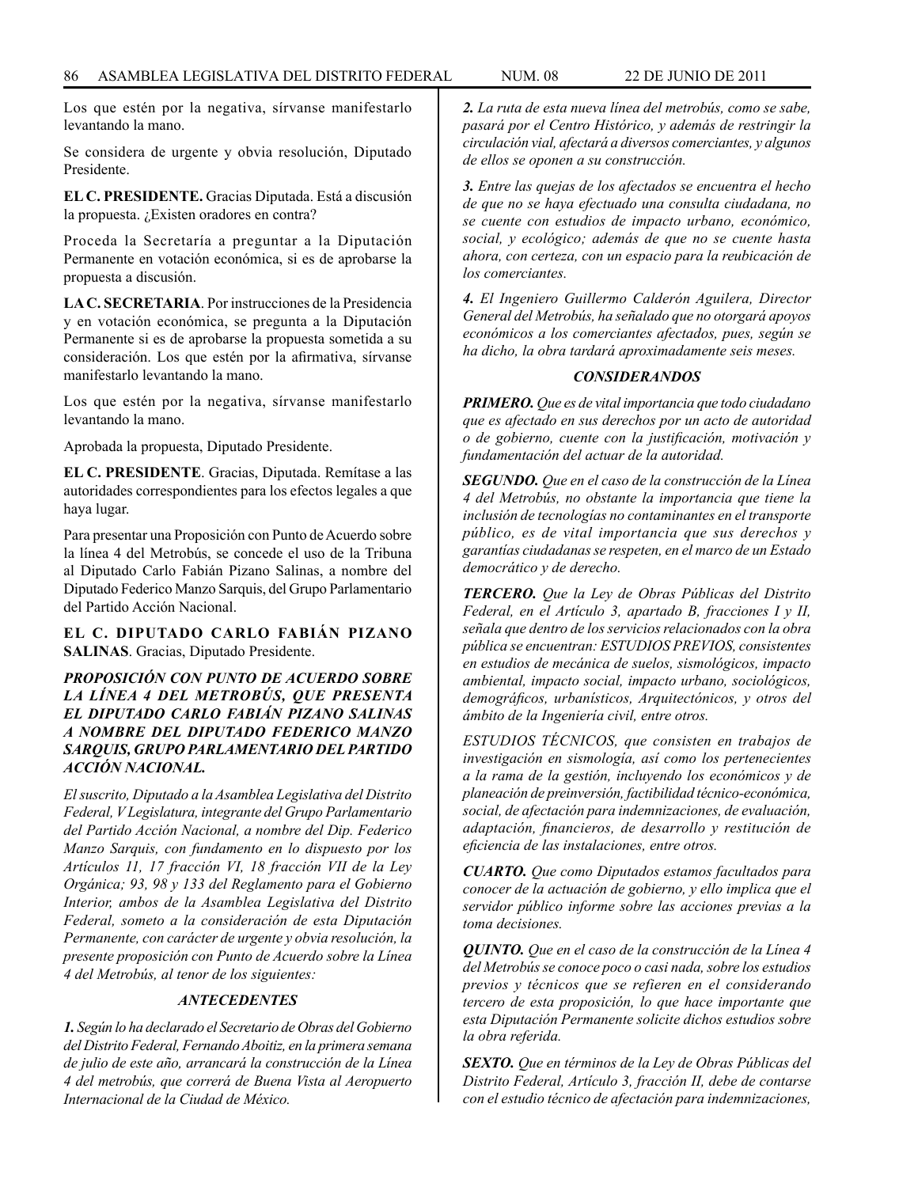Los que estén por la negativa, sírvanse manifestarlo levantando la mano.

Se considera de urgente y obvia resolución, Diputado Presidente.

**EL C. PRESIDENTE.** Gracias Diputada. Está a discusión la propuesta. ¿Existen oradores en contra?

Proceda la Secretaría a preguntar a la Diputación Permanente en votación económica, si es de aprobarse la propuesta a discusión.

**LA C. SECRETARIA**. Por instrucciones de la Presidencia y en votación económica, se pregunta a la Diputación Permanente si es de aprobarse la propuesta sometida a su consideración. Los que estén por la afirmativa, sírvanse manifestarlo levantando la mano.

Los que estén por la negativa, sírvanse manifestarlo levantando la mano.

Aprobada la propuesta, Diputado Presidente.

**EL C. PRESIDENTE**. Gracias, Diputada. Remítase a las autoridades correspondientes para los efectos legales a que haya lugar.

Para presentar una Proposición con Punto de Acuerdo sobre la línea 4 del Metrobús, se concede el uso de la Tribuna al Diputado Carlo Fabián Pizano Salinas, a nombre del Diputado Federico Manzo Sarquis, del Grupo Parlamentario del Partido Acción Nacional.

**EL C. DIPUTADO CARLO FABIÁN PIZANO SALINAS**. Gracias, Diputado Presidente.

***PROPOSICIÓN CON PUNTO DE ACUERDO SOBRE LA LÍNEA 4 DEL METROBÚS, QUE PRESENTA EL DIPUTADO CARLO FABIÁN PIZANO SALINAS A NOMBRE DEL DIPUTADO FEDERICO MANZO SARQUIS, GRUPO PARLAMENTARIO DEL PARTIDO ACCIÓN NACIONAL.***

*El suscrito, Diputado a la Asamblea Legislativa del Distrito Federal, V Legislatura, integrante del Grupo Parlamentario del Partido Acción Nacional, a nombre del Dip. Federico Manzo Sarquis, con fundamento en lo dispuesto por los Artículos 11, 17 fracción VI, 18 fracción VII de la Ley Orgánica; 93, 98 y 133 del Reglamento para el Gobierno Interior, ambos de la Asamblea Legislativa del Distrito Federal, someto a la consideración de esta Diputación Permanente, con carácter de urgente y obvia resolución, la presente proposición con Punto de Acuerdo sobre la Línea 4 del Metrobús, al tenor de los siguientes:*

***ANTECEDENTES***

***1.*** *Según lo ha declarado el Secretario de Obras del Gobierno del Distrito Federal, Fernando Aboitiz, en la primera semana de julio de este año, arrancará la construcción de la Línea 4 del metrobús, que correrá de Buena Vista al Aeropuerto Internacional de la Ciudad de México.*

***2.*** *La ruta de esta nueva línea del metrobús, como se sabe, pasará por el Centro Histórico, y además de restringir la circulación vial, afectará a diversos comerciantes, y algunos de ellos se oponen a su construcción.*

***3.*** *Entre las quejas de los afectados se encuentra el hecho de que no se haya efectuado una consulta ciudadana, no se cuente con estudios de impacto urbano, económico, social, y ecológico; además de que no se cuente hasta ahora, con certeza, con un espacio para la reubicación de los comerciantes.*

***4.*** *El Ingeniero Guillermo Calderón Aguilera, Director General del Metrobús, ha señalado que no otorgará apoyos económicos a los comerciantes afectados, pues, según se ha dicho, la obra tardará aproximadamente seis meses.*

***CONSIDERANDOS***

***PRIMERO.*** *Que es de vital importancia que todo ciudadano que es afectado en sus derechos por un acto de autoridad o de gobierno, cuente con la justificación, motivación y fundamentación del actuar de la autoridad.*

***SEGUNDO.*** *Que en el caso de la construcción de la Línea 4 del Metrobús, no obstante la importancia que tiene la inclusión de tecnologías no contaminantes en el transporte público, es de vital importancia que sus derechos y garantías ciudadanas se respeten, en el marco de un Estado democrático y de derecho.*

***TERCERO.*** *Que la Ley de Obras Públicas del Distrito Federal, en el Artículo 3, apartado B, fracciones I y II, señala que dentro de los servicios relacionados con la obra pública se encuentran: ESTUDIOS PREVIOS, consistentes en estudios de mecánica de suelos, sismológicos, impacto ambiental, impacto social, impacto urbano, sociológicos, demográficos, urbanísticos, Arquitectónicos, y otros del ámbito de la Ingeniería civil, entre otros.*

*ESTUDIOS TÉCNICOS, que consisten en trabajos de investigación en sismología, así como los pertenecientes a la rama de la gestión, incluyendo los económicos y de planeación de preinversión, factibilidad técnico-económica, social, de afectación para indemnizaciones, de evaluación, adaptación, financieros, de desarrollo y restitución de eficiencia de las instalaciones, entre otros.*

***CUARTO.*** *Que como Diputados estamos facultados para conocer de la actuación de gobierno, y ello implica que el servidor público informe sobre las acciones previas a la toma decisiones.*

***QUINTO.*** *Que en el caso de la construcción de la Línea 4 del Metrobús se conoce poco o casi nada, sobre los estudios previos y técnicos que se refieren en el considerando tercero de esta proposición, lo que hace importante que esta Diputación Permanente solicite dichos estudios sobre la obra referida.*

***SEXTO.*** *Que en términos de la Ley de Obras Públicas del Distrito Federal, Artículo 3, fracción II, debe de contarse con el estudio técnico de afectación para indemnizaciones,*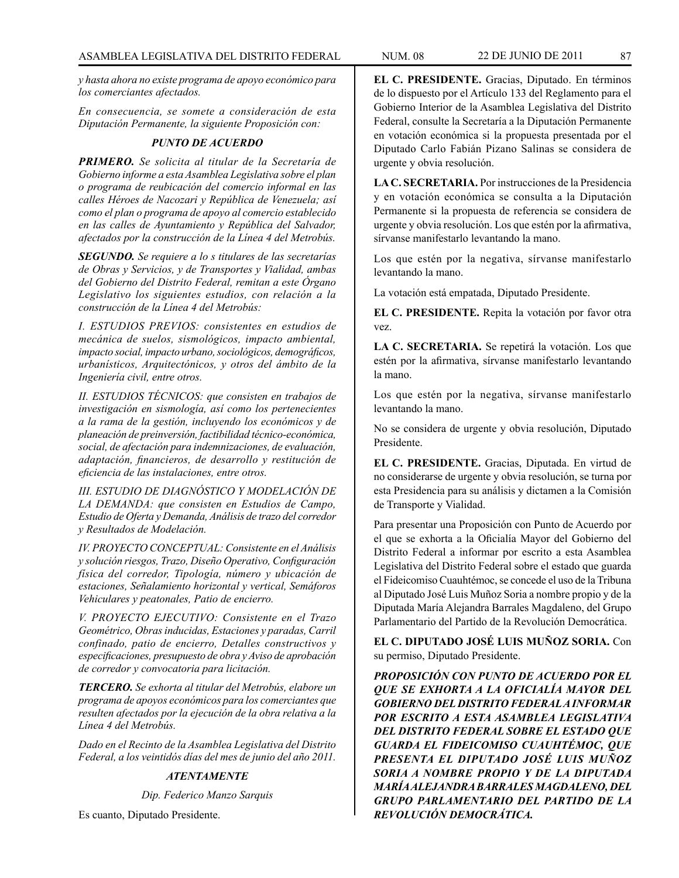*y hasta ahora no existe programa de apoyo económico para los comerciantes afectados.*

*En consecuencia, se somete a consideración de esta Diputación Permanente, la siguiente Proposición con:*

***PUNTO DE ACUERDO***

***PRIMERO.*** *Se solicita al titular de la Secretaría de Gobierno informe a esta Asamblea Legislativa sobre el plan o programa de reubicación del comercio informal en las calles Héroes de Nacozari y República de Venezuela; así como el plan o programa de apoyo al comercio establecido en las calles de Ayuntamiento y República del Salvador, afectados por la construcción de la Línea 4 del Metrobús.*

***SEGUNDO.*** *Se requiere a lo s titulares de las secretarías de Obras y Servicios, y de Transportes y Vialidad, ambas del Gobierno del Distrito Federal, remitan a este Órgano Legislativo los siguientes estudios, con relación a la construcción de la Línea 4 del Metrobús:*

*I. ESTUDIOS PREVIOS: consistentes en estudios de mecánica de suelos, sismológicos, impacto ambiental, impacto social, impacto urbano, sociológicos, demográficos, urbanísticos, Arquitectónicos, y otros del ámbito de la Ingeniería civil, entre otros.*

*II. ESTUDIOS TÉCNICOS: que consisten en trabajos de investigación en sismología, así como los pertenecientes a la rama de la gestión, incluyendo los económicos y de planeación de preinversión, factibilidad técnico-económica, social, de afectación para indemnizaciones, de evaluación, adaptación, financieros, de desarrollo y restitución de eficiencia de las instalaciones, entre otros.*

*III. ESTUDIO DE DIAGNÓSTICO Y MODELACIÓN DE LA DEMANDA: que consisten en Estudios de Campo, Estudio de Oferta y Demanda, Análisis de trazo del corredor y Resultados de Modelación.*

*IV. PROYECTO CONCEPTUAL: Consistente en el Análisis y solución riesgos, Trazo, Diseño Operativo, Configuración física del corredor, Tipología, número y ubicación de estaciones, Señalamiento horizontal y vertical, Semáforos Vehiculares y peatonales, Patio de encierro.*

*V. PROYECTO EJECUTIVO: Consistente en el Trazo Geométrico, Obras inducidas, Estaciones y paradas, Carril confinado, patio de encierro, Detalles constructivos y especificaciones, presupuesto de obra y Aviso de aprobación de corredor y convocatoria para licitación.*

***TERCERO.*** *Se exhorta al titular del Metrobús, elabore un programa de apoyos económicos para los comerciantes que resulten afectados por la ejecución de la obra relativa a la Línea 4 del Metrobús.*

*Dado en el Recinto de la Asamblea Legislativa del Distrito Federal, a los veintidós días del mes de junio del año 2011.*

***ATENTAMENTE***

*Dip. Federico Manzo Sarquis*

Es cuanto, Diputado Presidente.

**EL C. PRESIDENTE.** Gracias, Diputado. En términos de lo dispuesto por el Artículo 133 del Reglamento para el Gobierno Interior de la Asamblea Legislativa del Distrito Federal, consulte la Secretaría a la Diputación Permanente en votación económica si la propuesta presentada por el Diputado Carlo Fabián Pizano Salinas se considera de urgente y obvia resolución.

**LA C. SECRETARIA.** Por instrucciones de la Presidencia y en votación económica se consulta a la Diputación Permanente si la propuesta de referencia se considera de urgente y obvia resolución. Los que estén por la afirmativa, sírvanse manifestarlo levantando la mano.

Los que estén por la negativa, sírvanse manifestarlo levantando la mano.

La votación está empatada, Diputado Presidente.

**EL C. PRESIDENTE.** Repita la votación por favor otra vez.

**LA C. SECRETARIA.** Se repetirá la votación. Los que estén por la afirmativa, sírvanse manifestarlo levantando la mano.

Los que estén por la negativa, sírvanse manifestarlo levantando la mano.

No se considera de urgente y obvia resolución, Diputado Presidente.

**EL C. PRESIDENTE.** Gracias, Diputada. En virtud de no considerarse de urgente y obvia resolución, se turna por esta Presidencia para su análisis y dictamen a la Comisión de Transporte y Vialidad.

Para presentar una Proposición con Punto de Acuerdo por el que se exhorta a la Oficialía Mayor del Gobierno del Distrito Federal a informar por escrito a esta Asamblea Legislativa del Distrito Federal sobre el estado que guarda el Fideicomiso Cuauhtémoc, se concede el uso de la Tribuna al Diputado José Luis Muñoz Soria a nombre propio y de la Diputada María Alejandra Barrales Magdaleno, del Grupo Parlamentario del Partido de la Revolución Democrática.

**EL C. DIPUTADO JOSÉ LUIS MUÑOZ SORIA.** Con su permiso, Diputado Presidente.

***PROPOSICIÓN CON PUNTO DE ACUERDO POR EL QUE SE EXHORTA A LA OFICIALÍA MAYOR DEL GOBIERNO DEL DISTRITO FEDERAL A INFORMAR POR ESCRITO A ESTA ASAMBLEA LEGISLATIVA DEL DISTRITO FEDERAL SOBRE EL ESTADO QUE GUARDA EL FIDEICOMISO CUAUHTÉMOC, QUE PRESENTA EL DIPUTADO JOSÉ LUIS MUÑOZ SORIA A NOMBRE PROPIO Y DE LA DIPUTADA MARÍA ALEJANDRA BARRALES MAGDALENO, DEL GRUPO PARLAMENTARIO DEL PARTIDO DE LA REVOLUCIÓN DEMOCRÁTICA.***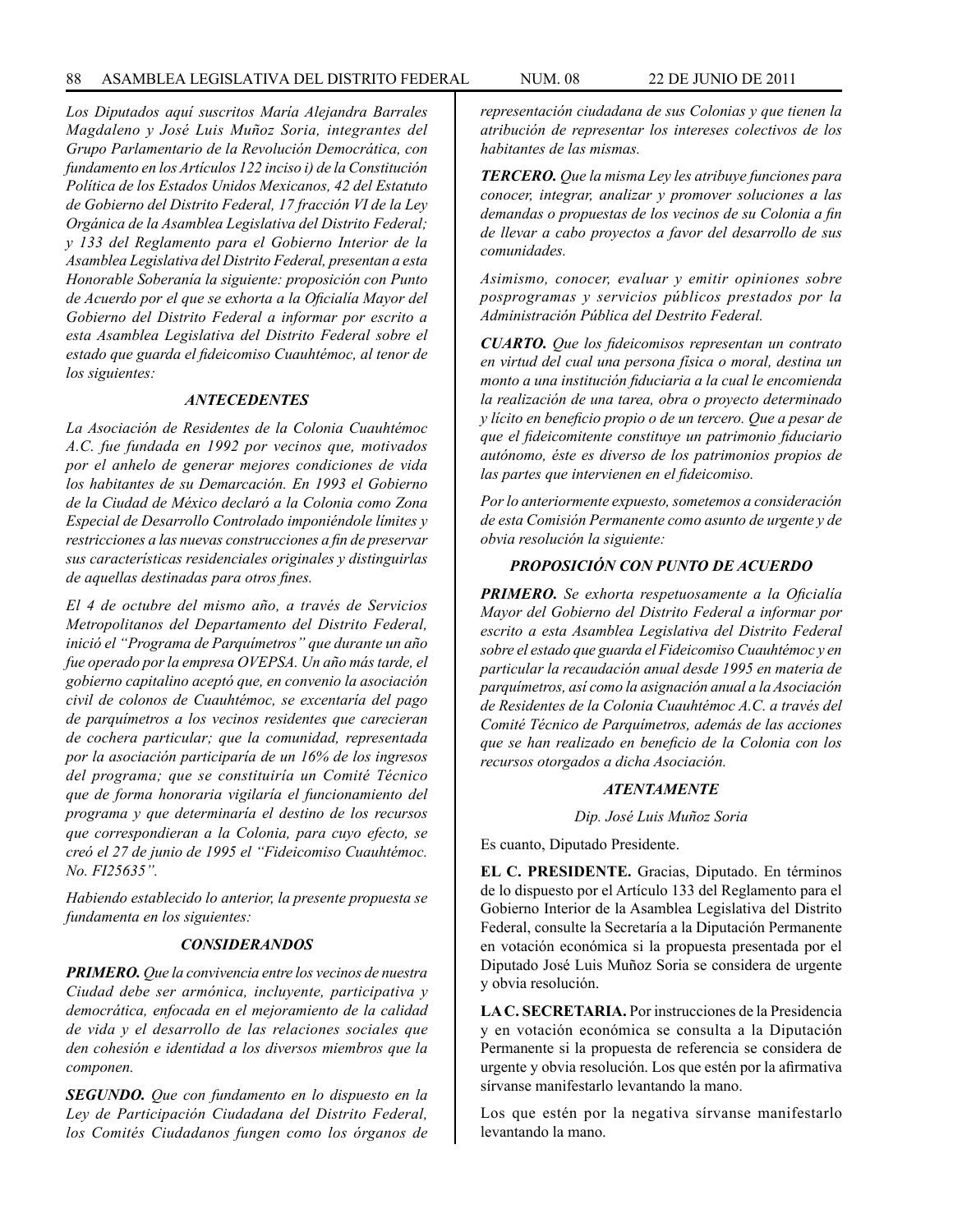*Los Diputados aquí suscritos María Alejandra Barrales Magdaleno y José Luis Muñoz Soria, integrantes del Grupo Parlamentario de la Revolución Democrática, con fundamento en los Artículos 122 inciso i) de la Constitución Política de los Estados Unidos Mexicanos, 42 del Estatuto de Gobierno del Distrito Federal, 17 fracción VI de la Ley Orgánica de la Asamblea Legislativa del Distrito Federal; y 133 del Reglamento para el Gobierno Interior de la Asamblea Legislativa del Distrito Federal, presentan a esta Honorable Soberanía la siguiente: proposición con Punto de Acuerdo por el que se exhorta a la Oficialía Mayor del Gobierno del Distrito Federal a informar por escrito a esta Asamblea Legislativa del Distrito Federal sobre el estado que guarda el fideicomiso Cuauhtémoc, al tenor de los siguientes:*

***ANTECEDENTES***

*La Asociación de Residentes de la Colonia Cuauhtémoc A.C. fue fundada en 1992 por vecinos que, motivados por el anhelo de generar mejores condiciones de vida los habitantes de su Demarcación. En 1993 el Gobierno de la Ciudad de México declaró a la Colonia como Zona Especial de Desarrollo Controlado imponiéndole límites y restricciones a las nuevas construcciones a fin de preservar sus características residenciales originales y distinguirlas de aquellas destinadas para otros fines.*

*El 4 de octubre del mismo año, a través de Servicios Metropolitanos del Departamento del Distrito Federal, inició el "Programa de Parquímetros" que durante un año fue operado por la empresa OVEPSA. Un año más tarde, el gobierno capitalino aceptó que, en convenio la asociación civil de colonos de Cuauhtémoc, se excentaría del pago de parquímetros a los vecinos residentes que carecieran de cochera particular; que la comunidad, representada por la asociación participaría de un 16% de los ingresos del programa; que se constituiría un Comité Técnico que de forma honoraria vigilaría el funcionamiento del programa y que determinaría el destino de los recursos que correspondieran a la Colonia, para cuyo efecto, se creó el 27 de junio de 1995 el "Fideicomiso Cuauhtémoc. No. FI25635".*

*Habiendo establecido lo anterior, la presente propuesta se fundamenta en los siguientes:*

***CONSIDERANDOS***

***PRIMERO.*** *Que la convivencia entre los vecinos de nuestra Ciudad debe ser armónica, incluyente, participativa y democrática, enfocada en el mejoramiento de la calidad de vida y el desarrollo de las relaciones sociales que den cohesión e identidad a los diversos miembros que la componen.*

***SEGUNDO.*** *Que con fundamento en lo dispuesto en la Ley de Participación Ciudadana del Distrito Federal, los Comités Ciudadanos fungen como los órganos de representación ciudadana de sus Colonias y que tienen la atribución de representar los intereses colectivos de los habitantes de las mismas.*

***TERCERO.*** *Que la misma Ley les atribuye funciones para conocer, integrar, analizar y promover soluciones a las demandas o propuestas de los vecinos de su Colonia a fin de llevar a cabo proyectos a favor del desarrollo de sus comunidades.*

*Asimismo, conocer, evaluar y emitir opiniones sobre posprogramas y servicios públicos prestados por la Administración Pública del Destrito Federal.*

***CUARTO.*** *Que los fideicomisos representan un contrato en virtud del cual una persona física o moral, destina un monto a una institución fiduciaria a la cual le encomienda la realización de una tarea, obra o proyecto determinado y lícito en beneficio propio o de un tercero. Que a pesar de que el fideicomitente constituye un patrimonio fiduciario autónomo, éste es diverso de los patrimonios propios de las partes que intervienen en el fideicomiso.*

*Por lo anteriormente expuesto, sometemos a consideración de esta Comisión Permanente como asunto de urgente y de obvia resolución la siguiente:*

***PROPOSICIÓN CON PUNTO DE ACUERDO***

***PRIMERO.*** *Se exhorta respetuosamente a la Oficialía Mayor del Gobierno del Distrito Federal a informar por escrito a esta Asamblea Legislativa del Distrito Federal sobre el estado que guarda el Fideicomiso Cuauhtémoc y en particular la recaudación anual desde 1995 en materia de parquímetros, así como la asignación anual a la Asociación de Residentes de la Colonia Cuauhtémoc A.C. a través del Comité Técnico de Parquímetros, además de las acciones que se han realizado en beneficio de la Colonia con los recursos otorgados a dicha Asociación.*

***ATENTAMENTE***

*Dip. José Luis Muñoz Soria*

Es cuanto, Diputado Presidente.

**EL C. PRESIDENTE.** Gracias, Diputado. En términos de lo dispuesto por el Artículo 133 del Reglamento para el Gobierno Interior de la Asamblea Legislativa del Distrito Federal, consulte la Secretaría a la Diputación Permanente en votación económica si la propuesta presentada por el Diputado José Luis Muñoz Soria se considera de urgente y obvia resolución.

**LA C. SECRETARIA.** Por instrucciones de la Presidencia y en votación económica se consulta a la Diputación Permanente si la propuesta de referencia se considera de urgente y obvia resolución. Los que estén por la afirmativa sírvanse manifestarlo levantando la mano.

Los que estén por la negativa sírvanse manifestarlo levantando la mano.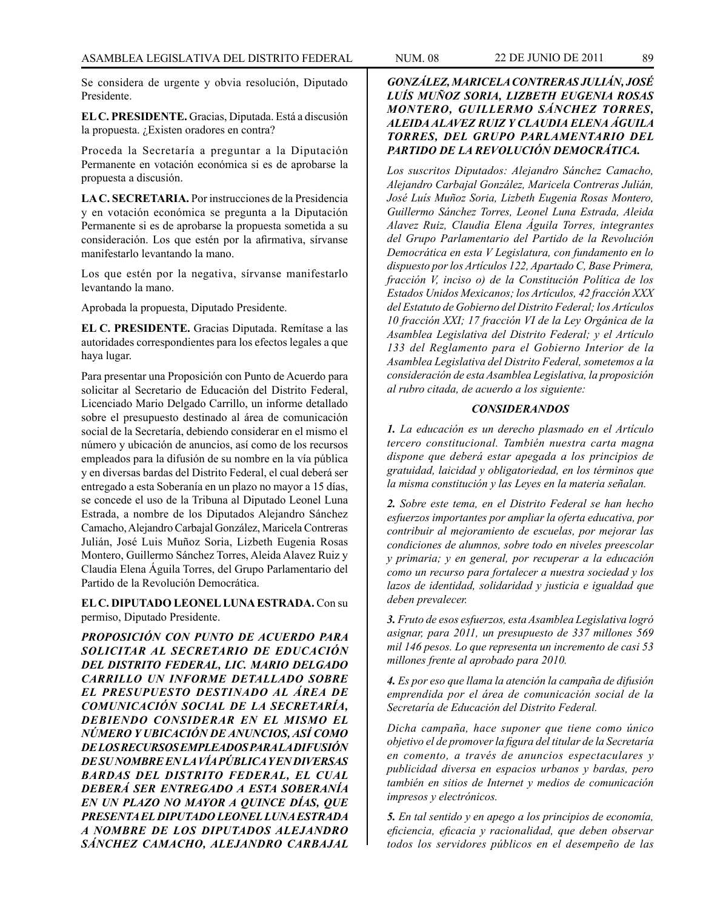Se considera de urgente y obvia resolución, Diputado Presidente.

**EL C. PRESIDENTE.** Gracias, Diputada. Está a discusión la propuesta. ¿Existen oradores en contra?

Proceda la Secretaría a preguntar a la Diputación Permanente en votación económica si es de aprobarse la propuesta a discusión.

**LA C. SECRETARIA.** Por instrucciones de la Presidencia y en votación económica se pregunta a la Diputación Permanente si es de aprobarse la propuesta sometida a su consideración. Los que estén por la afirmativa, sírvanse manifestarlo levantando la mano.

Los que estén por la negativa, sírvanse manifestarlo levantando la mano.

Aprobada la propuesta, Diputado Presidente.

**EL C. PRESIDENTE.** Gracias Diputada. Remítase a las autoridades correspondientes para los efectos legales a que haya lugar.

Para presentar una Proposición con Punto de Acuerdo para solicitar al Secretario de Educación del Distrito Federal, Licenciado Mario Delgado Carrillo, un informe detallado sobre el presupuesto destinado al área de comunicación social de la Secretaría, debiendo considerar en el mismo el número y ubicación de anuncios, así como de los recursos empleados para la difusión de su nombre en la vía pública y en diversas bardas del Distrito Federal, el cual deberá ser entregado a esta Soberanía en un plazo no mayor a 15 días, se concede el uso de la Tribuna al Diputado Leonel Luna Estrada, a nombre de los Diputados Alejandro Sánchez Camacho, Alejandro Carbajal González, Maricela Contreras Julián, José Luis Muñoz Soria, Lizbeth Eugenia Rosas Montero, Guillermo Sánchez Torres, Aleida Alavez Ruiz y Claudia Elena Águila Torres, del Grupo Parlamentario del Partido de la Revolución Democrática.

**EL C. DIPUTADO LEONEL LUNA ESTRADA.** Con su permiso, Diputado Presidente.

***PROPOSICIÓN CON PUNTO DE ACUERDO PARA SOLICITAR AL SECRETARIO DE EDUCACIÓN DEL DISTRITO FEDERAL, LIC. MARIO DELGADO CARRILLO UN INFORME DETALLADO SOBRE EL PRESUPUESTO DESTINADO AL ÁREA DE COMUNICACIÓN SOCIAL DE LA SECRETARÍA, DEBIENDO CONSIDERAR EN EL MISMO EL NÚMERO Y UBICACIÓN DE ANUNCIOS, ASÍ COMO DE LOS RECURSOS EMPLEADOS PARA LA DIFUSIÓN DE SU NOMBRE EN LA VÍA PÚBLICA Y EN DIVERSAS BARDAS DEL DISTRITO FEDERAL, EL CUAL DEBERÁ SER ENTREGADO A ESTA SOBERANÍA EN UN PLAZO NO MAYOR A QUINCE DÍAS, QUE PRESENTA EL DIPUTADO LEONEL LUNA ESTRADA A NOMBRE DE LOS DIPUTADOS ALEJANDRO SÁNCHEZ CAMACHO, ALEJANDRO CARBAJAL GONZÁLEZ, MARICELA CONTRERAS JULIÁN, JOSÉ LUÍS MUÑOZ SORIA, LIZBETH EUGENIA ROSAS MONTERO, GUILLERMO SÁNCHEZ TORRES, ALEIDA ALAVEZ RUIZ Y CLAUDIA ELENA ÁGUILA TORRES, DEL GRUPO PARLAMENTARIO DEL PARTIDO DE LA REVOLUCIÓN DEMOCRÁTICA.***

*Los suscritos Diputados: Alejandro Sánchez Camacho, Alejandro Carbajal González, Maricela Contreras Julián, José Luís Muñoz Soria, Lizbeth Eugenia Rosas Montero, Guillermo Sánchez Torres, Leonel Luna Estrada, Aleida Alavez Ruiz, Claudia Elena Águila Torres, integrantes del Grupo Parlamentario del Partido de la Revolución Democrática en esta V Legislatura, con fundamento en lo dispuesto por los Artículos 122, Apartado C, Base Primera, fracción V, inciso o) de la Constitución Política de los Estados Unidos Mexicanos; los Artículos, 42 fracción XXX del Estatuto de Gobierno del Distrito Federal; los Artículos 10 fracción XXI; 17 fracción VI de la Ley Orgánica de la Asamblea Legislativa del Distrito Federal; y el Artículo 133 del Reglamento para el Gobierno Interior de la Asamblea Legislativa del Distrito Federal, sometemos a la consideración de esta Asamblea Legislativa, la proposición al rubro citada, de acuerdo a los siguiente:*

***CONSIDERANDOS***

***1.*** *La educación es un derecho plasmado en el Artículo tercero constitucional. También nuestra carta magna dispone que deberá estar apegada a los principios de gratuidad, laicidad y obligatoriedad, en los términos que la misma constitución y las Leyes en la materia señalan.*

***2.*** *Sobre este tema, en el Distrito Federal se han hecho esfuerzos importantes por ampliar la oferta educativa, por contribuir al mejoramiento de escuelas, por mejorar las condiciones de alumnos, sobre todo en niveles preescolar y primaria; y en general, por recuperar a la educación como un recurso para fortalecer a nuestra sociedad y los lazos de identidad, solidaridad y justicia e igualdad que deben prevalecer.*

***3.*** *Fruto de esos esfuerzos, esta Asamblea Legislativa logró asignar, para 2011, un presupuesto de 337 millones 569 mil 146 pesos. Lo que representa un incremento de casi 53 millones frente al aprobado para 2010.*

***4.*** *Es por eso que llama la atención la campaña de difusión emprendida por el área de comunicación social de la Secretaría de Educación del Distrito Federal.*

*Dicha campaña, hace suponer que tiene como único objetivo el de promover la figura del titular de la Secretaría en comento, a través de anuncios espectaculares y publicidad diversa en espacios urbanos y bardas, pero también en sitios de Internet y medios de comunicación impresos y electrónicos.*

***5.*** *En tal sentido y en apego a los principios de economía, eficiencia, eficacia y racionalidad, que deben observar todos los servidores públicos en el desempeño de las*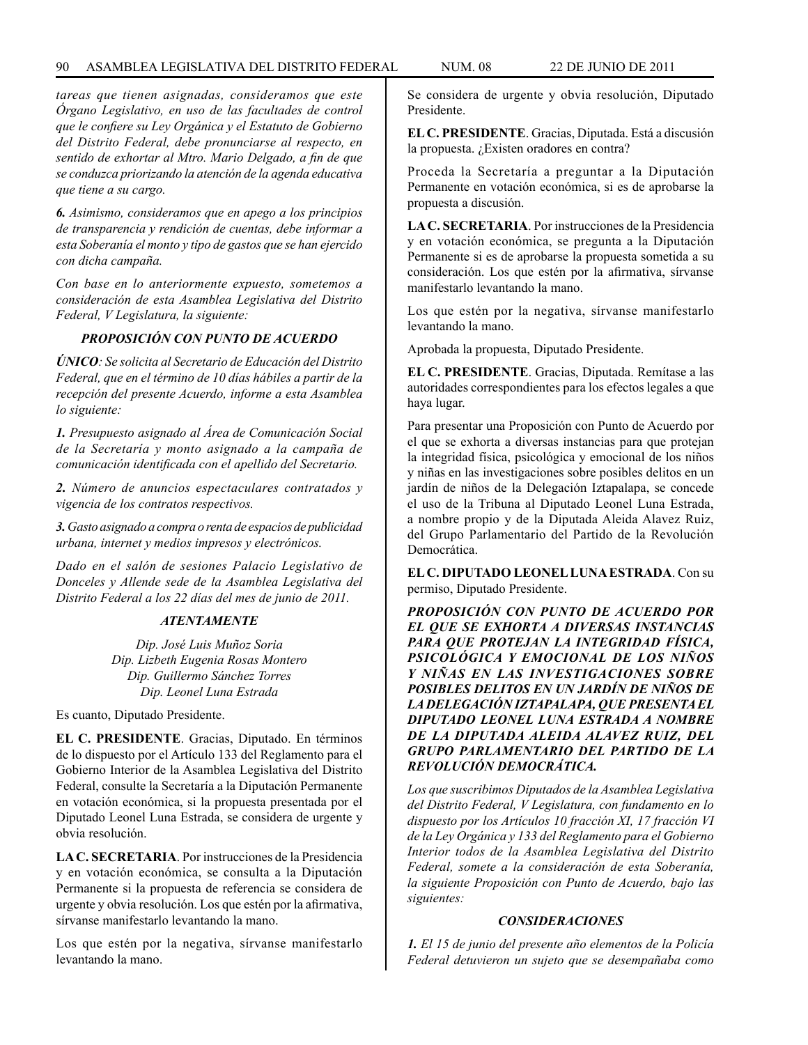*tareas que tienen asignadas, consideramos que este Órgano Legislativo, en uso de las facultades de control que le confiere su Ley Orgánica y el Estatuto de Gobierno del Distrito Federal, debe pronunciarse al respecto, en sentido de exhortar al Mtro. Mario Delgado, a fin de que se conduzca priorizando la atención de la agenda educativa que tiene a su cargo.*

***6.** Asimismo, consideramos que en apego a los principios de transparencia y rendición de cuentas, debe informar a esta Soberanía el monto y tipo de gastos que se han ejercido con dicha campaña.*

*Con base en lo anteriormente expuesto, sometemos a consideración de esta Asamblea Legislativa del Distrito Federal, V Legislatura, la siguiente:*

***PROPOSICIÓN CON PUNTO DE ACUERDO***

***ÚNICO**: Se solicita al Secretario de Educación del Distrito Federal, que en el término de 10 días hábiles a partir de la recepción del presente Acuerdo, informe a esta Asamblea lo siguiente:*

***1.** Presupuesto asignado al Área de Comunicación Social de la Secretaría y monto asignado a la campaña de comunicación identificada con el apellido del Secretario.*

***2.** Número de anuncios espectaculares contratados y vigencia de los contratos respectivos.*

***3.** Gasto asignado a compra o renta de espacios de publicidad urbana, internet y medios impresos y electrónicos.*

*Dado en el salón de sesiones Palacio Legislativo de Donceles y Allende sede de la Asamblea Legislativa del Distrito Federal a los 22 días del mes de junio de 2011.*

***ATENTAMENTE***

*Dip. José Luis Muñoz Soria*
*Dip. Lizbeth Eugenia Rosas Montero*
*Dip. Guillermo Sánchez Torres*
*Dip. Leonel Luna Estrada*

Es cuanto, Diputado Presidente.

**EL C. PRESIDENTE**. Gracias, Diputado. En términos de lo dispuesto por el Artículo 133 del Reglamento para el Gobierno Interior de la Asamblea Legislativa del Distrito Federal, consulte la Secretaría a la Diputación Permanente en votación económica, si la propuesta presentada por el Diputado Leonel Luna Estrada, se considera de urgente y obvia resolución.

**LA C. SECRETARIA**. Por instrucciones de la Presidencia y en votación económica, se consulta a la Diputación Permanente si la propuesta de referencia se considera de urgente y obvia resolución. Los que estén por la afirmativa, sírvanse manifestarlo levantando la mano.

Los que estén por la negativa, sírvanse manifestarlo levantando la mano.

Se considera de urgente y obvia resolución, Diputado Presidente.

**EL C. PRESIDENTE**. Gracias, Diputada. Está a discusión la propuesta. ¿Existen oradores en contra?

Proceda la Secretaría a preguntar a la Diputación Permanente en votación económica, si es de aprobarse la propuesta a discusión.

**LA C. SECRETARIA**. Por instrucciones de la Presidencia y en votación económica, se pregunta a la Diputación Permanente si es de aprobarse la propuesta sometida a su consideración. Los que estén por la afirmativa, sírvanse manifestarlo levantando la mano.

Los que estén por la negativa, sírvanse manifestarlo levantando la mano.

Aprobada la propuesta, Diputado Presidente.

**EL C. PRESIDENTE**. Gracias, Diputada. Remítase a las autoridades correspondientes para los efectos legales a que haya lugar.

Para presentar una Proposición con Punto de Acuerdo por el que se exhorta a diversas instancias para que protejan la integridad física, psicológica y emocional de los niños y niñas en las investigaciones sobre posibles delitos en un jardín de niños de la Delegación Iztapalapa, se concede el uso de la Tribuna al Diputado Leonel Luna Estrada, a nombre propio y de la Diputada Aleida Alavez Ruiz, del Grupo Parlamentario del Partido de la Revolución Democrática.

**EL C. DIPUTADO LEONEL LUNA ESTRADA**. Con su permiso, Diputado Presidente.

***PROPOSICIÓN CON PUNTO DE ACUERDO POR EL QUE SE EXHORTA A DIVERSAS INSTANCIAS PARA QUE PROTEJAN LA INTEGRIDAD FÍSICA, PSICOLÓGICA Y EMOCIONAL DE LOS NIÑOS Y NIÑAS EN LAS INVESTIGACIONES SOBRE POSIBLES DELITOS EN UN JARDÍN DE NIÑOS DE LA DELEGACIÓN IZTAPALAPA, QUE PRESENTA EL DIPUTADO LEONEL LUNA ESTRADA A NOMBRE DE LA DIPUTADA ALEIDA ALAVEZ RUIZ, DEL GRUPO PARLAMENTARIO DEL PARTIDO DE LA REVOLUCIÓN DEMOCRÁTICA.***

*Los que suscribimos Diputados de la Asamblea Legislativa del Distrito Federal, V Legislatura, con fundamento en lo dispuesto por los Artículos 10 fracción XI, 17 fracción VI de la Ley Orgánica y 133 del Reglamento para el Gobierno Interior todos de la Asamblea Legislativa del Distrito Federal, somete a la consideración de esta Soberanía, la siguiente Proposición con Punto de Acuerdo, bajo las siguientes:*

***CONSIDERACIONES***

***1.** El 15 de junio del presente año elementos de la Policía Federal detuvieron un sujeto que se desempañaba como*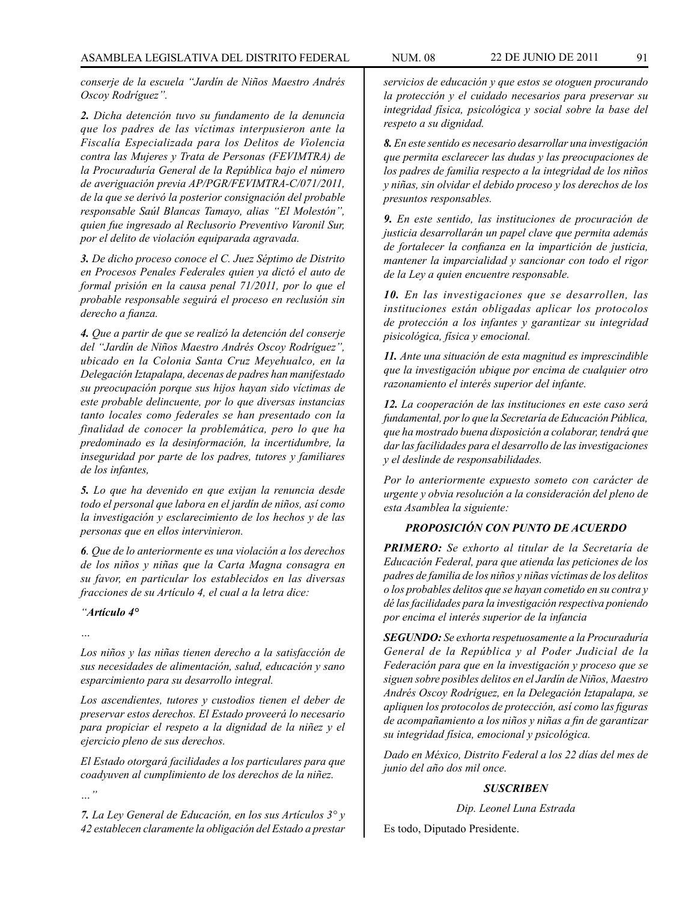*conserje de la escuela "Jardín de Niños Maestro Andrés Oscoy Rodríguez".*

***2.** Dicha detención tuvo su fundamento de la denuncia que los padres de las víctimas interpusieron ante la Fiscalía Especializada para los Delitos de Violencia contra las Mujeres y Trata de Personas (FEVIMTRA) de la Procuraduría General de la República bajo el número de averiguación previa AP/PGR/FEVIMTRA-C/071/2011, de la que se derivó la posterior consignación del probable responsable Saúl Blancas Tamayo, alias "El Molestón", quien fue ingresado al Reclusorio Preventivo Varonil Sur, por el delito de violación equiparada agravada.*

***3.** De dicho proceso conoce el C. Juez Séptimo de Distrito en Procesos Penales Federales quien ya dictó el auto de formal prisión en la causa penal 71/2011, por lo que el probable responsable seguirá el proceso en reclusión sin derecho a fianza.*

***4.** Que a partir de que se realizó la detención del conserje del "Jardín de Niños Maestro Andrés Oscoy Rodríguez", ubicado en la Colonia Santa Cruz Meyehualco, en la Delegación Iztapalapa, decenas de padres han manifestado su preocupación porque sus hijos hayan sido víctimas de este probable delincuente, por lo que diversas instancias tanto locales como federales se han presentado con la finalidad de conocer la problemática, pero lo que ha predominado es la desinformación, la incertidumbre, la inseguridad por parte de los padres, tutores y familiares de los infantes,*

***5.** Lo que ha devenido en que exijan la renuncia desde todo el personal que labora en el jardín de niños, así como la investigación y esclarecimiento de los hechos y de las personas que en ellos intervinieron.*

***6**. Que de lo anteriormente es una violación a los derechos de los niños y niñas que la Carta Magna consagra en su favor, en particular los establecidos en las diversas fracciones de su Artículo 4, el cual a la letra dice:*

*"**Artículo 4°***

*…*

*Los niños y las niñas tienen derecho a la satisfacción de sus necesidades de alimentación, salud, educación y sano esparcimiento para su desarrollo integral.*

*Los ascendientes, tutores y custodios tienen el deber de preservar estos derechos. El Estado proveerá lo necesario para propiciar el respeto a la dignidad de la niñez y el ejercicio pleno de sus derechos.*

*El Estado otorgará facilidades a los particulares para que coadyuven al cumplimiento de los derechos de la niñez.*

*…"*

***7.** La Ley General de Educación, en los sus Artículos 3° y 42 establecen claramente la obligación del Estado a prestar servicios de educación y que estos se otoguen procurando la protección y el cuidado necesarios para preservar su integridad física, psicológica y social sobre la base del respeto a su dignidad.*

***8.** En este sentido es necesario desarrollar una investigación que permita esclarecer las dudas y las preocupaciones de los padres de familia respecto a la integridad de los niños y niñas, sin olvidar el debido proceso y los derechos de los presuntos responsables.*

***9.** En este sentido, las instituciones de procuración de justicia desarrollarán un papel clave que permita además de fortalecer la confianza en la impartición de justicia, mantener la imparcialidad y sancionar con todo el rigor de la Ley a quien encuentre responsable.*

***10.** En las investigaciones que se desarrollen, las instituciones están obligadas aplicar los protocolos de protección a los infantes y garantizar su integridad pisicológica, física y emocional.*

***11.** Ante una situación de esta magnitud es imprescindible que la investigación ubique por encima de cualquier otro razonamiento el interés superior del infante.*

***12.** La cooperación de las instituciones en este caso será fundamental, por lo que la Secretaría de Educación Pública, que ha mostrado buena disposición a colaborar, tendrá que dar las facilidades para el desarrollo de las investigaciones y el deslinde de responsabilidades.*

*Por lo anteriormente expuesto someto con carácter de urgente y obvia resolución a la consideración del pleno de esta Asamblea la siguiente:*

***PROPOSICIÓN CON PUNTO DE ACUERDO***

***PRIMERO:** Se exhorto al titular de la Secretaría de Educación Federal, para que atienda las peticiones de los padres de familia de los niños y niñas víctimas de los delitos o los probables delitos que se hayan cometido en su contra y dé las facilidades para la investigación respectiva poniendo por encima el interés superior de la infancia*

***SEGUNDO:** Se exhorta respetuosamente a la Procuraduría General de la República y al Poder Judicial de la Federación para que en la investigación y proceso que se siguen sobre posibles delitos en el Jardín de Niños, Maestro Andrés Oscoy Rodríguez, en la Delegación Iztapalapa, se apliquen los protocolos de protección, así como las figuras de acompañamiento a los niños y niñas a fin de garantizar su integridad física, emocional y psicológica.*

*Dado en México, Distrito Federal a los 22 días del mes de junio del año dos mil once.*

***SUSCRIBEN***

*Dip. Leonel Luna Estrada*

Es todo, Diputado Presidente.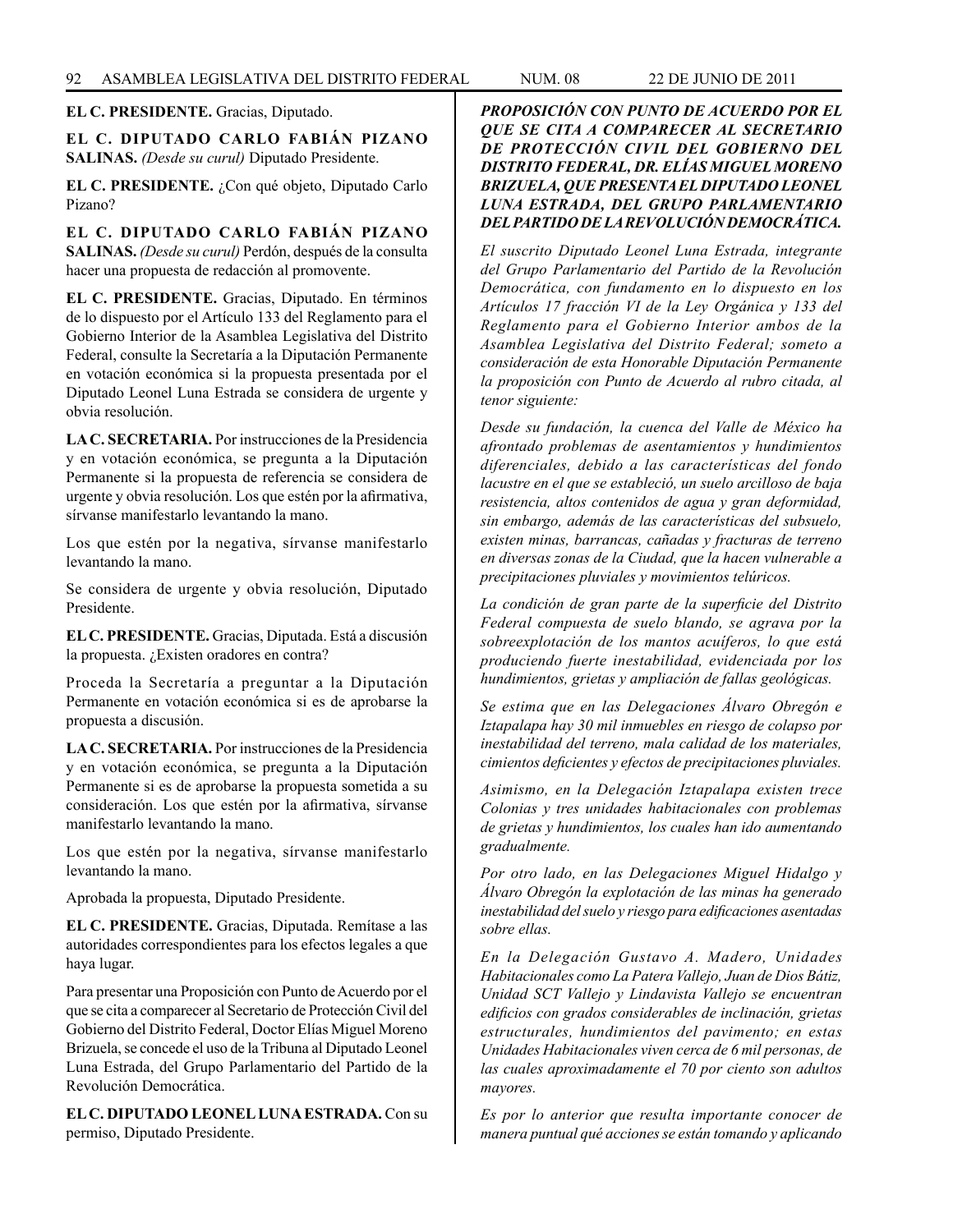**EL C. PRESIDENTE.** Gracias, Diputado.

**EL C. DIPUTADO CARLO FABIÁN PIZANO SALINAS.** *(Desde su curul)* Diputado Presidente.

**EL C. PRESIDENTE.** ¿Con qué objeto, Diputado Carlo Pizano?

**EL C. DIPUTADO CARLO FABIÁN PIZANO SALINAS.** *(Desde su curul)* Perdón, después de la consulta hacer una propuesta de redacción al promovente.

**EL C. PRESIDENTE.** Gracias, Diputado. En términos de lo dispuesto por el Artículo 133 del Reglamento para el Gobierno Interior de la Asamblea Legislativa del Distrito Federal, consulte la Secretaría a la Diputación Permanente en votación económica si la propuesta presentada por el Diputado Leonel Luna Estrada se considera de urgente y obvia resolución.

**LA C. SECRETARIA.** Por instrucciones de la Presidencia y en votación económica, se pregunta a la Diputación Permanente si la propuesta de referencia se considera de urgente y obvia resolución. Los que estén por la afirmativa, sírvanse manifestarlo levantando la mano.

Los que estén por la negativa, sírvanse manifestarlo levantando la mano.

Se considera de urgente y obvia resolución, Diputado Presidente.

**EL C. PRESIDENTE.** Gracias, Diputada. Está a discusión la propuesta. ¿Existen oradores en contra?

Proceda la Secretaría a preguntar a la Diputación Permanente en votación económica si es de aprobarse la propuesta a discusión.

**LA C. SECRETARIA.** Por instrucciones de la Presidencia y en votación económica, se pregunta a la Diputación Permanente si es de aprobarse la propuesta sometida a su consideración. Los que estén por la afirmativa, sírvanse manifestarlo levantando la mano.

Los que estén por la negativa, sírvanse manifestarlo levantando la mano.

Aprobada la propuesta, Diputado Presidente.

**EL C. PRESIDENTE.** Gracias, Diputada. Remítase a las autoridades correspondientes para los efectos legales a que haya lugar.

Para presentar una Proposición con Punto de Acuerdo por el que se cita a comparecer al Secretario de Protección Civil del Gobierno del Distrito Federal, Doctor Elías Miguel Moreno Brizuela, se concede el uso de la Tribuna al Diputado Leonel Luna Estrada, del Grupo Parlamentario del Partido de la Revolución Democrática.

**EL C. DIPUTADO LEONEL LUNA ESTRADA.** Con su permiso, Diputado Presidente.

***PROPOSICIÓN CON PUNTO DE ACUERDO POR EL QUE SE CITA A COMPARECER AL SECRETARIO DE PROTECCIÓN CIVIL DEL GOBIERNO DEL DISTRITO FEDERAL, DR. ELÍAS MIGUEL MORENO BRIZUELA, QUE PRESENTA EL DIPUTADO LEONEL LUNA ESTRADA, DEL GRUPO PARLAMENTARIO DEL PARTIDO DE LA REVOLUCIÓN DEMOCRÁTICA.***

*El suscrito Diputado Leonel Luna Estrada, integrante del Grupo Parlamentario del Partido de la Revolución Democrática, con fundamento en lo dispuesto en los Artículos 17 fracción VI de la Ley Orgánica y 133 del Reglamento para el Gobierno Interior ambos de la Asamblea Legislativa del Distrito Federal; someto a consideración de esta Honorable Diputación Permanente la proposición con Punto de Acuerdo al rubro citada, al tenor siguiente:*

*Desde su fundación, la cuenca del Valle de México ha afrontado problemas de asentamientos y hundimientos diferenciales, debido a las características del fondo lacustre en el que se estableció, un suelo arcilloso de baja resistencia, altos contenidos de agua y gran deformidad, sin embargo, además de las características del subsuelo, existen minas, barrancas, cañadas y fracturas de terreno en diversas zonas de la Ciudad, que la hacen vulnerable a precipitaciones pluviales y movimientos telúricos.*

*La condición de gran parte de la superficie del Distrito Federal compuesta de suelo blando, se agrava por la sobreexplotación de los mantos acuíferos, lo que está produciendo fuerte inestabilidad, evidenciada por los hundimientos, grietas y ampliación de fallas geológicas.*

*Se estima que en las Delegaciones Álvaro Obregón e Iztapalapa hay 30 mil inmuebles en riesgo de colapso por inestabilidad del terreno, mala calidad de los materiales, cimientos deficientes y efectos de precipitaciones pluviales.*

*Asimismo, en la Delegación Iztapalapa existen trece Colonias y tres unidades habitacionales con problemas de grietas y hundimientos, los cuales han ido aumentando gradualmente.*

*Por otro lado, en las Delegaciones Miguel Hidalgo y Álvaro Obregón la explotación de las minas ha generado inestabilidad del suelo y riesgo para edificaciones asentadas sobre ellas.*

*En la Delegación Gustavo A. Madero, Unidades Habitacionales como La Patera Vallejo, Juan de Dios Bátiz, Unidad SCT Vallejo y Lindavista Vallejo se encuentran edificios con grados considerables de inclinación, grietas estructurales, hundimientos del pavimento; en estas Unidades Habitacionales viven cerca de 6 mil personas, de las cuales aproximadamente el 70 por ciento son adultos mayores.*

*Es por lo anterior que resulta importante conocer de manera puntual qué acciones se están tomando y aplicando*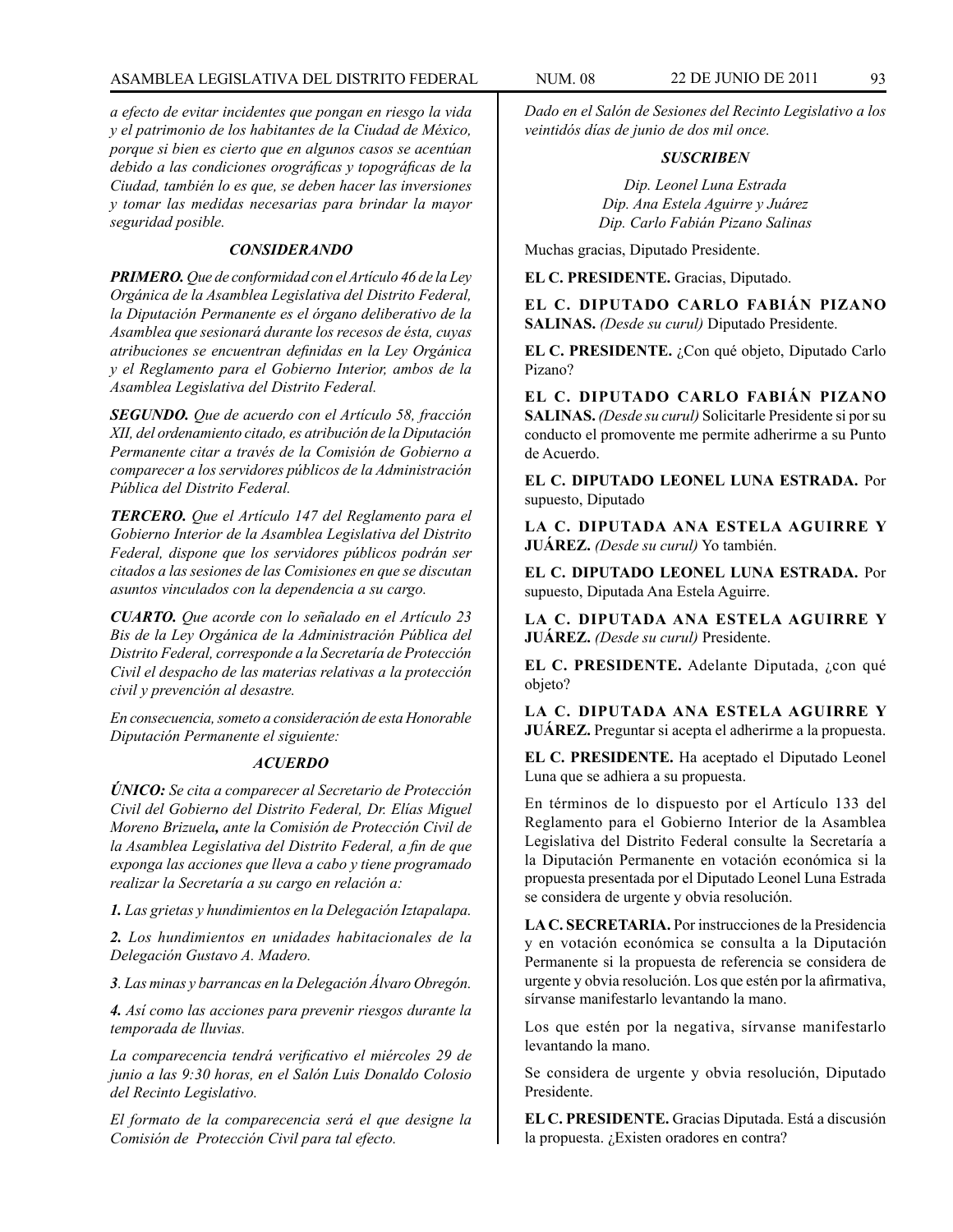*a efecto de evitar incidentes que pongan en riesgo la vida y el patrimonio de los habitantes de la Ciudad de México, porque si bien es cierto que en algunos casos se acentúan debido a las condiciones orográficas y topográficas de la Ciudad, también lo es que, se deben hacer las inversiones y tomar las medidas necesarias para brindar la mayor seguridad posible.*

### *CONSIDERANDO*

***PRIMERO.*** *Que de conformidad con el Artículo 46 de la Ley Orgánica de la Asamblea Legislativa del Distrito Federal, la Diputación Permanente es el órgano deliberativo de la Asamblea que sesionará durante los recesos de ésta, cuyas atribuciones se encuentran definidas en la Ley Orgánica y el Reglamento para el Gobierno Interior, ambos de la Asamblea Legislativa del Distrito Federal.*

***SEGUNDO.*** *Que de acuerdo con el Artículo 58, fracción XII, del ordenamiento citado, es atribución de la Diputación Permanente citar a través de la Comisión de Gobierno a comparecer a los servidores públicos de la Administración Pública del Distrito Federal.*

***TERCERO.*** *Que el Artículo 147 del Reglamento para el Gobierno Interior de la Asamblea Legislativa del Distrito Federal, dispone que los servidores públicos podrán ser citados a las sesiones de las Comisiones en que se discutan asuntos vinculados con la dependencia a su cargo.*

***CUARTO.*** *Que acorde con lo señalado en el Artículo 23 Bis de la Ley Orgánica de la Administración Pública del Distrito Federal, corresponde a la Secretaría de Protección Civil el despacho de las materias relativas a la protección civil y prevención al desastre.*

*En consecuencia, someto a consideración de esta Honorable Diputación Permanente el siguiente:*

### *ACUERDO*

***ÚNICO:*** *Se cita a comparecer al Secretario de Protección Civil del Gobierno del Distrito Federal, Dr. Elías Miguel Moreno Brizuela**,** ante la Comisión de Protección Civil de la Asamblea Legislativa del Distrito Federal, a fin de que exponga las acciones que lleva a cabo y tiene programado realizar la Secretaría a su cargo en relación a:*

***1.*** *Las grietas y hundimientos en la Delegación Iztapalapa.*

***2.*** *Los hundimientos en unidades habitacionales de la Delegación Gustavo A. Madero.*

***3****. Las minas y barrancas en la Delegación Álvaro Obregón.*

***4.*** *Así como las acciones para prevenir riesgos durante la temporada de lluvias.*

*La comparecencia tendrá verificativo el miércoles 29 de junio a las 9:30 horas, en el Salón Luis Donaldo Colosio del Recinto Legislativo.*

*El formato de la comparecencia será el que designe la Comisión de Protección Civil para tal efecto.*

*Dado en el Salón de Sesiones del Recinto Legislativo a los veintidós días de junio de dos mil once.*

***SUSCRIBEN***

*Dip. Leonel Luna Estrada*
*Dip. Ana Estela Aguirre y Juárez*
*Dip. Carlo Fabián Pizano Salinas*

Muchas gracias, Diputado Presidente.

**EL C. PRESIDENTE.** Gracias, Diputado.

**EL C. DIPUTADO CARLO FABIÁN PIZANO SALINAS.** *(Desde su curul)* Diputado Presidente.

**EL C. PRESIDENTE.** ¿Con qué objeto, Diputado Carlo Pizano?

**EL C. DIPUTADO CARLO FABIÁN PIZANO SALINAS.** *(Desde su curul)* Solicitarle Presidente si por su conducto el promovente me permite adherirme a su Punto de Acuerdo.

**EL C. DIPUTADO LEONEL LUNA ESTRADA.** Por supuesto, Diputado

**LA C. DIPUTADA ANA ESTELA AGUIRRE Y JUÁREZ.** *(Desde su curul)* Yo también.

**EL C. DIPUTADO LEONEL LUNA ESTRADA.** Por supuesto, Diputada Ana Estela Aguirre.

**LA C. DIPUTADA ANA ESTELA AGUIRRE Y JUÁREZ.** *(Desde su curul)* Presidente.

**EL C. PRESIDENTE.** Adelante Diputada, ¿con qué objeto?

**LA C. DIPUTADA ANA ESTELA AGUIRRE Y JUÁREZ.** Preguntar si acepta el adherirme a la propuesta.

**EL C. PRESIDENTE.** Ha aceptado el Diputado Leonel Luna que se adhiera a su propuesta.

En términos de lo dispuesto por el Artículo 133 del Reglamento para el Gobierno Interior de la Asamblea Legislativa del Distrito Federal consulte la Secretaría a la Diputación Permanente en votación económica si la propuesta presentada por el Diputado Leonel Luna Estrada se considera de urgente y obvia resolución.

**LA C. SECRETARIA.** Por instrucciones de la Presidencia y en votación económica se consulta a la Diputación Permanente si la propuesta de referencia se considera de urgente y obvia resolución. Los que estén por la afirmativa, sírvanse manifestarlo levantando la mano.

Los que estén por la negativa, sírvanse manifestarlo levantando la mano.

Se considera de urgente y obvia resolución, Diputado Presidente.

**EL C. PRESIDENTE.** Gracias Diputada. Está a discusión la propuesta. ¿Existen oradores en contra?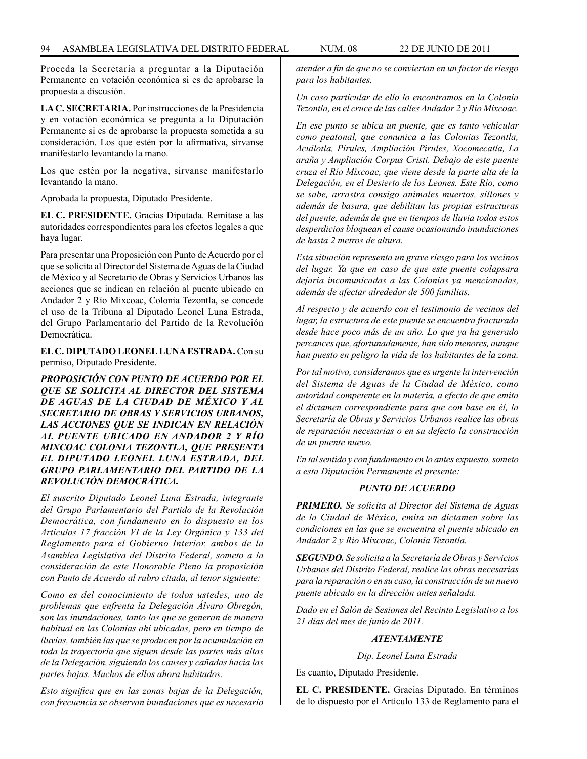Proceda la Secretaría a preguntar a la Diputación Permanente en votación económica si es de aprobarse la propuesta a discusión.

**LA C. SECRETARIA.** Por instrucciones de la Presidencia y en votación económica se pregunta a la Diputación Permanente si es de aprobarse la propuesta sometida a su consideración. Los que estén por la afirmativa, sírvanse manifestarlo levantando la mano.

Los que estén por la negativa, sírvanse manifestarlo levantando la mano.

Aprobada la propuesta, Diputado Presidente.

**EL C. PRESIDENTE.** Gracias Diputada. Remítase a las autoridades correspondientes para los efectos legales a que haya lugar.

Para presentar una Proposición con Punto de Acuerdo por el que se solicita al Director del Sistema de Aguas de la Ciudad de México y al Secretario de Obras y Servicios Urbanos las acciones que se indican en relación al puente ubicado en Andador 2 y Río Mixcoac, Colonia Tezontla, se concede el uso de la Tribuna al Diputado Leonel Luna Estrada, del Grupo Parlamentario del Partido de la Revolución Democrática.

**EL C. DIPUTADO LEONEL LUNA ESTRADA.** Con su permiso, Diputado Presidente.

***PROPOSICIÓN CON PUNTO DE ACUERDO POR EL QUE SE SOLICITA AL DIRECTOR DEL SISTEMA DE AGUAS DE LA CIUDAD DE MÉXICO Y AL SECRETARIO DE OBRAS Y SERVICIOS URBANOS, LAS ACCIONES QUE SE INDICAN EN RELACIÓN AL PUENTE UBICADO EN ANDADOR 2 Y RÍO MIXCOAC COLONIA TEZONTLA, QUE PRESENTA EL DIPUTADO LEONEL LUNA ESTRADA, DEL GRUPO PARLAMENTARIO DEL PARTIDO DE LA REVOLUCIÓN DEMOCRÁTICA.***

*El suscrito Diputado Leonel Luna Estrada, integrante del Grupo Parlamentario del Partido de la Revolución Democrática, con fundamento en lo dispuesto en los Artículos 17 fracción VI de la Ley Orgánica y 133 del Reglamento para el Gobierno Interior, ambos de la Asamblea Legislativa del Distrito Federal, someto a la consideración de este Honorable Pleno la proposición con Punto de Acuerdo al rubro citada, al tenor siguiente:*

*Como es del conocimiento de todos ustedes, uno de problemas que enfrenta la Delegación Álvaro Obregón, son las inundaciones, tanto las que se generan de manera habitual en las Colonias ahí ubicadas, pero en tiempo de lluvias, también las que se producen por la acumulación en toda la trayectoria que siguen desde las partes más altas de la Delegación, siguiendo los causes y cañadas hacia las partes bajas. Muchos de ellos ahora habitados.*

*Esto significa que en las zonas bajas de la Delegación, con frecuencia se observan inundaciones que es necesario atender a fin de que no se conviertan en un factor de riesgo para los habitantes.*

*Un caso particular de ello lo encontramos en la Colonia Tezontla, en el cruce de las calles Andador 2 y Río Mixcoac.*

*En ese punto se ubica un puente, que es tanto vehicular como peatonal, que comunica a las Colonias Tezontla, Acuilotla, Pirules, Ampliación Pirules, Xocomecatla, La araña y Ampliación Corpus Cristi. Debajo de este puente cruza el Río Mixcoac, que viene desde la parte alta de la Delegación, en el Desierto de los Leones. Este Río, como se sabe, arrastra consigo animales muertos, sillones y además de basura, que debilitan las propias estructuras del puente, además de que en tiempos de lluvia todos estos desperdicios bloquean el cause ocasionando inundaciones de hasta 2 metros de altura.*

*Esta situación representa un grave riesgo para los vecinos del lugar. Ya que en caso de que este puente colapsara dejaría incomunicadas a las Colonias ya mencionadas, además de afectar alrededor de 500 familias.*

*Al respecto y de acuerdo con el testimonio de vecinos del lugar, la estructura de este puente se encuentra fracturada desde hace poco más de un año. Lo que ya ha generado percances que, afortunadamente, han sido menores, aunque han puesto en peligro la vida de los habitantes de la zona.*

*Por tal motivo, consideramos que es urgente la intervención del Sistema de Aguas de la Ciudad de México, como autoridad competente en la materia, a efecto de que emita el dictamen correspondiente para que con base en él, la Secretaría de Obras y Servicios Urbanos realice las obras de reparación necesarias o en su defecto la construcción de un puente nuevo.*

*En tal sentido y con fundamento en lo antes expuesto, someto a esta Diputación Permanente el presente:*

***PUNTO DE ACUERDO***

***PRIMERO.*** *Se solicita al Director del Sistema de Aguas de la Ciudad de México, emita un dictamen sobre las condiciones en las que se encuentra el puente ubicado en Andador 2 y Río Mixcoac, Colonia Tezontla.*

***SEGUNDO.*** *Se solicita a la Secretaría de Obras y Servicios Urbanos del Distrito Federal, realice las obras necesarias para la reparación o en su caso, la construcción de un nuevo puente ubicado en la dirección antes señalada.*

*Dado en el Salón de Sesiones del Recinto Legislativo a los 21 días del mes de junio de 2011.*

***ATENTAMENTE***

*Dip. Leonel Luna Estrada*

Es cuanto, Diputado Presidente.

**EL C. PRESIDENTE.** Gracias Diputado. En términos de lo dispuesto por el Artículo 133 de Reglamento para el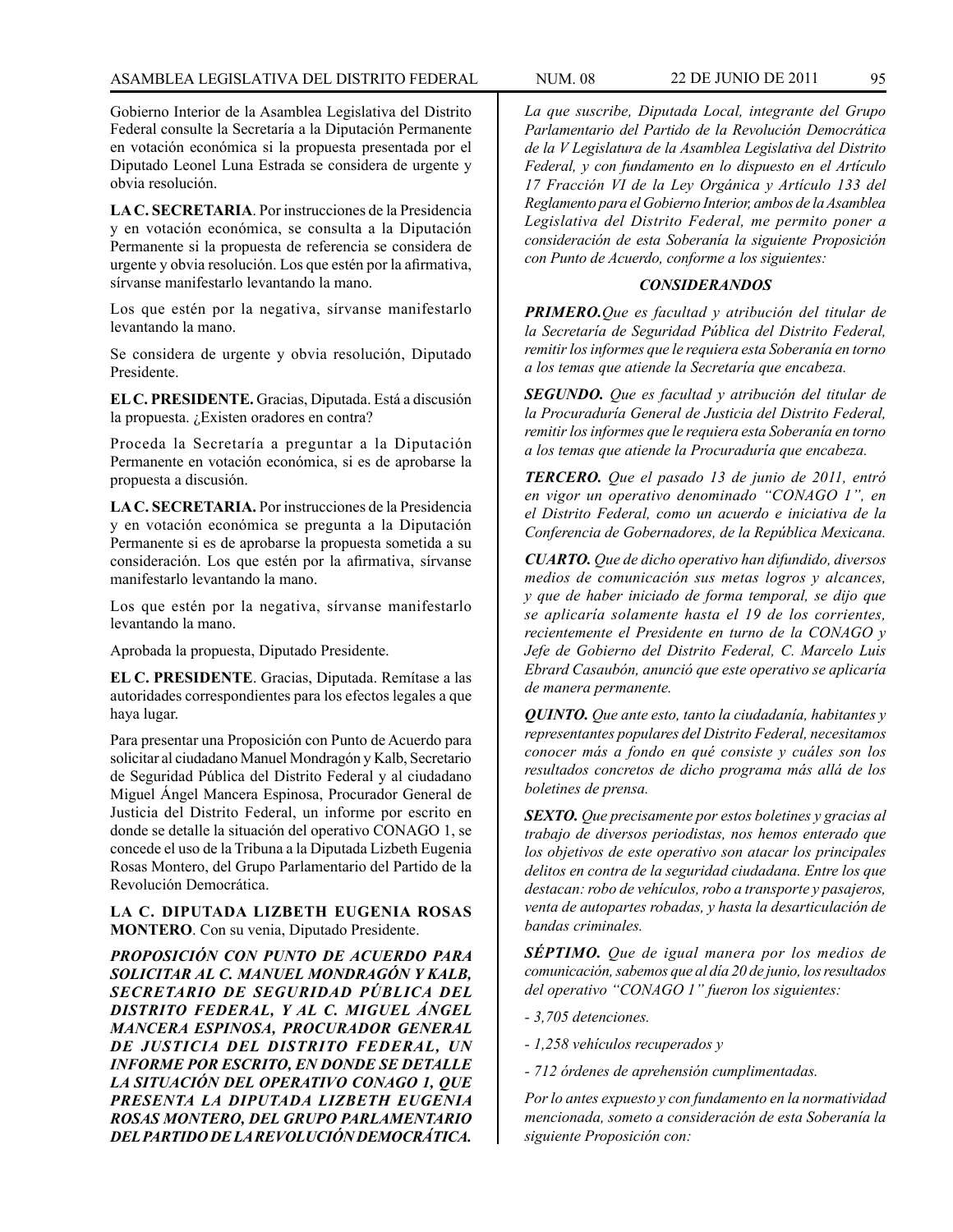Gobierno Interior de la Asamblea Legislativa del Distrito Federal consulte la Secretaría a la Diputación Permanente en votación económica si la propuesta presentada por el Diputado Leonel Luna Estrada se considera de urgente y obvia resolución.

**LA C. SECRETARIA**. Por instrucciones de la Presidencia y en votación económica, se consulta a la Diputación Permanente si la propuesta de referencia se considera de urgente y obvia resolución. Los que estén por la afirmativa, sírvanse manifestarlo levantando la mano.

Los que estén por la negativa, sírvanse manifestarlo levantando la mano.

Se considera de urgente y obvia resolución, Diputado Presidente.

**EL C. PRESIDENTE.** Gracias, Diputada. Está a discusión la propuesta. ¿Existen oradores en contra?

Proceda la Secretaría a preguntar a la Diputación Permanente en votación económica, si es de aprobarse la propuesta a discusión.

**LA C. SECRETARIA.** Por instrucciones de la Presidencia y en votación económica se pregunta a la Diputación Permanente si es de aprobarse la propuesta sometida a su consideración. Los que estén por la afirmativa, sírvanse manifestarlo levantando la mano.

Los que estén por la negativa, sírvanse manifestarlo levantando la mano.

Aprobada la propuesta, Diputado Presidente.

**EL C. PRESIDENTE**. Gracias, Diputada. Remítase a las autoridades correspondientes para los efectos legales a que haya lugar.

Para presentar una Proposición con Punto de Acuerdo para solicitar al ciudadano Manuel Mondragón y Kalb, Secretario de Seguridad Pública del Distrito Federal y al ciudadano Miguel Ángel Mancera Espinosa, Procurador General de Justicia del Distrito Federal, un informe por escrito en donde se detalle la situación del operativo CONAGO 1, se concede el uso de la Tribuna a la Diputada Lizbeth Eugenia Rosas Montero, del Grupo Parlamentario del Partido de la Revolución Democrática.

**LA C. DIPUTADA LIZBETH EUGENIA ROSAS MONTERO**. Con su venia, Diputado Presidente.

***PROPOSICIÓN CON PUNTO DE ACUERDO PARA SOLICITAR AL C. MANUEL MONDRAGÓN Y KALB, SECRETARIO DE SEGURIDAD PÚBLICA DEL DISTRITO FEDERAL, Y AL C. MIGUEL ÁNGEL MANCERA ESPINOSA, PROCURADOR GENERAL DE JUSTICIA DEL DISTRITO FEDERAL, UN INFORME POR ESCRITO, EN DONDE SE DETALLE LA SITUACIÓN DEL OPERATIVO CONAGO 1, QUE PRESENTA LA DIPUTADA LIZBETH EUGENIA ROSAS MONTERO, DEL GRUPO PARLAMENTARIO DEL PARTIDO DE LA REVOLUCIÓN DEMOCRÁTICA.***

*La que suscribe, Diputada Local, integrante del Grupo Parlamentario del Partido de la Revolución Democrática de la V Legislatura de la Asamblea Legislativa del Distrito Federal, y con fundamento en lo dispuesto en el Artículo 17 Fracción VI de la Ley Orgánica y Artículo 133 del Reglamento para el Gobierno Interior, ambos de la Asamblea Legislativa del Distrito Federal, me permito poner a consideración de esta Soberanía la siguiente Proposición con Punto de Acuerdo, conforme a los siguientes:*

***CONSIDERANDOS***

***PRIMERO.****Que es facultad y atribución del titular de la Secretaría de Seguridad Pública del Distrito Federal, remitir los informes que le requiera esta Soberanía en torno a los temas que atiende la Secretaría que encabeza.*

***SEGUNDO.*** *Que es facultad y atribución del titular de la Procuraduría General de Justicia del Distrito Federal, remitir los informes que le requiera esta Soberanía en torno a los temas que atiende la Procuraduría que encabeza.*

***TERCERO.*** *Que el pasado 13 de junio de 2011, entró en vigor un operativo denominado "CONAGO 1", en el Distrito Federal, como un acuerdo e iniciativa de la Conferencia de Gobernadores, de la República Mexicana.*

***CUARTO.*** *Que de dicho operativo han difundido, diversos medios de comunicación sus metas logros y alcances, y que de haber iniciado de forma temporal, se dijo que se aplicaría solamente hasta el 19 de los corrientes, recientemente el Presidente en turno de la CONAGO y Jefe de Gobierno del Distrito Federal, C. Marcelo Luis Ebrard Casaubón, anunció que este operativo se aplicaría de manera permanente.*

***QUINTO.*** *Que ante esto, tanto la ciudadanía, habitantes y representantes populares del Distrito Federal, necesitamos conocer más a fondo en qué consiste y cuáles son los resultados concretos de dicho programa más allá de los boletines de prensa.*

***SEXTO.*** *Que precisamente por estos boletines y gracias al trabajo de diversos periodistas, nos hemos enterado que los objetivos de este operativo son atacar los principales delitos en contra de la seguridad ciudadana. Entre los que destacan: robo de vehículos, robo a transporte y pasajeros, venta de autopartes robadas, y hasta la desarticulación de bandas criminales.*

***SÉPTIMO.*** *Que de igual manera por los medios de comunicación, sabemos que al día 20 de junio, los resultados del operativo "CONAGO 1" fueron los siguientes:*

*- 3,705 detenciones.*

*- 1,258 vehículos recuperados y*

*- 712 órdenes de aprehensión cumplimentadas.*

*Por lo antes expuesto y con fundamento en la normatividad mencionada, someto a consideración de esta Soberanía la siguiente Proposición con:*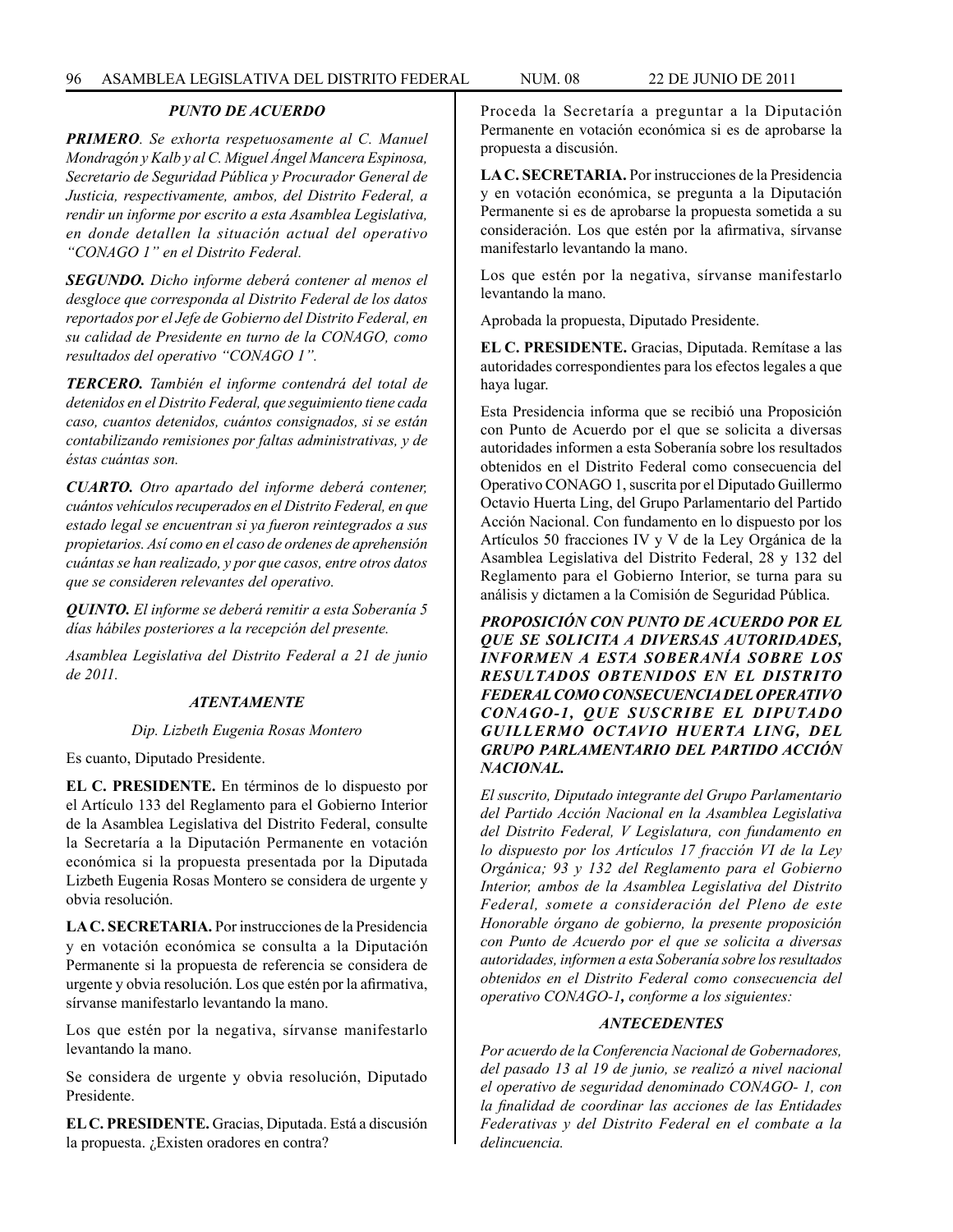***PUNTO DE ACUERDO***

***PRIMERO**. Se exhorta respetuosamente al C. Manuel Mondragón y Kalb y al C. Miguel Ángel Mancera Espinosa, Secretario de Seguridad Pública y Procurador General de Justicia, respectivamente, ambos, del Distrito Federal, a rendir un informe por escrito a esta Asamblea Legislativa, en donde detallen la situación actual del operativo "CONAGO 1" en el Distrito Federal.*

***SEGUNDO.** Dicho informe deberá contener al menos el desgloce que corresponda al Distrito Federal de los datos reportados por el Jefe de Gobierno del Distrito Federal, en su calidad de Presidente en turno de la CONAGO, como resultados del operativo "CONAGO 1".*

***TERCERO.** También el informe contendrá del total de detenidos en el Distrito Federal, que seguimiento tiene cada caso, cuantos detenidos, cuántos consignados, si se están contabilizando remisiones por faltas administrativas, y de éstas cuántas son.*

***CUARTO.** Otro apartado del informe deberá contener, cuántos vehículos recuperados en el Distrito Federal, en que estado legal se encuentran si ya fueron reintegrados a sus propietarios. Así como en el caso de ordenes de aprehensión cuántas se han realizado, y por que casos, entre otros datos que se consideren relevantes del operativo.*

***QUINTO.** El informe se deberá remitir a esta Soberanía 5 días hábiles posteriores a la recepción del presente.*

*Asamblea Legislativa del Distrito Federal a 21 de junio de 2011.*

***ATENTAMENTE***

*Dip. Lizbeth Eugenia Rosas Montero*

Es cuanto, Diputado Presidente.

**EL C. PRESIDENTE.** En términos de lo dispuesto por el Artículo 133 del Reglamento para el Gobierno Interior de la Asamblea Legislativa del Distrito Federal, consulte la Secretaría a la Diputación Permanente en votación económica si la propuesta presentada por la Diputada Lizbeth Eugenia Rosas Montero se considera de urgente y obvia resolución.

**LA C. SECRETARIA.** Por instrucciones de la Presidencia y en votación económica se consulta a la Diputación Permanente si la propuesta de referencia se considera de urgente y obvia resolución. Los que estén por la afirmativa, sírvanse manifestarlo levantando la mano.

Los que estén por la negativa, sírvanse manifestarlo levantando la mano.

Se considera de urgente y obvia resolución, Diputado Presidente.

**EL C. PRESIDENTE.** Gracias, Diputada. Está a discusión la propuesta. ¿Existen oradores en contra?

Proceda la Secretaría a preguntar a la Diputación Permanente en votación económica si es de aprobarse la propuesta a discusión.

**LA C. SECRETARIA.** Por instrucciones de la Presidencia y en votación económica, se pregunta a la Diputación Permanente si es de aprobarse la propuesta sometida a su consideración. Los que estén por la afirmativa, sírvanse manifestarlo levantando la mano.

Los que estén por la negativa, sírvanse manifestarlo levantando la mano.

Aprobada la propuesta, Diputado Presidente.

**EL C. PRESIDENTE.** Gracias, Diputada. Remítase a las autoridades correspondientes para los efectos legales a que haya lugar.

Esta Presidencia informa que se recibió una Proposición con Punto de Acuerdo por el que se solicita a diversas autoridades informen a esta Soberanía sobre los resultados obtenidos en el Distrito Federal como consecuencia del Operativo CONAGO 1, suscrita por el Diputado Guillermo Octavio Huerta Ling, del Grupo Parlamentario del Partido Acción Nacional. Con fundamento en lo dispuesto por los Artículos 50 fracciones IV y V de la Ley Orgánica de la Asamblea Legislativa del Distrito Federal, 28 y 132 del Reglamento para el Gobierno Interior, se turna para su análisis y dictamen a la Comisión de Seguridad Pública.

***PROPOSICIÓN CON PUNTO DE ACUERDO POR EL QUE SE SOLICITA A DIVERSAS AUTORIDADES, INFORMEN A ESTA SOBERANÍA SOBRE LOS RESULTADOS OBTENIDOS EN EL DISTRITO FEDERAL COMO CONSECUENCIA DEL OPERATIVO CONAGO-1, QUE SUSCRIBE EL DIPUTADO GUILLERMO OCTAVIO HUERTA LING, DEL GRUPO PARLAMENTARIO DEL PARTIDO ACCIÓN NACIONAL.***

*El suscrito, Diputado integrante del Grupo Parlamentario del Partido Acción Nacional en la Asamblea Legislativa del Distrito Federal, V Legislatura, con fundamento en lo dispuesto por los Artículos 17 fracción VI de la Ley Orgánica; 93 y 132 del Reglamento para el Gobierno Interior, ambos de la Asamblea Legislativa del Distrito Federal, somete a consideración del Pleno de este Honorable órgano de gobierno, la presente proposición con Punto de Acuerdo por el que se solicita a diversas autoridades, informen a esta Soberanía sobre los resultados obtenidos en el Distrito Federal como consecuencia del operativo CONAGO-1**,** conforme a los siguientes:*

***ANTECEDENTES***

*Por acuerdo de la Conferencia Nacional de Gobernadores, del pasado 13 al 19 de junio, se realizó a nivel nacional el operativo de seguridad denominado CONAGO- 1, con la finalidad de coordinar las acciones de las Entidades Federativas y del Distrito Federal en el combate a la delincuencia.*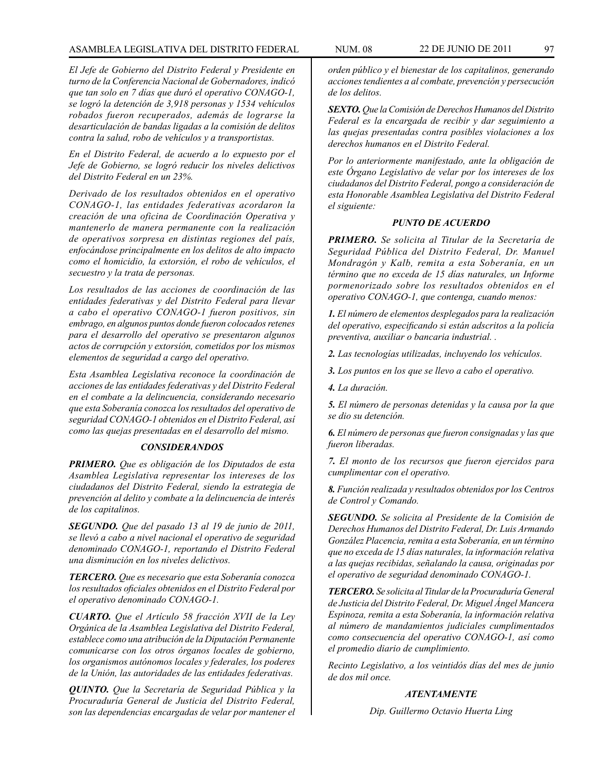*El Jefe de Gobierno del Distrito Federal y Presidente en turno de la Conferencia Nacional de Gobernadores, indicó que tan solo en 7 días que duró el operativo CONAGO-1, se logró la detención de 3,918 personas y 1534 vehículos robados fueron recuperados, además de lograrse la desarticulación de bandas ligadas a la comisión de delitos contra la salud, robo de vehículos y a transportistas.*

*En el Distrito Federal, de acuerdo a lo expuesto por el Jefe de Gobierno, se logró reducir los niveles delictivos del Distrito Federal en un 23%.*

*Derivado de los resultados obtenidos en el operativo CONAGO-1, las entidades federativas acordaron la creación de una oficina de Coordinación Operativa y mantenerlo de manera permanente con la realización de operativos sorpresa en distintas regiones del país, enfocándose principalmente en los delitos de alto impacto como el homicidio, la extorsión, el robo de vehículos, el secuestro y la trata de personas.*

*Los resultados de las acciones de coordinación de las entidades federativas y del Distrito Federal para llevar a cabo el operativo CONAGO-1 fueron positivos, sin embrago, en algunos puntos donde fueron colocados retenes para el desarrollo del operativo se presentaron algunos actos de corrupción y extorsión, cometidos por los mismos elementos de seguridad a cargo del operativo.*

*Esta Asamblea Legislativa reconoce la coordinación de acciones de las entidades federativas y del Distrito Federal en el combate a la delincuencia, considerando necesario que esta Soberanía conozca los resultados del operativo de seguridad CONAGO-1 obtenidos en el Distrito Federal, así como las quejas presentadas en el desarrollo del mismo.*

### *CONSIDERANDOS*

***PRIMERO.*** *Que es obligación de los Diputados de esta Asamblea Legislativa representar los intereses de los ciudadanos del Distrito Federal, siendo la estrategia de prevención al delito y combate a la delincuencia de interés de los capitalinos.*

***SEGUNDO.*** *Que del pasado 13 al 19 de junio de 2011, se llevó a cabo a nivel nacional el operativo de seguridad denominado CONAGO-1, reportando el Distrito Federal una disminución en los niveles delictivos.*

***TERCERO.*** *Que es necesario que esta Soberanía conozca los resultados oficiales obtenidos en el Distrito Federal por el operativo denominado CONAGO-1.*

***CUARTO.*** *Que el Artículo 58 fracción XVII de la Ley Orgánica de la Asamblea Legislativa del Distrito Federal, establece como una atribución de la Diputación Permanente comunicarse con los otros órganos locales de gobierno, los organismos autónomos locales y federales, los poderes de la Unión, las autoridades de las entidades federativas.*

***QUINTO.*** *Que la Secretaría de Seguridad Pública y la Procuraduría General de Justicia del Distrito Federal, son las dependencias encargadas de velar por mantener el orden público y el bienestar de los capitalinos, generando acciones tendientes a al combate, prevención y persecución de los delitos.*

***SEXTO.*** *Que la Comisión de Derechos Humanos del Distrito Federal es la encargada de recibir y dar seguimiento a las quejas presentadas contra posibles violaciones a los derechos humanos en el Distrito Federal.*

*Por lo anteriormente manifestado, ante la obligación de este Órgano Legislativo de velar por los intereses de los ciudadanos del Distrito Federal, pongo a consideración de esta Honorable Asamblea Legislativa del Distrito Federal el siguiente:*

### *PUNTO DE ACUERDO*

***PRIMERO.*** *Se solicita al Titular de la Secretaría de Seguridad Pública del Distrito Federal, Dr. Manuel Mondragón y Kalb, remita a esta Soberanía, en un término que no exceda de 15 días naturales, un Informe pormenorizado sobre los resultados obtenidos en el operativo CONAGO-1, que contenga, cuando menos:*

***1.*** *El número de elementos desplegados para la realización del operativo, especificando si están adscritos a la policía preventiva, auxiliar o bancaria industrial. .*

***2.*** *Las tecnologías utilizadas, incluyendo los vehículos.*

***3.*** *Los puntos en los que se llevo a cabo el operativo.*

***4.*** *La duración.*

***5.*** *El número de personas detenidas y la causa por la que se dio su detención.*

***6.*** *El número de personas que fueron consignadas y las que fueron liberadas.*

***7.*** *El monto de los recursos que fueron ejercidos para cumplimentar con el operativo.*

***8.*** *Función realizada y resultados obtenidos por los Centros de Control y Comando.*

***SEGUNDO.*** *Se solicita al Presidente de la Comisión de Derechos Humanos del Distrito Federal, Dr. Luis Armando González Placencia, remita a esta Soberanía, en un término que no exceda de 15 días naturales, la información relativa a las quejas recibidas, señalando la causa, originadas por el operativo de seguridad denominado CONAGO-1.*

***TERCERO.*** *Se solicita al Titular de la Procuraduría General de Justicia del Distrito Federal, Dr. Miguel Ángel Mancera Espinoza, remita a esta Soberanía, la información relativa al número de mandamientos judiciales cumplimentados como consecuencia del operativo CONAGO-1, así como el promedio diario de cumplimiento.*

*Recinto Legislativo, a los veintidós días del mes de junio de dos mil once.*

***ATENTAMENTE***

*Dip. Guillermo Octavio Huerta Ling*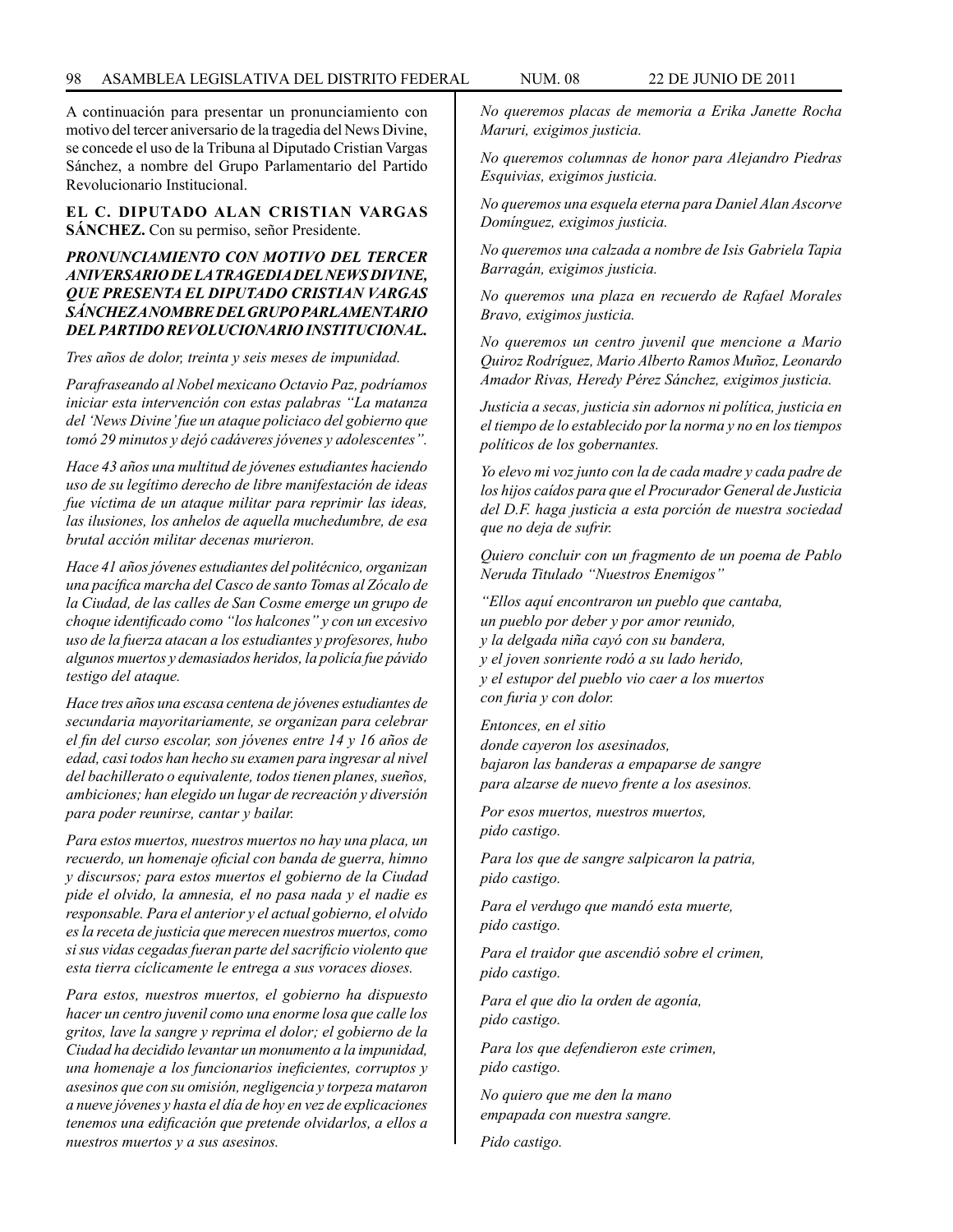A continuación para presentar un pronunciamiento con motivo del tercer aniversario de la tragedia del News Divine, se concede el uso de la Tribuna al Diputado Cristian Vargas Sánchez, a nombre del Grupo Parlamentario del Partido Revolucionario Institucional.

**EL C. DIPUTADO ALAN CRISTIAN VARGAS SÁNCHEZ.** Con su permiso, señor Presidente.

***PRONUNCIAMIENTO CON MOTIVO DEL TERCER ANIVERSARIO DE LA TRAGEDIA DEL NEWS DIVINE, QUE PRESENTA EL DIPUTADO CRISTIAN VARGAS SÁNCHEZ A NOMBRE DEL GRUPO PARLAMENTARIO DEL PARTIDO REVOLUCIONARIO INSTITUCIONAL.***

*Tres años de dolor, treinta y seis meses de impunidad.*

*Parafraseando al Nobel mexicano Octavio Paz, podríamos iniciar esta intervención con estas palabras "La matanza del 'News Divine' fue un ataque policiaco del gobierno que tomó 29 minutos y dejó cadáveres jóvenes y adolescentes".*

*Hace 43 años una multitud de jóvenes estudiantes haciendo uso de su legítimo derecho de libre manifestación de ideas fue víctima de un ataque militar para reprimir las ideas, las ilusiones, los anhelos de aquella muchedumbre, de esa brutal acción militar decenas murieron.*

*Hace 41 años jóvenes estudiantes del politécnico, organizan una pacífica marcha del Casco de santo Tomas al Zócalo de la Ciudad, de las calles de San Cosme emerge un grupo de choque identificado como "los halcones" y con un excesivo uso de la fuerza atacan a los estudiantes y profesores, hubo algunos muertos y demasiados heridos, la policía fue pávido testigo del ataque.*

*Hace tres años una escasa centena de jóvenes estudiantes de secundaria mayoritariamente, se organizan para celebrar el fin del curso escolar, son jóvenes entre 14 y 16 años de edad, casi todos han hecho su examen para ingresar al nivel del bachillerato o equivalente, todos tienen planes, sueños, ambiciones; han elegido un lugar de recreación y diversión para poder reunirse, cantar y bailar.*

*Para estos muertos, nuestros muertos no hay una placa, un recuerdo, un homenaje oficial con banda de guerra, himno y discursos; para estos muertos el gobierno de la Ciudad pide el olvido, la amnesia, el no pasa nada y el nadie es responsable. Para el anterior y el actual gobierno, el olvido es la receta de justicia que merecen nuestros muertos, como si sus vidas cegadas fueran parte del sacrificio violento que esta tierra cíclicamente le entrega a sus voraces dioses.*

*Para estos, nuestros muertos, el gobierno ha dispuesto hacer un centro juvenil como una enorme losa que calle los gritos, lave la sangre y reprima el dolor; el gobierno de la Ciudad ha decidido levantar un monumento a la impunidad, una homenaje a los funcionarios ineficientes, corruptos y asesinos que con su omisión, negligencia y torpeza mataron a nueve jóvenes y hasta el día de hoy en vez de explicaciones tenemos una edificación que pretende olvidarlos, a ellos a nuestros muertos y a sus asesinos.*

*No queremos placas de memoria a Erika Janette Rocha Maruri, exigimos justicia.*

*No queremos columnas de honor para Alejandro Piedras Esquivias, exigimos justicia.*

*No queremos una esquela eterna para Daniel Alan Ascorve Domínguez, exigimos justicia.*

*No queremos una calzada a nombre de Isis Gabriela Tapia Barragán, exigimos justicia.*

*No queremos una plaza en recuerdo de Rafael Morales Bravo, exigimos justicia.*

*No queremos un centro juvenil que mencione a Mario Quiroz Rodríguez, Mario Alberto Ramos Muñoz, Leonardo Amador Rivas, Heredy Pérez Sánchez, exigimos justicia.*

*Justicia a secas, justicia sin adornos ni política, justicia en el tiempo de lo establecido por la norma y no en los tiempos políticos de los gobernantes.*

*Yo elevo mi voz junto con la de cada madre y cada padre de los hijos caídos para que el Procurador General de Justicia del D.F. haga justicia a esta porción de nuestra sociedad que no deja de sufrir.*

*Quiero concluir con un fragmento de un poema de Pablo Neruda Titulado "Nuestros Enemigos"*

*"Ellos aquí encontraron un pueblo que cantaba,*
*un pueblo por deber y por amor reunido,*
*y la delgada niña cayó con su bandera,*
*y el joven sonriente rodó a su lado herido,*
*y el estupor del pueblo vio caer a los muertos*
*con furia y con dolor.*

*Entonces, en el sitio*
*donde cayeron los asesinados,*
*bajaron las banderas a empaparse de sangre*
*para alzarse de nuevo frente a los asesinos.*

*Por esos muertos, nuestros muertos,*
*pido castigo.*

*Para los que de sangre salpicaron la patria,*
*pido castigo.*

*Para el verdugo que mandó esta muerte,*
*pido castigo.*

*Para el traidor que ascendió sobre el crimen,*
*pido castigo.*

*Para el que dio la orden de agonía,*
*pido castigo.*

*Para los que defendieron este crimen,*
*pido castigo.*

*No quiero que me den la mano*
*empapada con nuestra sangre.*

*Pido castigo.*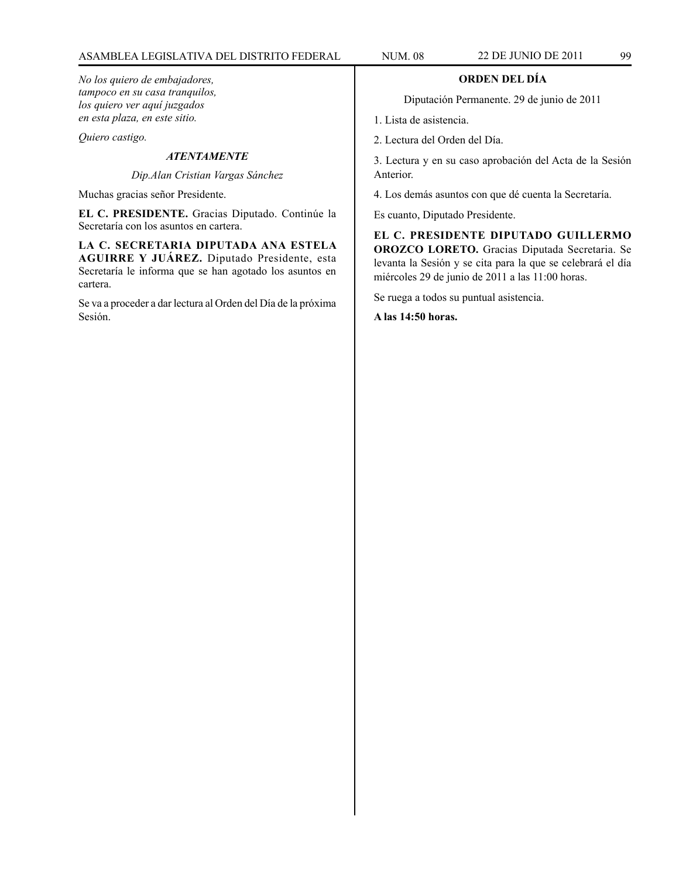*No los quiero de embajadores,*
*tampoco en su casa tranquilos,*
*los quiero ver aquí juzgados*
*en esta plaza, en este sitio.*

*Quiero castigo.*

***ATENTAMENTE***

*Dip.Alan Cristian Vargas Sánchez*

Muchas gracias señor Presidente.

**EL C. PRESIDENTE.** Gracias Diputado. Continúe la Secretaría con los asuntos en cartera.

**LA C. SECRETARIA DIPUTADA ANA ESTELA AGUIRRE Y JUÁREZ.** Diputado Presidente, esta Secretaría le informa que se han agotado los asuntos en cartera.

Se va a proceder a dar lectura al Orden del Día de la próxima Sesión.

**ORDEN DEL DÍA**

Diputación Permanente. 29 de junio de 2011

1. Lista de asistencia.

2. Lectura del Orden del Día.

3. Lectura y en su caso aprobación del Acta de la Sesión Anterior.

4. Los demás asuntos con que dé cuenta la Secretaría.

Es cuanto, Diputado Presidente.

**EL C. PRESIDENTE DIPUTADO GUILLERMO OROZCO LORETO.** Gracias Diputada Secretaria. Se levanta la Sesión y se cita para la que se celebrará el día miércoles 29 de junio de 2011 a las 11:00 horas.

Se ruega a todos su puntual asistencia.

**A las 14:50 horas.**